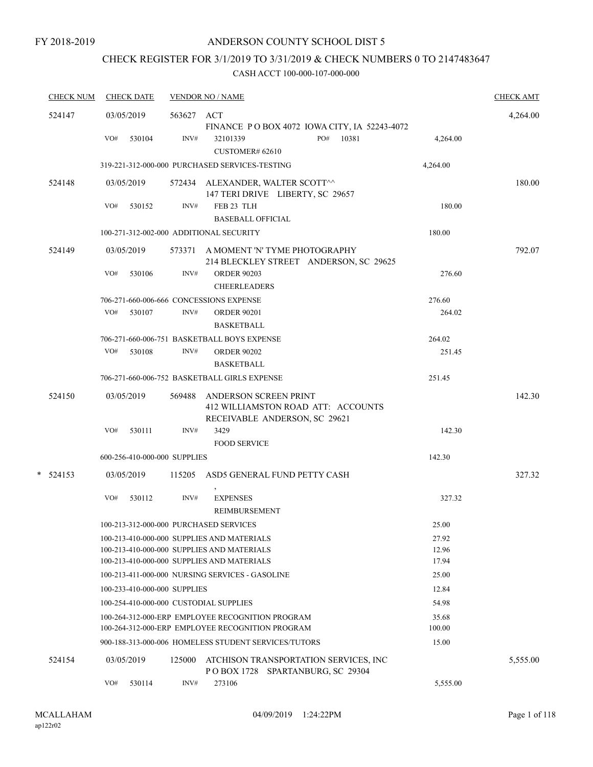FY 2018-2019

# ANDERSON COUNTY SCHOOL DIST 5

## CHECK REGISTER FOR 3/1/2019 TO 3/31/2019 & CHECK NUMBERS 0 TO 2147483647

### CASH ACCT 100-000-107-000-000

| CHECK NUM | CHECK DATE | VENDOR NO / NAME | | CHECK AMT |
|---|---|---|---|---|
| 524147 | 03/05/2019 | 563627 ACT<br>FINANCE P O BOX 4072 IOWA CITY, IA 52243-4072 | | 4,264.00 |
| | VO# 530104 | INV# 32101339 PO# 10381<br>CUSTOMER# 62610 | 4,264.00 | |
| | | 319-221-312-000-000 PURCHASED SERVICES-TESTING | 4,264.00 | |
| 524148 | 03/05/2019 | 572434 ALEXANDER, WALTER SCOTT^^<br>147 TERI DRIVE LIBERTY, SC 29657 | | 180.00 |
| | VO# 530152 | INV# FEB 23 TLH<br>BASEBALL OFFICIAL | 180.00 | |
| | | 100-271-312-002-000 ADDITIONAL SECURITY | 180.00 | |
| 524149 | 03/05/2019 | 573371 A MOMENT 'N' TYME PHOTOGRAPHY<br>214 BLECKLEY STREET ANDERSON, SC 29625 | | 792.07 |
| | VO# 530106 | INV# ORDER 90203<br>CHEERLEADERS | 276.60 | |
| | | 706-271-660-006-666 CONCESSIONS EXPENSE | 276.60 | |
| | VO# 530107 | INV# ORDER 90201<br>BASKETBALL | 264.02 | |
| | | 706-271-660-006-751 BASKETBALL BOYS EXPENSE | 264.02 | |
| | VO# 530108 | INV# ORDER 90202<br>BASKETBALL | 251.45 | |
| | | 706-271-660-006-752 BASKETBALL GIRLS EXPENSE | 251.45 | |
| 524150 | 03/05/2019 | 569488 ANDERSON SCREEN PRINT<br>412 WILLIAMSTON ROAD ATT: ACCOUNTS RECEIVABLE ANDERSON, SC 29621 | | 142.30 |
| | VO# 530111 | INV# 3429<br>FOOD SERVICE | 142.30 | |
| | | 600-256-410-000-000 SUPPLIES | 142.30 | |
| * 524153 | 03/05/2019 | 115205 ASD5 GENERAL FUND PETTY CASH<br>, | | 327.32 |
| | VO# 530112 | INV# EXPENSES<br>REIMBURSEMENT | 327.32 | |
| | | 100-213-312-000-000 PURCHASED SERVICES | 25.00 | |
| | | 100-213-410-000-000 SUPPLIES AND MATERIALS | 27.92 | |
| | | 100-213-410-000-000 SUPPLIES AND MATERIALS | 12.96 | |
| | | 100-213-410-000-000 SUPPLIES AND MATERIALS | 17.94 | |
| | | 100-213-411-000-000 NURSING SERVICES - GASOLINE | 25.00 | |
| | | 100-233-410-000-000 SUPPLIES | 12.84 | |
| | | 100-254-410-000-000 CUSTODIAL SUPPLIES | 54.98 | |
| | | 100-264-312-000-ERP EMPLOYEE RECOGNITION PROGRAM | 35.68 | |
| | | 100-264-312-000-ERP EMPLOYEE RECOGNITION PROGRAM | 100.00 | |
| | | 900-188-313-000-006 HOMELESS STUDENT SERVICES/TUTORS | 15.00 | |
| 524154 | 03/05/2019 | 125000 ATCHISON TRANSPORTATION SERVICES, INC<br>P O BOX 1728 SPARTANBURG, SC 29304 | | 5,555.00 |
| | VO# 530114 | INV# 273106 | 5,555.00 | |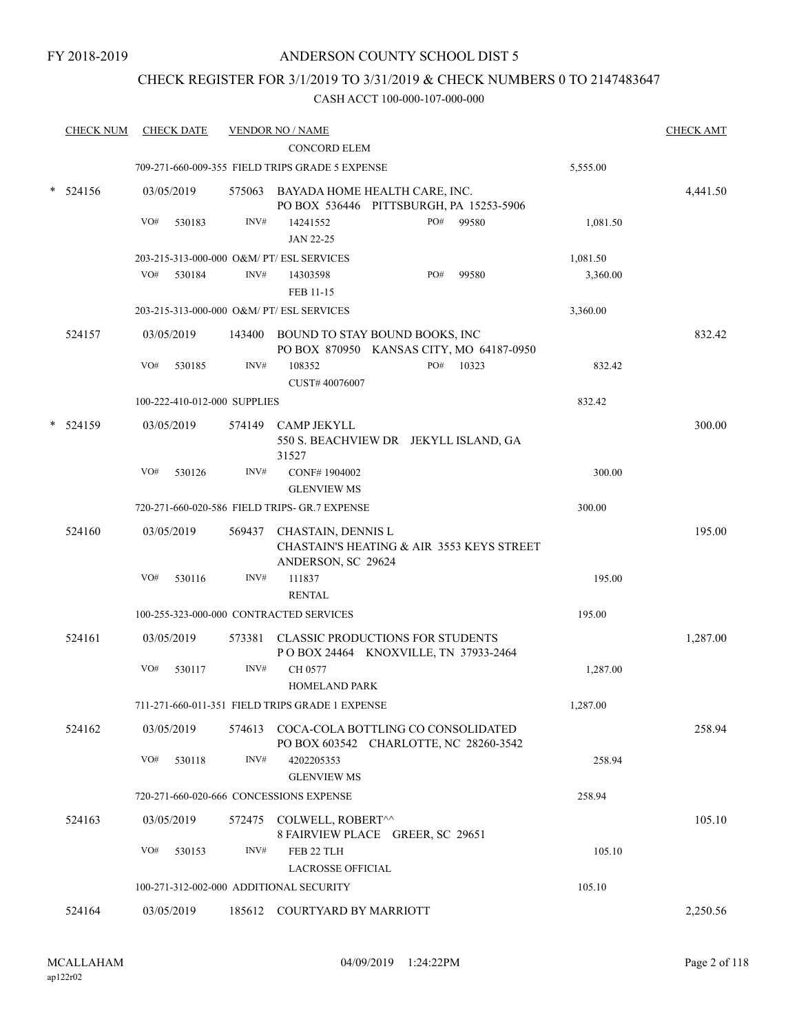FY 2018-2019

# ANDERSON COUNTY SCHOOL DIST 5

## CHECK REGISTER FOR 3/1/2019 TO 3/31/2019 & CHECK NUMBERS 0 TO 2147483647

### CASH ACCT 100-000-107-000-000

| CHECK NUM | CHECK DATE | VENDOR NO / NAME | | CHECK AMT |
|---|---|---|---|---|
| | | CONCORD ELEM | | |
| | | 709-271-660-009-355 FIELD TRIPS GRADE 5 EXPENSE | 5,555.00 | |
| * 524156 | 03/05/2019 | 575063 BAYADA HOME HEALTH CARE, INC. PO BOX 536446 PITTSBURGH, PA 15253-5906 | | 4,441.50 |
| | VO# 530183 | INV# 14241552 JAN 22-25 PO# 99580 | 1,081.50 | |
| | | 203-215-313-000-000 O&M/ PT/ ESL SERVICES | 1,081.50 | |
| | VO# 530184 | INV# 14303598 FEB 11-15 PO# 99580 | 3,360.00 | |
| | | 203-215-313-000-000 O&M/ PT/ ESL SERVICES | 3,360.00 | |
| 524157 | 03/05/2019 | 143400 BOUND TO STAY BOUND BOOKS, INC PO BOX 870950 KANSAS CITY, MO 64187-0950 | | 832.42 |
| | VO# 530185 | INV# 108352 CUST# 40076007 PO# 10323 | 832.42 | |
| | | 100-222-410-012-000 SUPPLIES | 832.42 | |
| * 524159 | 03/05/2019 | 574149 CAMP JEKYLL 550 S. BEACHVIEW DR JEKYLL ISLAND, GA 31527 | | 300.00 |
| | VO# 530126 | INV# CONF# 1904002 GLENVIEW MS | 300.00 | |
| | | 720-271-660-020-586 FIELD TRIPS- GR.7 EXPENSE | 300.00 | |
| 524160 | 03/05/2019 | 569437 CHASTAIN, DENNIS L CHASTAIN'S HEATING & AIR 3553 KEYS STREET ANDERSON, SC 29624 | | 195.00 |
| | VO# 530116 | INV# 111837 RENTAL | 195.00 | |
| | | 100-255-323-000-000 CONTRACTED SERVICES | 195.00 | |
| 524161 | 03/05/2019 | 573381 CLASSIC PRODUCTIONS FOR STUDENTS P O BOX 24464 KNOXVILLE, TN 37933-2464 | | 1,287.00 |
| | VO# 530117 | INV# CH 0577 HOMELAND PARK | 1,287.00 | |
| | | 711-271-660-011-351 FIELD TRIPS GRADE 1 EXPENSE | 1,287.00 | |
| 524162 | 03/05/2019 | 574613 COCA-COLA BOTTLING CO CONSOLIDATED PO BOX 603542 CHARLOTTE, NC 28260-3542 | | 258.94 |
| | VO# 530118 | INV# 4202205353 GLENVIEW MS | 258.94 | |
| | | 720-271-660-020-666 CONCESSIONS EXPENSE | 258.94 | |
| 524163 | 03/05/2019 | 572475 COLWELL, ROBERT^^ 8 FAIRVIEW PLACE GREER, SC 29651 | | 105.10 |
| | VO# 530153 | INV# FEB 22 TLH LACROSSE OFFICIAL | 105.10 | |
| | | 100-271-312-002-000 ADDITIONAL SECURITY | 105.10 | |
| 524164 | 03/05/2019 | 185612 COURTYARD BY MARRIOTT | | 2,250.56 |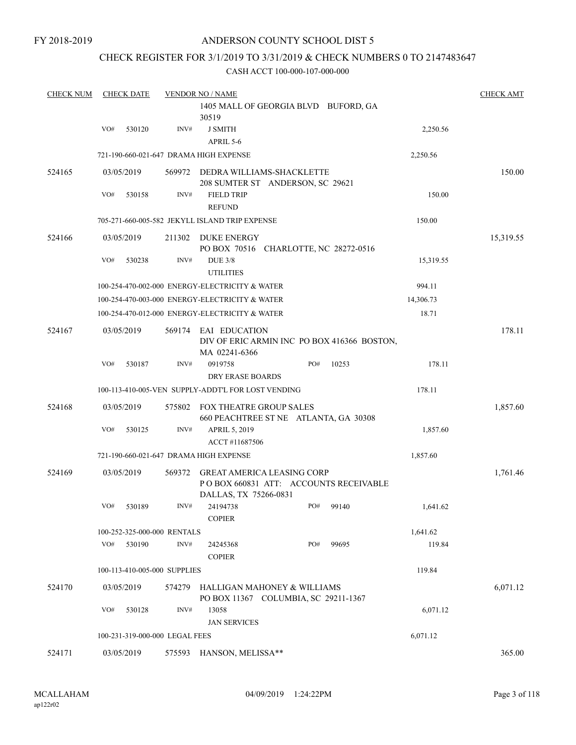FY 2018-2019

# ANDERSON COUNTY SCHOOL DIST 5

## CHECK REGISTER FOR 3/1/2019 TO 3/31/2019 & CHECK NUMBERS 0 TO 2147483647

### CASH ACCT 100-000-107-000-000

| CHECK NUM | CHECK DATE | VENDOR NO / NAME | | | CHECK AMT |
|---|---|---|---|---|---|
| | | | 1405 MALL OF GEORGIA BLVD BUFORD, GA 30519 | | |
| | VO# 530120 | INV# | J SMITH<br>APRIL 5-6 | 2,250.56 | |
| | 721-190-660-021-647 DRAMA HIGH EXPENSE | | | 2,250.56 | |
| 524165 | 03/05/2019 | 569972 | DEDRA WILLIAMS-SHACKLETTE<br>208 SUMTER ST ANDERSON, SC 29621 | | 150.00 |
| | VO# 530158 | INV# | FIELD TRIP<br>REFUND | 150.00 | |
| | 705-271-660-005-582 JEKYLL ISLAND TRIP EXPENSE | | | 150.00 | |
| 524166 | 03/05/2019 | 211302 | DUKE ENERGY<br>PO BOX 70516 CHARLOTTE, NC 28272-0516 | | 15,319.55 |
| | VO# 530238 | INV# | DUE 3/8<br>UTILITIES | 15,319.55 | |
| | 100-254-470-002-000 ENERGY-ELECTRICITY & WATER | | | 994.11 | |
| | 100-254-470-003-000 ENERGY-ELECTRICITY & WATER | | | 14,306.73 | |
| | 100-254-470-012-000 ENERGY-ELECTRICITY & WATER | | | 18.71 | |
| 524167 | 03/05/2019 | 569174 | EAI EDUCATION<br>DIV OF ERIC ARMIN INC PO BOX 416366 BOSTON, MA 02241-6366 | | 178.11 |
| | VO# 530187 | INV# | 0919758 PO# 10253<br>DRY ERASE BOARDS | 178.11 | |
| | 100-113-410-005-VEN SUPPLY-ADDT'L FOR LOST VENDING | | | 178.11 | |
| 524168 | 03/05/2019 | 575802 | FOX THEATRE GROUP SALES<br>660 PEACHTREE ST NE ATLANTA, GA 30308 | | 1,857.60 |
| | VO# 530125 | INV# | APRIL 5, 2019<br>ACCT #11687506 | 1,857.60 | |
| | 721-190-660-021-647 DRAMA HIGH EXPENSE | | | 1,857.60 | |
| 524169 | 03/05/2019 | 569372 | GREAT AMERICA LEASING CORP<br>P O BOX 660831 ATT: ACCOUNTS RECEIVABLE DALLAS, TX 75266-0831 | | 1,761.46 |
| | VO# 530189 | INV# | 24194738 PO# 99140<br>COPIER | 1,641.62 | |
| | 100-252-325-000-000 RENTALS | | | 1,641.62 | |
| | VO# 530190 | INV# | 24245368 PO# 99695<br>COPIER | 119.84 | |
| | 100-113-410-005-000 SUPPLIES | | | 119.84 | |
| 524170 | 03/05/2019 | 574279 | HALLIGAN MAHONEY & WILLIAMS<br>PO BOX 11367 COLUMBIA, SC 29211-1367 | | 6,071.12 |
| | VO# 530128 | INV# | 13058<br>JAN SERVICES | 6,071.12 | |
| | 100-231-319-000-000 LEGAL FEES | | | 6,071.12 | |
| 524171 | 03/05/2019 | 575593 | HANSON, MELISSA** | | 365.00 |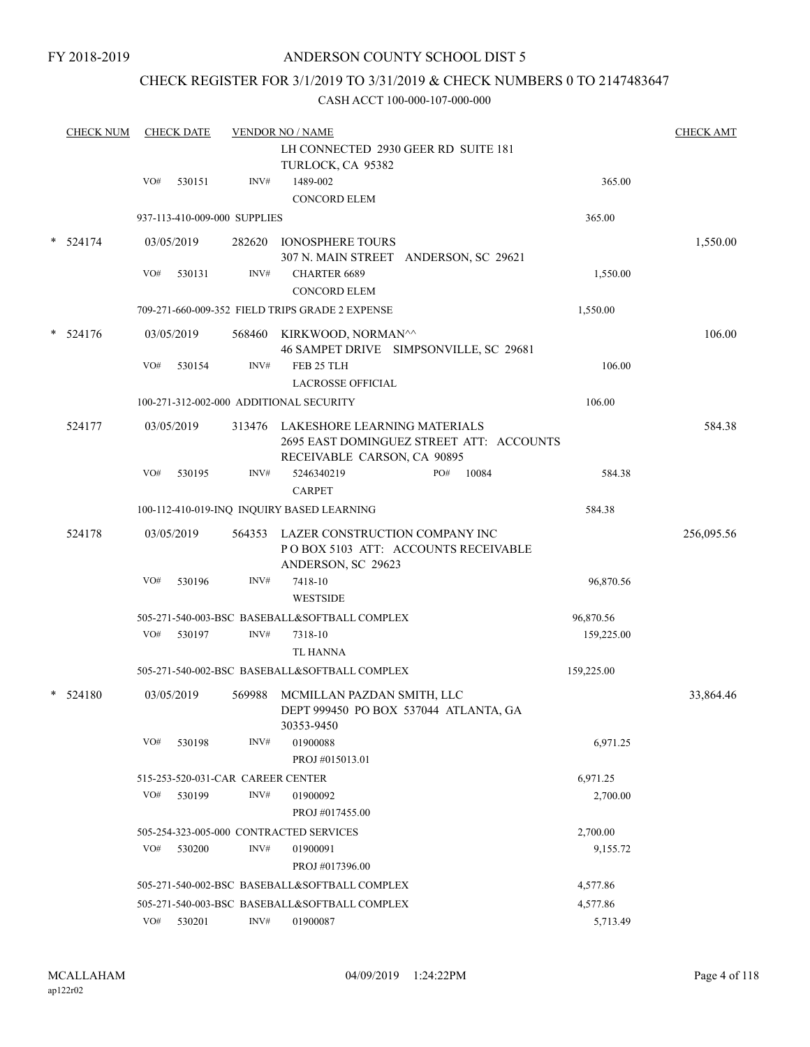FY 2018-2019

# ANDERSON COUNTY SCHOOL DIST 5

## CHECK REGISTER FOR 3/1/2019 TO 3/31/2019 & CHECK NUMBERS 0 TO 2147483647

CASH ACCT 100-000-107-000-000

| CHECK NUM | CHECK DATE | VENDOR NO / NAME | | CHECK AMT |
|---|---|---|---|---|
| | | LH CONNECTED 2930 GEER RD SUITE 181 TURLOCK, CA 95382 | | |
| | VO# 530151 | INV# 1489-002 CONCORD ELEM | 365.00 | |
| | 937-113-410-009-000 SUPPLIES | | 365.00 | |
| * 524174 | 03/05/2019 | 282620 IONOSPHERE TOURS 307 N. MAIN STREET ANDERSON, SC 29621 | | 1,550.00 |
| | VO# 530131 | INV# CHARTER 6689 CONCORD ELEM | 1,550.00 | |
| | 709-271-660-009-352 FIELD TRIPS GRADE 2 EXPENSE | | 1,550.00 | |
| * 524176 | 03/05/2019 | 568460 KIRKWOOD, NORMAN^^ 46 SAMPET DRIVE SIMPSONVILLE, SC 29681 | | 106.00 |
| | VO# 530154 | INV# FEB 25 TLH LACROSSE OFFICIAL | 106.00 | |
| | 100-271-312-002-000 ADDITIONAL SECURITY | | 106.00 | |
| 524177 | 03/05/2019 | 313476 LAKESHORE LEARNING MATERIALS 2695 EAST DOMINGUEZ STREET ATT: ACCOUNTS RECEIVABLE CARSON, CA 90895 | | 584.38 |
| | VO# 530195 | INV# 5246340219 PO# 10084 CARPET | 584.38 | |
| | 100-112-410-019-INQ INQUIRY BASED LEARNING | | 584.38 | |
| 524178 | 03/05/2019 | 564353 LAZER CONSTRUCTION COMPANY INC P O BOX 5103 ATT: ACCOUNTS RECEIVABLE ANDERSON, SC 29623 | | 256,095.56 |
| | VO# 530196 | INV# 7418-10 WESTSIDE | 96,870.56 | |
| | 505-271-540-003-BSC BASEBALL&SOFTBALL COMPLEX | | 96,870.56 | |
| | VO# 530197 | INV# 7318-10 TL HANNA | 159,225.00 | |
| | 505-271-540-002-BSC BASEBALL&SOFTBALL COMPLEX | | 159,225.00 | |
| * 524180 | 03/05/2019 | 569988 MCMILLAN PAZDAN SMITH, LLC DEPT 999450 PO BOX 537044 ATLANTA, GA 30353-9450 | | 33,864.46 |
| | VO# 530198 | INV# 01900088 PROJ #015013.01 | 6,971.25 | |
| | 515-253-520-031-CAR CAREER CENTER | | 6,971.25 | |
| | VO# 530199 | INV# 01900092 PROJ #017455.00 | 2,700.00 | |
| | 505-254-323-005-000 CONTRACTED SERVICES | | 2,700.00 | |
| | VO# 530200 | INV# 01900091 PROJ #017396.00 | 9,155.72 | |
| | 505-271-540-002-BSC BASEBALL&SOFTBALL COMPLEX | | 4,577.86 | |
| | 505-271-540-003-BSC BASEBALL&SOFTBALL COMPLEX | | 4,577.86 | |
| | VO# 530201 | INV# 01900087 | 5,713.49 | |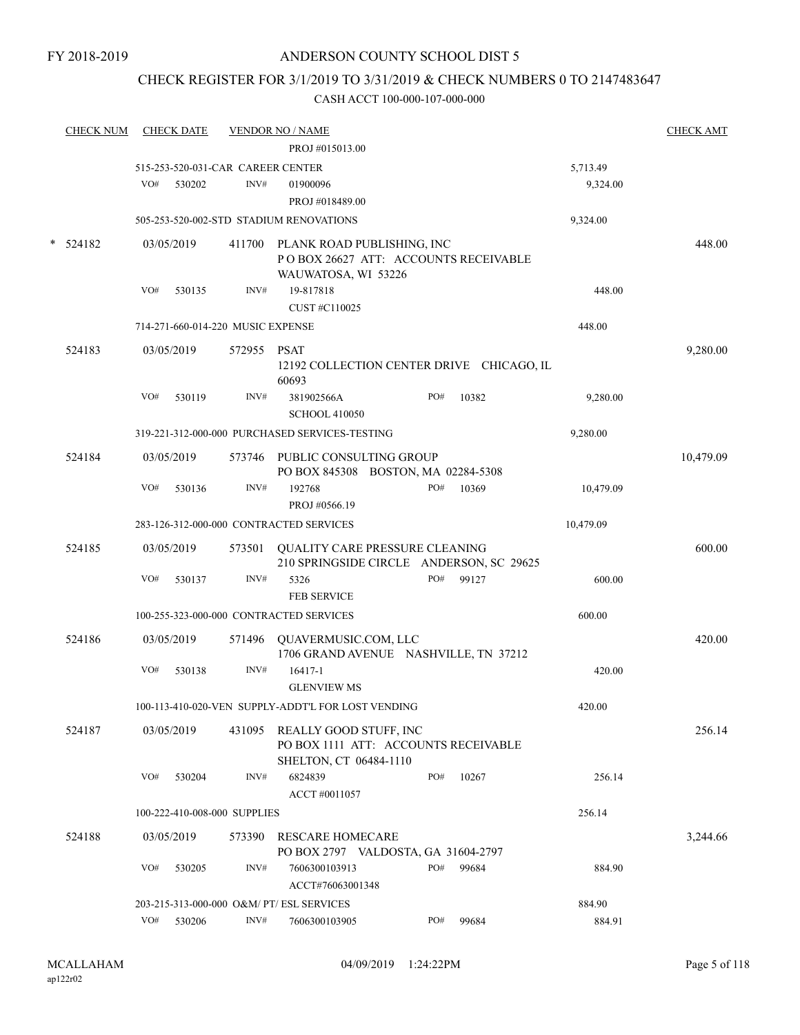FY 2018-2019

# ANDERSON COUNTY SCHOOL DIST 5

## CHECK REGISTER FOR 3/1/2019 TO 3/31/2019 & CHECK NUMBERS 0 TO 2147483647

CASH ACCT 100-000-107-000-000

| CHECK NUM | CHECK DATE | VENDOR NO / NAME | | CHECK AMT |
|---|---|---|---|---|
| | | PROJ #015013.00 | | |
| | | 515-253-520-031-CAR CAREER CENTER | 5,713.49 | |
| | VO# 530202 | INV# 01900096 | 9,324.00 | |
| | | PROJ #018489.00 | | |
| | | 505-253-520-002-STD STADIUM RENOVATIONS | 9,324.00 | |
| * 524182 | 03/05/2019 | 411700 PLANK ROAD PUBLISHING, INC<br>P O BOX 26627 ATT: ACCOUNTS RECEIVABLE<br>WAUWATOSA, WI 53226 | | 448.00 |
| | VO# 530135 | INV# 19-817818 | 448.00 | |
| | | CUST #C110025 | | |
| | | 714-271-660-014-220 MUSIC EXPENSE | 448.00 | |
| 524183 | 03/05/2019 | 572955 PSAT<br>12192 COLLECTION CENTER DRIVE CHICAGO, IL 60693 | | 9,280.00 |
| | VO# 530119 | INV# 381902566A PO# 10382 | 9,280.00 | |
| | | SCHOOL 410050 | | |
| | | 319-221-312-000-000 PURCHASED SERVICES-TESTING | 9,280.00 | |
| 524184 | 03/05/2019 | 573746 PUBLIC CONSULTING GROUP<br>PO BOX 845308 BOSTON, MA 02284-5308 | | 10,479.09 |
| | VO# 530136 | INV# 192768 PO# 10369 | 10,479.09 | |
| | | PROJ #0566.19 | | |
| | | 283-126-312-000-000 CONTRACTED SERVICES | 10,479.09 | |
| 524185 | 03/05/2019 | 573501 QUALITY CARE PRESSURE CLEANING<br>210 SPRINGSIDE CIRCLE ANDERSON, SC 29625 | | 600.00 |
| | VO# 530137 | INV# 5326 PO# 99127 | 600.00 | |
| | | FEB SERVICE | | |
| | | 100-255-323-000-000 CONTRACTED SERVICES | 600.00 | |
| 524186 | 03/05/2019 | 571496 QUAVERMUSIC.COM, LLC<br>1706 GRAND AVENUE NASHVILLE, TN 37212 | | 420.00 |
| | VO# 530138 | INV# 16417-1 | 420.00 | |
| | | GLENVIEW MS | | |
| | | 100-113-410-020-VEN SUPPLY-ADDT'L FOR LOST VENDING | 420.00 | |
| 524187 | 03/05/2019 | 431095 REALLY GOOD STUFF, INC<br>PO BOX 1111 ATT: ACCOUNTS RECEIVABLE<br>SHELTON, CT 06484-1110 | | 256.14 |
| | VO# 530204 | INV# 6824839 PO# 10267 | 256.14 | |
| | | ACCT #0011057 | | |
| | | 100-222-410-008-000 SUPPLIES | 256.14 | |
| 524188 | 03/05/2019 | 573390 RESCARE HOMECARE<br>PO BOX 2797 VALDOSTA, GA 31604-2797 | | 3,244.66 |
| | VO# 530205 | INV# 7606300103913 PO# 99684 | 884.90 | |
| | | ACCT#76063001348 | | |
| | | 203-215-313-000-000 O&M/ PT/ ESL SERVICES | 884.90 | |
| | VO# 530206 | INV# 7606300103905 PO# 99684 | 884.91 | |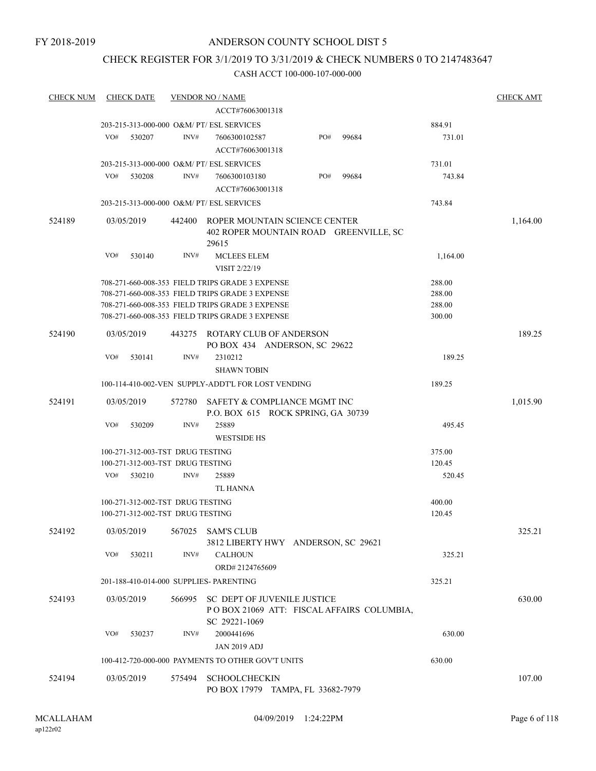FY 2018-2019

ANDERSON COUNTY SCHOOL DIST 5

CHECK REGISTER FOR 3/1/2019 TO 3/31/2019 & CHECK NUMBERS 0 TO 2147483647

CASH ACCT 100-000-107-000-000

| CHECK NUM | CHECK DATE | VENDOR NO / NAME | | CHECK AMT |
|---|---|---|---|---|
| | | ACCT#76063001318 | | |
| | | 203-215-313-000-000 O&M/ PT/ ESL SERVICES | 884.91 | |
| | VO# 530207 | INV# 7606300102587 PO# 99684 | 731.01 | |
| | | ACCT#76063001318 | | |
| | | 203-215-313-000-000 O&M/ PT/ ESL SERVICES | 731.01 | |
| | VO# 530208 | INV# 7606300103180 PO# 99684 | 743.84 | |
| | | ACCT#76063001318 | | |
| | | 203-215-313-000-000 O&M/ PT/ ESL SERVICES | 743.84 | |
| 524189 | 03/05/2019 | 442400 ROPER MOUNTAIN SCIENCE CENTER<br>402 ROPER MOUNTAIN ROAD GREENVILLE, SC 29615 | | 1,164.00 |
| | VO# 530140 | INV# MCLEES ELEM | 1,164.00 | |
| | | VISIT 2/22/19 | | |
| | | 708-271-660-008-353 FIELD TRIPS GRADE 3 EXPENSE | 288.00 | |
| | | 708-271-660-008-353 FIELD TRIPS GRADE 3 EXPENSE | 288.00 | |
| | | 708-271-660-008-353 FIELD TRIPS GRADE 3 EXPENSE | 288.00 | |
| | | 708-271-660-008-353 FIELD TRIPS GRADE 3 EXPENSE | 300.00 | |
| 524190 | 03/05/2019 | 443275 ROTARY CLUB OF ANDERSON<br>PO BOX 434 ANDERSON, SC 29622 | | 189.25 |
| | VO# 530141 | INV# 2310212 | 189.25 | |
| | | SHAWN TOBIN | | |
| | | 100-114-410-002-VEN SUPPLY-ADDT'L FOR LOST VENDING | 189.25 | |
| 524191 | 03/05/2019 | 572780 SAFETY & COMPLIANCE MGMT INC<br>P.O. BOX 615 ROCK SPRING, GA 30739 | | 1,015.90 |
| | VO# 530209 | INV# 25889 | 495.45 | |
| | | WESTSIDE HS | | |
| | | 100-271-312-003-TST DRUG TESTING | 375.00 | |
| | | 100-271-312-003-TST DRUG TESTING | 120.45 | |
| | VO# 530210 | INV# 25889 | 520.45 | |
| | | TL HANNA | | |
| | | 100-271-312-002-TST DRUG TESTING | 400.00 | |
| | | 100-271-312-002-TST DRUG TESTING | 120.45 | |
| 524192 | 03/05/2019 | 567025 SAM'S CLUB<br>3812 LIBERTY HWY ANDERSON, SC 29621 | | 325.21 |
| | VO# 530211 | INV# CALHOUN | 325.21 | |
| | | ORD# 2124765609 | | |
| | | 201-188-410-014-000 SUPPLIES- PARENTING | 325.21 | |
| 524193 | 03/05/2019 | 566995 SC DEPT OF JUVENILE JUSTICE<br>P O BOX 21069 ATT: FISCAL AFFAIRS COLUMBIA, SC 29221-1069 | | 630.00 |
| | VO# 530237 | INV# 2000441696 | 630.00 | |
| | | JAN 2019 ADJ | | |
| | | 100-412-720-000-000 PAYMENTS TO OTHER GOV'T UNITS | 630.00 | |
| 524194 | 03/05/2019 | 575494 SCHOOLCHECKIN<br>PO BOX 17979 TAMPA, FL 33682-7979 | | 107.00 |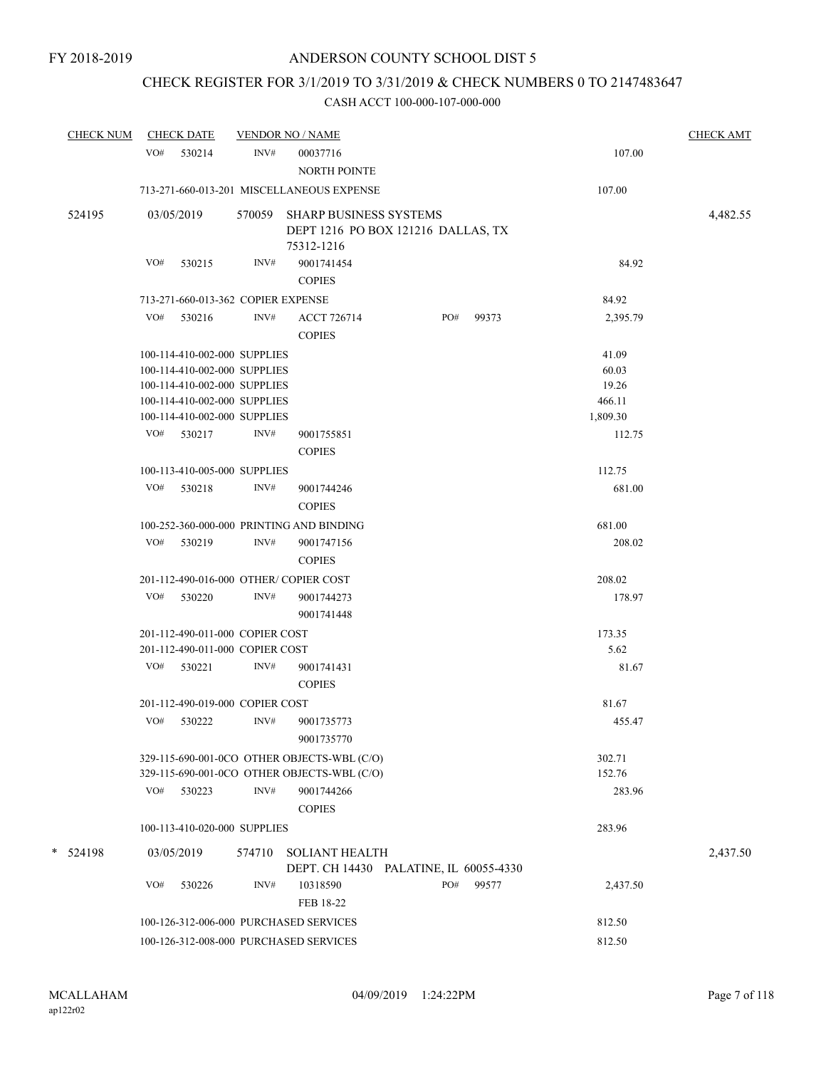FY 2018-2019

# ANDERSON COUNTY SCHOOL DIST 5

## CHECK REGISTER FOR 3/1/2019 TO 3/31/2019 & CHECK NUMBERS 0 TO 2147483647

CASH ACCT 100-000-107-000-000

| CHECK NUM | CHECK DATE | VENDOR NO / NAME | | CHECK AMT |
|---|---|---|---|---|
| | VO# 530214 | INV# 00037716 NORTH POINTE | 107.00 | |
| | 713-271-660-013-201 MISCELLANEOUS EXPENSE | | 107.00 | |
| 524195 | 03/05/2019 | 570059 SHARP BUSINESS SYSTEMS DEPT 1216 PO BOX 121216 DALLAS, TX 75312-1216 | | 4,482.55 |
| | VO# 530215 | INV# 9001741454 COPIES | 84.92 | |
| | 713-271-660-013-362 COPIER EXPENSE | | 84.92 | |
| | VO# 530216 | INV# ACCT 726714 PO# 99373 COPIES | 2,395.79 | |
| | 100-114-410-002-000 SUPPLIES | | 41.09 | |
| | 100-114-410-002-000 SUPPLIES | | 60.03 | |
| | 100-114-410-002-000 SUPPLIES | | 19.26 | |
| | 100-114-410-002-000 SUPPLIES | | 466.11 | |
| | 100-114-410-002-000 SUPPLIES | | 1,809.30 | |
| | VO# 530217 | INV# 9001755851 COPIES | 112.75 | |
| | 100-113-410-005-000 SUPPLIES | | 112.75 | |
| | VO# 530218 | INV# 9001744246 COPIES | 681.00 | |
| | 100-252-360-000-000 PRINTING AND BINDING | | 681.00 | |
| | VO# 530219 | INV# 9001747156 COPIES | 208.02 | |
| | 201-112-490-016-000 OTHER/ COPIER COST | | 208.02 | |
| | VO# 530220 | INV# 9001744273 9001741448 | 178.97 | |
| | 201-112-490-011-000 COPIER COST | | 173.35 | |
| | 201-112-490-011-000 COPIER COST | | 5.62 | |
| | VO# 530221 | INV# 9001741431 COPIES | 81.67 | |
| | 201-112-490-019-000 COPIER COST | | 81.67 | |
| | VO# 530222 | INV# 9001735773 9001735770 | 455.47 | |
| | 329-115-690-001-0CO OTHER OBJECTS-WBL (C/O) | | 302.71 | |
| | 329-115-690-001-0CO OTHER OBJECTS-WBL (C/O) | | 152.76 | |
| | VO# 530223 | INV# 9001744266 COPIES | 283.96 | |
| | 100-113-410-020-000 SUPPLIES | | 283.96 | |
| * 524198 | 03/05/2019 | 574710 SOLIANT HEALTH DEPT. CH 14430 PALATINE, IL 60055-4330 | | 2,437.50 |
| | VO# 530226 | INV# 10318590 PO# 99577 FEB 18-22 | 2,437.50 | |
| | 100-126-312-006-000 PURCHASED SERVICES | | 812.50 | |
| | 100-126-312-008-000 PURCHASED SERVICES | | 812.50 | |

MCALLAHAM
ap122r02

04/09/2019 1:24:22PM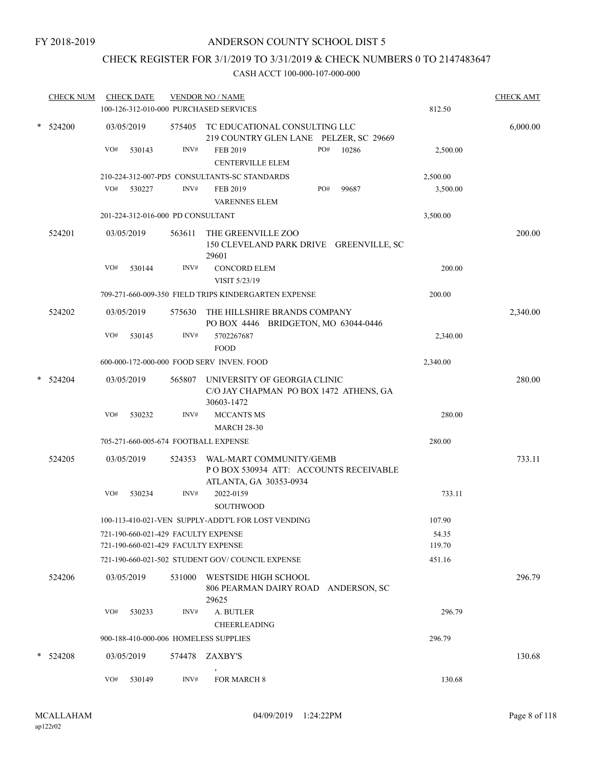FY 2018-2019

# ANDERSON COUNTY SCHOOL DIST 5

## CHECK REGISTER FOR 3/1/2019 TO 3/31/2019 & CHECK NUMBERS 0 TO 2147483647

### CASH ACCT 100-000-107-000-000

| CHECK NUM | CHECK DATE | VENDOR NO / NAME | | CHECK AMT |
|---|---|---|---|---|
| | 100-126-312-010-000 PURCHASED SERVICES | | 812.50 | |
| * 524200 | 03/05/2019 | 575405 TC EDUCATIONAL CONSULTING LLC<br>219 COUNTRY GLEN LANE PELZER, SC 29669 | | 6,000.00 |
| | VO# 530143 | INV# FEB 2019 PO# 10286<br>CENTERVILLE ELEM | 2,500.00 | |
| | 210-224-312-007-PD5 CONSULTANTS-SC STANDARDS | | 2,500.00 | |
| | VO# 530227 | INV# FEB 2019 PO# 99687<br>VARENNES ELEM | 3,500.00 | |
| | 201-224-312-016-000 PD CONSULTANT | | 3,500.00 | |
| 524201 | 03/05/2019 | 563611 THE GREENVILLE ZOO<br>150 CLEVELAND PARK DRIVE GREENVILLE, SC 29601 | | 200.00 |
| | VO# 530144 | INV# CONCORD ELEM<br>VISIT 5/23/19 | 200.00 | |
| | 709-271-660-009-350 FIELD TRIPS KINDERGARTEN EXPENSE | | 200.00 | |
| 524202 | 03/05/2019 | 575630 THE HILLSHIRE BRANDS COMPANY<br>PO BOX 4446 BRIDGETON, MO 63044-0446 | | 2,340.00 |
| | VO# 530145 | INV# 5702267687<br>FOOD | 2,340.00 | |
| | 600-000-172-000-000 FOOD SERV INVEN. FOOD | | 2,340.00 | |
| * 524204 | 03/05/2019 | 565807 UNIVERSITY OF GEORGIA CLINIC<br>C/O JAY CHAPMAN PO BOX 1472 ATHENS, GA 30603-1472 | | 280.00 |
| | VO# 530232 | INV# MCCANTS MS<br>MARCH 28-30 | 280.00 | |
| | 705-271-660-005-674 FOOTBALL EXPENSE | | 280.00 | |
| 524205 | 03/05/2019 | 524353 WAL-MART COMMUNITY/GEMB<br>P O BOX 530934 ATT: ACCOUNTS RECEIVABLE<br>ATLANTA, GA 30353-0934 | | 733.11 |
| | VO# 530234 | INV# 2022-0159<br>SOUTHWOOD | 733.11 | |
| | 100-113-410-021-VEN SUPPLY-ADDT'L FOR LOST VENDING | | 107.90 | |
| | 721-190-660-021-429 FACULTY EXPENSE | | 54.35 | |
| | 721-190-660-021-429 FACULTY EXPENSE | | 119.70 | |
| | 721-190-660-021-502 STUDENT GOV/ COUNCIL EXPENSE | | 451.16 | |
| 524206 | 03/05/2019 | 531000 WESTSIDE HIGH SCHOOL<br>806 PEARMAN DAIRY ROAD ANDERSON, SC 29625 | | 296.79 |
| | VO# 530233 | INV# A. BUTLER<br>CHEERLEADING | 296.79 | |
| | 900-188-410-000-006 HOMELESS SUPPLIES | | 296.79 | |
| * 524208 | 03/05/2019 | 574478 ZAXBY'S<br>, | | 130.68 |
| | VO# 530149 | INV# FOR MARCH 8 | 130.68 | |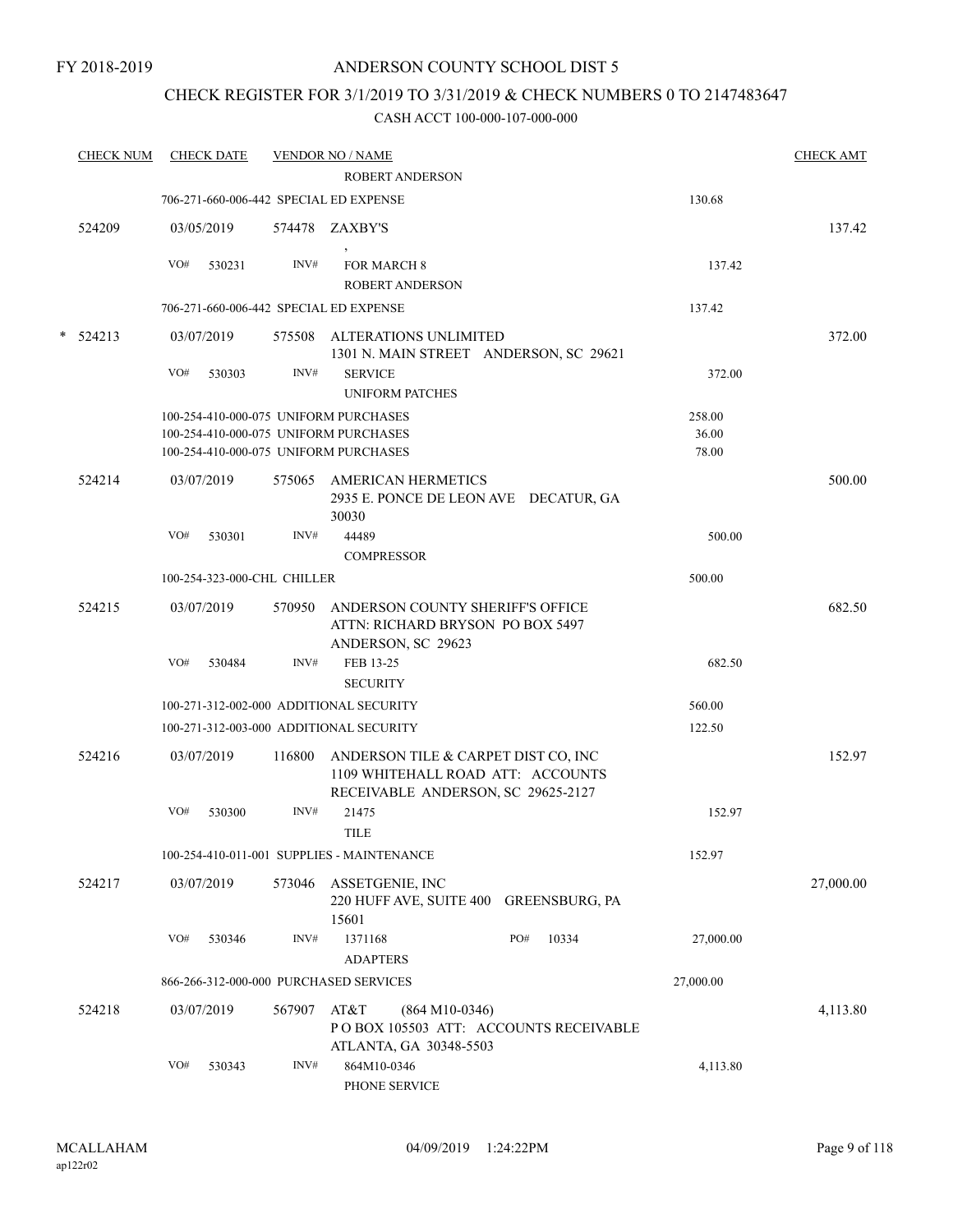FY 2018-2019

# ANDERSON COUNTY SCHOOL DIST 5

## CHECK REGISTER FOR 3/1/2019 TO 3/31/2019 & CHECK NUMBERS 0 TO 2147483647

CASH ACCT 100-000-107-000-000

| CHECK NUM | CHECK DATE | VENDOR NO / NAME | | CHECK AMT |
|---|---|---|---|---|
| | | ROBERT ANDERSON | | |
| | 706-271-660-006-442 SPECIAL ED EXPENSE | | 130.68 | |
| 524209 | 03/05/2019 | 574478 ZAXBY'S<br>, | | 137.42 |
| | VO# 530231 | INV# FOR MARCH 8<br>ROBERT ANDERSON | 137.42 | |
| | 706-271-660-006-442 SPECIAL ED EXPENSE | | 137.42 | |
| * 524213 | 03/07/2019 | 575508 ALTERATIONS UNLIMITED<br>1301 N. MAIN STREET ANDERSON, SC 29621 | | 372.00 |
| | VO# 530303 | INV# SERVICE<br>UNIFORM PATCHES | 372.00 | |
| | 100-254-410-000-075 UNIFORM PURCHASES | | 258.00 | |
| | 100-254-410-000-075 UNIFORM PURCHASES | | 36.00 | |
| | 100-254-410-000-075 UNIFORM PURCHASES | | 78.00 | |
| 524214 | 03/07/2019 | 575065 AMERICAN HERMETICS<br>2935 E. PONCE DE LEON AVE DECATUR, GA 30030 | | 500.00 |
| | VO# 530301 | INV# 44489<br>COMPRESSOR | 500.00 | |
| | 100-254-323-000-CHL CHILLER | | 500.00 | |
| 524215 | 03/07/2019 | 570950 ANDERSON COUNTY SHERIFF'S OFFICE<br>ATTN: RICHARD BRYSON PO BOX 5497<br>ANDERSON, SC 29623 | | 682.50 |
| | VO# 530484 | INV# FEB 13-25<br>SECURITY | 682.50 | |
| | 100-271-312-002-000 ADDITIONAL SECURITY | | 560.00 | |
| | 100-271-312-003-000 ADDITIONAL SECURITY | | 122.50 | |
| 524216 | 03/07/2019 | 116800 ANDERSON TILE & CARPET DIST CO, INC<br>1109 WHITEHALL ROAD ATT: ACCOUNTS<br>RECEIVABLE ANDERSON, SC 29625-2127 | | 152.97 |
| | VO# 530300 | INV# 21475<br>TILE | 152.97 | |
| | 100-254-410-011-001 SUPPLIES - MAINTENANCE | | 152.97 | |
| 524217 | 03/07/2019 | 573046 ASSETGENIE, INC<br>220 HUFF AVE, SUITE 400 GREENSBURG, PA 15601 | | 27,000.00 |
| | VO# 530346 | INV# 1371168 PO# 10334<br>ADAPTERS | 27,000.00 | |
| | 866-266-312-000-000 PURCHASED SERVICES | | 27,000.00 | |
| 524218 | 03/07/2019 | 567907 AT&T (864 M10-0346)<br>P O BOX 105503 ATT: ACCOUNTS RECEIVABLE<br>ATLANTA, GA 30348-5503 | | 4,113.80 |
| | VO# 530343 | INV# 864M10-0346<br>PHONE SERVICE | 4,113.80 | |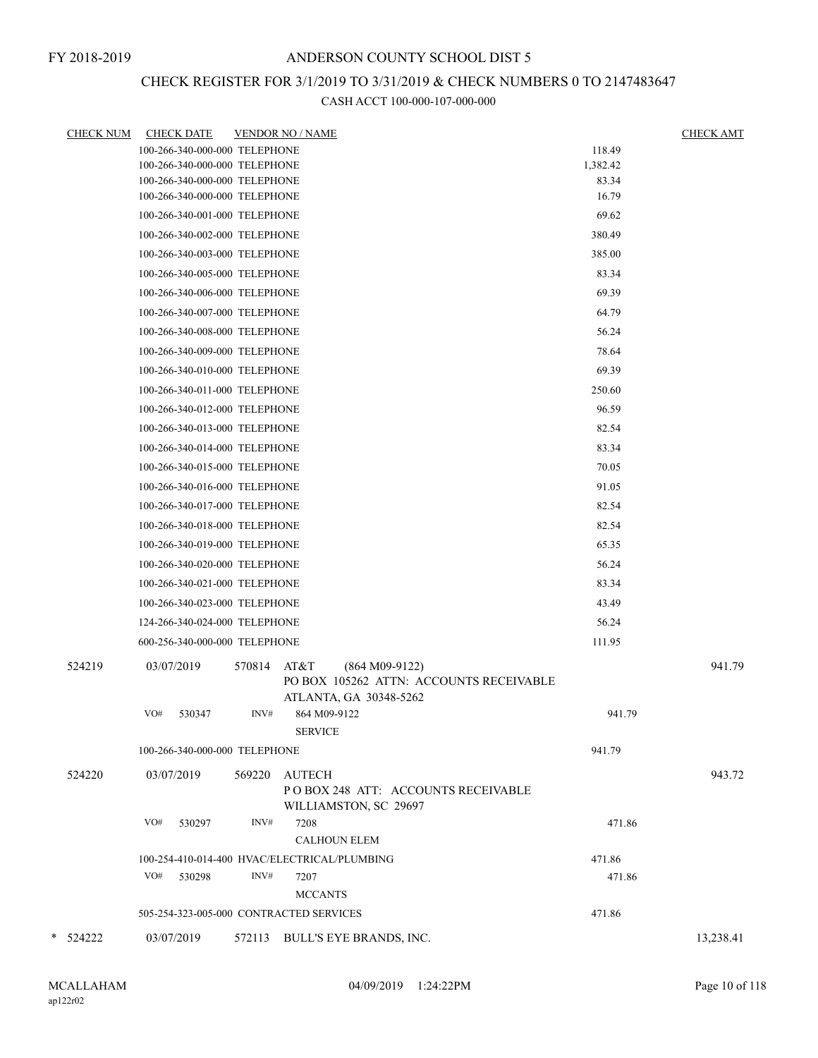# ANDERSON COUNTY SCHOOL DIST 5

FY 2018-2019

## CHECK REGISTER FOR 3/1/2019 TO 3/31/2019 & CHECK NUMBERS 0 TO 2147483647

CASH ACCT 100-000-107-000-000

| CHECK NUM | CHECK DATE | VENDOR NO / NAME | | CHECK AMT |
|---|---|---|---|---|
| | 100-266-340-000-000 TELEPHONE | | 118.49 | |
| | 100-266-340-000-000 TELEPHONE | | 1,382.42 | |
| | 100-266-340-000-000 TELEPHONE | | 83.34 | |
| | 100-266-340-000-000 TELEPHONE | | 16.79 | |
| | 100-266-340-001-000 TELEPHONE | | 69.62 | |
| | 100-266-340-002-000 TELEPHONE | | 380.49 | |
| | 100-266-340-003-000 TELEPHONE | | 385.00 | |
| | 100-266-340-005-000 TELEPHONE | | 83.34 | |
| | 100-266-340-006-000 TELEPHONE | | 69.39 | |
| | 100-266-340-007-000 TELEPHONE | | 64.79 | |
| | 100-266-340-008-000 TELEPHONE | | 56.24 | |
| | 100-266-340-009-000 TELEPHONE | | 78.64 | |
| | 100-266-340-010-000 TELEPHONE | | 69.39 | |
| | 100-266-340-011-000 TELEPHONE | | 250.60 | |
| | 100-266-340-012-000 TELEPHONE | | 96.59 | |
| | 100-266-340-013-000 TELEPHONE | | 82.54 | |
| | 100-266-340-014-000 TELEPHONE | | 83.34 | |
| | 100-266-340-015-000 TELEPHONE | | 70.05 | |
| | 100-266-340-016-000 TELEPHONE | | 91.05 | |
| | 100-266-340-017-000 TELEPHONE | | 82.54 | |
| | 100-266-340-018-000 TELEPHONE | | 82.54 | |
| | 100-266-340-019-000 TELEPHONE | | 65.35 | |
| | 100-266-340-020-000 TELEPHONE | | 56.24 | |
| | 100-266-340-021-000 TELEPHONE | | 83.34 | |
| | 100-266-340-023-000 TELEPHONE | | 43.49 | |
| | 124-266-340-024-000 TELEPHONE | | 56.24 | |
| | 600-256-340-000-000 TELEPHONE | | 111.95 | |
| 524219 | 03/07/2019 | 570814 AT&T (864 M09-9122)<br>PO BOX 105262 ATTN: ACCOUNTS RECEIVABLE<br>ATLANTA, GA 30348-5262 | | 941.79 |
| | VO# 530347 | INV# 864 M09-9122<br>SERVICE | 941.79 | |
| | 100-266-340-000-000 TELEPHONE | | 941.79 | |
| 524220 | 03/07/2019 | 569220 AUTECH<br>P O BOX 248 ATT: ACCOUNTS RECEIVABLE<br>WILLIAMSTON, SC 29697 | | 943.72 |
| | VO# 530297 | INV# 7208<br>CALHOUN ELEM | 471.86 | |
| | 100-254-410-014-400 HVAC/ELECTRICAL/PLUMBING | | 471.86 | |
| | VO# 530298 | INV# 7207<br>MCCANTS | 471.86 | |
| | 505-254-323-005-000 CONTRACTED SERVICES | | 471.86 | |
| * 524222 | 03/07/2019 | 572113 BULL'S EYE BRANDS, INC. | | 13,238.41 |

MCALLAHAM
ap122r02

04/09/2019 1:24:22PM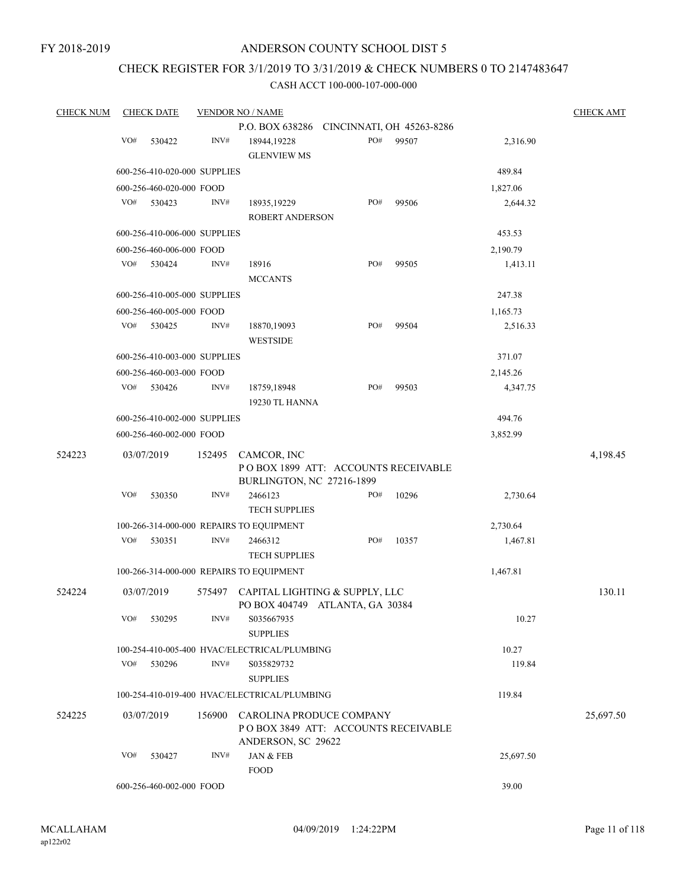FY 2018-2019

# ANDERSON COUNTY SCHOOL DIST 5

## CHECK REGISTER FOR 3/1/2019 TO 3/31/2019 & CHECK NUMBERS 0 TO 2147483647

### CASH ACCT 100-000-107-000-000

| CHECK NUM | CHECK DATE | VENDOR NO / NAME | | | | CHECK AMT |
|---|---|---|---|---|---|---|
| | | | P.O. BOX 638286 CINCINNATI, OH 45263-8286 | | | |
| | VO# 530422 | INV# | 18944,19228 GLENVIEW MS | PO# 99507 | 2,316.90 | |
| | 600-256-410-020-000 SUPPLIES | | | | 489.84 | |
| | 600-256-460-020-000 FOOD | | | | 1,827.06 | |
| | VO# 530423 | INV# | 18935,19229 ROBERT ANDERSON | PO# 99506 | 2,644.32 | |
| | 600-256-410-006-000 SUPPLIES | | | | 453.53 | |
| | 600-256-460-006-000 FOOD | | | | 2,190.79 | |
| | VO# 530424 | INV# | 18916 MCCANTS | PO# 99505 | 1,413.11 | |
| | 600-256-410-005-000 SUPPLIES | | | | 247.38 | |
| | 600-256-460-005-000 FOOD | | | | 1,165.73 | |
| | VO# 530425 | INV# | 18870,19093 WESTSIDE | PO# 99504 | 2,516.33 | |
| | 600-256-410-003-000 SUPPLIES | | | | 371.07 | |
| | 600-256-460-003-000 FOOD | | | | 2,145.26 | |
| | VO# 530426 | INV# | 18759,18948 19230 TL HANNA | PO# 99503 | 4,347.75 | |
| | 600-256-410-002-000 SUPPLIES | | | | 494.76 | |
| | 600-256-460-002-000 FOOD | | | | 3,852.99 | |
| 524223 | 03/07/2019 | 152495 | CAMCOR, INC P O BOX 1899 ATT: ACCOUNTS RECEIVABLE BURLINGTON, NC 27216-1899 | | | 4,198.45 |
| | VO# 530350 | INV# | 2466123 TECH SUPPLIES | PO# 10296 | 2,730.64 | |
| | 100-266-314-000-000 REPAIRS TO EQUIPMENT | | | | 2,730.64 | |
| | VO# 530351 | INV# | 2466312 TECH SUPPLIES | PO# 10357 | 1,467.81 | |
| | 100-266-314-000-000 REPAIRS TO EQUIPMENT | | | | 1,467.81 | |
| 524224 | 03/07/2019 | 575497 | CAPITAL LIGHTING & SUPPLY, LLC PO BOX 404749 ATLANTA, GA 30384 | | | 130.11 |
| | VO# 530295 | INV# | S035667935 SUPPLIES | | 10.27 | |
| | 100-254-410-005-400 HVAC/ELECTRICAL/PLUMBING | | | | 10.27 | |
| | VO# 530296 | INV# | S035829732 SUPPLIES | | 119.84 | |
| | 100-254-410-019-400 HVAC/ELECTRICAL/PLUMBING | | | | 119.84 | |
| 524225 | 03/07/2019 | 156900 | CAROLINA PRODUCE COMPANY P O BOX 3849 ATT: ACCOUNTS RECEIVABLE ANDERSON, SC 29622 | | | 25,697.50 |
| | VO# 530427 | INV# | JAN & FEB FOOD | | 25,697.50 | |
| | 600-256-460-002-000 FOOD | | | | 39.00 | |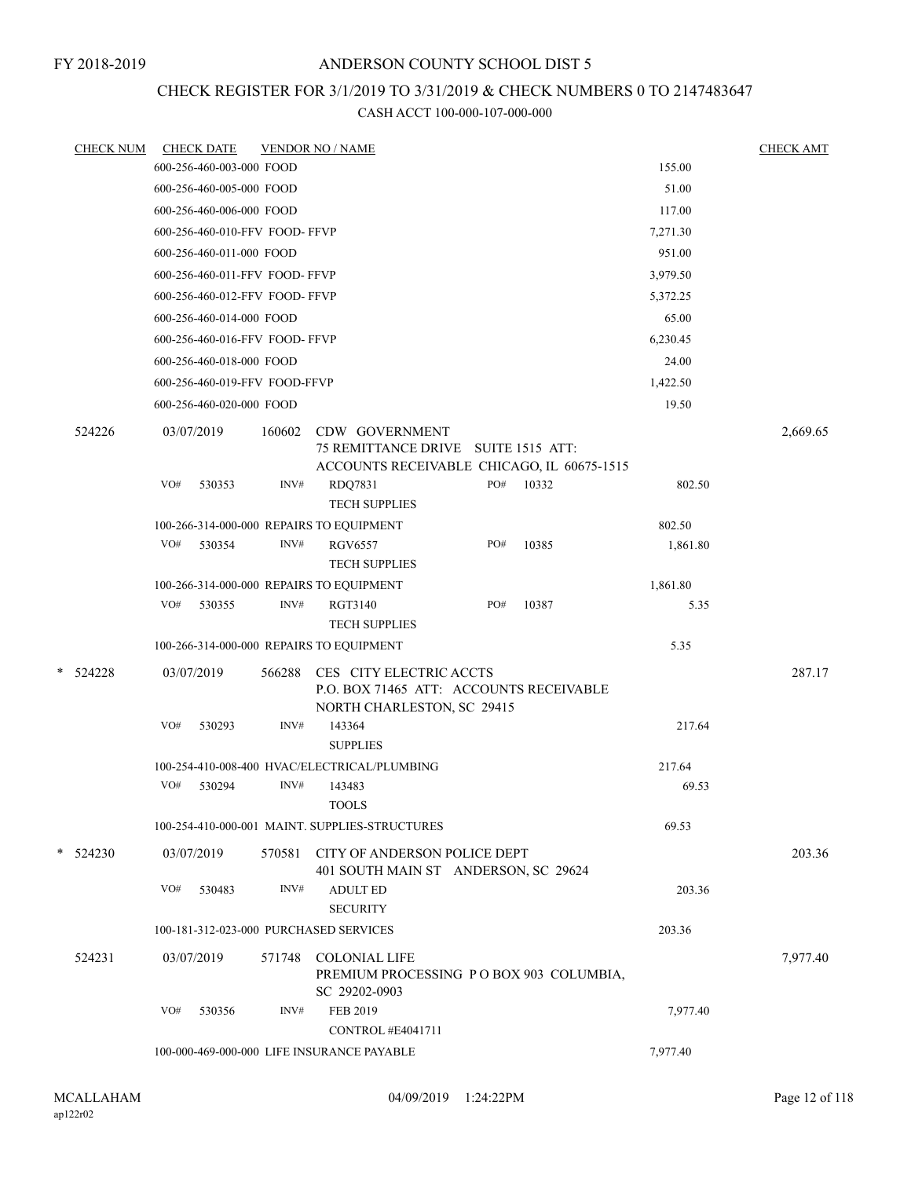FY 2018-2019

# ANDERSON COUNTY SCHOOL DIST 5

## CHECK REGISTER FOR 3/1/2019 TO 3/31/2019 & CHECK NUMBERS 0 TO 2147483647

### CASH ACCT 100-000-107-000-000

| CHECK NUM | CHECK DATE | VENDOR NO / NAME | | CHECK AMT |
|---|---|---|---|---|
| | 600-256-460-003-000 FOOD | | 155.00 | |
| | 600-256-460-005-000 FOOD | | 51.00 | |
| | 600-256-460-006-000 FOOD | | 117.00 | |
| | 600-256-460-010-FFV FOOD- FFVP | | 7,271.30 | |
| | 600-256-460-011-000 FOOD | | 951.00 | |
| | 600-256-460-011-FFV FOOD- FFVP | | 3,979.50 | |
| | 600-256-460-012-FFV FOOD- FFVP | | 5,372.25 | |
| | 600-256-460-014-000 FOOD | | 65.00 | |
| | 600-256-460-016-FFV FOOD- FFVP | | 6,230.45 | |
| | 600-256-460-018-000 FOOD | | 24.00 | |
| | 600-256-460-019-FFV FOOD-FFVP | | 1,422.50 | |
| | 600-256-460-020-000 FOOD | | 19.50 | |
| 524226 | 03/07/2019 | 160602 CDW GOVERNMENT<br>75 REMITTANCE DRIVE SUITE 1515 ATT:<br>ACCOUNTS RECEIVABLE CHICAGO, IL 60675-1515 | | 2,669.65 |
| | VO# 530353 | INV# RDQ7831 PO# 10332<br>TECH SUPPLIES | 802.50 | |
| | 100-266-314-000-000 REPAIRS TO EQUIPMENT | | 802.50 | |
| | VO# 530354 | INV# RGV6557 PO# 10385<br>TECH SUPPLIES | 1,861.80 | |
| | 100-266-314-000-000 REPAIRS TO EQUIPMENT | | 1,861.80 | |
| | VO# 530355 | INV# RGT3140 PO# 10387<br>TECH SUPPLIES | 5.35 | |
| | 100-266-314-000-000 REPAIRS TO EQUIPMENT | | 5.35 | |
| * 524228 | 03/07/2019 | 566288 CES CITY ELECTRIC ACCTS<br>P.O. BOX 71465 ATT: ACCOUNTS RECEIVABLE<br>NORTH CHARLESTON, SC 29415 | | 287.17 |
| | VO# 530293 | INV# 143364<br>SUPPLIES | 217.64 | |
| | 100-254-410-008-400 HVAC/ELECTRICAL/PLUMBING | | 217.64 | |
| | VO# 530294 | INV# 143483<br>TOOLS | 69.53 | |
| | 100-254-410-000-001 MAINT. SUPPLIES-STRUCTURES | | 69.53 | |
| * 524230 | 03/07/2019 | 570581 CITY OF ANDERSON POLICE DEPT<br>401 SOUTH MAIN ST ANDERSON, SC 29624 | | 203.36 |
| | VO# 530483 | INV# ADULT ED<br>SECURITY | 203.36 | |
| | 100-181-312-023-000 PURCHASED SERVICES | | 203.36 | |
| 524231 | 03/07/2019 | 571748 COLONIAL LIFE<br>PREMIUM PROCESSING P O BOX 903 COLUMBIA,<br>SC 29202-0903 | | 7,977.40 |
| | VO# 530356 | INV# FEB 2019<br>CONTROL #E4041711 | 7,977.40 | |
| | 100-000-469-000-000 LIFE INSURANCE PAYABLE | | 7,977.40 | |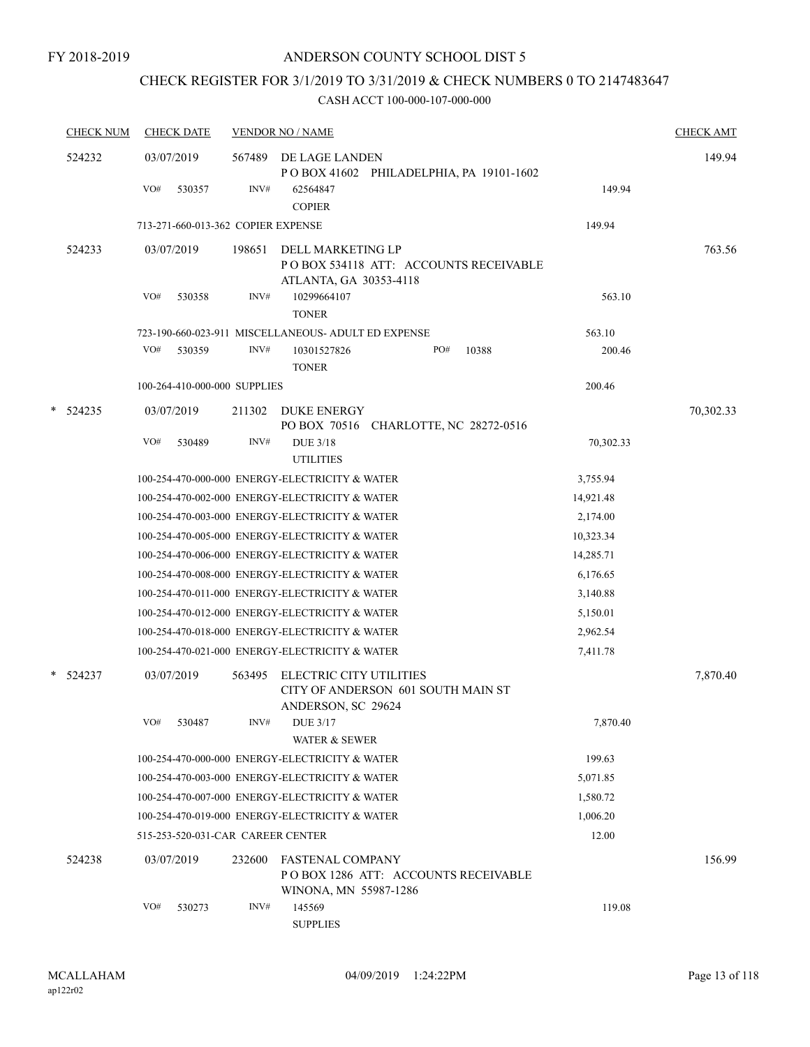FY 2018-2019

# ANDERSON COUNTY SCHOOL DIST 5

## CHECK REGISTER FOR 3/1/2019 TO 3/31/2019 & CHECK NUMBERS 0 TO 2147483647

CASH ACCT 100-000-107-000-000

| CHECK NUM | CHECK DATE | VENDOR NO / NAME | | CHECK AMT |
|---|---|---|---|---|
| 524232 | 03/07/2019 | 567489 DE LAGE LANDEN<br>P O BOX 41602 PHILADELPHIA, PA 19101-1602 | | 149.94 |
| | VO# 530357 | INV# 62564847<br>COPIER | 149.94 | |
| | 713-271-660-013-362 COPIER EXPENSE | | 149.94 | |
| 524233 | 03/07/2019 | 198651 DELL MARKETING LP<br>P O BOX 534118 ATT: ACCOUNTS RECEIVABLE<br>ATLANTA, GA 30353-4118 | | 763.56 |
| | VO# 530358 | INV# 10299664107<br>TONER | 563.10 | |
| | 723-190-660-023-911 MISCELLANEOUS- ADULT ED EXPENSE | | 563.10 | |
| | VO# 530359 | INV# 10301527826 PO# 10388<br>TONER | 200.46 | |
| | 100-264-410-000-000 SUPPLIES | | 200.46 | |
| * 524235 | 03/07/2019 | 211302 DUKE ENERGY<br>PO BOX 70516 CHARLOTTE, NC 28272-0516 | | 70,302.33 |
| | VO# 530489 | INV# DUE 3/18<br>UTILITIES | 70,302.33 | |
| | 100-254-470-000-000 ENERGY-ELECTRICITY & WATER | | 3,755.94 | |
| | 100-254-470-002-000 ENERGY-ELECTRICITY & WATER | | 14,921.48 | |
| | 100-254-470-003-000 ENERGY-ELECTRICITY & WATER | | 2,174.00 | |
| | 100-254-470-005-000 ENERGY-ELECTRICITY & WATER | | 10,323.34 | |
| | 100-254-470-006-000 ENERGY-ELECTRICITY & WATER | | 14,285.71 | |
| | 100-254-470-008-000 ENERGY-ELECTRICITY & WATER | | 6,176.65 | |
| | 100-254-470-011-000 ENERGY-ELECTRICITY & WATER | | 3,140.88 | |
| | 100-254-470-012-000 ENERGY-ELECTRICITY & WATER | | 5,150.01 | |
| | 100-254-470-018-000 ENERGY-ELECTRICITY & WATER | | 2,962.54 | |
| | 100-254-470-021-000 ENERGY-ELECTRICITY & WATER | | 7,411.78 | |
| * 524237 | 03/07/2019 | 563495 ELECTRIC CITY UTILITIES<br>CITY OF ANDERSON 601 SOUTH MAIN ST<br>ANDERSON, SC 29624 | | 7,870.40 |
| | VO# 530487 | INV# DUE 3/17<br>WATER & SEWER | 7,870.40 | |
| | 100-254-470-000-000 ENERGY-ELECTRICITY & WATER | | 199.63 | |
| | 100-254-470-003-000 ENERGY-ELECTRICITY & WATER | | 5,071.85 | |
| | 100-254-470-007-000 ENERGY-ELECTRICITY & WATER | | 1,580.72 | |
| | 100-254-470-019-000 ENERGY-ELECTRICITY & WATER | | 1,006.20 | |
| | 515-253-520-031-CAR CAREER CENTER | | 12.00 | |
| 524238 | 03/07/2019 | 232600 FASTENAL COMPANY<br>P O BOX 1286 ATT: ACCOUNTS RECEIVABLE<br>WINONA, MN 55987-1286 | | 156.99 |
| | VO# 530273 | INV# 145569<br>SUPPLIES | 119.08 | |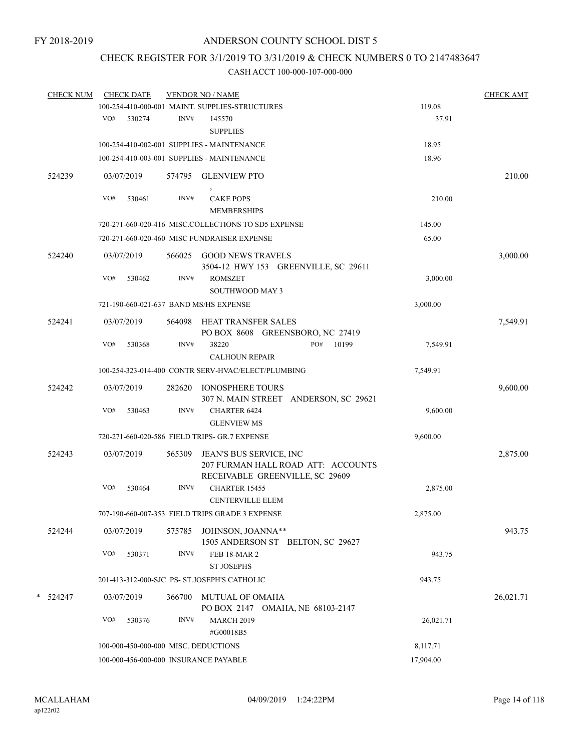FY 2018-2019

# ANDERSON COUNTY SCHOOL DIST 5

## CHECK REGISTER FOR 3/1/2019 TO 3/31/2019 & CHECK NUMBERS 0 TO 2147483647

### CASH ACCT 100-000-107-000-000

| CHECK NUM | CHECK DATE | VENDOR NO / NAME | | CHECK AMT |
|---|---|---|---|---|
| | | 100-254-410-000-001 MAINT. SUPPLIES-STRUCTURES | 119.08 | |
| | VO# 530274 | INV# 145570 SUPPLIES | 37.91 | |
| | | 100-254-410-002-001 SUPPLIES - MAINTENANCE | 18.95 | |
| | | 100-254-410-003-001 SUPPLIES - MAINTENANCE | 18.96 | |
| 524239 | 03/07/2019 | 574795 GLENVIEW PTO , | | 210.00 |
| | VO# 530461 | INV# CAKE POPS MEMBERSHIPS | 210.00 | |
| | | 720-271-660-020-416 MISC.COLLECTIONS TO SD5 EXPENSE | 145.00 | |
| | | 720-271-660-020-460 MISC FUNDRAISER EXPENSE | 65.00 | |
| 524240 | 03/07/2019 | 566025 GOOD NEWS TRAVELS 3504-12 HWY 153 GREENVILLE, SC 29611 | | 3,000.00 |
| | VO# 530462 | INV# ROMSZET SOUTHWOOD MAY 3 | 3,000.00 | |
| | | 721-190-660-021-637 BAND MS/HS EXPENSE | 3,000.00 | |
| 524241 | 03/07/2019 | 564098 HEAT TRANSFER SALES PO BOX 8608 GREENSBORO, NC 27419 | | 7,549.91 |
| | VO# 530368 | INV# 38220 PO# 10199 CALHOUN REPAIR | 7,549.91 | |
| | | 100-254-323-014-400 CONTR SERV-HVAC/ELECT/PLUMBING | 7,549.91 | |
| 524242 | 03/07/2019 | 282620 IONOSPHERE TOURS 307 N. MAIN STREET ANDERSON, SC 29621 | | 9,600.00 |
| | VO# 530463 | INV# CHARTER 6424 GLENVIEW MS | 9,600.00 | |
| | | 720-271-660-020-586 FIELD TRIPS- GR.7 EXPENSE | 9,600.00 | |
| 524243 | 03/07/2019 | 565309 JEAN'S BUS SERVICE, INC 207 FURMAN HALL ROAD ATT: ACCOUNTS RECEIVABLE GREENVILLE, SC 29609 | | 2,875.00 |
| | VO# 530464 | INV# CHARTER 15455 CENTERVILLE ELEM | 2,875.00 | |
| | | 707-190-660-007-353 FIELD TRIPS GRADE 3 EXPENSE | 2,875.00 | |
| 524244 | 03/07/2019 | 575785 JOHNSON, JOANNA** 1505 ANDERSON ST BELTON, SC 29627 | | 943.75 |
| | VO# 530371 | INV# FEB 18-MAR 2 ST JOSEPHS | 943.75 | |
| | | 201-413-312-000-SJC PS- ST.JOSEPH'S CATHOLIC | 943.75 | |
| * 524247 | 03/07/2019 | 366700 MUTUAL OF OMAHA PO BOX 2147 OMAHA, NE 68103-2147 | | 26,021.71 |
| | VO# 530376 | INV# MARCH 2019 #G00018B5 | 26,021.71 | |
| | | 100-000-450-000-000 MISC. DEDUCTIONS | 8,117.71 | |
| | | 100-000-456-000-000 INSURANCE PAYABLE | 17,904.00 | |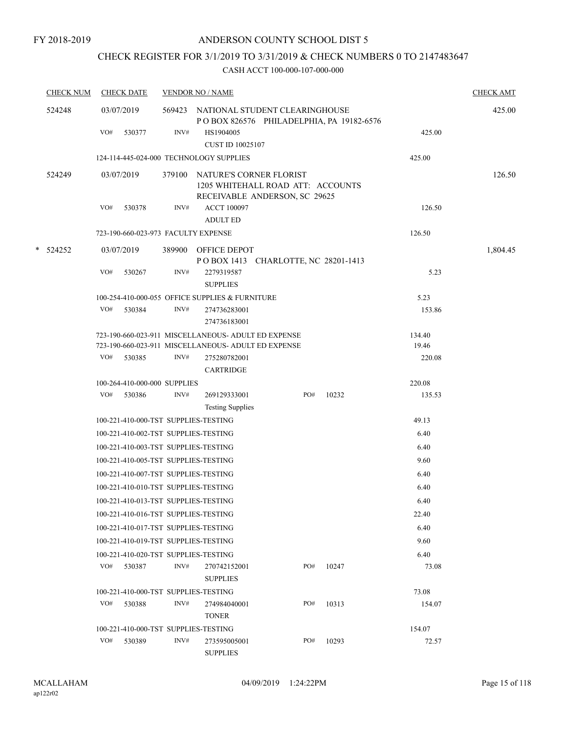FY 2018-2019

# ANDERSON COUNTY SCHOOL DIST 5

## CHECK REGISTER FOR 3/1/2019 TO 3/31/2019 & CHECK NUMBERS 0 TO 2147483647

### CASH ACCT 100-000-107-000-000

| CHECK NUM | CHECK DATE | VENDOR NO / NAME | | | CHECK AMT |
|---|---|---|---|---|---|
| 524248 | 03/07/2019 | 569423 NATIONAL STUDENT CLEARINGHOUSE<br>P O BOX 826576 PHILADELPHIA, PA 19182-6576 | | | 425.00 |
| | VO# 530377 | INV# HS1904005<br>CUST ID 10025107 | | 425.00 | |
| | 124-114-445-024-000 TECHNOLOGY SUPPLIES | | | 425.00 | |
| 524249 | 03/07/2019 | 379100 NATURE'S CORNER FLORIST<br>1205 WHITEHALL ROAD ATT: ACCOUNTS RECEIVABLE ANDERSON, SC 29625 | | | 126.50 |
| | VO# 530378 | INV# ACCT 100097<br>ADULT ED | | 126.50 | |
| | 723-190-660-023-973 FACULTY EXPENSE | | | 126.50 | |
| * 524252 | 03/07/2019 | 389900 OFFICE DEPOT<br>P O BOX 1413 CHARLOTTE, NC 28201-1413 | | | 1,804.45 |
| | VO# 530267 | INV# 2279319587<br>SUPPLIES | | 5.23 | |
| | 100-254-410-000-055 OFFICE SUPPLIES & FURNITURE | | | 5.23 | |
| | VO# 530384 | INV# 274736283001<br>274736183001 | | 153.86 | |
| | 723-190-660-023-911 MISCELLANEOUS- ADULT ED EXPENSE | | | 134.40 | |
| | 723-190-660-023-911 MISCELLANEOUS- ADULT ED EXPENSE | | | 19.46 | |
| | VO# 530385 | INV# 275280782001<br>CARTRIDGE | | 220.08 | |
| | 100-264-410-000-000 SUPPLIES | | | 220.08 | |
| | VO# 530386 | INV# 269129333001<br>Testing Supplies | PO# 10232 | 135.53 | |
| | 100-221-410-000-TST SUPPLIES-TESTING | | | 49.13 | |
| | 100-221-410-002-TST SUPPLIES-TESTING | | | 6.40 | |
| | 100-221-410-003-TST SUPPLIES-TESTING | | | 6.40 | |
| | 100-221-410-005-TST SUPPLIES-TESTING | | | 9.60 | |
| | 100-221-410-007-TST SUPPLIES-TESTING | | | 6.40 | |
| | 100-221-410-010-TST SUPPLIES-TESTING | | | 6.40 | |
| | 100-221-410-013-TST SUPPLIES-TESTING | | | 6.40 | |
| | 100-221-410-016-TST SUPPLIES-TESTING | | | 22.40 | |
| | 100-221-410-017-TST SUPPLIES-TESTING | | | 6.40 | |
| | 100-221-410-019-TST SUPPLIES-TESTING | | | 9.60 | |
| | 100-221-410-020-TST SUPPLIES-TESTING | | | 6.40 | |
| | VO# 530387 | INV# 270742152001<br>SUPPLIES | PO# 10247 | 73.08 | |
| | 100-221-410-000-TST SUPPLIES-TESTING | | | 73.08 | |
| | VO# 530388 | INV# 274984040001<br>TONER | PO# 10313 | 154.07 | |
| | 100-221-410-000-TST SUPPLIES-TESTING | | | 154.07 | |
| | VO# 530389 | INV# 273595005001<br>SUPPLIES | PO# 10293 | 72.57 | |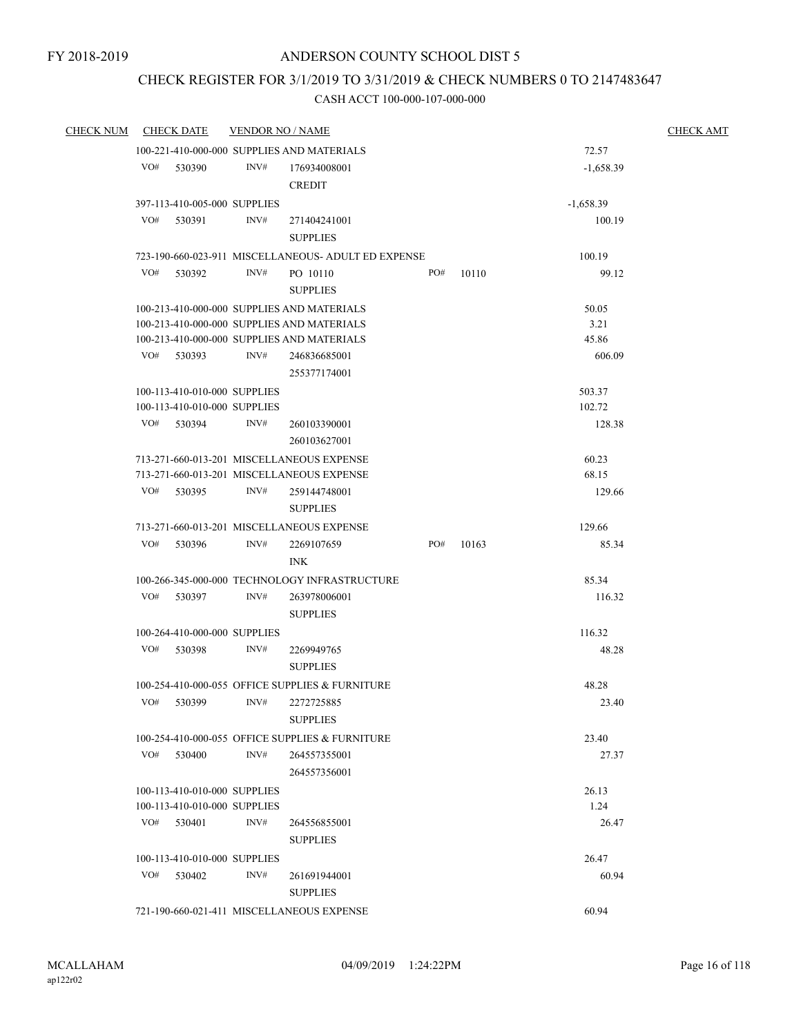FY 2018-2019

# ANDERSON COUNTY SCHOOL DIST 5

## CHECK REGISTER FOR 3/1/2019 TO 3/31/2019 & CHECK NUMBERS 0 TO 2147483647

### CASH ACCT 100-000-107-000-000

| CHECK NUM | CHECK DATE | VENDOR NO / NAME | | | | CHECK AMT |
|---|---|---|---|---|---|---|
| | 100-221-410-000-000 SUPPLIES AND MATERIALS | | | | 72.57 | |
| | VO# 530390 | INV# 176934008001 CREDIT | | | -1,658.39 | |
| | 397-113-410-005-000 SUPPLIES | | | | -1,658.39 | |
| | VO# 530391 | INV# 271404241001 SUPPLIES | | | 100.19 | |
| | 723-190-660-023-911 MISCELLANEOUS- ADULT ED EXPENSE | | | | 100.19 | |
| | VO# 530392 | INV# PO 10110 SUPPLIES | PO# | 10110 | 99.12 | |
| | 100-213-410-000-000 SUPPLIES AND MATERIALS | | | | 50.05 | |
| | 100-213-410-000-000 SUPPLIES AND MATERIALS | | | | 3.21 | |
| | 100-213-410-000-000 SUPPLIES AND MATERIALS | | | | 45.86 | |
| | VO# 530393 | INV# 246836685001 255377174001 | | | 606.09 | |
| | 100-113-410-010-000 SUPPLIES | | | | 503.37 | |
| | 100-113-410-010-000 SUPPLIES | | | | 102.72 | |
| | VO# 530394 | INV# 260103390001 260103627001 | | | 128.38 | |
| | 713-271-660-013-201 MISCELLANEOUS EXPENSE | | | | 60.23 | |
| | 713-271-660-013-201 MISCELLANEOUS EXPENSE | | | | 68.15 | |
| | VO# 530395 | INV# 259144748001 SUPPLIES | | | 129.66 | |
| | 713-271-660-013-201 MISCELLANEOUS EXPENSE | | | | 129.66 | |
| | VO# 530396 | INV# 2269107659 INK | PO# | 10163 | 85.34 | |
| | 100-266-345-000-000 TECHNOLOGY INFRASTRUCTURE | | | | 85.34 | |
| | VO# 530397 | INV# 263978006001 SUPPLIES | | | 116.32 | |
| | 100-264-410-000-000 SUPPLIES | | | | 116.32 | |
| | VO# 530398 | INV# 2269949765 SUPPLIES | | | 48.28 | |
| | 100-254-410-000-055 OFFICE SUPPLIES & FURNITURE | | | | 48.28 | |
| | VO# 530399 | INV# 2272725885 SUPPLIES | | | 23.40 | |
| | 100-254-410-000-055 OFFICE SUPPLIES & FURNITURE | | | | 23.40 | |
| | VO# 530400 | INV# 264557355001 264557356001 | | | 27.37 | |
| | 100-113-410-010-000 SUPPLIES | | | | 26.13 | |
| | 100-113-410-010-000 SUPPLIES | | | | 1.24 | |
| | VO# 530401 | INV# 264556855001 SUPPLIES | | | 26.47 | |
| | 100-113-410-010-000 SUPPLIES | | | | 26.47 | |
| | VO# 530402 | INV# 261691944001 SUPPLIES | | | 60.94 | |
| | 721-190-660-021-411 MISCELLANEOUS EXPENSE | | | | 60.94 | |

MCALLAHAM
ap122r02

04/09/2019 1:24:22PM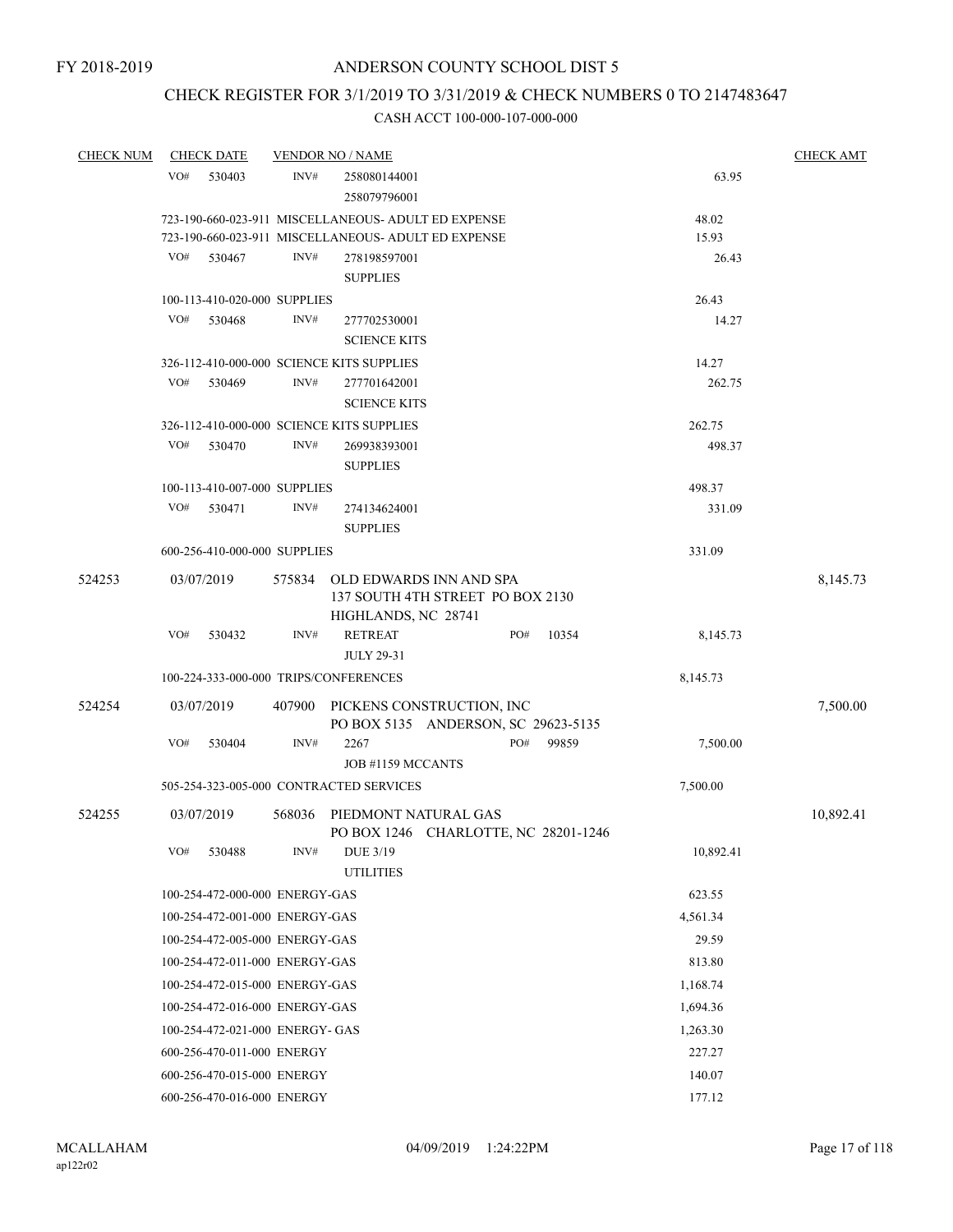FY 2018-2019

# ANDERSON COUNTY SCHOOL DIST 5

## CHECK REGISTER FOR 3/1/2019 TO 3/31/2019 & CHECK NUMBERS 0 TO 2147483647

### CASH ACCT 100-000-107-000-000

| CHECK NUM | CHECK DATE | VENDOR NO / NAME | | CHECK AMT |
|---|---|---|---|---|
| | VO# 530403 | INV# 258080144001 258079796001 | 63.95 | |
| | 723-190-660-023-911 MISCELLANEOUS- ADULT ED EXPENSE | | 48.02 | |
| | 723-190-660-023-911 MISCELLANEOUS- ADULT ED EXPENSE | | 15.93 | |
| | VO# 530467 | INV# 278198597001 SUPPLIES | 26.43 | |
| | 100-113-410-020-000 SUPPLIES | | 26.43 | |
| | VO# 530468 | INV# 277702530001 SCIENCE KITS | 14.27 | |
| | 326-112-410-000-000 SCIENCE KITS SUPPLIES | | 14.27 | |
| | VO# 530469 | INV# 277701642001 SCIENCE KITS | 262.75 | |
| | 326-112-410-000-000 SCIENCE KITS SUPPLIES | | 262.75 | |
| | VO# 530470 | INV# 269938393001 SUPPLIES | 498.37 | |
| | 100-113-410-007-000 SUPPLIES | | 498.37 | |
| | VO# 530471 | INV# 274134624001 SUPPLIES | 331.09 | |
| | 600-256-410-000-000 SUPPLIES | | 331.09 | |
| 524253 | 03/07/2019 | 575834 OLD EDWARDS INN AND SPA 137 SOUTH 4TH STREET PO BOX 2130 HIGHLANDS, NC 28741 | | 8,145.73 |
| | VO# 530432 | INV# RETREAT JULY 29-31 PO# 10354 | 8,145.73 | |
| | 100-224-333-000-000 TRIPS/CONFERENCES | | 8,145.73 | |
| 524254 | 03/07/2019 | 407900 PICKENS CONSTRUCTION, INC PO BOX 5135 ANDERSON, SC 29623-5135 | | 7,500.00 |
| | VO# 530404 | INV# 2267 JOB #1159 MCCANTS PO# 99859 | 7,500.00 | |
| | 505-254-323-005-000 CONTRACTED SERVICES | | 7,500.00 | |
| 524255 | 03/07/2019 | 568036 PIEDMONT NATURAL GAS PO BOX 1246 CHARLOTTE, NC 28201-1246 | | 10,892.41 |
| | VO# 530488 | INV# DUE 3/19 UTILITIES | 10,892.41 | |
| | 100-254-472-000-000 ENERGY-GAS | | 623.55 | |
| | 100-254-472-001-000 ENERGY-GAS | | 4,561.34 | |
| | 100-254-472-005-000 ENERGY-GAS | | 29.59 | |
| | 100-254-472-011-000 ENERGY-GAS | | 813.80 | |
| | 100-254-472-015-000 ENERGY-GAS | | 1,168.74 | |
| | 100-254-472-016-000 ENERGY-GAS | | 1,694.36 | |
| | 100-254-472-021-000 ENERGY- GAS | | 1,263.30 | |
| | 600-256-470-011-000 ENERGY | | 227.27 | |
| | 600-256-470-015-000 ENERGY | | 140.07 | |
| | 600-256-470-016-000 ENERGY | | 177.12 | |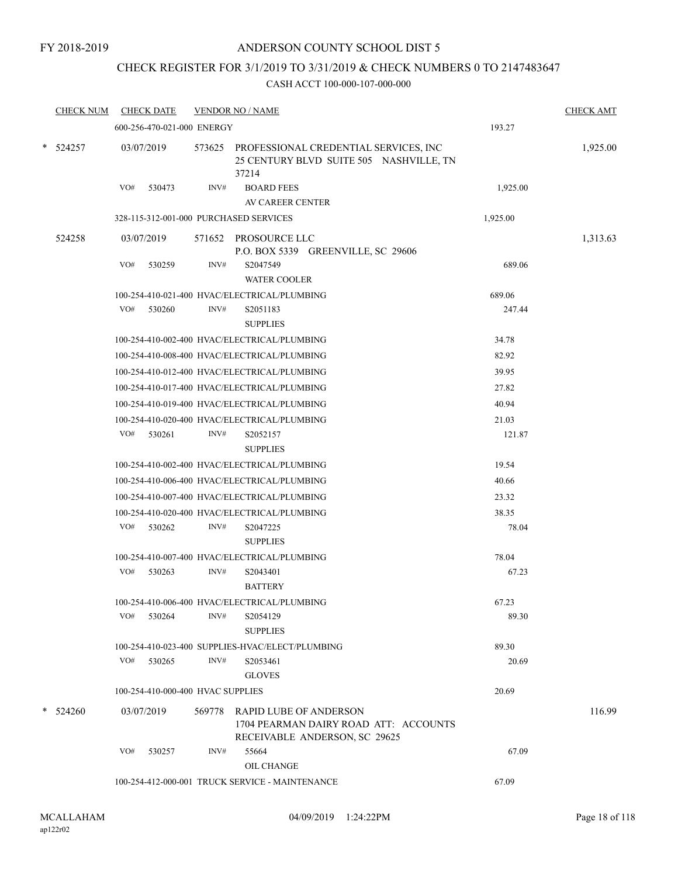FY 2018-2019

# ANDERSON COUNTY SCHOOL DIST 5

## CHECK REGISTER FOR 3/1/2019 TO 3/31/2019 & CHECK NUMBERS 0 TO 2147483647

CASH ACCT 100-000-107-000-000

| CHECK NUM | CHECK DATE | VENDOR NO / NAME | | CHECK AMT |
|---|---|---|---|---|
| | 600-256-470-021-000 ENERGY | | 193.27 | |
| * 524257 | 03/07/2019 | 573625 PROFESSIONAL CREDENTIAL SERVICES, INC 25 CENTURY BLVD SUITE 505 NASHVILLE, TN 37214 | | 1,925.00 |
| | VO# 530473 | INV# BOARD FEES AV CAREER CENTER | 1,925.00 | |
| | 328-115-312-001-000 PURCHASED SERVICES | | 1,925.00 | |
| 524258 | 03/07/2019 | 571652 PROSOURCE LLC P.O. BOX 5339 GREENVILLE, SC 29606 | | 1,313.63 |
| | VO# 530259 | INV# S2047549 WATER COOLER | 689.06 | |
| | 100-254-410-021-400 HVAC/ELECTRICAL/PLUMBING | | 689.06 | |
| | VO# 530260 | INV# S2051183 SUPPLIES | 247.44 | |
| | 100-254-410-002-400 HVAC/ELECTRICAL/PLUMBING | | 34.78 | |
| | 100-254-410-008-400 HVAC/ELECTRICAL/PLUMBING | | 82.92 | |
| | 100-254-410-012-400 HVAC/ELECTRICAL/PLUMBING | | 39.95 | |
| | 100-254-410-017-400 HVAC/ELECTRICAL/PLUMBING | | 27.82 | |
| | 100-254-410-019-400 HVAC/ELECTRICAL/PLUMBING | | 40.94 | |
| | 100-254-410-020-400 HVAC/ELECTRICAL/PLUMBING | | 21.03 | |
| | VO# 530261 | INV# S2052157 SUPPLIES | 121.87 | |
| | 100-254-410-002-400 HVAC/ELECTRICAL/PLUMBING | | 19.54 | |
| | 100-254-410-006-400 HVAC/ELECTRICAL/PLUMBING | | 40.66 | |
| | 100-254-410-007-400 HVAC/ELECTRICAL/PLUMBING | | 23.32 | |
| | 100-254-410-020-400 HVAC/ELECTRICAL/PLUMBING | | 38.35 | |
| | VO# 530262 | INV# S2047225 SUPPLIES | 78.04 | |
| | 100-254-410-007-400 HVAC/ELECTRICAL/PLUMBING | | 78.04 | |
| | VO# 530263 | INV# S2043401 BATTERY | 67.23 | |
| | 100-254-410-006-400 HVAC/ELECTRICAL/PLUMBING | | 67.23 | |
| | VO# 530264 | INV# S2054129 SUPPLIES | 89.30 | |
| | 100-254-410-023-400 SUPPLIES-HVAC/ELECT/PLUMBING | | 89.30 | |
| | VO# 530265 | INV# S2053461 GLOVES | 20.69 | |
| | 100-254-410-000-400 HVAC SUPPLIES | | 20.69 | |
| * 524260 | 03/07/2019 | 569778 RAPID LUBE OF ANDERSON 1704 PEARMAN DAIRY ROAD ATT: ACCOUNTS RECEIVABLE ANDERSON, SC 29625 | | 116.99 |
| | VO# 530257 | INV# 55664 OIL CHANGE | 67.09 | |
| | 100-254-412-000-001 TRUCK SERVICE - MAINTENANCE | | 67.09 | |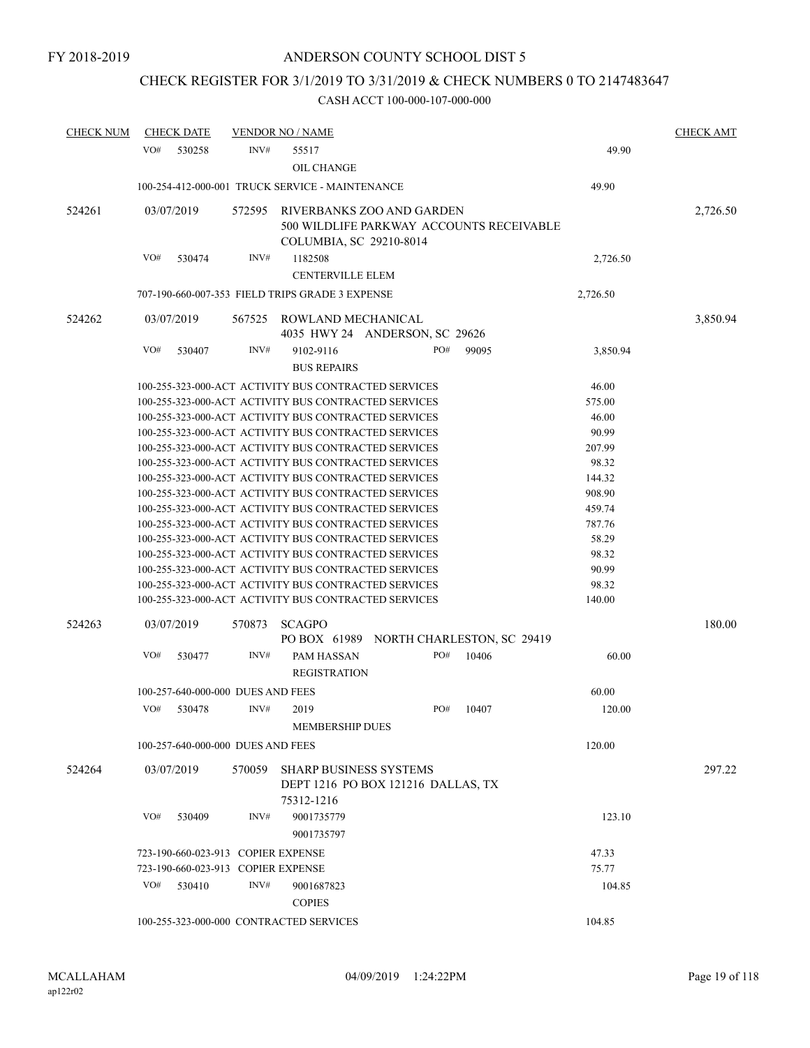FY 2018-2019

# ANDERSON COUNTY SCHOOL DIST 5

## CHECK REGISTER FOR 3/1/2019 TO 3/31/2019 & CHECK NUMBERS 0 TO 2147483647

CASH ACCT 100-000-107-000-000

| CHECK NUM | CHECK DATE | VENDOR NO / NAME | | CHECK AMT |
|---|---|---|---|---|
| | VO# 530258 | INV# 55517 OIL CHANGE | 49.90 | |
| | | 100-254-412-000-001 TRUCK SERVICE - MAINTENANCE | 49.90 | |
| 524261 | 03/07/2019 | 572595 RIVERBANKS ZOO AND GARDEN 500 WILDLIFE PARKWAY ACCOUNTS RECEIVABLE COLUMBIA, SC 29210-8014 | | 2,726.50 |
| | VO# 530474 | INV# 1182508 CENTERVILLE ELEM | 2,726.50 | |
| | | 707-190-660-007-353 FIELD TRIPS GRADE 3 EXPENSE | 2,726.50 | |
| 524262 | 03/07/2019 | 567525 ROWLAND MECHANICAL 4035 HWY 24 ANDERSON, SC 29626 | | 3,850.94 |
| | VO# 530407 | INV# 9102-9116 PO# 99095 BUS REPAIRS | 3,850.94 | |
| | | 100-255-323-000-ACT ACTIVITY BUS CONTRACTED SERVICES | 46.00 | |
| | | 100-255-323-000-ACT ACTIVITY BUS CONTRACTED SERVICES | 575.00 | |
| | | 100-255-323-000-ACT ACTIVITY BUS CONTRACTED SERVICES | 46.00 | |
| | | 100-255-323-000-ACT ACTIVITY BUS CONTRACTED SERVICES | 90.99 | |
| | | 100-255-323-000-ACT ACTIVITY BUS CONTRACTED SERVICES | 207.99 | |
| | | 100-255-323-000-ACT ACTIVITY BUS CONTRACTED SERVICES | 98.32 | |
| | | 100-255-323-000-ACT ACTIVITY BUS CONTRACTED SERVICES | 144.32 | |
| | | 100-255-323-000-ACT ACTIVITY BUS CONTRACTED SERVICES | 908.90 | |
| | | 100-255-323-000-ACT ACTIVITY BUS CONTRACTED SERVICES | 459.74 | |
| | | 100-255-323-000-ACT ACTIVITY BUS CONTRACTED SERVICES | 787.76 | |
| | | 100-255-323-000-ACT ACTIVITY BUS CONTRACTED SERVICES | 58.29 | |
| | | 100-255-323-000-ACT ACTIVITY BUS CONTRACTED SERVICES | 98.32 | |
| | | 100-255-323-000-ACT ACTIVITY BUS CONTRACTED SERVICES | 90.99 | |
| | | 100-255-323-000-ACT ACTIVITY BUS CONTRACTED SERVICES | 98.32 | |
| | | 100-255-323-000-ACT ACTIVITY BUS CONTRACTED SERVICES | 140.00 | |
| 524263 | 03/07/2019 | 570873 SCAGPO PO BOX 61989 NORTH CHARLESTON, SC 29419 | | 180.00 |
| | VO# 530477 | INV# PAM HASSAN PO# 10406 REGISTRATION | 60.00 | |
| | | 100-257-640-000-000 DUES AND FEES | 60.00 | |
| | VO# 530478 | INV# 2019 PO# 10407 MEMBERSHIP DUES | 120.00 | |
| | | 100-257-640-000-000 DUES AND FEES | 120.00 | |
| 524264 | 03/07/2019 | 570059 SHARP BUSINESS SYSTEMS DEPT 1216 PO BOX 121216 DALLAS, TX 75312-1216 | | 297.22 |
| | VO# 530409 | INV# 9001735779 9001735797 | 123.10 | |
| | | 723-190-660-023-913 COPIER EXPENSE | 47.33 | |
| | | 723-190-660-023-913 COPIER EXPENSE | 75.77 | |
| | VO# 530410 | INV# 9001687823 COPIES | 104.85 | |
| | | 100-255-323-000-000 CONTRACTED SERVICES | 104.85 | |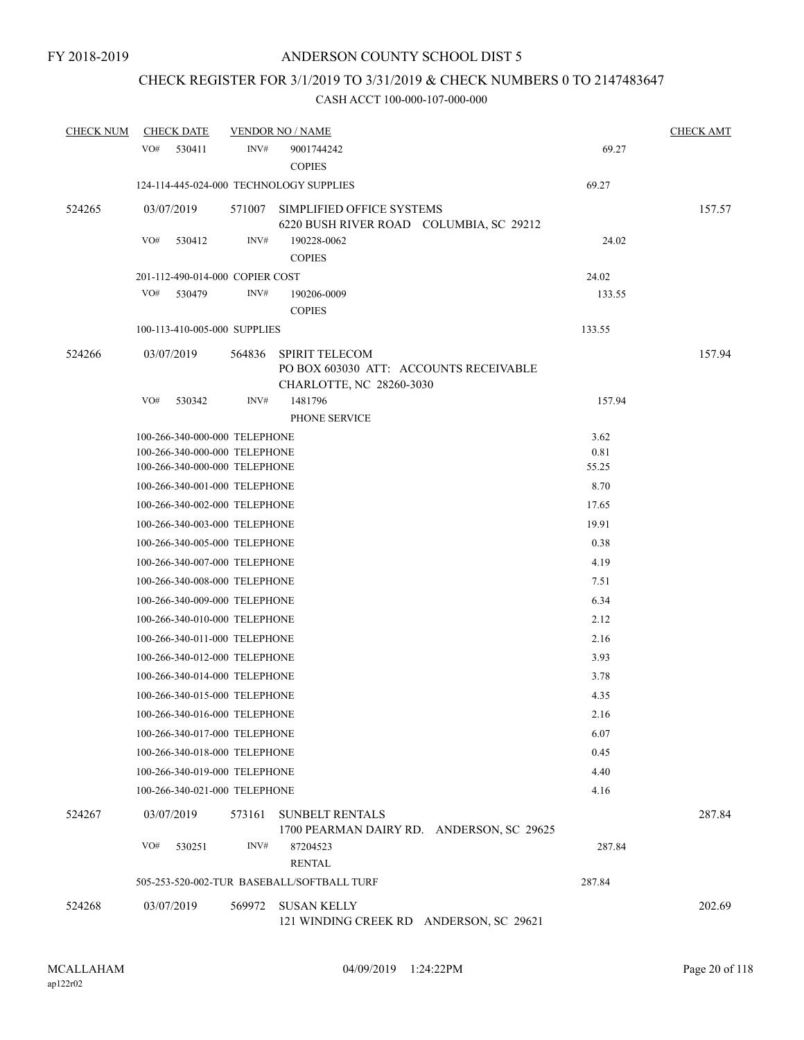FY 2018-2019

# ANDERSON COUNTY SCHOOL DIST 5

## CHECK REGISTER FOR 3/1/2019 TO 3/31/2019 & CHECK NUMBERS 0 TO 2147483647

### CASH ACCT 100-000-107-000-000

| CHECK NUM | CHECK DATE | VENDOR NO / NAME | | CHECK AMT |
|---|---|---|---|---|
| | VO# 530411 | INV# 9001744242 COPIES | 69.27 | |
| | 124-114-445-024-000 TECHNOLOGY SUPPLIES | | 69.27 | |
| 524265 | 03/07/2019 | 571007 SIMPLIFIED OFFICE SYSTEMS 6220 BUSH RIVER ROAD COLUMBIA, SC 29212 | | 157.57 |
| | VO# 530412 | INV# 190228-0062 COPIES | 24.02 | |
| | 201-112-490-014-000 COPIER COST | | 24.02 | |
| | VO# 530479 | INV# 190206-0009 COPIES | 133.55 | |
| | 100-113-410-005-000 SUPPLIES | | 133.55 | |
| 524266 | 03/07/2019 | 564836 SPIRIT TELECOM PO BOX 603030 ATT: ACCOUNTS RECEIVABLE CHARLOTTE, NC 28260-3030 | | 157.94 |
| | VO# 530342 | INV# 1481796 PHONE SERVICE | 157.94 | |
| | 100-266-340-000-000 TELEPHONE | | 3.62 | |
| | 100-266-340-000-000 TELEPHONE | | 0.81 | |
| | 100-266-340-000-000 TELEPHONE | | 55.25 | |
| | 100-266-340-001-000 TELEPHONE | | 8.70 | |
| | 100-266-340-002-000 TELEPHONE | | 17.65 | |
| | 100-266-340-003-000 TELEPHONE | | 19.91 | |
| | 100-266-340-005-000 TELEPHONE | | 0.38 | |
| | 100-266-340-007-000 TELEPHONE | | 4.19 | |
| | 100-266-340-008-000 TELEPHONE | | 7.51 | |
| | 100-266-340-009-000 TELEPHONE | | 6.34 | |
| | 100-266-340-010-000 TELEPHONE | | 2.12 | |
| | 100-266-340-011-000 TELEPHONE | | 2.16 | |
| | 100-266-340-012-000 TELEPHONE | | 3.93 | |
| | 100-266-340-014-000 TELEPHONE | | 3.78 | |
| | 100-266-340-015-000 TELEPHONE | | 4.35 | |
| | 100-266-340-016-000 TELEPHONE | | 2.16 | |
| | 100-266-340-017-000 TELEPHONE | | 6.07 | |
| | 100-266-340-018-000 TELEPHONE | | 0.45 | |
| | 100-266-340-019-000 TELEPHONE | | 4.40 | |
| | 100-266-340-021-000 TELEPHONE | | 4.16 | |
| 524267 | 03/07/2019 | 573161 SUNBELT RENTALS 1700 PEARMAN DAIRY RD. ANDERSON, SC 29625 | | 287.84 |
| | VO# 530251 | INV# 87204523 RENTAL | 287.84 | |
| | 505-253-520-002-TUR BASEBALL/SOFTBALL TURF | | 287.84 | |
| 524268 | 03/07/2019 | 569972 SUSAN KELLY 121 WINDING CREEK RD ANDERSON, SC 29621 | | 202.69 |

MCALLAHAM ap122r02 04/09/2019 1:24:22PM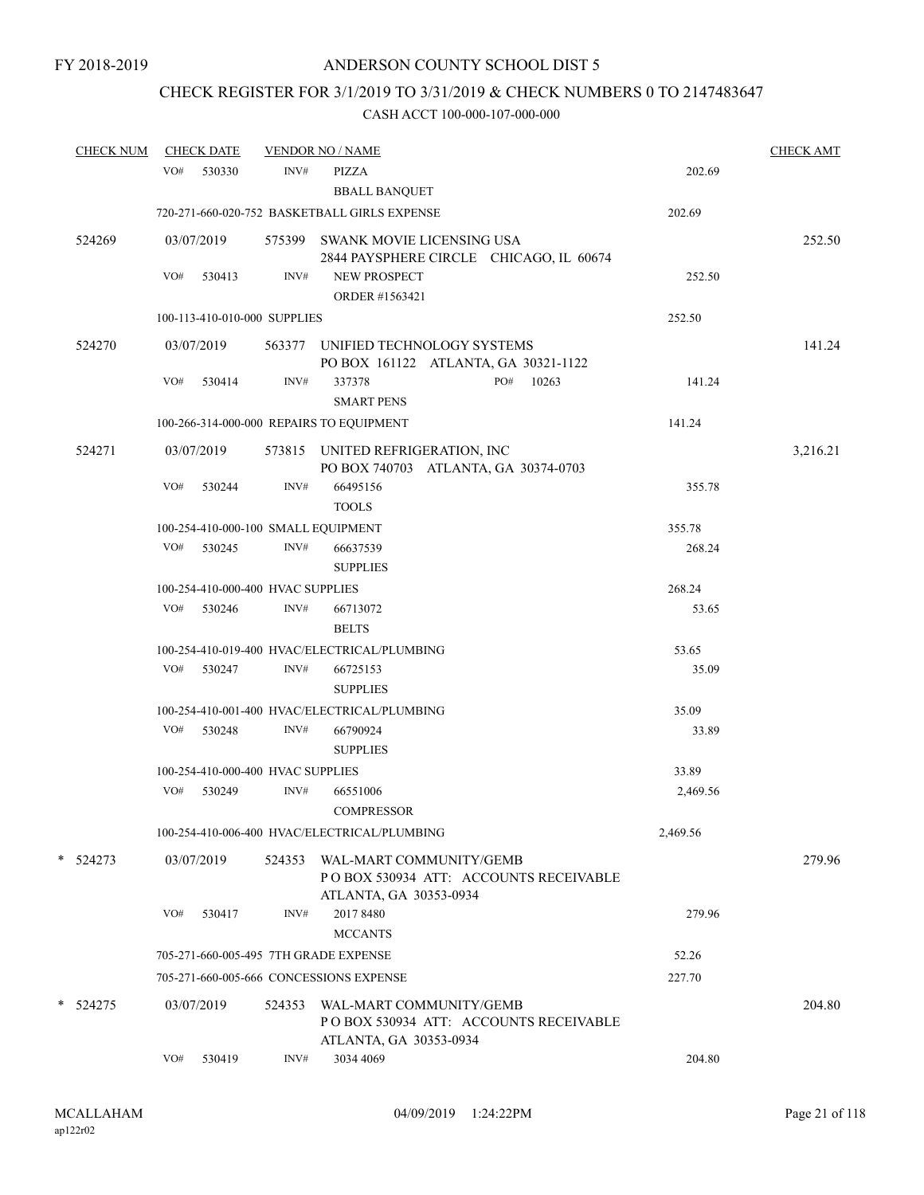FY 2018-2019

# ANDERSON COUNTY SCHOOL DIST 5

## CHECK REGISTER FOR 3/1/2019 TO 3/31/2019 & CHECK NUMBERS 0 TO 2147483647

### CASH ACCT 100-000-107-000-000

| CHECK NUM | CHECK DATE | VENDOR NO / NAME | | CHECK AMT |
|---|---|---|---|---|
| | VO# 530330 | INV# PIZZA<br>BBALL BANQUET | 202.69 | |
| | 720-271-660-020-752 BASKETBALL GIRLS EXPENSE | | 202.69 | |
| 524269 | 03/07/2019 | 575399 SWANK MOVIE LICENSING USA<br>2844 PAYSPHERE CIRCLE CHICAGO, IL 60674 | | 252.50 |
| | VO# 530413 | INV# NEW PROSPECT<br>ORDER #1563421 | 252.50 | |
| | 100-113-410-010-000 SUPPLIES | | 252.50 | |
| 524270 | 03/07/2019 | 563377 UNIFIED TECHNOLOGY SYSTEMS<br>PO BOX 161122 ATLANTA, GA 30321-1122 | | 141.24 |
| | VO# 530414 | INV# 337378 PO# 10263<br>SMART PENS | 141.24 | |
| | 100-266-314-000-000 REPAIRS TO EQUIPMENT | | 141.24 | |
| 524271 | 03/07/2019 | 573815 UNITED REFRIGERATION, INC<br>PO BOX 740703 ATLANTA, GA 30374-0703 | | 3,216.21 |
| | VO# 530244 | INV# 66495156<br>TOOLS | 355.78 | |
| | 100-254-410-000-100 SMALL EQUIPMENT | | 355.78 | |
| | VO# 530245 | INV# 66637539<br>SUPPLIES | 268.24 | |
| | 100-254-410-000-400 HVAC SUPPLIES | | 268.24 | |
| | VO# 530246 | INV# 66713072<br>BELTS | 53.65 | |
| | 100-254-410-019-400 HVAC/ELECTRICAL/PLUMBING | | 53.65 | |
| | VO# 530247 | INV# 66725153<br>SUPPLIES | 35.09 | |
| | 100-254-410-001-400 HVAC/ELECTRICAL/PLUMBING | | 35.09 | |
| | VO# 530248 | INV# 66790924<br>SUPPLIES | 33.89 | |
| | 100-254-410-000-400 HVAC SUPPLIES | | 33.89 | |
| | VO# 530249 | INV# 66551006<br>COMPRESSOR | 2,469.56 | |
| | 100-254-410-006-400 HVAC/ELECTRICAL/PLUMBING | | 2,469.56 | |
| * 524273 | 03/07/2019 | 524353 WAL-MART COMMUNITY/GEMB<br>P O BOX 530934 ATT: ACCOUNTS RECEIVABLE<br>ATLANTA, GA 30353-0934 | | 279.96 |
| | VO# 530417 | INV# 2017 8480<br>MCCANTS | 279.96 | |
| | 705-271-660-005-495 7TH GRADE EXPENSE | | 52.26 | |
| | 705-271-660-005-666 CONCESSIONS EXPENSE | | 227.70 | |
| * 524275 | 03/07/2019 | 524353 WAL-MART COMMUNITY/GEMB<br>P O BOX 530934 ATT: ACCOUNTS RECEIVABLE<br>ATLANTA, GA 30353-0934 | | 204.80 |
| | VO# 530419 | INV# 3034 4069 | 204.80 | |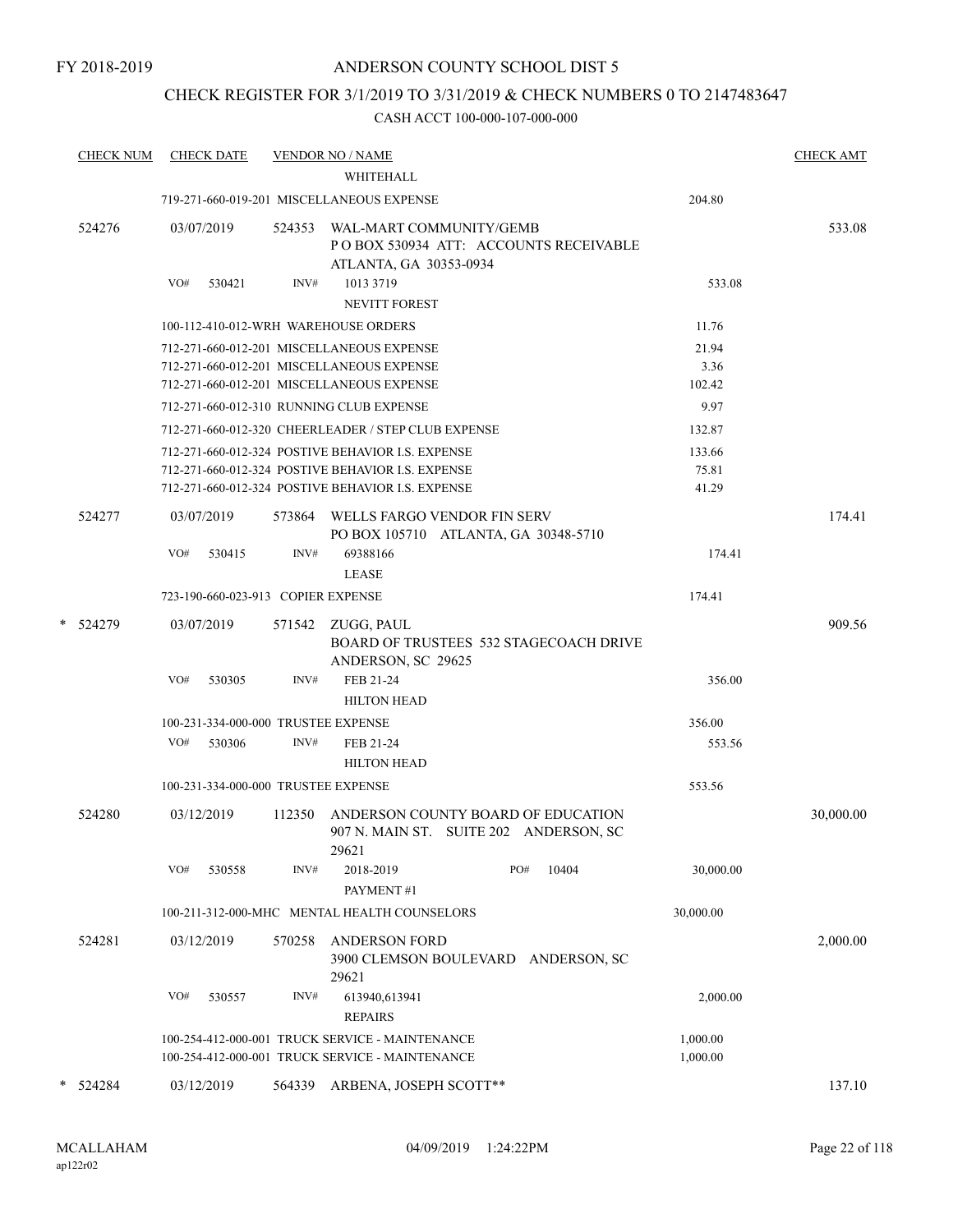FY 2018-2019

# ANDERSON COUNTY SCHOOL DIST 5

## CHECK REGISTER FOR 3/1/2019 TO 3/31/2019 & CHECK NUMBERS 0 TO 2147483647

### CASH ACCT 100-000-107-000-000

| CHECK NUM | CHECK DATE | VENDOR NO / NAME | | CHECK AMT |
|---|---|---|---|---|
| | | WHITEHALL | | |
| | | 719-271-660-019-201 MISCELLANEOUS EXPENSE | 204.80 | |
| 524276 | 03/07/2019 | 524353 WAL-MART COMMUNITY/GEMB<br>P O BOX 530934 ATT: ACCOUNTS RECEIVABLE<br>ATLANTA, GA 30353-0934 | | 533.08 |
| | VO# 530421 | INV# 1013 3719<br>NEVITT FOREST | 533.08 | |
| | | 100-112-410-012-WRH WAREHOUSE ORDERS | 11.76 | |
| | | 712-271-660-012-201 MISCELLANEOUS EXPENSE | 21.94 | |
| | | 712-271-660-012-201 MISCELLANEOUS EXPENSE | 3.36 | |
| | | 712-271-660-012-201 MISCELLANEOUS EXPENSE | 102.42 | |
| | | 712-271-660-012-310 RUNNING CLUB EXPENSE | 9.97 | |
| | | 712-271-660-012-320 CHEERLEADER / STEP CLUB EXPENSE | 132.87 | |
| | | 712-271-660-012-324 POSTIVE BEHAVIOR I.S. EXPENSE | 133.66 | |
| | | 712-271-660-012-324 POSTIVE BEHAVIOR I.S. EXPENSE | 75.81 | |
| | | 712-271-660-012-324 POSTIVE BEHAVIOR I.S. EXPENSE | 41.29 | |
| 524277 | 03/07/2019 | 573864 WELLS FARGO VENDOR FIN SERV<br>PO BOX 105710 ATLANTA, GA 30348-5710 | | 174.41 |
| | VO# 530415 | INV# 69388166<br>LEASE | 174.41 | |
| | | 723-190-660-023-913 COPIER EXPENSE | 174.41 | |
| * 524279 | 03/07/2019 | 571542 ZUGG, PAUL<br>BOARD OF TRUSTEES 532 STAGECOACH DRIVE<br>ANDERSON, SC 29625 | | 909.56 |
| | VO# 530305 | INV# FEB 21-24<br>HILTON HEAD | 356.00 | |
| | | 100-231-334-000-000 TRUSTEE EXPENSE | 356.00 | |
| | VO# 530306 | INV# FEB 21-24<br>HILTON HEAD | 553.56 | |
| | | 100-231-334-000-000 TRUSTEE EXPENSE | 553.56 | |
| 524280 | 03/12/2019 | 112350 ANDERSON COUNTY BOARD OF EDUCATION<br>907 N. MAIN ST. SUITE 202 ANDERSON, SC<br>29621 | | 30,000.00 |
| | VO# 530558 | INV# 2018-2019 PO# 10404<br>PAYMENT #1 | 30,000.00 | |
| | | 100-211-312-000-MHC MENTAL HEALTH COUNSELORS | 30,000.00 | |
| 524281 | 03/12/2019 | 570258 ANDERSON FORD<br>3900 CLEMSON BOULEVARD ANDERSON, SC<br>29621 | | 2,000.00 |
| | VO# 530557 | INV# 613940,613941<br>REPAIRS | 2,000.00 | |
| | | 100-254-412-000-001 TRUCK SERVICE - MAINTENANCE | 1,000.00 | |
| | | 100-254-412-000-001 TRUCK SERVICE - MAINTENANCE | 1,000.00 | |
| * 524284 | 03/12/2019 | 564339 ARBENA, JOSEPH SCOTT** | | 137.10 |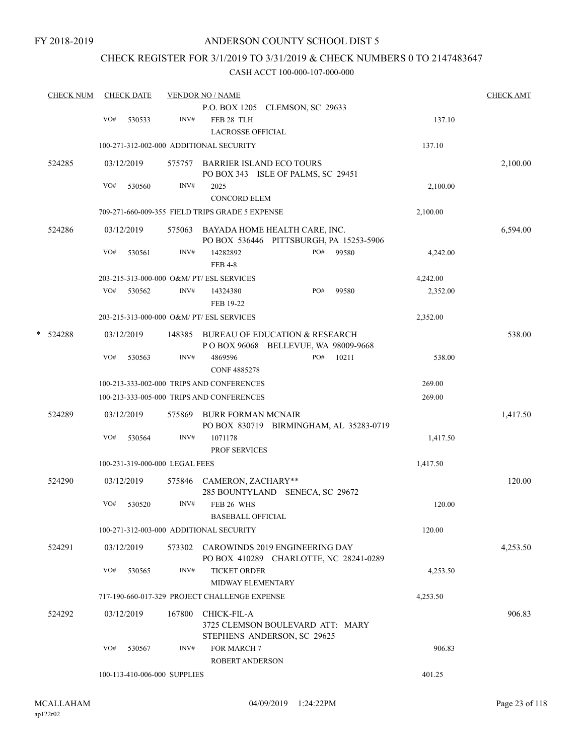FY 2018-2019

# ANDERSON COUNTY SCHOOL DIST 5

## CHECK REGISTER FOR 3/1/2019 TO 3/31/2019 & CHECK NUMBERS 0 TO 2147483647

### CASH ACCT 100-000-107-000-000

| CHECK NUM | CHECK DATE | VENDOR NO / NAME | | CHECK AMT |
|---|---|---|---|---|
| | | P.O. BOX 1205 CLEMSON, SC 29633 | | |
| | VO# 530533 | INV# FEB 28 TLH LACROSSE OFFICIAL | 137.10 | |
| | 100-271-312-002-000 ADDITIONAL SECURITY | | 137.10 | |
| 524285 | 03/12/2019 | 575757 BARRIER ISLAND ECO TOURS PO BOX 343 ISLE OF PALMS, SC 29451 | | 2,100.00 |
| | VO# 530560 | INV# 2025 CONCORD ELEM | 2,100.00 | |
| | 709-271-660-009-355 FIELD TRIPS GRADE 5 EXPENSE | | 2,100.00 | |
| 524286 | 03/12/2019 | 575063 BAYADA HOME HEALTH CARE, INC. PO BOX 536446 PITTSBURGH, PA 15253-5906 | | 6,594.00 |
| | VO# 530561 | INV# 14282892 PO# 99580 FEB 4-8 | 4,242.00 | |
| | 203-215-313-000-000 O&M/ PT/ ESL SERVICES | | 4,242.00 | |
| | VO# 530562 | INV# 14324380 PO# 99580 FEB 19-22 | 2,352.00 | |
| | 203-215-313-000-000 O&M/ PT/ ESL SERVICES | | 2,352.00 | |
| * 524288 | 03/12/2019 | 148385 BUREAU OF EDUCATION & RESEARCH P O BOX 96068 BELLEVUE, WA 98009-9668 | | 538.00 |
| | VO# 530563 | INV# 4869596 PO# 10211 CONF 4885278 | 538.00 | |
| | 100-213-333-002-000 TRIPS AND CONFERENCES | | 269.00 | |
| | 100-213-333-005-000 TRIPS AND CONFERENCES | | 269.00 | |
| 524289 | 03/12/2019 | 575869 BURR FORMAN MCNAIR PO BOX 830719 BIRMINGHAM, AL 35283-0719 | | 1,417.50 |
| | VO# 530564 | INV# 1071178 PROF SERVICES | 1,417.50 | |
| | 100-231-319-000-000 LEGAL FEES | | 1,417.50 | |
| 524290 | 03/12/2019 | 575846 CAMERON, ZACHARY** 285 BOUNTYLAND SENECA, SC 29672 | | 120.00 |
| | VO# 530520 | INV# FEB 26 WHS BASEBALL OFFICIAL | 120.00 | |
| | 100-271-312-003-000 ADDITIONAL SECURITY | | 120.00 | |
| 524291 | 03/12/2019 | 573302 CAROWINDS 2019 ENGINEERING DAY PO BOX 410289 CHARLOTTE, NC 28241-0289 | | 4,253.50 |
| | VO# 530565 | INV# TICKET ORDER MIDWAY ELEMENTARY | 4,253.50 | |
| | 717-190-660-017-329 PROJECT CHALLENGE EXPENSE | | 4,253.50 | |
| 524292 | 03/12/2019 | 167800 CHICK-FIL-A 3725 CLEMSON BOULEVARD ATT: MARY STEPHENS ANDERSON, SC 29625 | | 906.83 |
| | VO# 530567 | INV# FOR MARCH 7 ROBERT ANDERSON | 906.83 | |
| | 100-113-410-006-000 SUPPLIES | | 401.25 | |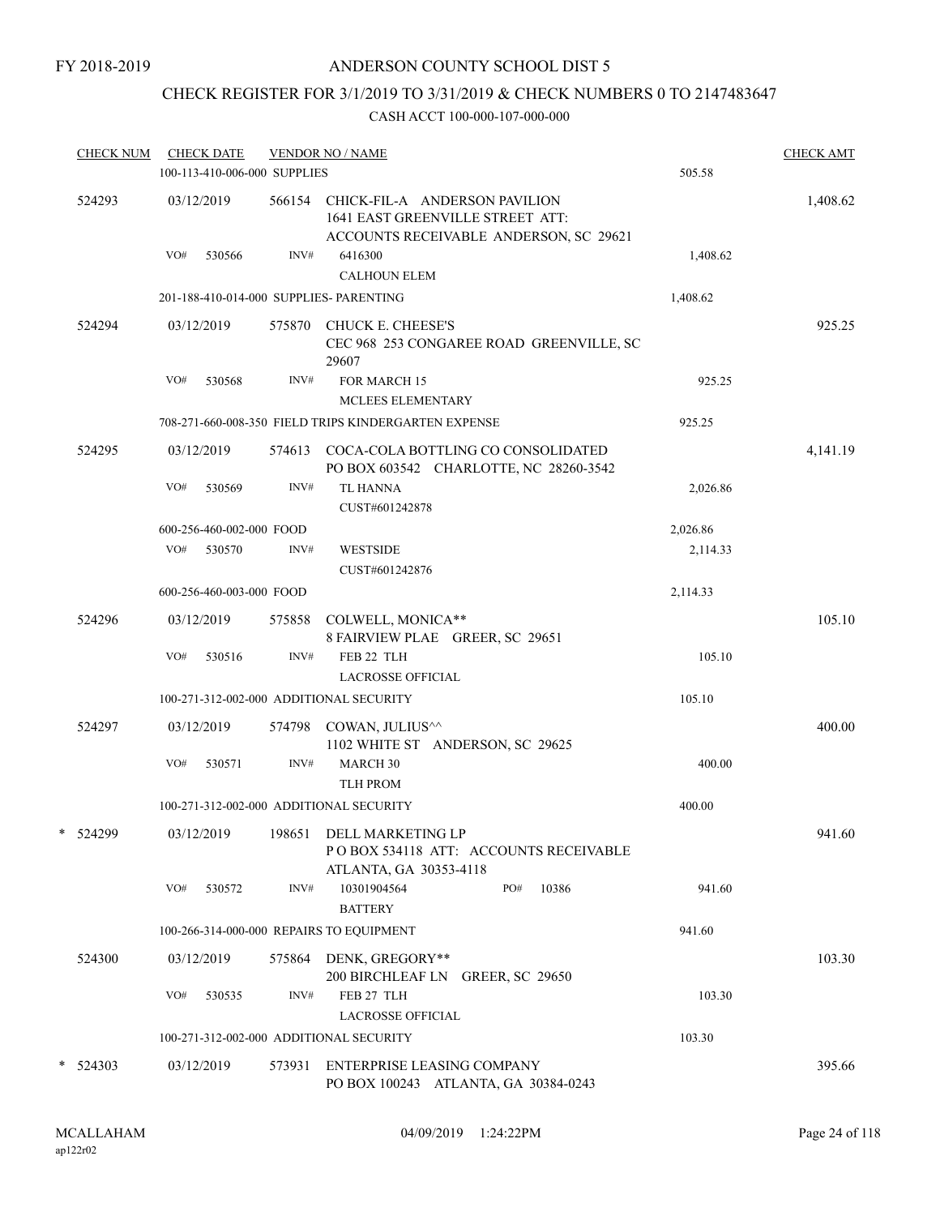FY 2018-2019

# ANDERSON COUNTY SCHOOL DIST 5

## CHECK REGISTER FOR 3/1/2019 TO 3/31/2019 & CHECK NUMBERS 0 TO 2147483647

### CASH ACCT 100-000-107-000-000

| CHECK NUM | CHECK DATE | VENDOR NO / NAME | | CHECK AMT |
|---|---|---|---|---|
| | 100-113-410-006-000 SUPPLIES | | 505.58 | |
| 524293 | 03/12/2019 | 566154 CHICK-FIL-A ANDERSON PAVILION 1641 EAST GREENVILLE STREET ATT: ACCOUNTS RECEIVABLE ANDERSON, SC 29621 | | 1,408.62 |
| | VO# 530566 | INV# 6416300 CALHOUN ELEM | 1,408.62 | |
| | 201-188-410-014-000 SUPPLIES- PARENTING | | 1,408.62 | |
| 524294 | 03/12/2019 | 575870 CHUCK E. CHEESE'S CEC 968 253 CONGAREE ROAD GREENVILLE, SC 29607 | | 925.25 |
| | VO# 530568 | INV# FOR MARCH 15 MCLEES ELEMENTARY | 925.25 | |
| | 708-271-660-008-350 FIELD TRIPS KINDERGARTEN EXPENSE | | 925.25 | |
| 524295 | 03/12/2019 | 574613 COCA-COLA BOTTLING CO CONSOLIDATED PO BOX 603542 CHARLOTTE, NC 28260-3542 | | 4,141.19 |
| | VO# 530569 | INV# TL HANNA CUST#601242878 | 2,026.86 | |
| | 600-256-460-002-000 FOOD | | 2,026.86 | |
| | VO# 530570 | INV# WESTSIDE CUST#601242876 | 2,114.33 | |
| | 600-256-460-003-000 FOOD | | 2,114.33 | |
| 524296 | 03/12/2019 | 575858 COLWELL, MONICA** 8 FAIRVIEW PLAE GREER, SC 29651 | | 105.10 |
| | VO# 530516 | INV# FEB 22 TLH LACROSSE OFFICIAL | 105.10 | |
| | 100-271-312-002-000 ADDITIONAL SECURITY | | 105.10 | |
| 524297 | 03/12/2019 | 574798 COWAN, JULIUS^^ 1102 WHITE ST ANDERSON, SC 29625 | | 400.00 |
| | VO# 530571 | INV# MARCH 30 TLH PROM | 400.00 | |
| | 100-271-312-002-000 ADDITIONAL SECURITY | | 400.00 | |
| * 524299 | 03/12/2019 | 198651 DELL MARKETING LP P O BOX 534118 ATT: ACCOUNTS RECEIVABLE ATLANTA, GA 30353-4118 | | 941.60 |
| | VO# 530572 | INV# 10301904564 PO# 10386 BATTERY | 941.60 | |
| | 100-266-314-000-000 REPAIRS TO EQUIPMENT | | 941.60 | |
| 524300 | 03/12/2019 | 575864 DENK, GREGORY** 200 BIRCHLEAF LN GREER, SC 29650 | | 103.30 |
| | VO# 530535 | INV# FEB 27 TLH LACROSSE OFFICIAL | 103.30 | |
| | 100-271-312-002-000 ADDITIONAL SECURITY | | 103.30 | |
| * 524303 | 03/12/2019 | 573931 ENTERPRISE LEASING COMPANY PO BOX 100243 ATLANTA, GA 30384-0243 | | 395.66 |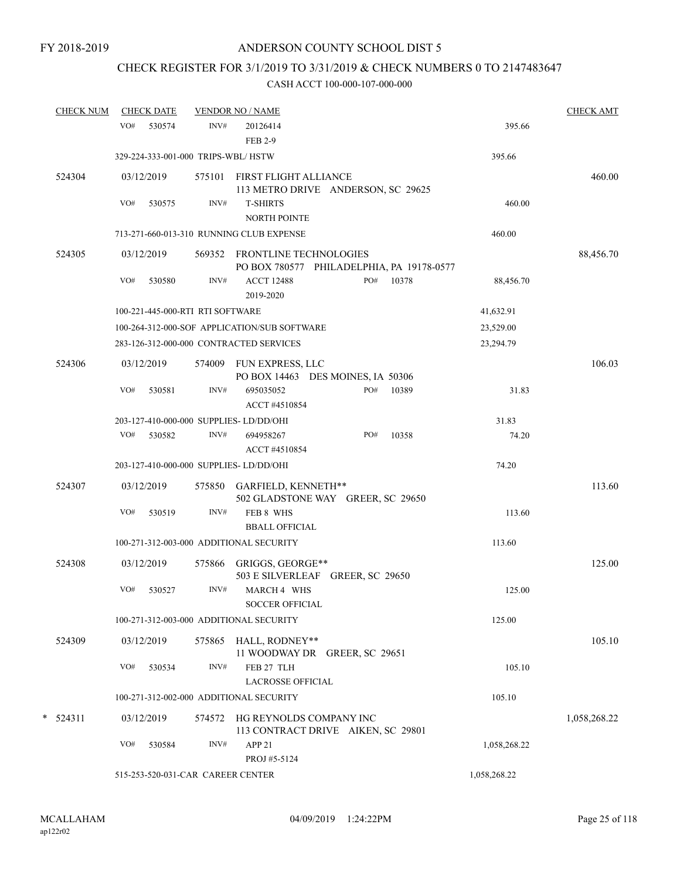FY 2018-2019

# ANDERSON COUNTY SCHOOL DIST 5

## CHECK REGISTER FOR 3/1/2019 TO 3/31/2019 & CHECK NUMBERS 0 TO 2147483647

### CASH ACCT 100-000-107-000-000

| CHECK NUM | CHECK DATE | VENDOR NO / NAME | | | CHECK AMT |
|---|---|---|---|---|---|
| | VO# 530574 | INV# 20126414 FEB 2-9 | | 395.66 | |
| | 329-224-333-001-000 TRIPS-WBL/ HSTW | | | 395.66 | |
| 524304 | 03/12/2019 | 575101 FIRST FLIGHT ALLIANCE 113 METRO DRIVE ANDERSON, SC 29625 | | | 460.00 |
| | VO# 530575 | INV# T-SHIRTS NORTH POINTE | | 460.00 | |
| | 713-271-660-013-310 RUNNING CLUB EXPENSE | | | 460.00 | |
| 524305 | 03/12/2019 | 569352 FRONTLINE TECHNOLOGIES PO BOX 780577 PHILADELPHIA, PA 19178-0577 | | | 88,456.70 |
| | VO# 530580 | INV# ACCT 12488 2019-2020 | PO# 10378 | 88,456.70 | |
| | 100-221-445-000-RTI RTI SOFTWARE | | | 41,632.91 | |
| | 100-264-312-000-SOF APPLICATION/SUB SOFTWARE | | | 23,529.00 | |
| | 283-126-312-000-000 CONTRACTED SERVICES | | | 23,294.79 | |
| 524306 | 03/12/2019 | 574009 FUN EXPRESS, LLC PO BOX 14463 DES MOINES, IA 50306 | | | 106.03 |
| | VO# 530581 | INV# 695035052 ACCT #4510854 | PO# 10389 | 31.83 | |
| | 203-127-410-000-000 SUPPLIES- LD/DD/OHI | | | 31.83 | |
| | VO# 530582 | INV# 694958267 ACCT #4510854 | PO# 10358 | 74.20 | |
| | 203-127-410-000-000 SUPPLIES- LD/DD/OHI | | | 74.20 | |
| 524307 | 03/12/2019 | 575850 GARFIELD, KENNETH** 502 GLADSTONE WAY GREER, SC 29650 | | | 113.60 |
| | VO# 530519 | INV# FEB 8 WHS BBALL OFFICIAL | | 113.60 | |
| | 100-271-312-003-000 ADDITIONAL SECURITY | | | 113.60 | |
| 524308 | 03/12/2019 | 575866 GRIGGS, GEORGE** 503 E SILVERLEAF GREER, SC 29650 | | | 125.00 |
| | VO# 530527 | INV# MARCH 4 WHS SOCCER OFFICIAL | | 125.00 | |
| | 100-271-312-003-000 ADDITIONAL SECURITY | | | 125.00 | |
| 524309 | 03/12/2019 | 575865 HALL, RODNEY** 11 WOODWAY DR GREER, SC 29651 | | | 105.10 |
| | VO# 530534 | INV# FEB 27 TLH LACROSSE OFFICIAL | | 105.10 | |
| | 100-271-312-002-000 ADDITIONAL SECURITY | | | 105.10 | |
| * 524311 | 03/12/2019 | 574572 HG REYNOLDS COMPANY INC 113 CONTRACT DRIVE AIKEN, SC 29801 | | | 1,058,268.22 |
| | VO# 530584 | INV# APP 21 PROJ #5-5124 | | 1,058,268.22 | |
| | 515-253-520-031-CAR CAREER CENTER | | | 1,058,268.22 | |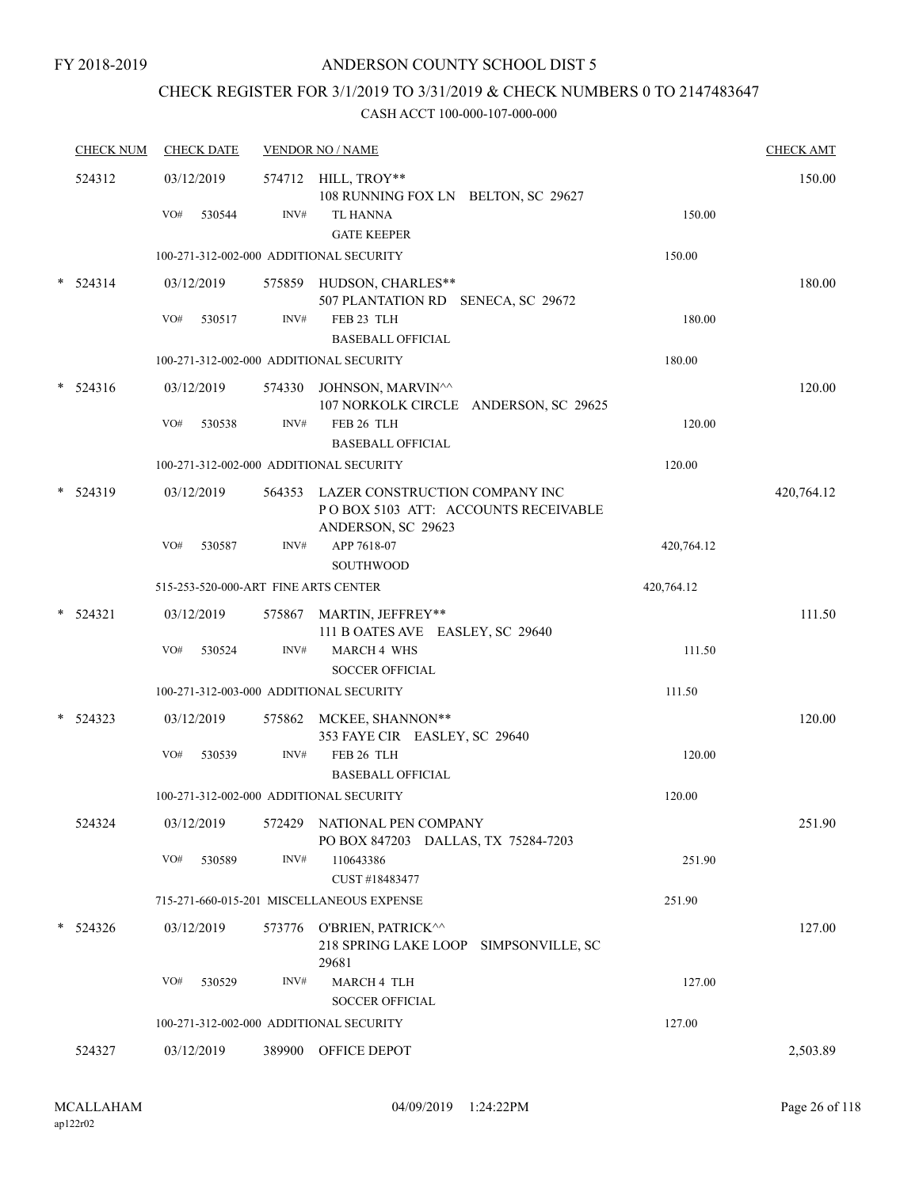FY 2018-2019

# ANDERSON COUNTY SCHOOL DIST 5

## CHECK REGISTER FOR 3/1/2019 TO 3/31/2019 & CHECK NUMBERS 0 TO 2147483647

### CASH ACCT 100-000-107-000-000

| CHECK NUM | CHECK DATE | VENDOR NO / NAME | | CHECK AMT |
|---|---|---|---|---|
| 524312 | 03/12/2019 | 574712 HILL, TROY** 108 RUNNING FOX LN BELTON, SC 29627 | | 150.00 |
| | VO# 530544 | INV# TL HANNA GATE KEEPER | 150.00 | |
| | 100-271-312-002-000 ADDITIONAL SECURITY | | 150.00 | |
| * 524314 | 03/12/2019 | 575859 HUDSON, CHARLES** 507 PLANTATION RD SENECA, SC 29672 | | 180.00 |
| | VO# 530517 | INV# FEB 23 TLH BASEBALL OFFICIAL | 180.00 | |
| | 100-271-312-002-000 ADDITIONAL SECURITY | | 180.00 | |
| * 524316 | 03/12/2019 | 574330 JOHNSON, MARVIN^^ 107 NORKOLK CIRCLE ANDERSON, SC 29625 | | 120.00 |
| | VO# 530538 | INV# FEB 26 TLH BASEBALL OFFICIAL | 120.00 | |
| | 100-271-312-002-000 ADDITIONAL SECURITY | | 120.00 | |
| * 524319 | 03/12/2019 | 564353 LAZER CONSTRUCTION COMPANY INC P O BOX 5103 ATT: ACCOUNTS RECEIVABLE ANDERSON, SC 29623 | | 420,764.12 |
| | VO# 530587 | INV# APP 7618-07 SOUTHWOOD | 420,764.12 | |
| | 515-253-520-000-ART FINE ARTS CENTER | | 420,764.12 | |
| * 524321 | 03/12/2019 | 575867 MARTIN, JEFFREY** 111 B OATES AVE EASLEY, SC 29640 | | 111.50 |
| | VO# 530524 | INV# MARCH 4 WHS SOCCER OFFICIAL | 111.50 | |
| | 100-271-312-003-000 ADDITIONAL SECURITY | | 111.50 | |
| * 524323 | 03/12/2019 | 575862 MCKEE, SHANNON** 353 FAYE CIR EASLEY, SC 29640 | | 120.00 |
| | VO# 530539 | INV# FEB 26 TLH BASEBALL OFFICIAL | 120.00 | |
| | 100-271-312-002-000 ADDITIONAL SECURITY | | 120.00 | |
| 524324 | 03/12/2019 | 572429 NATIONAL PEN COMPANY PO BOX 847203 DALLAS, TX 75284-7203 | | 251.90 |
| | VO# 530589 | INV# 110643386 CUST #18483477 | 251.90 | |
| | 715-271-660-015-201 MISCELLANEOUS EXPENSE | | 251.90 | |
| * 524326 | 03/12/2019 | 573776 O'BRIEN, PATRICK^^ 218 SPRING LAKE LOOP SIMPSONVILLE, SC 29681 | | 127.00 |
| | VO# 530529 | INV# MARCH 4 TLH SOCCER OFFICIAL | 127.00 | |
| | 100-271-312-002-000 ADDITIONAL SECURITY | | 127.00 | |
| 524327 | 03/12/2019 | 389900 OFFICE DEPOT | | 2,503.89 |

MCALLAHAM ap122r02 04/09/2019 1:24:22PM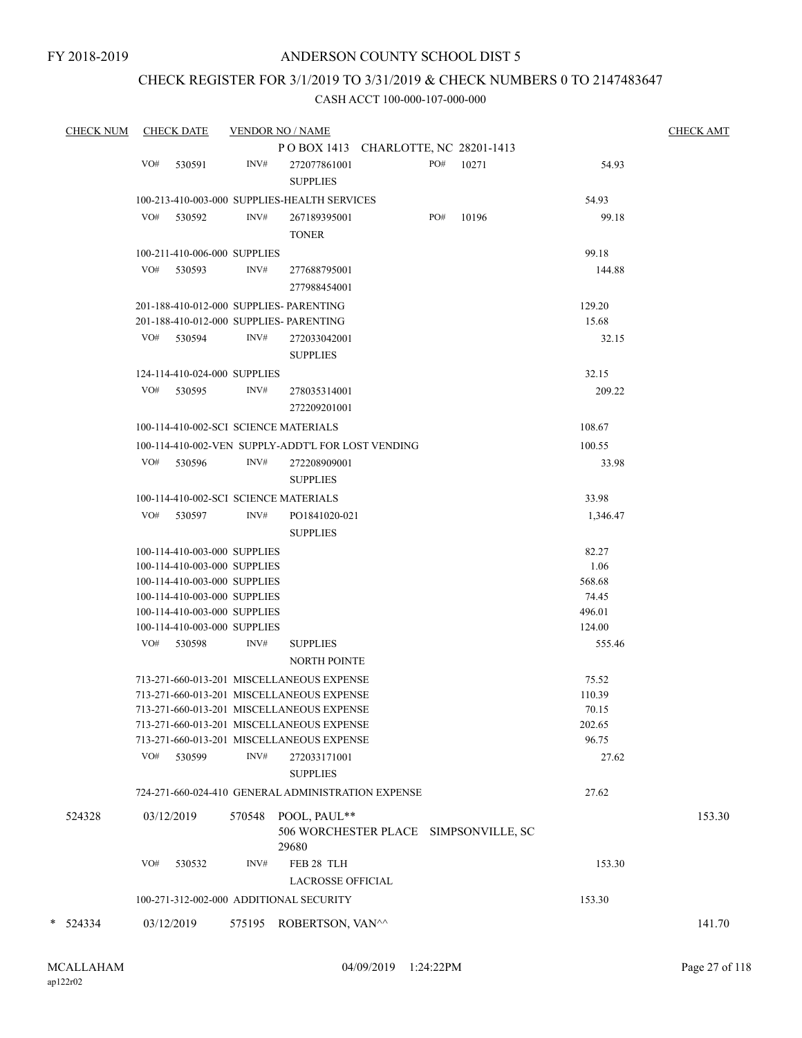FY 2018-2019

# ANDERSON COUNTY SCHOOL DIST 5

## CHECK REGISTER FOR 3/1/2019 TO 3/31/2019 & CHECK NUMBERS 0 TO 2147483647

### CASH ACCT 100-000-107-000-000

| CHECK NUM | CHECK DATE | VENDOR NO / NAME | | CHECK AMT |
|---|---|---|---|---|
| | | P O BOX 1413 CHARLOTTE, NC 28201-1413 | | |
| | VO# 530591 | INV# 272077861001 SUPPLIES PO# 10271 | 54.93 | |
| | 100-213-410-003-000 SUPPLIES-HEALTH SERVICES | | 54.93 | |
| | VO# 530592 | INV# 267189395001 TONER PO# 10196 | 99.18 | |
| | 100-211-410-006-000 SUPPLIES | | 99.18 | |
| | VO# 530593 | INV# 277688795001 277988454001 | 144.88 | |
| | 201-188-410-012-000 SUPPLIES- PARENTING | | 129.20 | |
| | 201-188-410-012-000 SUPPLIES- PARENTING | | 15.68 | |
| | VO# 530594 | INV# 272033042001 SUPPLIES | 32.15 | |
| | 124-114-410-024-000 SUPPLIES | | 32.15 | |
| | VO# 530595 | INV# 278035314001 272209201001 | 209.22 | |
| | 100-114-410-002-SCI SCIENCE MATERIALS | | 108.67 | |
| | 100-114-410-002-VEN SUPPLY-ADDT'L FOR LOST VENDING | | 100.55 | |
| | VO# 530596 | INV# 272208909001 SUPPLIES | 33.98 | |
| | 100-114-410-002-SCI SCIENCE MATERIALS | | 33.98 | |
| | VO# 530597 | INV# PO1841020-021 SUPPLIES | 1,346.47 | |
| | 100-114-410-003-000 SUPPLIES | | 82.27 | |
| | 100-114-410-003-000 SUPPLIES | | 1.06 | |
| | 100-114-410-003-000 SUPPLIES | | 568.68 | |
| | 100-114-410-003-000 SUPPLIES | | 74.45 | |
| | 100-114-410-003-000 SUPPLIES | | 496.01 | |
| | 100-114-410-003-000 SUPPLIES | | 124.00 | |
| | VO# 530598 | INV# SUPPLIES NORTH POINTE | 555.46 | |
| | 713-271-660-013-201 MISCELLANEOUS EXPENSE | | 75.52 | |
| | 713-271-660-013-201 MISCELLANEOUS EXPENSE | | 110.39 | |
| | 713-271-660-013-201 MISCELLANEOUS EXPENSE | | 70.15 | |
| | 713-271-660-013-201 MISCELLANEOUS EXPENSE | | 202.65 | |
| | 713-271-660-013-201 MISCELLANEOUS EXPENSE | | 96.75 | |
| | VO# 530599 | INV# 272033171001 SUPPLIES | 27.62 | |
| | 724-271-660-024-410 GENERAL ADMINISTRATION EXPENSE | | 27.62 | |
| 524328 | 03/12/2019 | 570548 POOL, PAUL** 506 WORCHESTER PLACE SIMPSONVILLE, SC 29680 | | 153.30 |
| | VO# 530532 | INV# FEB 28 TLH LACROSSE OFFICIAL | 153.30 | |
| | 100-271-312-002-000 ADDITIONAL SECURITY | | 153.30 | |
| * 524334 | 03/12/2019 | 575195 ROBERTSON, VAN^^ | | 141.70 |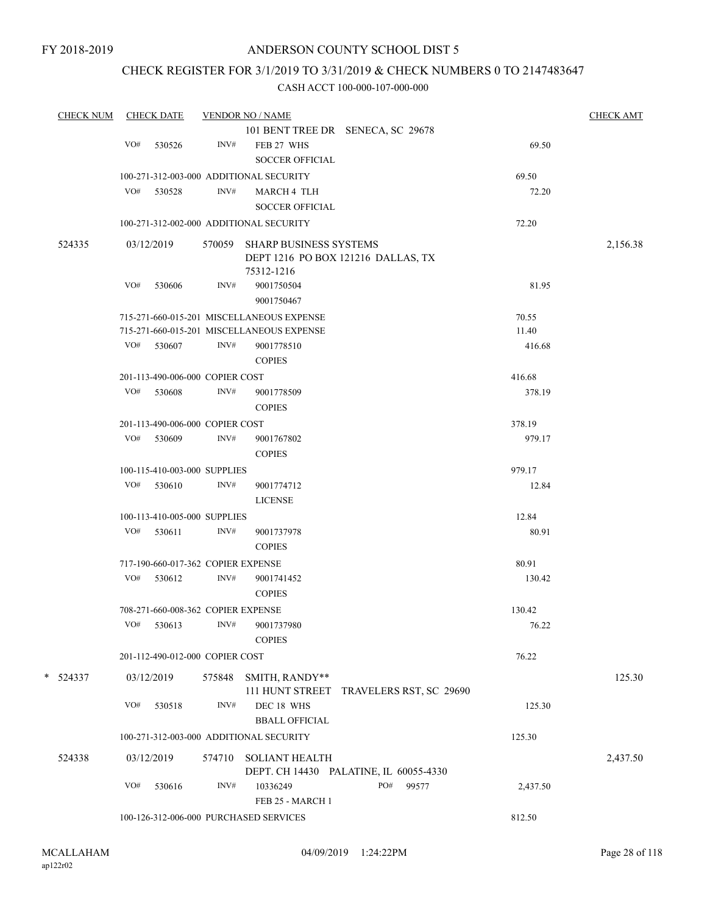FY 2018-2019

# ANDERSON COUNTY SCHOOL DIST 5

## CHECK REGISTER FOR 3/1/2019 TO 3/31/2019 & CHECK NUMBERS 0 TO 2147483647

CASH ACCT 100-000-107-000-000

| CHECK NUM | CHECK DATE | VENDOR NO / NAME | | CHECK AMT |
|---|---|---|---|---|
| | | 101 BENT TREE DR SENECA, SC 29678 | | |
| | VO# 530526 | INV# FEB 27 WHS<br>SOCCER OFFICIAL | 69.50 | |
| | 100-271-312-003-000 ADDITIONAL SECURITY | | 69.50 | |
| | VO# 530528 | INV# MARCH 4 TLH<br>SOCCER OFFICIAL | 72.20 | |
| | 100-271-312-002-000 ADDITIONAL SECURITY | | 72.20 | |
| 524335 | 03/12/2019 | 570059 SHARP BUSINESS SYSTEMS<br>DEPT 1216 PO BOX 121216 DALLAS, TX 75312-1216 | | 2,156.38 |
| | VO# 530606 | INV# 9001750504<br>9001750467 | 81.95 | |
| | 715-271-660-015-201 MISCELLANEOUS EXPENSE | | 70.55 | |
| | 715-271-660-015-201 MISCELLANEOUS EXPENSE | | 11.40 | |
| | VO# 530607 | INV# 9001778510<br>COPIES | 416.68 | |
| | 201-113-490-006-000 COPIER COST | | 416.68 | |
| | VO# 530608 | INV# 9001778509<br>COPIES | 378.19 | |
| | 201-113-490-006-000 COPIER COST | | 378.19 | |
| | VO# 530609 | INV# 9001767802<br>COPIES | 979.17 | |
| | 100-115-410-003-000 SUPPLIES | | 979.17 | |
| | VO# 530610 | INV# 9001774712<br>LICENSE | 12.84 | |
| | 100-113-410-005-000 SUPPLIES | | 12.84 | |
| | VO# 530611 | INV# 9001737978<br>COPIES | 80.91 | |
| | 717-190-660-017-362 COPIER EXPENSE | | 80.91 | |
| | VO# 530612 | INV# 9001741452<br>COPIES | 130.42 | |
| | 708-271-660-008-362 COPIER EXPENSE | | 130.42 | |
| | VO# 530613 | INV# 9001737980<br>COPIES | 76.22 | |
| | 201-112-490-012-000 COPIER COST | | 76.22 | |
| * 524337 | 03/12/2019 | 575848 SMITH, RANDY**<br>111 HUNT STREET TRAVELERS RST, SC 29690 | | 125.30 |
| | VO# 530518 | INV# DEC 18 WHS<br>BBALL OFFICIAL | 125.30 | |
| | 100-271-312-003-000 ADDITIONAL SECURITY | | 125.30 | |
| 524338 | 03/12/2019 | 574710 SOLIANT HEALTH<br>DEPT. CH 14430 PALATINE, IL 60055-4330 | | 2,437.50 |
| | VO# 530616 | INV# 10336249 PO# 99577<br>FEB 25 - MARCH 1 | 2,437.50 | |
| | 100-126-312-006-000 PURCHASED SERVICES | | 812.50 | |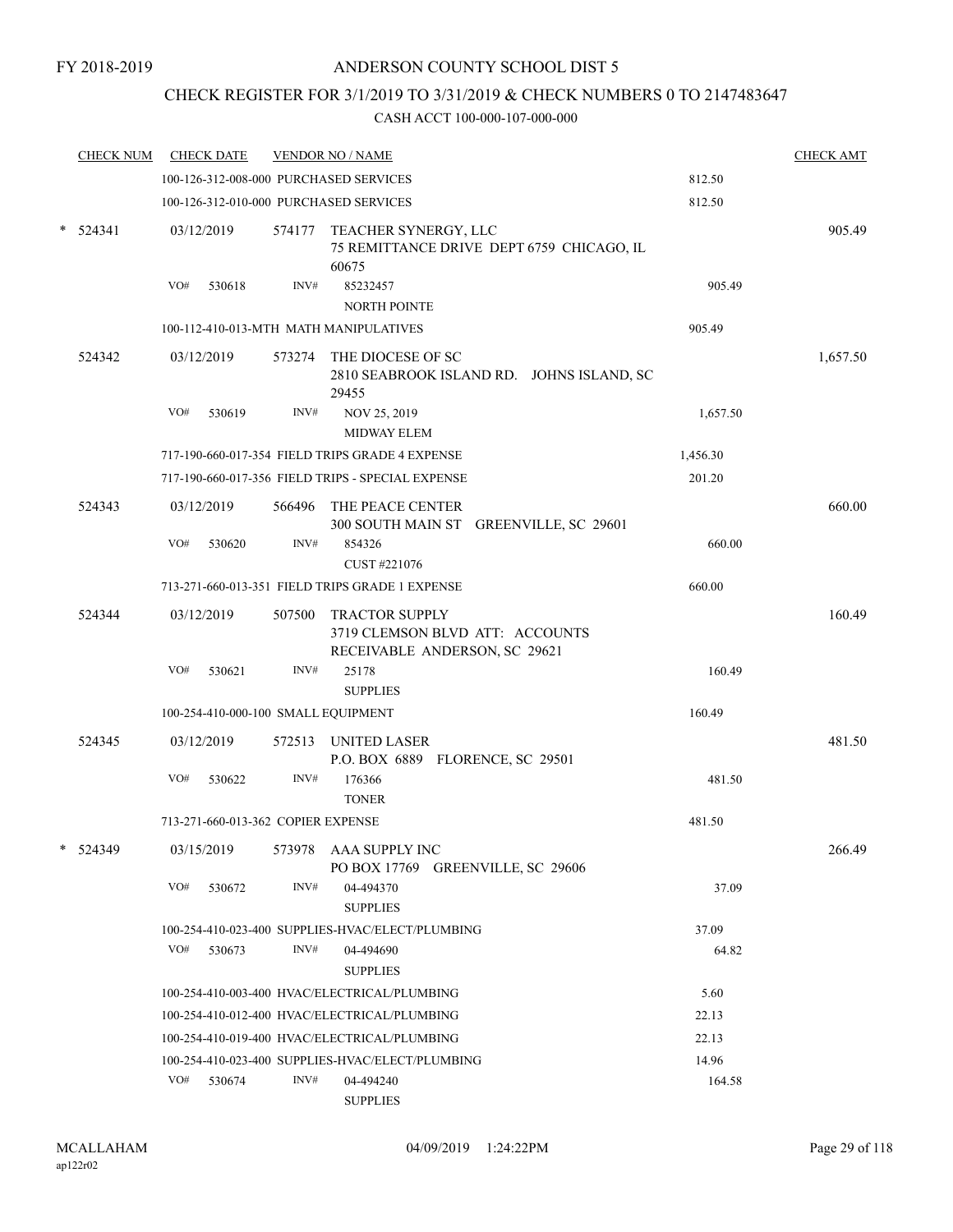FY 2018-2019

# ANDERSON COUNTY SCHOOL DIST 5

## CHECK REGISTER FOR 3/1/2019 TO 3/31/2019 & CHECK NUMBERS 0 TO 2147483647

### CASH ACCT 100-000-107-000-000

| CHECK NUM | CHECK DATE | VENDOR NO / NAME | | CHECK AMT |
|---|---|---|---|---|
| | 100-126-312-008-000 PURCHASED SERVICES | | 812.50 | |
| | 100-126-312-010-000 PURCHASED SERVICES | | 812.50 | |
| * 524341 | 03/12/2019 | 574177 TEACHER SYNERGY, LLC<br>75 REMITTANCE DRIVE DEPT 6759 CHICAGO, IL 60675 | | 905.49 |
| | VO# 530618 | INV# 85232457<br>NORTH POINTE | 905.49 | |
| | 100-112-410-013-MTH MATH MANIPULATIVES | | 905.49 | |
| 524342 | 03/12/2019 | 573274 THE DIOCESE OF SC<br>2810 SEABROOK ISLAND RD. JOHNS ISLAND, SC 29455 | | 1,657.50 |
| | VO# 530619 | INV# NOV 25, 2019<br>MIDWAY ELEM | 1,657.50 | |
| | 717-190-660-017-354 FIELD TRIPS GRADE 4 EXPENSE | | 1,456.30 | |
| | 717-190-660-017-356 FIELD TRIPS - SPECIAL EXPENSE | | 201.20 | |
| 524343 | 03/12/2019 | 566496 THE PEACE CENTER<br>300 SOUTH MAIN ST GREENVILLE, SC 29601 | | 660.00 |
| | VO# 530620 | INV# 854326<br>CUST #221076 | 660.00 | |
| | 713-271-660-013-351 FIELD TRIPS GRADE 1 EXPENSE | | 660.00 | |
| 524344 | 03/12/2019 | 507500 TRACTOR SUPPLY<br>3719 CLEMSON BLVD ATT: ACCOUNTS RECEIVABLE ANDERSON, SC 29621 | | 160.49 |
| | VO# 530621 | INV# 25178<br>SUPPLIES | 160.49 | |
| | 100-254-410-000-100 SMALL EQUIPMENT | | 160.49 | |
| 524345 | 03/12/2019 | 572513 UNITED LASER<br>P.O. BOX 6889 FLORENCE, SC 29501 | | 481.50 |
| | VO# 530622 | INV# 176366<br>TONER | 481.50 | |
| | 713-271-660-013-362 COPIER EXPENSE | | 481.50 | |
| * 524349 | 03/15/2019 | 573978 AAA SUPPLY INC<br>PO BOX 17769 GREENVILLE, SC 29606 | | 266.49 |
| | VO# 530672 | INV# 04-494370<br>SUPPLIES | 37.09 | |
| | 100-254-410-023-400 SUPPLIES-HVAC/ELECT/PLUMBING | | 37.09 | |
| | VO# 530673 | INV# 04-494690<br>SUPPLIES | 64.82 | |
| | 100-254-410-003-400 HVAC/ELECTRICAL/PLUMBING | | 5.60 | |
| | 100-254-410-012-400 HVAC/ELECTRICAL/PLUMBING | | 22.13 | |
| | 100-254-410-019-400 HVAC/ELECTRICAL/PLUMBING | | 22.13 | |
| | 100-254-410-023-400 SUPPLIES-HVAC/ELECT/PLUMBING | | 14.96 | |
| | VO# 530674 | INV# 04-494240<br>SUPPLIES | 164.58 | |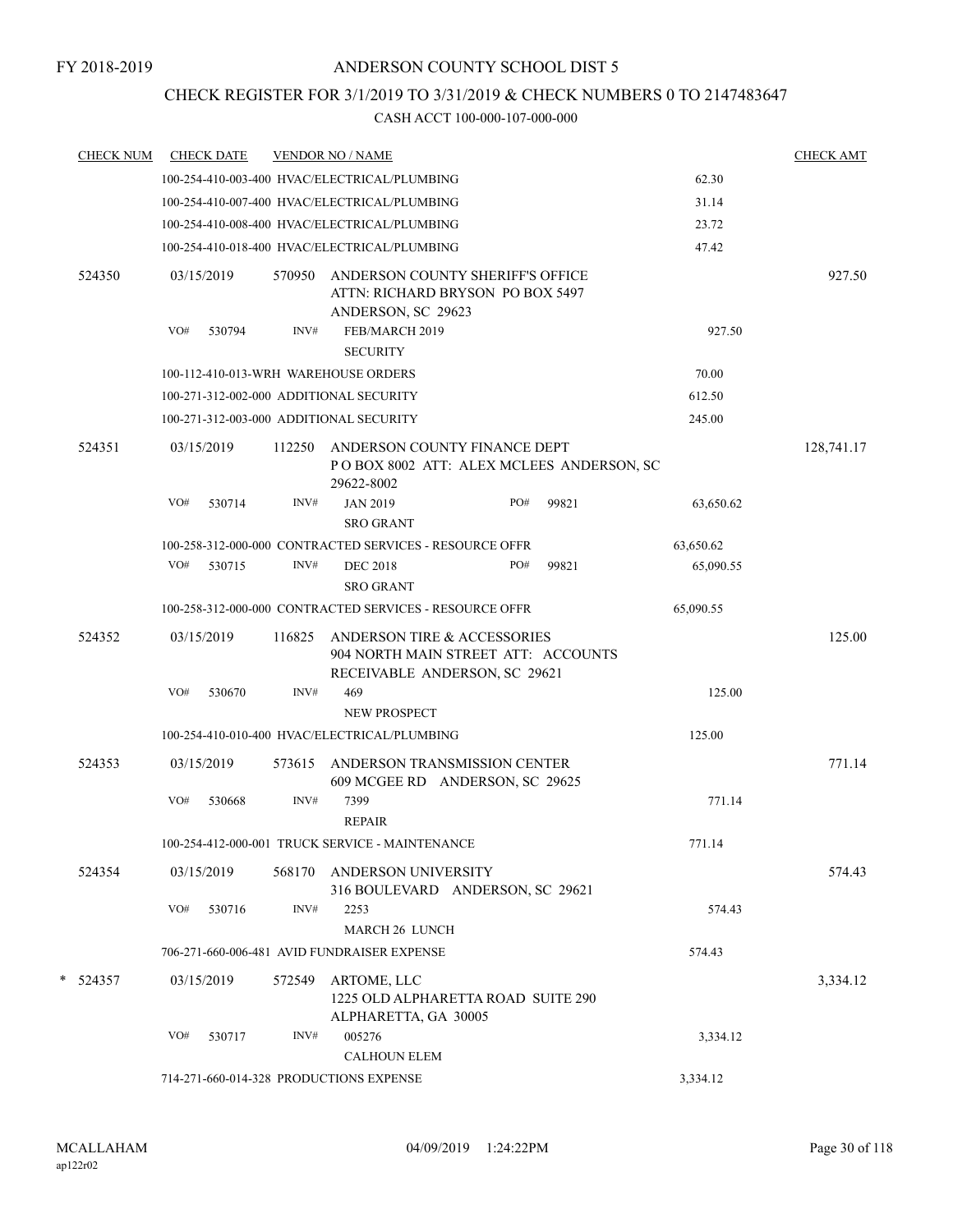FY 2018-2019

# ANDERSON COUNTY SCHOOL DIST 5

## CHECK REGISTER FOR 3/1/2019 TO 3/31/2019 & CHECK NUMBERS 0 TO 2147483647

### CASH ACCT 100-000-107-000-000

| CHECK NUM | CHECK DATE | VENDOR NO / NAME | | CHECK AMT |
|---|---|---|---|---|
| | | 100-254-410-003-400 HVAC/ELECTRICAL/PLUMBING | 62.30 | |
| | | 100-254-410-007-400 HVAC/ELECTRICAL/PLUMBING | 31.14 | |
| | | 100-254-410-008-400 HVAC/ELECTRICAL/PLUMBING | 23.72 | |
| | | 100-254-410-018-400 HVAC/ELECTRICAL/PLUMBING | 47.42 | |
| 524350 | 03/15/2019 | 570950 ANDERSON COUNTY SHERIFF'S OFFICE ATTN: RICHARD BRYSON PO BOX 5497 ANDERSON, SC 29623 | | 927.50 |
| | VO# 530794 | INV# FEB/MARCH 2019 SECURITY | 927.50 | |
| | | 100-112-410-013-WRH WAREHOUSE ORDERS | 70.00 | |
| | | 100-271-312-002-000 ADDITIONAL SECURITY | 612.50 | |
| | | 100-271-312-003-000 ADDITIONAL SECURITY | 245.00 | |
| 524351 | 03/15/2019 | 112250 ANDERSON COUNTY FINANCE DEPT P O BOX 8002 ATT: ALEX MCLEES ANDERSON, SC 29622-8002 | | 128,741.17 |
| | VO# 530714 | INV# JAN 2019 PO# 99821 SRO GRANT | 63,650.62 | |
| | | 100-258-312-000-000 CONTRACTED SERVICES - RESOURCE OFFR | 63,650.62 | |
| | VO# 530715 | INV# DEC 2018 PO# 99821 SRO GRANT | 65,090.55 | |
| | | 100-258-312-000-000 CONTRACTED SERVICES - RESOURCE OFFR | 65,090.55 | |
| 524352 | 03/15/2019 | 116825 ANDERSON TIRE & ACCESSORIES 904 NORTH MAIN STREET ATT: ACCOUNTS RECEIVABLE ANDERSON, SC 29621 | | 125.00 |
| | VO# 530670 | INV# 469 NEW PROSPECT | 125.00 | |
| | | 100-254-410-010-400 HVAC/ELECTRICAL/PLUMBING | 125.00 | |
| 524353 | 03/15/2019 | 573615 ANDERSON TRANSMISSION CENTER 609 MCGEE RD ANDERSON, SC 29625 | | 771.14 |
| | VO# 530668 | INV# 7399 REPAIR | 771.14 | |
| | | 100-254-412-000-001 TRUCK SERVICE - MAINTENANCE | 771.14 | |
| 524354 | 03/15/2019 | 568170 ANDERSON UNIVERSITY 316 BOULEVARD ANDERSON, SC 29621 | | 574.43 |
| | VO# 530716 | INV# 2253 MARCH 26 LUNCH | 574.43 | |
| | | 706-271-660-006-481 AVID FUNDRAISER EXPENSE | 574.43 | |
| * 524357 | 03/15/2019 | 572549 ARTOME, LLC 1225 OLD ALPHARETTA ROAD SUITE 290 ALPHARETTA, GA 30005 | | 3,334.12 |
| | VO# 530717 | INV# 005276 CALHOUN ELEM | 3,334.12 | |
| | | 714-271-660-014-328 PRODUCTIONS EXPENSE | 3,334.12 | |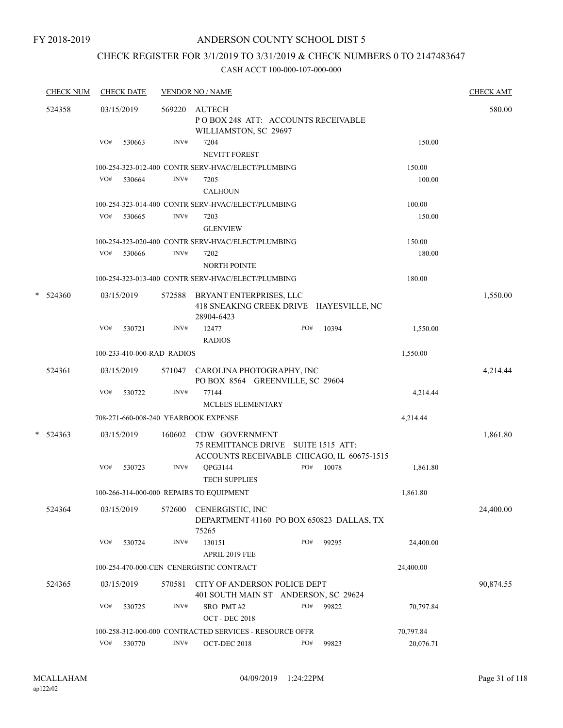FY 2018-2019

# ANDERSON COUNTY SCHOOL DIST 5

## CHECK REGISTER FOR 3/1/2019 TO 3/31/2019 & CHECK NUMBERS 0 TO 2147483647

### CASH ACCT 100-000-107-000-000

| CHECK NUM | CHECK DATE | VENDOR NO / NAME | | | CHECK AMT |
|---|---|---|---|---|---|
| 524358 | 03/15/2019 | 569220 AUTECH<br>P O BOX 248 ATT: ACCOUNTS RECEIVABLE<br>WILLIAMSTON, SC 29697 | | | 580.00 |
| | VO# 530663 | INV# 7204<br>NEVITT FOREST | | 150.00 | |
| | 100-254-323-012-400 CONTR SERV-HVAC/ELECT/PLUMBING | | | 150.00 | |
| | VO# 530664 | INV# 7205<br>CALHOUN | | 100.00 | |
| | 100-254-323-014-400 CONTR SERV-HVAC/ELECT/PLUMBING | | | 100.00 | |
| | VO# 530665 | INV# 7203<br>GLENVIEW | | 150.00 | |
| | 100-254-323-020-400 CONTR SERV-HVAC/ELECT/PLUMBING | | | 150.00 | |
| | VO# 530666 | INV# 7202<br>NORTH POINTE | | 180.00 | |
| | 100-254-323-013-400 CONTR SERV-HVAC/ELECT/PLUMBING | | | 180.00 | |
| * 524360 | 03/15/2019 | 572588 BRYANT ENTERPRISES, LLC<br>418 SNEAKING CREEK DRIVE HAYESVILLE, NC 28904-6423 | | | 1,550.00 |
| | VO# 530721 | INV# 12477<br>RADIOS | PO# 10394 | 1,550.00 | |
| | 100-233-410-000-RAD RADIOS | | | 1,550.00 | |
| 524361 | 03/15/2019 | 571047 CAROLINA PHOTOGRAPHY, INC<br>PO BOX 8564 GREENVILLE, SC 29604 | | | 4,214.44 |
| | VO# 530722 | INV# 77144<br>MCLEES ELEMENTARY | | 4,214.44 | |
| | 708-271-660-008-240 YEARBOOK EXPENSE | | | 4,214.44 | |
| * 524363 | 03/15/2019 | 160602 CDW GOVERNMENT<br>75 REMITTANCE DRIVE SUITE 1515 ATT:<br>ACCOUNTS RECEIVABLE CHICAGO, IL 60675-1515 | | | 1,861.80 |
| | VO# 530723 | INV# QPG3144<br>TECH SUPPLIES | PO# 10078 | 1,861.80 | |
| | 100-266-314-000-000 REPAIRS TO EQUIPMENT | | | 1,861.80 | |
| 524364 | 03/15/2019 | 572600 CENERGISTIC, INC<br>DEPARTMENT 41160 PO BOX 650823 DALLAS, TX 75265 | | | 24,400.00 |
| | VO# 530724 | INV# 130151<br>APRIL 2019 FEE | PO# 99295 | 24,400.00 | |
| | 100-254-470-000-CEN CENERGISTIC CONTRACT | | | 24,400.00 | |
| 524365 | 03/15/2019 | 570581 CITY OF ANDERSON POLICE DEPT<br>401 SOUTH MAIN ST ANDERSON, SC 29624 | | | 90,874.55 |
| | VO# 530725 | INV# SRO PMT #2<br>OCT - DEC 2018 | PO# 99822 | 70,797.84 | |
| | 100-258-312-000-000 CONTRACTED SERVICES - RESOURCE OFFR | | | 70,797.84 | |
| | VO# 530770 | INV# OCT-DEC 2018 | PO# 99823 | 20,076.71 | |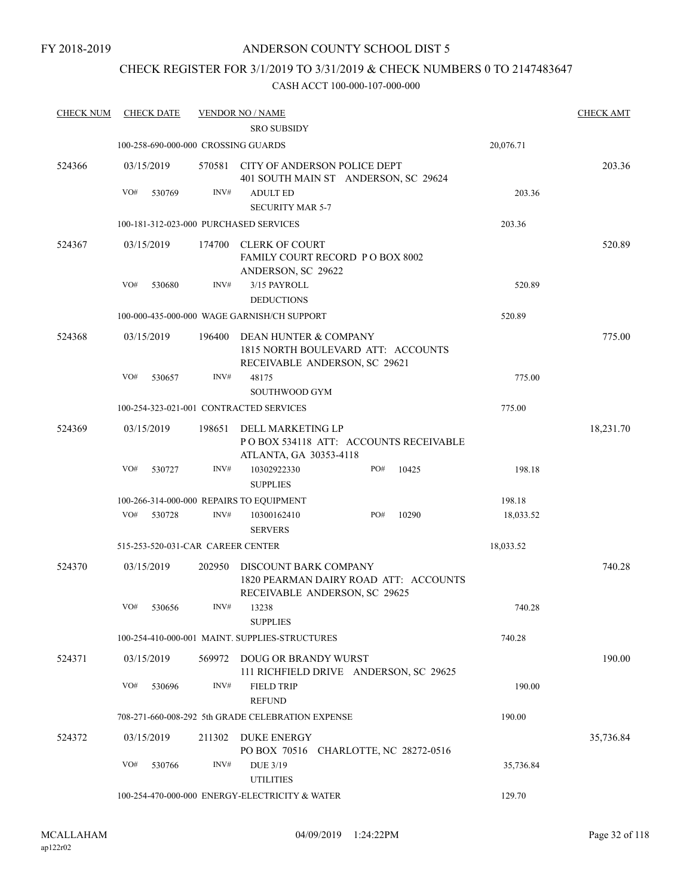FY 2018-2019

# ANDERSON COUNTY SCHOOL DIST 5

## CHECK REGISTER FOR 3/1/2019 TO 3/31/2019 & CHECK NUMBERS 0 TO 2147483647

### CASH ACCT 100-000-107-000-000

| CHECK NUM | CHECK DATE | VENDOR NO / NAME | | CHECK AMT |
|---|---|---|---|---|
| | | SRO SUBSIDY | | |
| | 100-258-690-000-000 CROSSING GUARDS | | 20,076.71 | |
| 524366 | 03/15/2019 | 570581 CITY OF ANDERSON POLICE DEPT<br>401 SOUTH MAIN ST ANDERSON, SC 29624 | | 203.36 |
| | VO# 530769 | INV# ADULT ED<br>SECURITY MAR 5-7 | 203.36 | |
| | 100-181-312-023-000 PURCHASED SERVICES | | 203.36 | |
| 524367 | 03/15/2019 | 174700 CLERK OF COURT<br>FAMILY COURT RECORD P O BOX 8002<br>ANDERSON, SC 29622 | | 520.89 |
| | VO# 530680 | INV# 3/15 PAYROLL<br>DEDUCTIONS | 520.89 | |
| | 100-000-435-000-000 WAGE GARNISH/CH SUPPORT | | 520.89 | |
| 524368 | 03/15/2019 | 196400 DEAN HUNTER & COMPANY<br>1815 NORTH BOULEVARD ATT: ACCOUNTS<br>RECEIVABLE ANDERSON, SC 29621 | | 775.00 |
| | VO# 530657 | INV# 48175<br>SOUTHWOOD GYM | 775.00 | |
| | 100-254-323-021-001 CONTRACTED SERVICES | | 775.00 | |
| 524369 | 03/15/2019 | 198651 DELL MARKETING LP<br>P O BOX 534118 ATT: ACCOUNTS RECEIVABLE<br>ATLANTA, GA 30353-4118 | | 18,231.70 |
| | VO# 530727 | INV# 10302922330 PO# 10425<br>SUPPLIES | 198.18 | |
| | 100-266-314-000-000 REPAIRS TO EQUIPMENT | | 198.18 | |
| | VO# 530728 | INV# 10300162410 PO# 10290<br>SERVERS | 18,033.52 | |
| | 515-253-520-031-CAR CAREER CENTER | | 18,033.52 | |
| 524370 | 03/15/2019 | 202950 DISCOUNT BARK COMPANY<br>1820 PEARMAN DAIRY ROAD ATT: ACCOUNTS<br>RECEIVABLE ANDERSON, SC 29625 | | 740.28 |
| | VO# 530656 | INV# 13238<br>SUPPLIES | 740.28 | |
| | 100-254-410-000-001 MAINT. SUPPLIES-STRUCTURES | | 740.28 | |
| 524371 | 03/15/2019 | 569972 DOUG OR BRANDY WURST<br>111 RICHFIELD DRIVE ANDERSON, SC 29625 | | 190.00 |
| | VO# 530696 | INV# FIELD TRIP<br>REFUND | 190.00 | |
| | 708-271-660-008-292 5th GRADE CELEBRATION EXPENSE | | 190.00 | |
| 524372 | 03/15/2019 | 211302 DUKE ENERGY<br>PO BOX 70516 CHARLOTTE, NC 28272-0516 | | 35,736.84 |
| | VO# 530766 | INV# DUE 3/19<br>UTILITIES | 35,736.84 | |
| | 100-254-470-000-000 ENERGY-ELECTRICITY & WATER | | 129.70 | |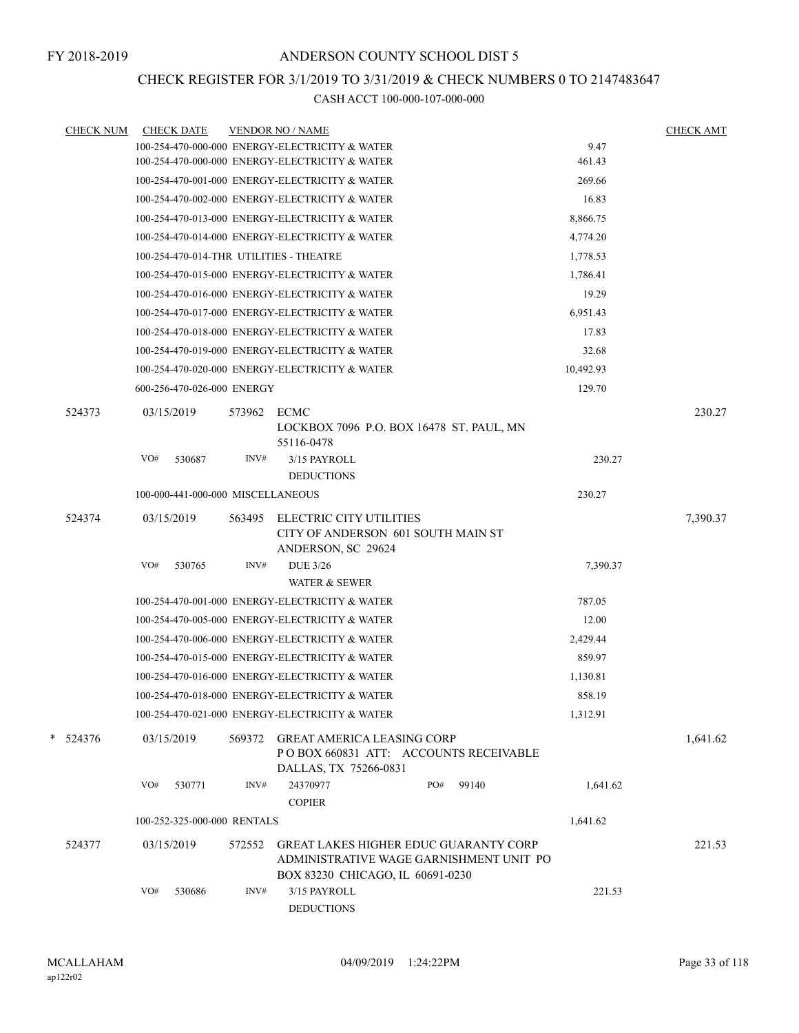FY 2018-2019

# ANDERSON COUNTY SCHOOL DIST 5

## CHECK REGISTER FOR 3/1/2019 TO 3/31/2019 & CHECK NUMBERS 0 TO 2147483647

### CASH ACCT 100-000-107-000-000

| CHECK NUM | CHECK DATE | VENDOR NO / NAME | | CHECK AMT |
|---|---|---|---|---|
| | | 100-254-470-000-000 ENERGY-ELECTRICITY & WATER | 9.47 | |
| | | 100-254-470-000-000 ENERGY-ELECTRICITY & WATER | 461.43 | |
| | | 100-254-470-001-000 ENERGY-ELECTRICITY & WATER | 269.66 | |
| | | 100-254-470-002-000 ENERGY-ELECTRICITY & WATER | 16.83 | |
| | | 100-254-470-013-000 ENERGY-ELECTRICITY & WATER | 8,866.75 | |
| | | 100-254-470-014-000 ENERGY-ELECTRICITY & WATER | 4,774.20 | |
| | | 100-254-470-014-THR UTILITIES - THEATRE | 1,778.53 | |
| | | 100-254-470-015-000 ENERGY-ELECTRICITY & WATER | 1,786.41 | |
| | | 100-254-470-016-000 ENERGY-ELECTRICITY & WATER | 19.29 | |
| | | 100-254-470-017-000 ENERGY-ELECTRICITY & WATER | 6,951.43 | |
| | | 100-254-470-018-000 ENERGY-ELECTRICITY & WATER | 17.83 | |
| | | 100-254-470-019-000 ENERGY-ELECTRICITY & WATER | 32.68 | |
| | | 100-254-470-020-000 ENERGY-ELECTRICITY & WATER | 10,492.93 | |
| | | 600-256-470-026-000 ENERGY | 129.70 | |
| 524373 | 03/15/2019 | 573962 ECMC<br>LOCKBOX 7096 P.O. BOX 16478 ST. PAUL, MN 55116-0478 | | 230.27 |
| | VO# 530687 | INV# 3/15 PAYROLL<br>DEDUCTIONS | 230.27 | |
| | | 100-000-441-000-000 MISCELLANEOUS | 230.27 | |
| 524374 | 03/15/2019 | 563495 ELECTRIC CITY UTILITIES<br>CITY OF ANDERSON 601 SOUTH MAIN ST<br>ANDERSON, SC 29624 | | 7,390.37 |
| | VO# 530765 | INV# DUE 3/26<br>WATER & SEWER | 7,390.37 | |
| | | 100-254-470-001-000 ENERGY-ELECTRICITY & WATER | 787.05 | |
| | | 100-254-470-005-000 ENERGY-ELECTRICITY & WATER | 12.00 | |
| | | 100-254-470-006-000 ENERGY-ELECTRICITY & WATER | 2,429.44 | |
| | | 100-254-470-015-000 ENERGY-ELECTRICITY & WATER | 859.97 | |
| | | 100-254-470-016-000 ENERGY-ELECTRICITY & WATER | 1,130.81 | |
| | | 100-254-470-018-000 ENERGY-ELECTRICITY & WATER | 858.19 | |
| | | 100-254-470-021-000 ENERGY-ELECTRICITY & WATER | 1,312.91 | |
| * 524376 | 03/15/2019 | 569372 GREAT AMERICA LEASING CORP<br>P O BOX 660831 ATT: ACCOUNTS RECEIVABLE<br>DALLAS, TX 75266-0831 | | 1,641.62 |
| | VO# 530771 | INV# 24370977 PO# 99140<br>COPIER | 1,641.62 | |
| | | 100-252-325-000-000 RENTALS | 1,641.62 | |
| 524377 | 03/15/2019 | 572552 GREAT LAKES HIGHER EDUC GUARANTY CORP<br>ADMINISTRATIVE WAGE GARNISHMENT UNIT PO BOX 83230 CHICAGO, IL 60691-0230 | | 221.53 |
| | VO# 530686 | INV# 3/15 PAYROLL<br>DEDUCTIONS | 221.53 | |

MCALLAHAM 04/09/2019 1:24:22PM
ap122r02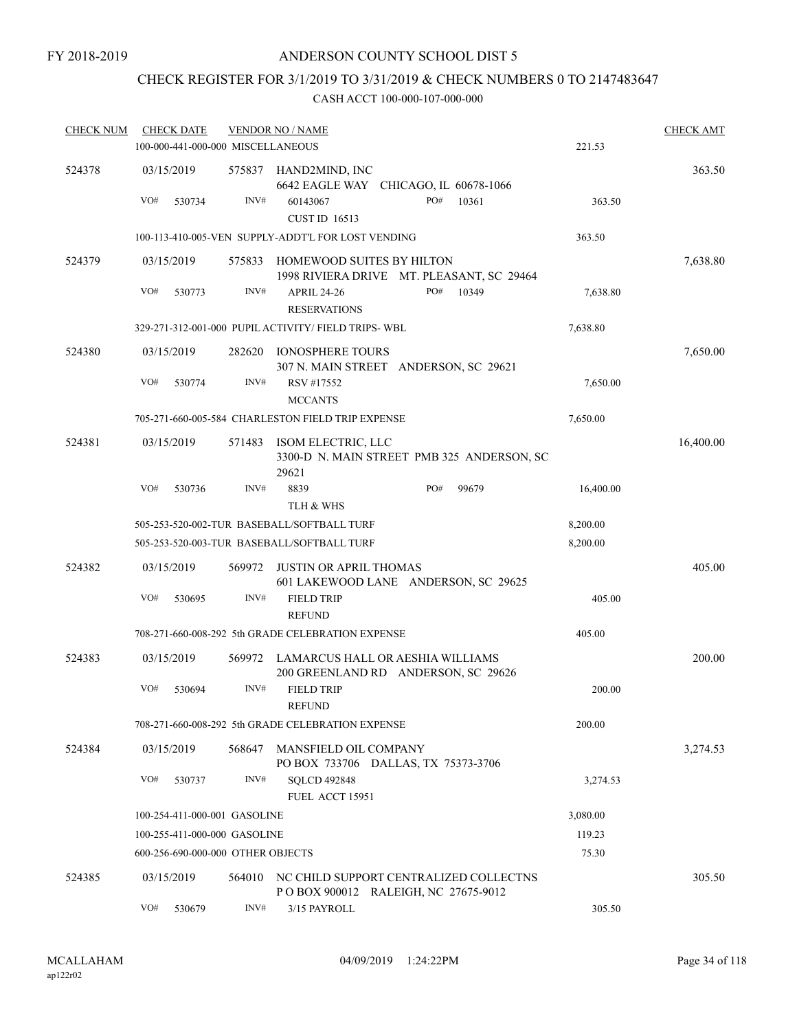FY 2018-2019

# ANDERSON COUNTY SCHOOL DIST 5

## CHECK REGISTER FOR 3/1/2019 TO 3/31/2019 & CHECK NUMBERS 0 TO 2147483647

CASH ACCT 100-000-107-000-000

| CHECK NUM | CHECK DATE | VENDOR NO / NAME | | CHECK AMT |
|---|---|---|---|---|
| | 100-000-441-000-000 MISCELLANEOUS | | 221.53 | |
| 524378 | 03/15/2019 | 575837 HAND2MIND, INC<br>6642 EAGLE WAY CHICAGO, IL 60678-1066 | | 363.50 |
| | VO# 530734 | INV# 60143067 PO# 10361<br>CUST ID 16513 | 363.50 | |
| | 100-113-410-005-VEN SUPPLY-ADDT'L FOR LOST VENDING | | 363.50 | |
| 524379 | 03/15/2019 | 575833 HOMEWOOD SUITES BY HILTON<br>1998 RIVIERA DRIVE MT. PLEASANT, SC 29464 | | 7,638.80 |
| | VO# 530773 | INV# APRIL 24-26 PO# 10349<br>RESERVATIONS | 7,638.80 | |
| | 329-271-312-001-000 PUPIL ACTIVITY/ FIELD TRIPS- WBL | | 7,638.80 | |
| 524380 | 03/15/2019 | 282620 IONOSPHERE TOURS<br>307 N. MAIN STREET ANDERSON, SC 29621 | | 7,650.00 |
| | VO# 530774 | INV# RSV #17552<br>MCCANTS | 7,650.00 | |
| | 705-271-660-005-584 CHARLESTON FIELD TRIP EXPENSE | | 7,650.00 | |
| 524381 | 03/15/2019 | 571483 ISOM ELECTRIC, LLC<br>3300-D N. MAIN STREET PMB 325 ANDERSON, SC 29621 | | 16,400.00 |
| | VO# 530736 | INV# 8839 PO# 99679<br>TLH & WHS | 16,400.00 | |
| | 505-253-520-002-TUR BASEBALL/SOFTBALL TURF | | 8,200.00 | |
| | 505-253-520-003-TUR BASEBALL/SOFTBALL TURF | | 8,200.00 | |
| 524382 | 03/15/2019 | 569972 JUSTIN OR APRIL THOMAS<br>601 LAKEWOOD LANE ANDERSON, SC 29625 | | 405.00 |
| | VO# 530695 | INV# FIELD TRIP<br>REFUND | 405.00 | |
| | 708-271-660-008-292 5th GRADE CELEBRATION EXPENSE | | 405.00 | |
| 524383 | 03/15/2019 | 569972 LAMARCUS HALL OR AESHIA WILLIAMS<br>200 GREENLAND RD ANDERSON, SC 29626 | | 200.00 |
| | VO# 530694 | INV# FIELD TRIP<br>REFUND | 200.00 | |
| | 708-271-660-008-292 5th GRADE CELEBRATION EXPENSE | | 200.00 | |
| 524384 | 03/15/2019 | 568647 MANSFIELD OIL COMPANY<br>PO BOX 733706 DALLAS, TX 75373-3706 | | 3,274.53 |
| | VO# 530737 | INV# SQLCD 492848<br>FUEL ACCT 15951 | 3,274.53 | |
| | 100-254-411-000-001 GASOLINE | | 3,080.00 | |
| | 100-255-411-000-000 GASOLINE | | 119.23 | |
| | 600-256-690-000-000 OTHER OBJECTS | | 75.30 | |
| 524385 | 03/15/2019 | 564010 NC CHILD SUPPORT CENTRALIZED COLLECTNS<br>P O BOX 900012 RALEIGH, NC 27675-9012 | | 305.50 |
| | VO# 530679 | INV# 3/15 PAYROLL | 305.50 | |

MCALLAHAM ap122r02 04/09/2019 1:24:22PM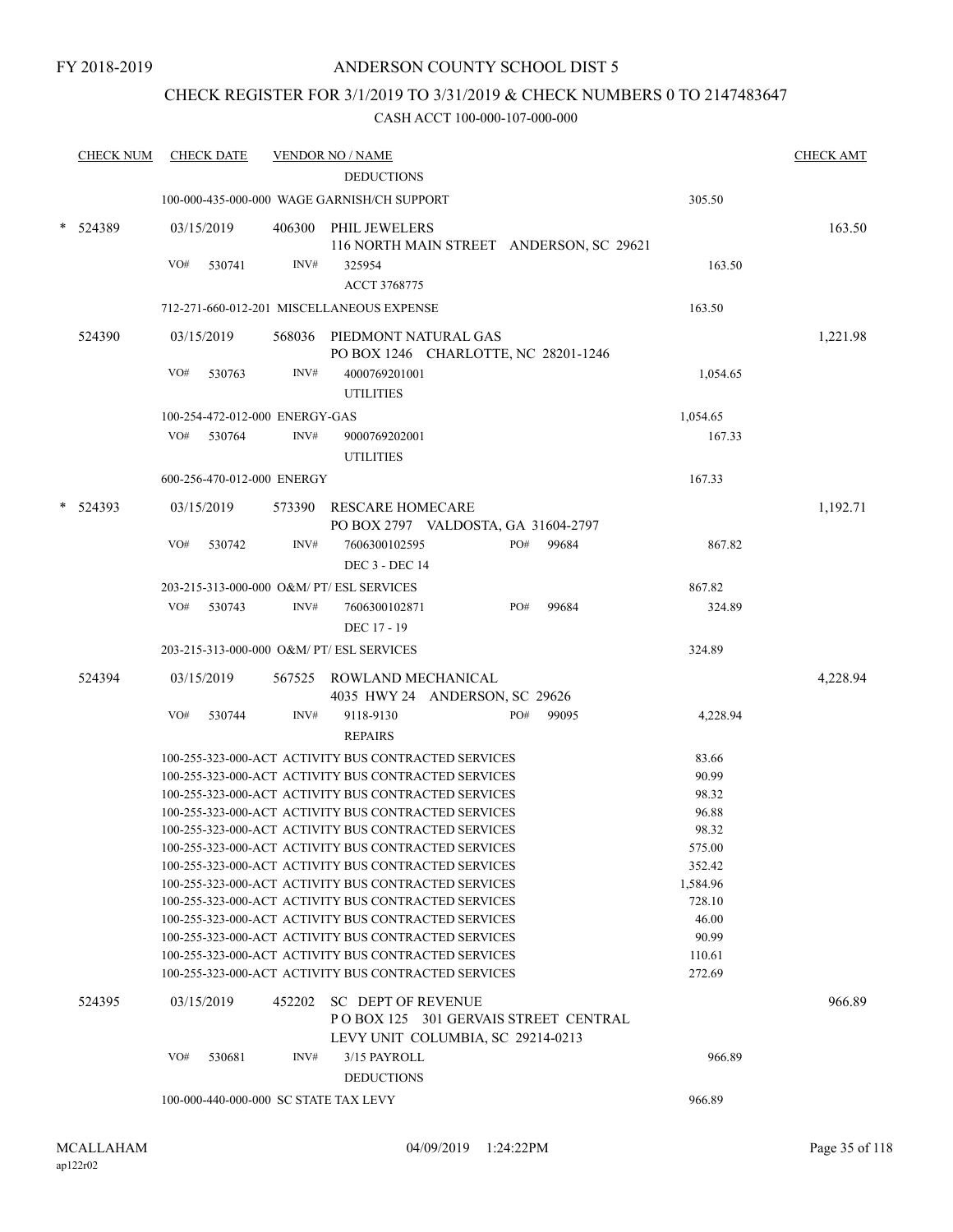FY 2018-2019

ANDERSON COUNTY SCHOOL DIST 5

CHECK REGISTER FOR 3/1/2019 TO 3/31/2019 & CHECK NUMBERS 0 TO 2147483647

CASH ACCT 100-000-107-000-000

| CHECK NUM | CHECK DATE | VENDOR NO / NAME | | CHECK AMT |
|---|---|---|---|---|
| | | DEDUCTIONS | | |
| | | 100-000-435-000-000 WAGE GARNISH/CH SUPPORT | 305.50 | |
| * 524389 | 03/15/2019 | 406300 PHIL JEWELERS<br>116 NORTH MAIN STREET ANDERSON, SC 29621 | | 163.50 |
| | VO# 530741 | INV# 325954<br>ACCT 3768775 | 163.50 | |
| | | 712-271-660-012-201 MISCELLANEOUS EXPENSE | 163.50 | |
| 524390 | 03/15/2019 | 568036 PIEDMONT NATURAL GAS<br>PO BOX 1246 CHARLOTTE, NC 28201-1246 | | 1,221.98 |
| | VO# 530763 | INV# 4000769201001<br>UTILITIES | 1,054.65 | |
| | | 100-254-472-012-000 ENERGY-GAS | 1,054.65 | |
| | VO# 530764 | INV# 9000769202001<br>UTILITIES | 167.33 | |
| | | 600-256-470-012-000 ENERGY | 167.33 | |
| * 524393 | 03/15/2019 | 573390 RESCARE HOMECARE<br>PO BOX 2797 VALDOSTA, GA 31604-2797 | | 1,192.71 |
| | VO# 530742 | INV# 7606300102595 PO# 99684<br>DEC 3 - DEC 14 | 867.82 | |
| | | 203-215-313-000-000 O&M/ PT/ ESL SERVICES | 867.82 | |
| | VO# 530743 | INV# 7606300102871 PO# 99684<br>DEC 17 - 19 | 324.89 | |
| | | 203-215-313-000-000 O&M/ PT/ ESL SERVICES | 324.89 | |
| 524394 | 03/15/2019 | 567525 ROWLAND MECHANICAL<br>4035 HWY 24 ANDERSON, SC 29626 | | 4,228.94 |
| | VO# 530744 | INV# 9118-9130 PO# 99095<br>REPAIRS | 4,228.94 | |
| | | 100-255-323-000-ACT ACTIVITY BUS CONTRACTED SERVICES | 83.66 | |
| | | 100-255-323-000-ACT ACTIVITY BUS CONTRACTED SERVICES | 90.99 | |
| | | 100-255-323-000-ACT ACTIVITY BUS CONTRACTED SERVICES | 98.32 | |
| | | 100-255-323-000-ACT ACTIVITY BUS CONTRACTED SERVICES | 96.88 | |
| | | 100-255-323-000-ACT ACTIVITY BUS CONTRACTED SERVICES | 98.32 | |
| | | 100-255-323-000-ACT ACTIVITY BUS CONTRACTED SERVICES | 575.00 | |
| | | 100-255-323-000-ACT ACTIVITY BUS CONTRACTED SERVICES | 352.42 | |
| | | 100-255-323-000-ACT ACTIVITY BUS CONTRACTED SERVICES | 1,584.96 | |
| | | 100-255-323-000-ACT ACTIVITY BUS CONTRACTED SERVICES | 728.10 | |
| | | 100-255-323-000-ACT ACTIVITY BUS CONTRACTED SERVICES | 46.00 | |
| | | 100-255-323-000-ACT ACTIVITY BUS CONTRACTED SERVICES | 90.99 | |
| | | 100-255-323-000-ACT ACTIVITY BUS CONTRACTED SERVICES | 110.61 | |
| | | 100-255-323-000-ACT ACTIVITY BUS CONTRACTED SERVICES | 272.69 | |
| 524395 | 03/15/2019 | 452202 SC DEPT OF REVENUE<br>P O BOX 125 301 GERVAIS STREET CENTRAL<br>LEVY UNIT COLUMBIA, SC 29214-0213 | | 966.89 |
| | VO# 530681 | INV# 3/15 PAYROLL<br>DEDUCTIONS | 966.89 | |
| | | 100-000-440-000-000 SC STATE TAX LEVY | 966.89 | |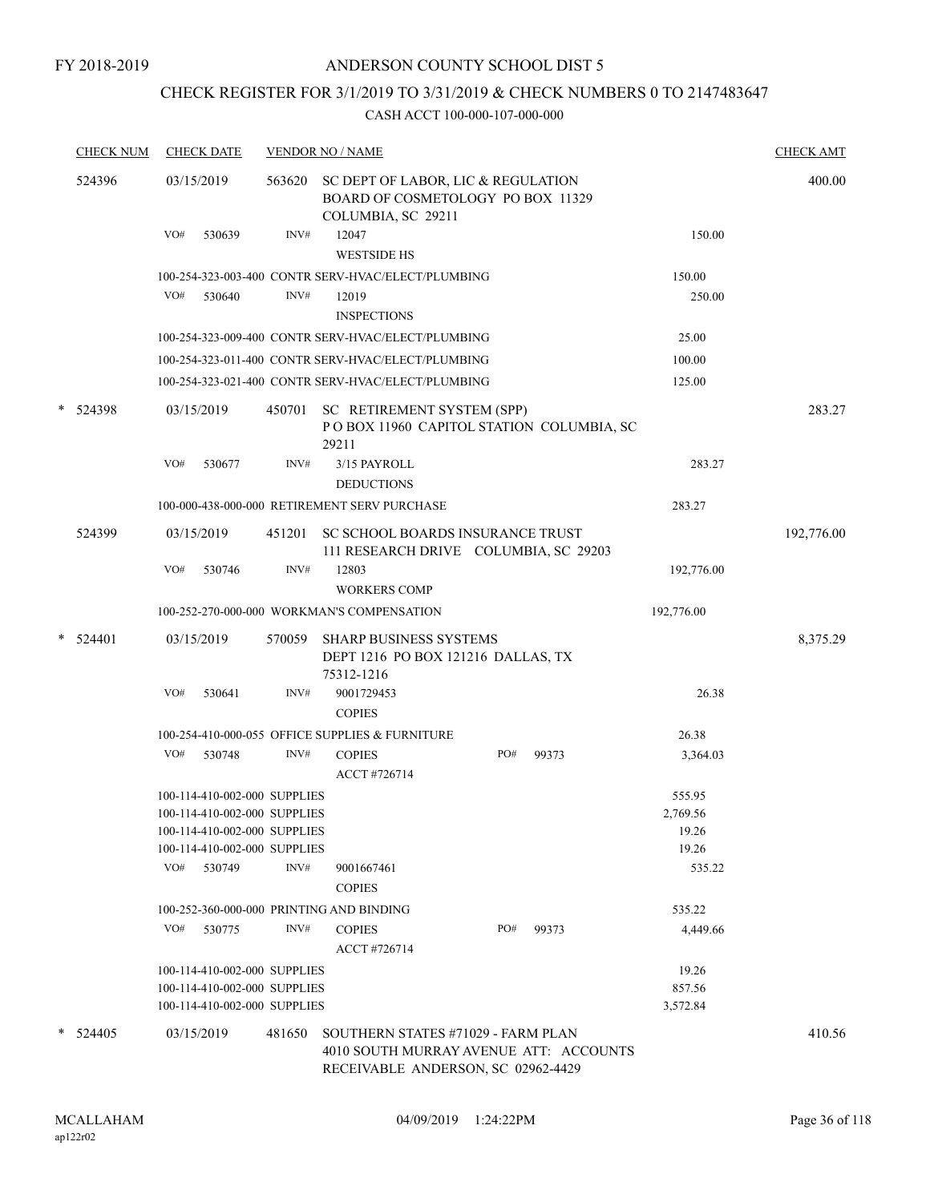FY 2018-2019

# ANDERSON COUNTY SCHOOL DIST 5

## CHECK REGISTER FOR 3/1/2019 TO 3/31/2019 & CHECK NUMBERS 0 TO 2147483647

CASH ACCT 100-000-107-000-000

| CHECK NUM | CHECK DATE | VENDOR NO / NAME | | CHECK AMT |
|---|---|---|---|---|
| 524396 | 03/15/2019 | 563620 SC DEPT OF LABOR, LIC & REGULATION BOARD OF COSMETOLOGY PO BOX 11329 COLUMBIA, SC 29211 | | 400.00 |
| | VO# 530639 | INV# 12047 WESTSIDE HS | 150.00 | |
| | | 100-254-323-003-400 CONTR SERV-HVAC/ELECT/PLUMBING | 150.00 | |
| | VO# 530640 | INV# 12019 INSPECTIONS | 250.00 | |
| | | 100-254-323-009-400 CONTR SERV-HVAC/ELECT/PLUMBING | 25.00 | |
| | | 100-254-323-011-400 CONTR SERV-HVAC/ELECT/PLUMBING | 100.00 | |
| | | 100-254-323-021-400 CONTR SERV-HVAC/ELECT/PLUMBING | 125.00 | |
| * 524398 | 03/15/2019 | 450701 SC RETIREMENT SYSTEM (SPP) P O BOX 11960 CAPITOL STATION COLUMBIA, SC 29211 | | 283.27 |
| | VO# 530677 | INV# 3/15 PAYROLL DEDUCTIONS | 283.27 | |
| | | 100-000-438-000-000 RETIREMENT SERV PURCHASE | 283.27 | |
| 524399 | 03/15/2019 | 451201 SC SCHOOL BOARDS INSURANCE TRUST 111 RESEARCH DRIVE COLUMBIA, SC 29203 | | 192,776.00 |
| | VO# 530746 | INV# 12803 WORKERS COMP | 192,776.00 | |
| | | 100-252-270-000-000 WORKMAN'S COMPENSATION | 192,776.00 | |
| * 524401 | 03/15/2019 | 570059 SHARP BUSINESS SYSTEMS DEPT 1216 PO BOX 121216 DALLAS, TX 75312-1216 | | 8,375.29 |
| | VO# 530641 | INV# 9001729453 COPIES | 26.38 | |
| | | 100-254-410-000-055 OFFICE SUPPLIES & FURNITURE | 26.38 | |
| | VO# 530748 | INV# COPIES ACCT #726714 PO# 99373 | 3,364.03 | |
| | | 100-114-410-002-000 SUPPLIES | 555.95 | |
| | | 100-114-410-002-000 SUPPLIES | 2,769.56 | |
| | | 100-114-410-002-000 SUPPLIES | 19.26 | |
| | | 100-114-410-002-000 SUPPLIES | 19.26 | |
| | VO# 530749 | INV# 9001667461 COPIES | 535.22 | |
| | | 100-252-360-000-000 PRINTING AND BINDING | 535.22 | |
| | VO# 530775 | INV# COPIES ACCT #726714 PO# 99373 | 4,449.66 | |
| | | 100-114-410-002-000 SUPPLIES | 19.26 | |
| | | 100-114-410-002-000 SUPPLIES | 857.56 | |
| | | 100-114-410-002-000 SUPPLIES | 3,572.84 | |
| * 524405 | 03/15/2019 | 481650 SOUTHERN STATES #71029 - FARM PLAN 4010 SOUTH MURRAY AVENUE ATT: ACCOUNTS RECEIVABLE ANDERSON, SC 02962-4429 | | 410.56 |

MCALLAHAM ap122r02 04/09/2019 1:24:22PM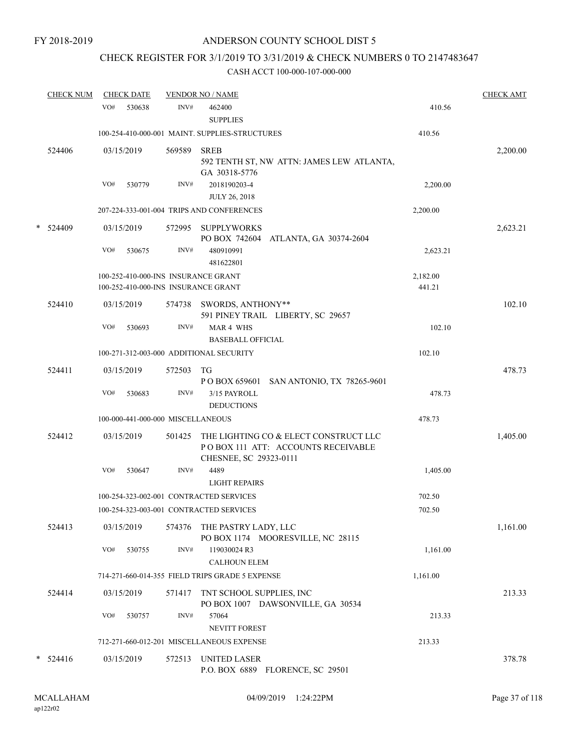FY 2018-2019

# ANDERSON COUNTY SCHOOL DIST 5

## CHECK REGISTER FOR 3/1/2019 TO 3/31/2019 & CHECK NUMBERS 0 TO 2147483647

CASH ACCT 100-000-107-000-000

| CHECK NUM | CHECK DATE | VENDOR NO / NAME | | | CHECK AMT |
|---|---|---|---|---|---|
| | VO# 530638 | INV# | 462400<br>SUPPLIES | 410.56 | |
| | 100-254-410-000-001 MAINT. SUPPLIES-STRUCTURES | | | 410.56 | |
| 524406 | 03/15/2019 | 569589 | SREB<br>592 TENTH ST, NW ATTN: JAMES LEW ATLANTA, GA 30318-5776 | | 2,200.00 |
| | VO# 530779 | INV# | 2018190203-4<br>JULY 26, 2018 | 2,200.00 | |
| | 207-224-333-001-004 TRIPS AND CONFERENCES | | | 2,200.00 | |
| * 524409 | 03/15/2019 | 572995 | SUPPLYWORKS<br>PO BOX 742604 ATLANTA, GA 30374-2604 | | 2,623.21 |
| | VO# 530675 | INV# | 480910991<br>481622801 | 2,623.21 | |
| | 100-252-410-000-INS INSURANCE GRANT | | | 2,182.00 | |
| | 100-252-410-000-INS INSURANCE GRANT | | | 441.21 | |
| 524410 | 03/15/2019 | 574738 | SWORDS, ANTHONY**<br>591 PINEY TRAIL LIBERTY, SC 29657 | | 102.10 |
| | VO# 530693 | INV# | MAR 4 WHS<br>BASEBALL OFFICIAL | 102.10 | |
| | 100-271-312-003-000 ADDITIONAL SECURITY | | | 102.10 | |
| 524411 | 03/15/2019 | 572503 | TG<br>P O BOX 659601 SAN ANTONIO, TX 78265-9601 | | 478.73 |
| | VO# 530683 | INV# | 3/15 PAYROLL<br>DEDUCTIONS | 478.73 | |
| | 100-000-441-000-000 MISCELLANEOUS | | | 478.73 | |
| 524412 | 03/15/2019 | 501425 | THE LIGHTING CO & ELECT CONSTRUCT LLC<br>P O BOX 111 ATT: ACCOUNTS RECEIVABLE CHESNEE, SC 29323-0111 | | 1,405.00 |
| | VO# 530647 | INV# | 4489<br>LIGHT REPAIRS | 1,405.00 | |
| | 100-254-323-002-001 CONTRACTED SERVICES | | | 702.50 | |
| | 100-254-323-003-001 CONTRACTED SERVICES | | | 702.50 | |
| 524413 | 03/15/2019 | 574376 | THE PASTRY LADY, LLC<br>PO BOX 1174 MOORESVILLE, NC 28115 | | 1,161.00 |
| | VO# 530755 | INV# | 119030024 R3<br>CALHOUN ELEM | 1,161.00 | |
| | 714-271-660-014-355 FIELD TRIPS GRADE 5 EXPENSE | | | 1,161.00 | |
| 524414 | 03/15/2019 | 571417 | TNT SCHOOL SUPPLIES, INC<br>PO BOX 1007 DAWSONVILLE, GA 30534 | | 213.33 |
| | VO# 530757 | INV# | 57064<br>NEVITT FOREST | 213.33 | |
| | 712-271-660-012-201 MISCELLANEOUS EXPENSE | | | 213.33 | |
| * 524416 | 03/15/2019 | 572513 | UNITED LASER<br>P.O. BOX 6889 FLORENCE, SC 29501 | | 378.78 |

MCALLAHAM ap122r02 04/09/2019 1:24:22PM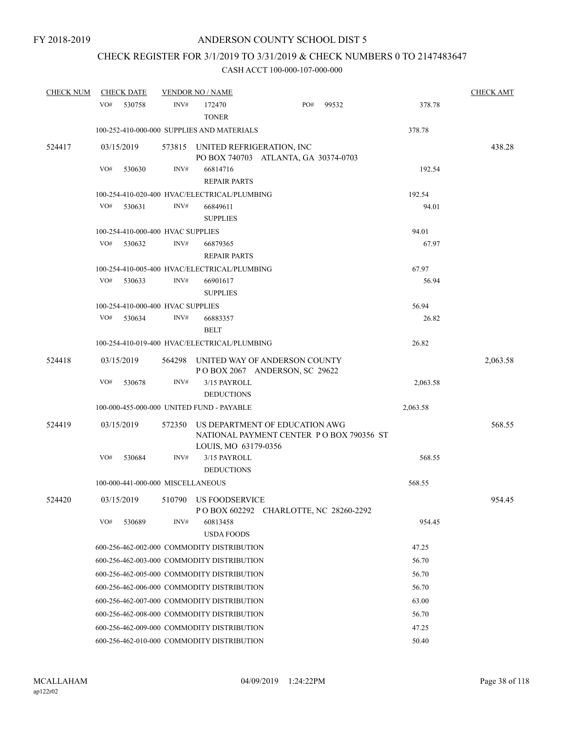FY 2018-2019

# ANDERSON COUNTY SCHOOL DIST 5

## CHECK REGISTER FOR 3/1/2019 TO 3/31/2019 & CHECK NUMBERS 0 TO 2147483647

### CASH ACCT 100-000-107-000-000

| CHECK NUM | CHECK DATE | VENDOR NO / NAME | | CHECK AMT |
|---|---|---|---|---|
| | VO# 530758 | INV# 172470 PO# 99532<br>TONER | 378.78 | |
| | 100-252-410-000-000 SUPPLIES AND MATERIALS | | 378.78 | |
| 524417 | 03/15/2019 | 573815 UNITED REFRIGERATION, INC<br>PO BOX 740703 ATLANTA, GA 30374-0703 | | 438.28 |
| | VO# 530630 | INV# 66814716<br>REPAIR PARTS | 192.54 | |
| | 100-254-410-020-400 HVAC/ELECTRICAL/PLUMBING | | 192.54 | |
| | VO# 530631 | INV# 66849611<br>SUPPLIES | 94.01 | |
| | 100-254-410-000-400 HVAC SUPPLIES | | 94.01 | |
| | VO# 530632 | INV# 66879365<br>REPAIR PARTS | 67.97 | |
| | 100-254-410-005-400 HVAC/ELECTRICAL/PLUMBING | | 67.97 | |
| | VO# 530633 | INV# 66901617<br>SUPPLIES | 56.94 | |
| | 100-254-410-000-400 HVAC SUPPLIES | | 56.94 | |
| | VO# 530634 | INV# 66883357<br>BELT | 26.82 | |
| | 100-254-410-019-400 HVAC/ELECTRICAL/PLUMBING | | 26.82 | |
| 524418 | 03/15/2019 | 564298 UNITED WAY OF ANDERSON COUNTY<br>P O BOX 2067 ANDERSON, SC 29622 | | 2,063.58 |
| | VO# 530678 | INV# 3/15 PAYROLL<br>DEDUCTIONS | 2,063.58 | |
| | 100-000-455-000-000 UNITED FUND - PAYABLE | | 2,063.58 | |
| 524419 | 03/15/2019 | 572350 US DEPARTMENT OF EDUCATION AWG<br>NATIONAL PAYMENT CENTER P O BOX 790356 ST LOUIS, MO 63179-0356 | | 568.55 |
| | VO# 530684 | INV# 3/15 PAYROLL<br>DEDUCTIONS | 568.55 | |
| | 100-000-441-000-000 MISCELLANEOUS | | 568.55 | |
| 524420 | 03/15/2019 | 510790 US FOODSERVICE<br>P O BOX 602292 CHARLOTTE, NC 28260-2292 | | 954.45 |
| | VO# 530689 | INV# 60813458<br>USDA FOODS | 954.45 | |
| | 600-256-462-002-000 COMMODITY DISTRIBUTION | | 47.25 | |
| | 600-256-462-003-000 COMMODITY DISTRIBUTION | | 56.70 | |
| | 600-256-462-005-000 COMMODITY DISTRIBUTION | | 56.70 | |
| | 600-256-462-006-000 COMMODITY DISTRIBUTION | | 56.70 | |
| | 600-256-462-007-000 COMMODITY DISTRIBUTION | | 63.00 | |
| | 600-256-462-008-000 COMMODITY DISTRIBUTION | | 56.70 | |
| | 600-256-462-009-000 COMMODITY DISTRIBUTION | | 47.25 | |
| | 600-256-462-010-000 COMMODITY DISTRIBUTION | | 50.40 | |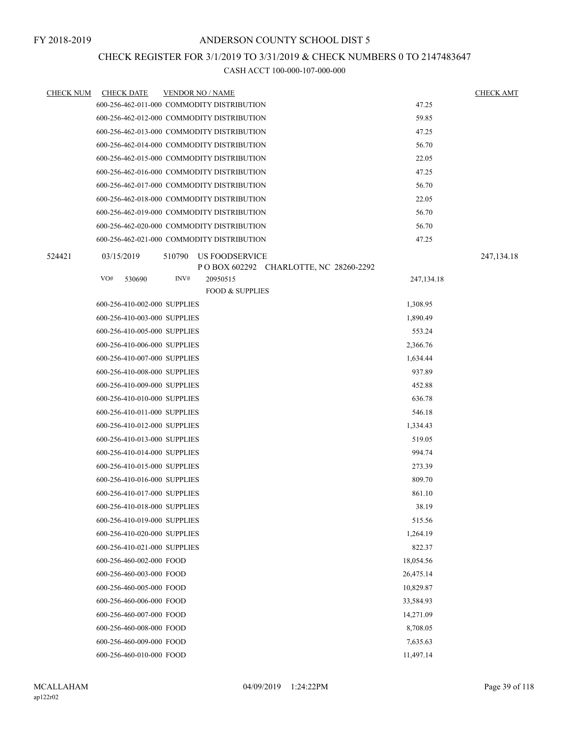FY 2018-2019

# ANDERSON COUNTY SCHOOL DIST 5

## CHECK REGISTER FOR 3/1/2019 TO 3/31/2019 & CHECK NUMBERS 0 TO 2147483647

### CASH ACCT 100-000-107-000-000

| CHECK NUM | CHECK DATE | VENDOR NO / NAME | | CHECK AMT |
|---|---|---|---|---|
| | 600-256-462-011-000 COMMODITY DISTRIBUTION | | 47.25 | |
| | 600-256-462-012-000 COMMODITY DISTRIBUTION | | 59.85 | |
| | 600-256-462-013-000 COMMODITY DISTRIBUTION | | 47.25 | |
| | 600-256-462-014-000 COMMODITY DISTRIBUTION | | 56.70 | |
| | 600-256-462-015-000 COMMODITY DISTRIBUTION | | 22.05 | |
| | 600-256-462-016-000 COMMODITY DISTRIBUTION | | 47.25 | |
| | 600-256-462-017-000 COMMODITY DISTRIBUTION | | 56.70 | |
| | 600-256-462-018-000 COMMODITY DISTRIBUTION | | 22.05 | |
| | 600-256-462-019-000 COMMODITY DISTRIBUTION | | 56.70 | |
| | 600-256-462-020-000 COMMODITY DISTRIBUTION | | 56.70 | |
| | 600-256-462-021-000 COMMODITY DISTRIBUTION | | 47.25 | |
| 524421 | 03/15/2019 | 510790 US FOODSERVICE<br>P O BOX 602292 CHARLOTTE, NC 28260-2292 | | 247,134.18 |
| | VO# 530690 | INV# 20950515<br>FOOD & SUPPLIES | 247,134.18 | |
| | 600-256-410-002-000 SUPPLIES | | 1,308.95 | |
| | 600-256-410-003-000 SUPPLIES | | 1,890.49 | |
| | 600-256-410-005-000 SUPPLIES | | 553.24 | |
| | 600-256-410-006-000 SUPPLIES | | 2,366.76 | |
| | 600-256-410-007-000 SUPPLIES | | 1,634.44 | |
| | 600-256-410-008-000 SUPPLIES | | 937.89 | |
| | 600-256-410-009-000 SUPPLIES | | 452.88 | |
| | 600-256-410-010-000 SUPPLIES | | 636.78 | |
| | 600-256-410-011-000 SUPPLIES | | 546.18 | |
| | 600-256-410-012-000 SUPPLIES | | 1,334.43 | |
| | 600-256-410-013-000 SUPPLIES | | 519.05 | |
| | 600-256-410-014-000 SUPPLIES | | 994.74 | |
| | 600-256-410-015-000 SUPPLIES | | 273.39 | |
| | 600-256-410-016-000 SUPPLIES | | 809.70 | |
| | 600-256-410-017-000 SUPPLIES | | 861.10 | |
| | 600-256-410-018-000 SUPPLIES | | 38.19 | |
| | 600-256-410-019-000 SUPPLIES | | 515.56 | |
| | 600-256-410-020-000 SUPPLIES | | 1,264.19 | |
| | 600-256-410-021-000 SUPPLIES | | 822.37 | |
| | 600-256-460-002-000 FOOD | | 18,054.56 | |
| | 600-256-460-003-000 FOOD | | 26,475.14 | |
| | 600-256-460-005-000 FOOD | | 10,829.87 | |
| | 600-256-460-006-000 FOOD | | 33,584.93 | |
| | 600-256-460-007-000 FOOD | | 14,271.09 | |
| | 600-256-460-008-000 FOOD | | 8,708.05 | |
| | 600-256-460-009-000 FOOD | | 7,635.63 | |
| | 600-256-460-010-000 FOOD | | 11,497.14 | |

MCALLAHAM
ap122r02

04/09/2019 1:24:22PM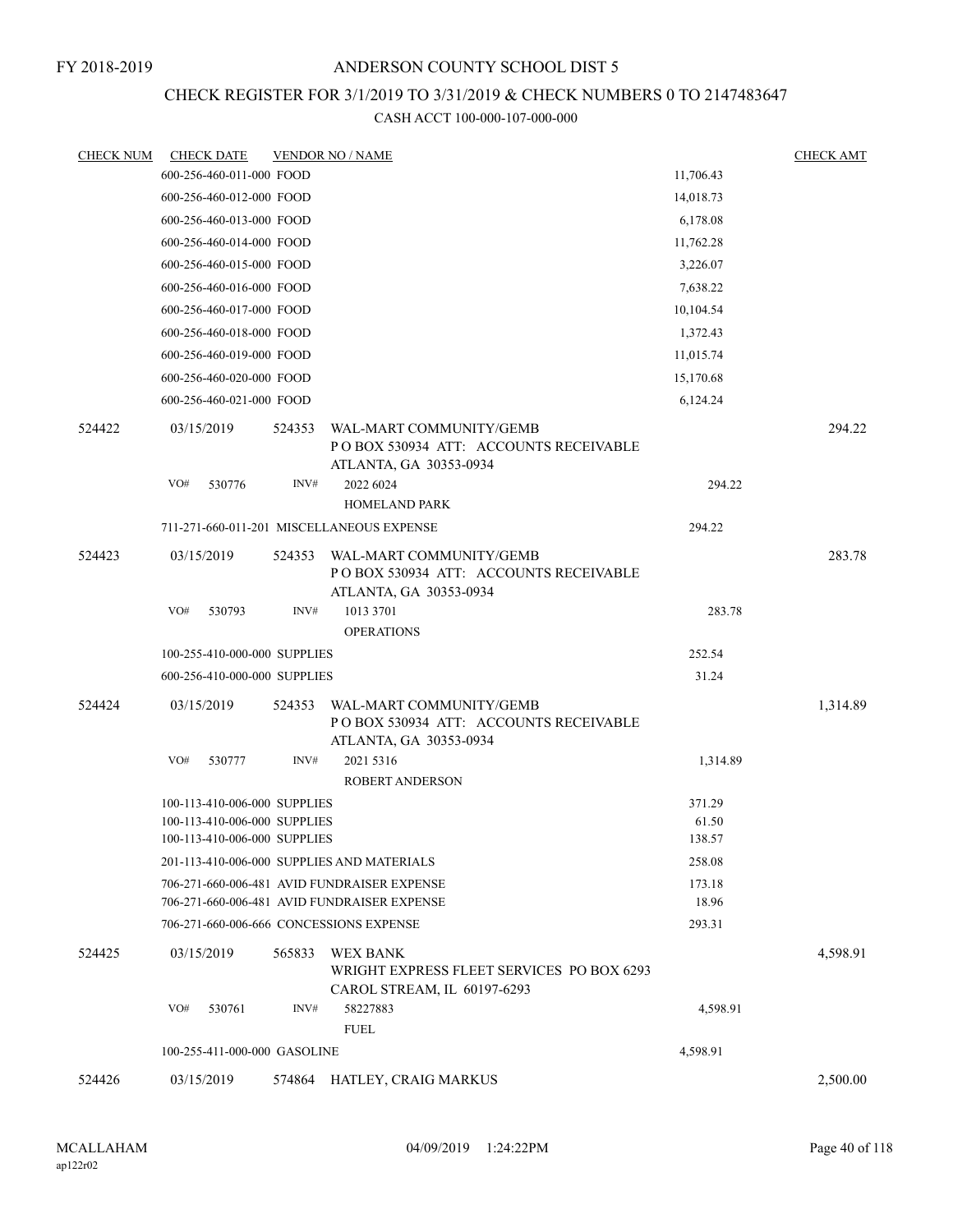FY 2018-2019

# ANDERSON COUNTY SCHOOL DIST 5

## CHECK REGISTER FOR 3/1/2019 TO 3/31/2019 & CHECK NUMBERS 0 TO 2147483647

### CASH ACCT 100-000-107-000-000

| CHECK NUM | CHECK DATE | VENDOR NO / NAME | | CHECK AMT |
|---|---|---|---|---|
| | 600-256-460-011-000 FOOD | | 11,706.43 | |
| | 600-256-460-012-000 FOOD | | 14,018.73 | |
| | 600-256-460-013-000 FOOD | | 6,178.08 | |
| | 600-256-460-014-000 FOOD | | 11,762.28 | |
| | 600-256-460-015-000 FOOD | | 3,226.07 | |
| | 600-256-460-016-000 FOOD | | 7,638.22 | |
| | 600-256-460-017-000 FOOD | | 10,104.54 | |
| | 600-256-460-018-000 FOOD | | 1,372.43 | |
| | 600-256-460-019-000 FOOD | | 11,015.74 | |
| | 600-256-460-020-000 FOOD | | 15,170.68 | |
| | 600-256-460-021-000 FOOD | | 6,124.24 | |
| 524422 | 03/15/2019 | 524353 WAL-MART COMMUNITY/GEMB<br>P O BOX 530934 ATT: ACCOUNTS RECEIVABLE<br>ATLANTA, GA 30353-0934 | | 294.22 |
| | VO# 530776 | INV# 2022 6024<br>HOMELAND PARK | 294.22 | |
| | 711-271-660-011-201 MISCELLANEOUS EXPENSE | | 294.22 | |
| 524423 | 03/15/2019 | 524353 WAL-MART COMMUNITY/GEMB<br>P O BOX 530934 ATT: ACCOUNTS RECEIVABLE<br>ATLANTA, GA 30353-0934 | | 283.78 |
| | VO# 530793 | INV# 1013 3701<br>OPERATIONS | 283.78 | |
| | 100-255-410-000-000 SUPPLIES | | 252.54 | |
| | 600-256-410-000-000 SUPPLIES | | 31.24 | |
| 524424 | 03/15/2019 | 524353 WAL-MART COMMUNITY/GEMB<br>P O BOX 530934 ATT: ACCOUNTS RECEIVABLE<br>ATLANTA, GA 30353-0934 | | 1,314.89 |
| | VO# 530777 | INV# 2021 5316<br>ROBERT ANDERSON | 1,314.89 | |
| | 100-113-410-006-000 SUPPLIES | | 371.29 | |
| | 100-113-410-006-000 SUPPLIES | | 61.50 | |
| | 100-113-410-006-000 SUPPLIES | | 138.57 | |
| | 201-113-410-006-000 SUPPLIES AND MATERIALS | | 258.08 | |
| | 706-271-660-006-481 AVID FUNDRAISER EXPENSE | | 173.18 | |
| | 706-271-660-006-481 AVID FUNDRAISER EXPENSE | | 18.96 | |
| | 706-271-660-006-666 CONCESSIONS EXPENSE | | 293.31 | |
| 524425 | 03/15/2019 | 565833 WEX BANK<br>WRIGHT EXPRESS FLEET SERVICES PO BOX 6293<br>CAROL STREAM, IL 60197-6293 | | 4,598.91 |
| | VO# 530761 | INV# 58227883<br>FUEL | 4,598.91 | |
| | 100-255-411-000-000 GASOLINE | | 4,598.91 | |
| 524426 | 03/15/2019 | 574864 HATLEY, CRAIG MARKUS | | 2,500.00 |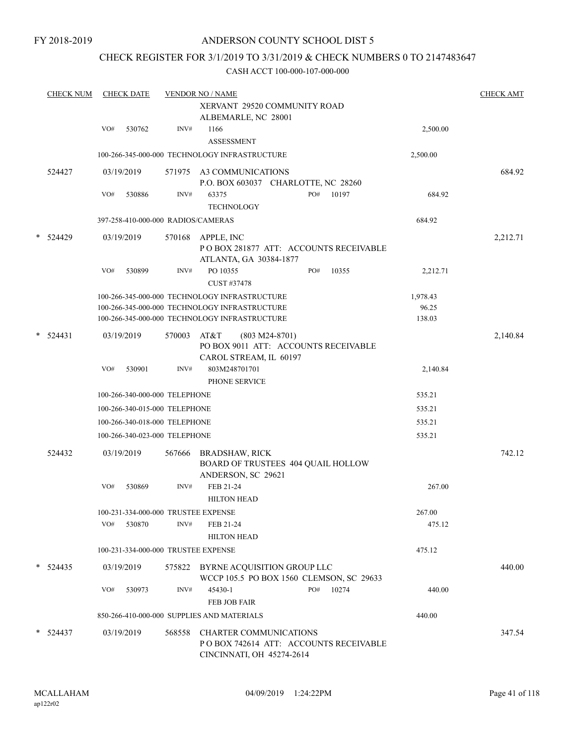FY 2018-2019

# ANDERSON COUNTY SCHOOL DIST 5

## CHECK REGISTER FOR 3/1/2019 TO 3/31/2019 & CHECK NUMBERS 0 TO 2147483647

CASH ACCT 100-000-107-000-000

| CHECK NUM | CHECK DATE | VENDOR NO / NAME | | CHECK AMT |
|---|---|---|---|---|
| | | XERVANT 29520 COMMUNITY ROAD<br>ALBEMARLE, NC 28001 | | |
| | VO# 530762 | INV# 1166<br>ASSESSMENT | 2,500.00 | |
| | | 100-266-345-000-000 TECHNOLOGY INFRASTRUCTURE | 2,500.00 | |
| 524427 | 03/19/2019 | 571975 A3 COMMUNICATIONS<br>P.O. BOX 603037 CHARLOTTE, NC 28260 | | 684.92 |
| | VO# 530886 | INV# 63375 PO# 10197<br>TECHNOLOGY | 684.92 | |
| | | 397-258-410-000-000 RADIOS/CAMERAS | 684.92 | |
| * 524429 | 03/19/2019 | 570168 APPLE, INC<br>P O BOX 281877 ATT: ACCOUNTS RECEIVABLE<br>ATLANTA, GA 30384-1877 | | 2,212.71 |
| | VO# 530899 | INV# PO 10355 PO# 10355<br>CUST #37478 | 2,212.71 | |
| | | 100-266-345-000-000 TECHNOLOGY INFRASTRUCTURE | 1,978.43 | |
| | | 100-266-345-000-000 TECHNOLOGY INFRASTRUCTURE | 96.25 | |
| | | 100-266-345-000-000 TECHNOLOGY INFRASTRUCTURE | 138.03 | |
| * 524431 | 03/19/2019 | 570003 AT&T (803 M24-8701)<br>PO BOX 9011 ATT: ACCOUNTS RECEIVABLE<br>CAROL STREAM, IL 60197 | | 2,140.84 |
| | VO# 530901 | INV# 803M248701701<br>PHONE SERVICE | 2,140.84 | |
| | | 100-266-340-000-000 TELEPHONE | 535.21 | |
| | | 100-266-340-015-000 TELEPHONE | 535.21 | |
| | | 100-266-340-018-000 TELEPHONE | 535.21 | |
| | | 100-266-340-023-000 TELEPHONE | 535.21 | |
| 524432 | 03/19/2019 | 567666 BRADSHAW, RICK<br>BOARD OF TRUSTEES 404 QUAIL HOLLOW<br>ANDERSON, SC 29621 | | 742.12 |
| | VO# 530869 | INV# FEB 21-24<br>HILTON HEAD | 267.00 | |
| | | 100-231-334-000-000 TRUSTEE EXPENSE | 267.00 | |
| | VO# 530870 | INV# FEB 21-24<br>HILTON HEAD | 475.12 | |
| | | 100-231-334-000-000 TRUSTEE EXPENSE | 475.12 | |
| * 524435 | 03/19/2019 | 575822 BYRNE ACQUISITION GROUP LLC<br>WCCP 105.5 PO BOX 1560 CLEMSON, SC 29633 | | 440.00 |
| | VO# 530973 | INV# 45430-1 PO# 10274<br>FEB JOB FAIR | 440.00 | |
| | | 850-266-410-000-000 SUPPLIES AND MATERIALS | 440.00 | |
| * 524437 | 03/19/2019 | 568558 CHARTER COMMUNICATIONS<br>P O BOX 742614 ATT: ACCOUNTS RECEIVABLE<br>CINCINNATI, OH 45274-2614 | | 347.54 |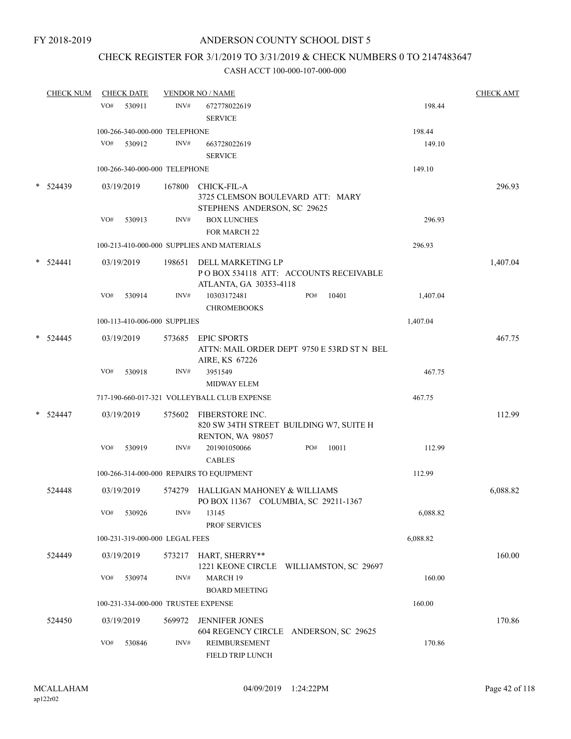FY 2018-2019

# ANDERSON COUNTY SCHOOL DIST 5

## CHECK REGISTER FOR 3/1/2019 TO 3/31/2019 & CHECK NUMBERS 0 TO 2147483647

### CASH ACCT 100-000-107-000-000

| CHECK NUM | CHECK DATE | VENDOR NO / NAME | | CHECK AMT |
|---|---|---|---|---|
| | VO# 530911 | INV# 672778022619 SERVICE | 198.44 | |
| | 100-266-340-000-000 TELEPHONE | | 198.44 | |
| | VO# 530912 | INV# 663728022619 SERVICE | 149.10 | |
| | 100-266-340-000-000 TELEPHONE | | 149.10 | |
| * 524439 | 03/19/2019 | 167800 CHICK-FIL-A 3725 CLEMSON BOULEVARD ATT: MARY STEPHENS ANDERSON, SC 29625 | | 296.93 |
| | VO# 530913 | INV# BOX LUNCHES FOR MARCH 22 | 296.93 | |
| | 100-213-410-000-000 SUPPLIES AND MATERIALS | | 296.93 | |
| * 524441 | 03/19/2019 | 198651 DELL MARKETING LP P O BOX 534118 ATT: ACCOUNTS RECEIVABLE ATLANTA, GA 30353-4118 | | 1,407.04 |
| | VO# 530914 | INV# 10303172481 PO# 10401 CHROMEBOOKS | 1,407.04 | |
| | 100-113-410-006-000 SUPPLIES | | 1,407.04 | |
| * 524445 | 03/19/2019 | 573685 EPIC SPORTS ATTN: MAIL ORDER DEPT 9750 E 53RD ST N BEL AIRE, KS 67226 | | 467.75 |
| | VO# 530918 | INV# 3951549 MIDWAY ELEM | 467.75 | |
| | 717-190-660-017-321 VOLLEYBALL CLUB EXPENSE | | 467.75 | |
| * 524447 | 03/19/2019 | 575602 FIBERSTORE INC. 820 SW 34TH STREET BUILDING W7, SUITE H RENTON, WA 98057 | | 112.99 |
| | VO# 530919 | INV# 201901050066 PO# 10011 CABLES | 112.99 | |
| | 100-266-314-000-000 REPAIRS TO EQUIPMENT | | 112.99 | |
| 524448 | 03/19/2019 | 574279 HALLIGAN MAHONEY & WILLIAMS PO BOX 11367 COLUMBIA, SC 29211-1367 | | 6,088.82 |
| | VO# 530926 | INV# 13145 PROF SERVICES | 6,088.82 | |
| | 100-231-319-000-000 LEGAL FEES | | 6,088.82 | |
| 524449 | 03/19/2019 | 573217 HART, SHERRY** 1221 KEONE CIRCLE WILLIAMSTON, SC 29697 | | 160.00 |
| | VO# 530974 | INV# MARCH 19 BOARD MEETING | 160.00 | |
| | 100-231-334-000-000 TRUSTEE EXPENSE | | 160.00 | |
| 524450 | 03/19/2019 | 569972 JENNIFER JONES 604 REGENCY CIRCLE ANDERSON, SC 29625 | | 170.86 |
| | VO# 530846 | INV# REIMBURSEMENT FIELD TRIP LUNCH | 170.86 | |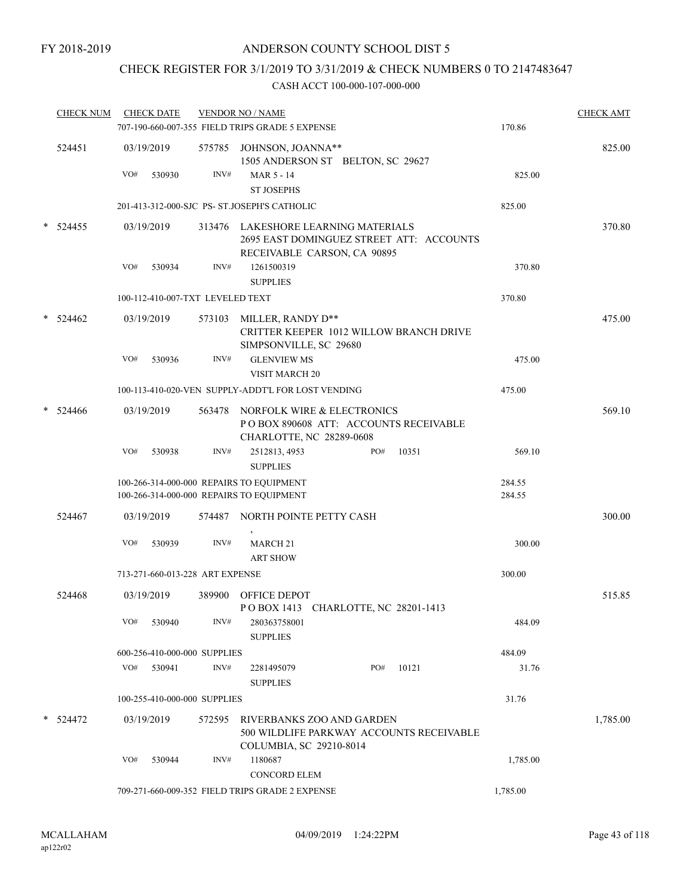FY 2018-2019

# ANDERSON COUNTY SCHOOL DIST 5

## CHECK REGISTER FOR 3/1/2019 TO 3/31/2019 & CHECK NUMBERS 0 TO 2147483647

CASH ACCT 100-000-107-000-000

| CHECK NUM | CHECK DATE | VENDOR NO / NAME | | CHECK AMT |
|---|---|---|---|---|
| | | 707-190-660-007-355 FIELD TRIPS GRADE 5 EXPENSE | 170.86 | |
| 524451 | 03/19/2019 | 575785 JOHNSON, JOANNA** 1505 ANDERSON ST BELTON, SC 29627 | | 825.00 |
| | VO# 530930 | INV# MAR 5 - 14 ST JOSEPHS | 825.00 | |
| | | 201-413-312-000-SJC PS- ST.JOSEPH'S CATHOLIC | 825.00 | |
| * 524455 | 03/19/2019 | 313476 LAKESHORE LEARNING MATERIALS 2695 EAST DOMINGUEZ STREET ATT: ACCOUNTS RECEIVABLE CARSON, CA 90895 | | 370.80 |
| | VO# 530934 | INV# 1261500319 SUPPLIES | 370.80 | |
| | | 100-112-410-007-TXT LEVELED TEXT | 370.80 | |
| * 524462 | 03/19/2019 | 573103 MILLER, RANDY D** CRITTER KEEPER 1012 WILLOW BRANCH DRIVE SIMPSONVILLE, SC 29680 | | 475.00 |
| | VO# 530936 | INV# GLENVIEW MS VISIT MARCH 20 | 475.00 | |
| | | 100-113-410-020-VEN SUPPLY-ADDT'L FOR LOST VENDING | 475.00 | |
| * 524466 | 03/19/2019 | 563478 NORFOLK WIRE & ELECTRONICS P O BOX 890608 ATT: ACCOUNTS RECEIVABLE CHARLOTTE, NC 28289-0608 | | 569.10 |
| | VO# 530938 | INV# 2512813, 4953 PO# 10351 SUPPLIES | 569.10 | |
| | | 100-266-314-000-000 REPAIRS TO EQUIPMENT | 284.55 | |
| | | 100-266-314-000-000 REPAIRS TO EQUIPMENT | 284.55 | |
| 524467 | 03/19/2019 | 574487 NORTH POINTE PETTY CASH , | | 300.00 |
| | VO# 530939 | INV# MARCH 21 ART SHOW | 300.00 | |
| | | 713-271-660-013-228 ART EXPENSE | 300.00 | |
| 524468 | 03/19/2019 | 389900 OFFICE DEPOT P O BOX 1413 CHARLOTTE, NC 28201-1413 | | 515.85 |
| | VO# 530940 | INV# 280363758001 SUPPLIES | 484.09 | |
| | | 600-256-410-000-000 SUPPLIES | 484.09 | |
| | VO# 530941 | INV# 2281495079 PO# 10121 SUPPLIES | 31.76 | |
| | | 100-255-410-000-000 SUPPLIES | 31.76 | |
| * 524472 | 03/19/2019 | 572595 RIVERBANKS ZOO AND GARDEN 500 WILDLIFE PARKWAY ACCOUNTS RECEIVABLE COLUMBIA, SC 29210-8014 | | 1,785.00 |
| | VO# 530944 | INV# 1180687 CONCORD ELEM | 1,785.00 | |
| | | 709-271-660-009-352 FIELD TRIPS GRADE 2 EXPENSE | 1,785.00 | |

MCALLAHAM ap122r02 04/09/2019 1:24:22PM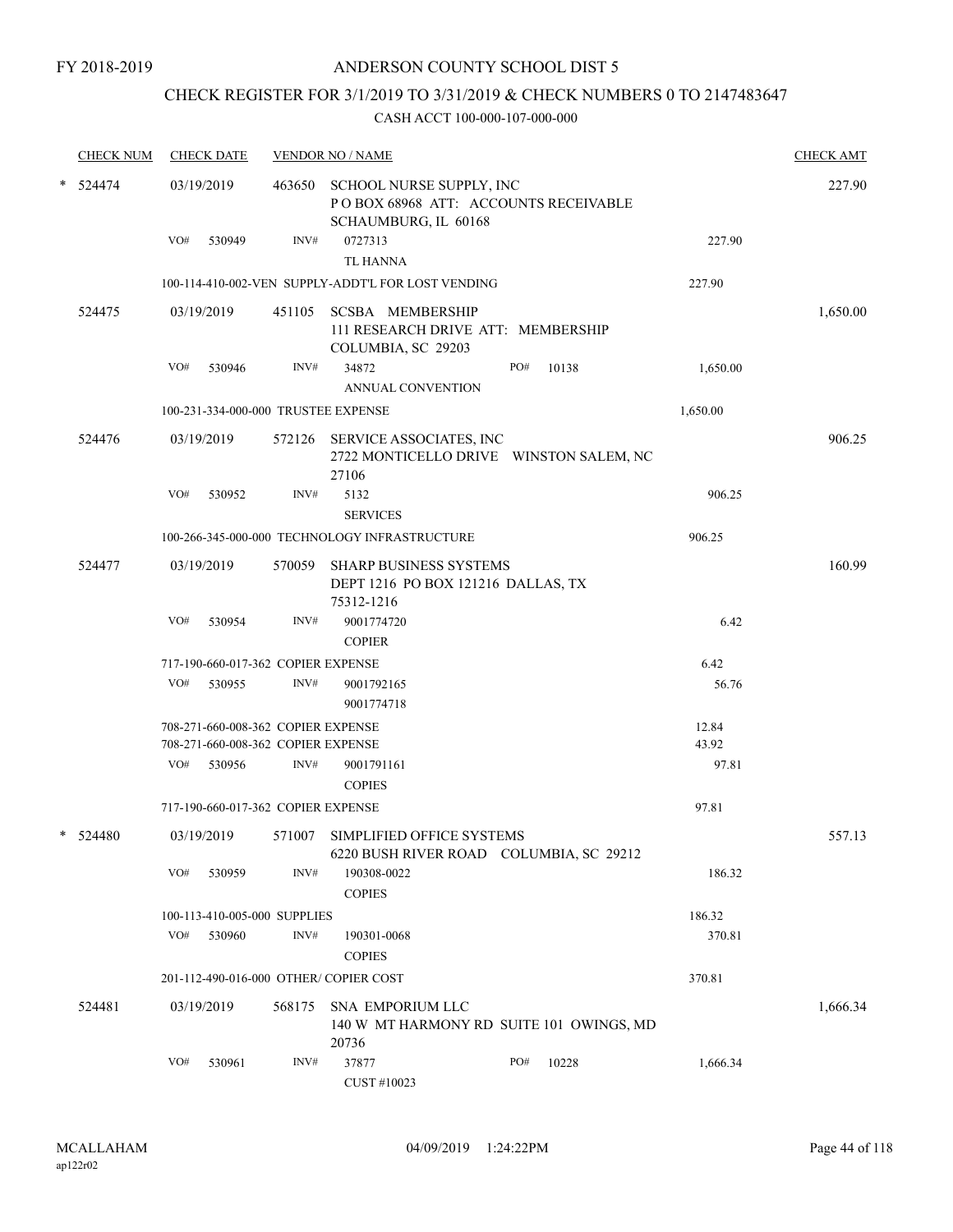FY 2018-2019

# ANDERSON COUNTY SCHOOL DIST 5

## CHECK REGISTER FOR 3/1/2019 TO 3/31/2019 & CHECK NUMBERS 0 TO 2147483647

CASH ACCT 100-000-107-000-000

| CHECK NUM | CHECK DATE | VENDOR NO / NAME | | CHECK AMT |
|---|---|---|---|---|
| * 524474 | 03/19/2019 | 463650 SCHOOL NURSE SUPPLY, INC<br>P O BOX 68968 ATT: ACCOUNTS RECEIVABLE<br>SCHAUMBURG, IL 60168 | | 227.90 |
| | VO# 530949 | INV# 0727313<br>TL HANNA | 227.90 | |
| | | 100-114-410-002-VEN SUPPLY-ADDT'L FOR LOST VENDING | 227.90 | |
| 524475 | 03/19/2019 | 451105 SCSBA MEMBERSHIP<br>111 RESEARCH DRIVE ATT: MEMBERSHIP<br>COLUMBIA, SC 29203 | | 1,650.00 |
| | VO# 530946 | INV# 34872 PO# 10138<br>ANNUAL CONVENTION | 1,650.00 | |
| | | 100-231-334-000-000 TRUSTEE EXPENSE | 1,650.00 | |
| 524476 | 03/19/2019 | 572126 SERVICE ASSOCIATES, INC<br>2722 MONTICELLO DRIVE WINSTON SALEM, NC<br>27106 | | 906.25 |
| | VO# 530952 | INV# 5132<br>SERVICES | 906.25 | |
| | | 100-266-345-000-000 TECHNOLOGY INFRASTRUCTURE | 906.25 | |
| 524477 | 03/19/2019 | 570059 SHARP BUSINESS SYSTEMS<br>DEPT 1216 PO BOX 121216 DALLAS, TX<br>75312-1216 | | 160.99 |
| | VO# 530954 | INV# 9001774720<br>COPIER | 6.42 | |
| | | 717-190-660-017-362 COPIER EXPENSE | 6.42 | |
| | VO# 530955 | INV# 9001792165<br>9001774718 | 56.76 | |
| | | 708-271-660-008-362 COPIER EXPENSE | 12.84 | |
| | | 708-271-660-008-362 COPIER EXPENSE | 43.92 | |
| | VO# 530956 | INV# 9001791161<br>COPIES | 97.81 | |
| | | 717-190-660-017-362 COPIER EXPENSE | 97.81 | |
| * 524480 | 03/19/2019 | 571007 SIMPLIFIED OFFICE SYSTEMS<br>6220 BUSH RIVER ROAD COLUMBIA, SC 29212 | | 557.13 |
| | VO# 530959 | INV# 190308-0022<br>COPIES | 186.32 | |
| | | 100-113-410-005-000 SUPPLIES | 186.32 | |
| | VO# 530960 | INV# 190301-0068<br>COPIES | 370.81 | |
| | | 201-112-490-016-000 OTHER/ COPIER COST | 370.81 | |
| 524481 | 03/19/2019 | 568175 SNA EMPORIUM LLC<br>140 W MT HARMONY RD SUITE 101 OWINGS, MD<br>20736 | | 1,666.34 |
| | VO# 530961 | INV# 37877 PO# 10228<br>CUST #10023 | 1,666.34 | |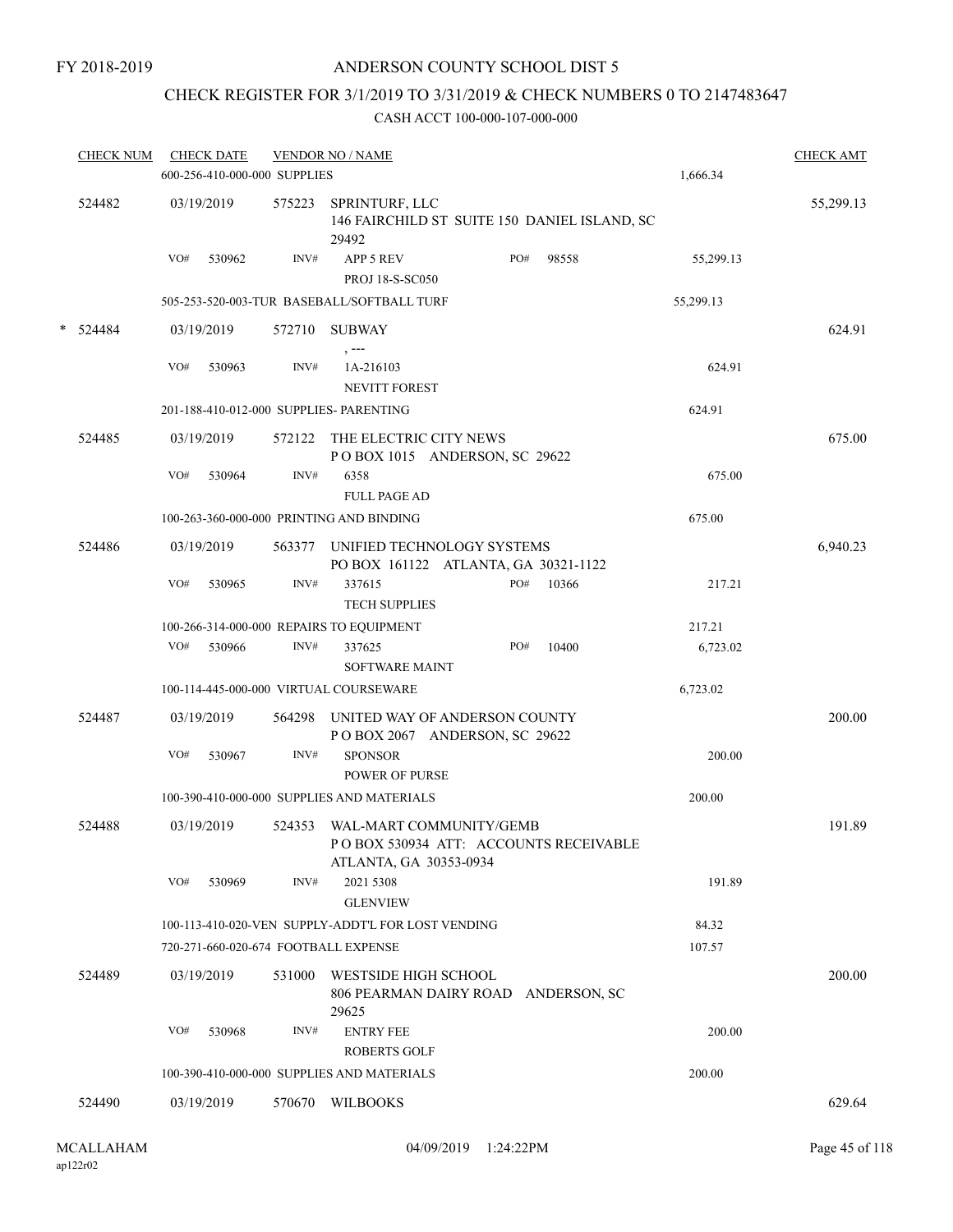FY 2018-2019

# ANDERSON COUNTY SCHOOL DIST 5

## CHECK REGISTER FOR 3/1/2019 TO 3/31/2019 & CHECK NUMBERS 0 TO 2147483647

CASH ACCT 100-000-107-000-000

| CHECK NUM | CHECK DATE | VENDOR NO / NAME | | | CHECK AMT |
|---|---|---|---|---|---|
| | 600-256-410-000-000 SUPPLIES | | | 1,666.34 | |
| 524482 | 03/19/2019 | 575223 SPRINTURF, LLC<br>146 FAIRCHILD ST SUITE 150 DANIEL ISLAND, SC 29492 | | | 55,299.13 |
| | VO# 530962 | INV# APP 5 REV<br>PROJ 18-S-SC050 | PO# 98558 | 55,299.13 | |
| | 505-253-520-003-TUR BASEBALL/SOFTBALL TURF | | | 55,299.13 | |
| * 524484 | 03/19/2019 | 572710 SUBWAY<br>, --- | | | 624.91 |
| | VO# 530963 | INV# 1A-216103<br>NEVITT FOREST | | 624.91 | |
| | 201-188-410-012-000 SUPPLIES- PARENTING | | | 624.91 | |
| 524485 | 03/19/2019 | 572122 THE ELECTRIC CITY NEWS<br>P O BOX 1015 ANDERSON, SC 29622 | | | 675.00 |
| | VO# 530964 | INV# 6358<br>FULL PAGE AD | | 675.00 | |
| | 100-263-360-000-000 PRINTING AND BINDING | | | 675.00 | |
| 524486 | 03/19/2019 | 563377 UNIFIED TECHNOLOGY SYSTEMS<br>PO BOX 161122 ATLANTA, GA 30321-1122 | | | 6,940.23 |
| | VO# 530965 | INV# 337615<br>TECH SUPPLIES | PO# 10366 | 217.21 | |
| | 100-266-314-000-000 REPAIRS TO EQUIPMENT | | | 217.21 | |
| | VO# 530966 | INV# 337625<br>SOFTWARE MAINT | PO# 10400 | 6,723.02 | |
| | 100-114-445-000-000 VIRTUAL COURSEWARE | | | 6,723.02 | |
| 524487 | 03/19/2019 | 564298 UNITED WAY OF ANDERSON COUNTY<br>P O BOX 2067 ANDERSON, SC 29622 | | | 200.00 |
| | VO# 530967 | INV# SPONSOR<br>POWER OF PURSE | | 200.00 | |
| | 100-390-410-000-000 SUPPLIES AND MATERIALS | | | 200.00 | |
| 524488 | 03/19/2019 | 524353 WAL-MART COMMUNITY/GEMB<br>P O BOX 530934 ATT: ACCOUNTS RECEIVABLE<br>ATLANTA, GA 30353-0934 | | | 191.89 |
| | VO# 530969 | INV# 2021 5308<br>GLENVIEW | | 191.89 | |
| | 100-113-410-020-VEN SUPPLY-ADDT'L FOR LOST VENDING | | | 84.32 | |
| | 720-271-660-020-674 FOOTBALL EXPENSE | | | 107.57 | |
| 524489 | 03/19/2019 | 531000 WESTSIDE HIGH SCHOOL<br>806 PEARMAN DAIRY ROAD ANDERSON, SC 29625 | | | 200.00 |
| | VO# 530968 | INV# ENTRY FEE<br>ROBERTS GOLF | | 200.00 | |
| | 100-390-410-000-000 SUPPLIES AND MATERIALS | | | 200.00 | |
| 524490 | 03/19/2019 | 570670 WILBOOKS | | | 629.64 |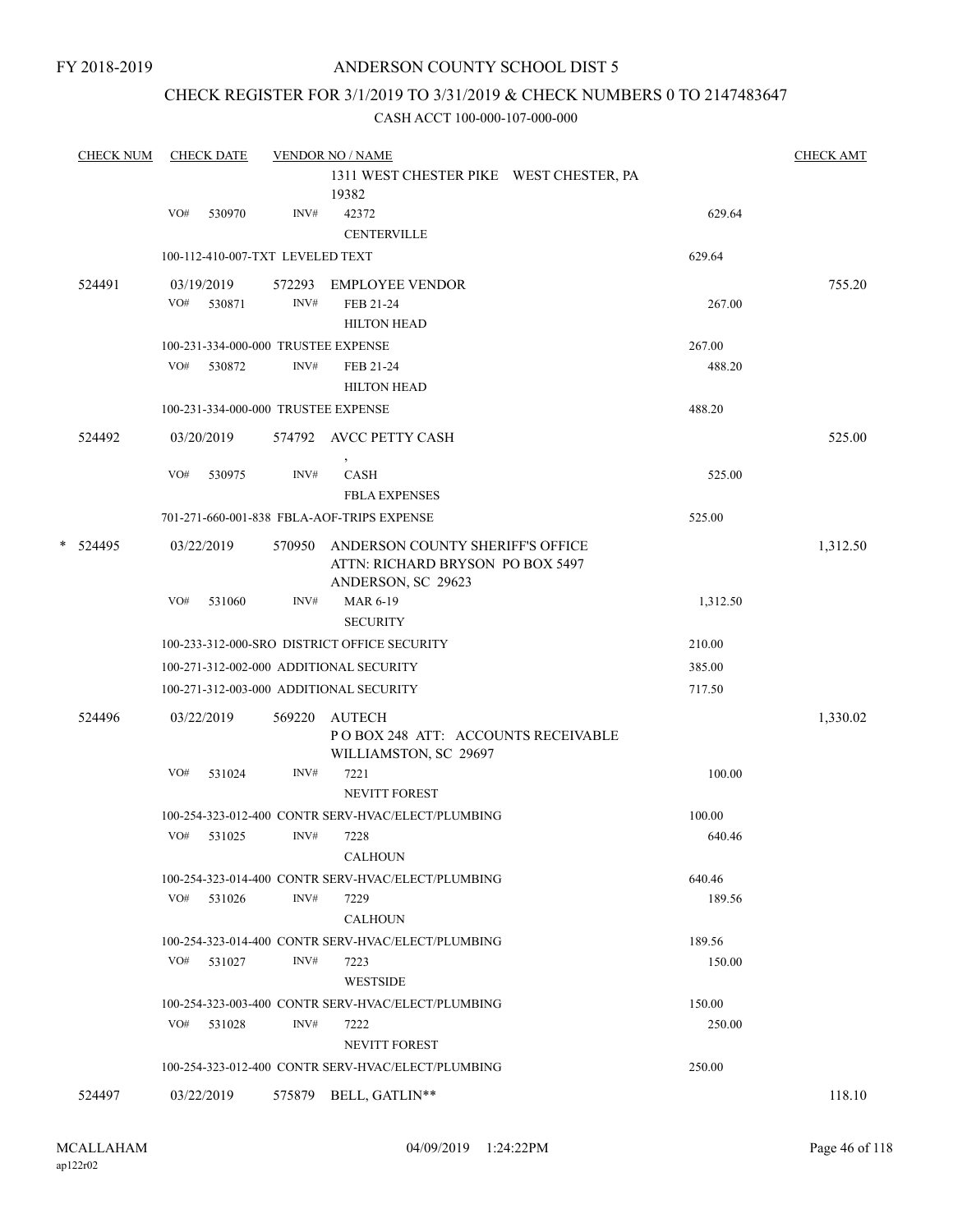FY 2018-2019

# ANDERSON COUNTY SCHOOL DIST 5

## CHECK REGISTER FOR 3/1/2019 TO 3/31/2019 & CHECK NUMBERS 0 TO 2147483647

### CASH ACCT 100-000-107-000-000

| CHECK NUM | CHECK DATE | VENDOR NO / NAME | | CHECK AMT |
|---|---|---|---|---|
| | | 1311 WEST CHESTER PIKE WEST CHESTER, PA 19382 | | |
| | VO# 530970 | INV# 42372 CENTERVILLE | 629.64 | |
| | 100-112-410-007-TXT LEVELED TEXT | | 629.64 | |
| 524491 | 03/19/2019 | 572293 EMPLOYEE VENDOR | | 755.20 |
| | VO# 530871 | INV# FEB 21-24 HILTON HEAD | 267.00 | |
| | 100-231-334-000-000 TRUSTEE EXPENSE | | 267.00 | |
| | VO# 530872 | INV# FEB 21-24 HILTON HEAD | 488.20 | |
| | 100-231-334-000-000 TRUSTEE EXPENSE | | 488.20 | |
| 524492 | 03/20/2019 | 574792 AVCC PETTY CASH , | | 525.00 |
| | VO# 530975 | INV# CASH FBLA EXPENSES | 525.00 | |
| | 701-271-660-001-838 FBLA-AOF-TRIPS EXPENSE | | 525.00 | |
| * 524495 | 03/22/2019 | 570950 ANDERSON COUNTY SHERIFF'S OFFICE ATTN: RICHARD BRYSON PO BOX 5497 ANDERSON, SC 29623 | | 1,312.50 |
| | VO# 531060 | INV# MAR 6-19 SECURITY | 1,312.50 | |
| | 100-233-312-000-SRO DISTRICT OFFICE SECURITY | | 210.00 | |
| | 100-271-312-002-000 ADDITIONAL SECURITY | | 385.00 | |
| | 100-271-312-003-000 ADDITIONAL SECURITY | | 717.50 | |
| 524496 | 03/22/2019 | 569220 AUTECH P O BOX 248 ATT: ACCOUNTS RECEIVABLE WILLIAMSTON, SC 29697 | | 1,330.02 |
| | VO# 531024 | INV# 7221 NEVITT FOREST | 100.00 | |
| | 100-254-323-012-400 CONTR SERV-HVAC/ELECT/PLUMBING | | 100.00 | |
| | VO# 531025 | INV# 7228 CALHOUN | 640.46 | |
| | 100-254-323-014-400 CONTR SERV-HVAC/ELECT/PLUMBING | | 640.46 | |
| | VO# 531026 | INV# 7229 CALHOUN | 189.56 | |
| | 100-254-323-014-400 CONTR SERV-HVAC/ELECT/PLUMBING | | 189.56 | |
| | VO# 531027 | INV# 7223 WESTSIDE | 150.00 | |
| | 100-254-323-003-400 CONTR SERV-HVAC/ELECT/PLUMBING | | 150.00 | |
| | VO# 531028 | INV# 7222 NEVITT FOREST | 250.00 | |
| | 100-254-323-012-400 CONTR SERV-HVAC/ELECT/PLUMBING | | 250.00 | |
| 524497 | 03/22/2019 | 575879 BELL, GATLIN** | | 118.10 |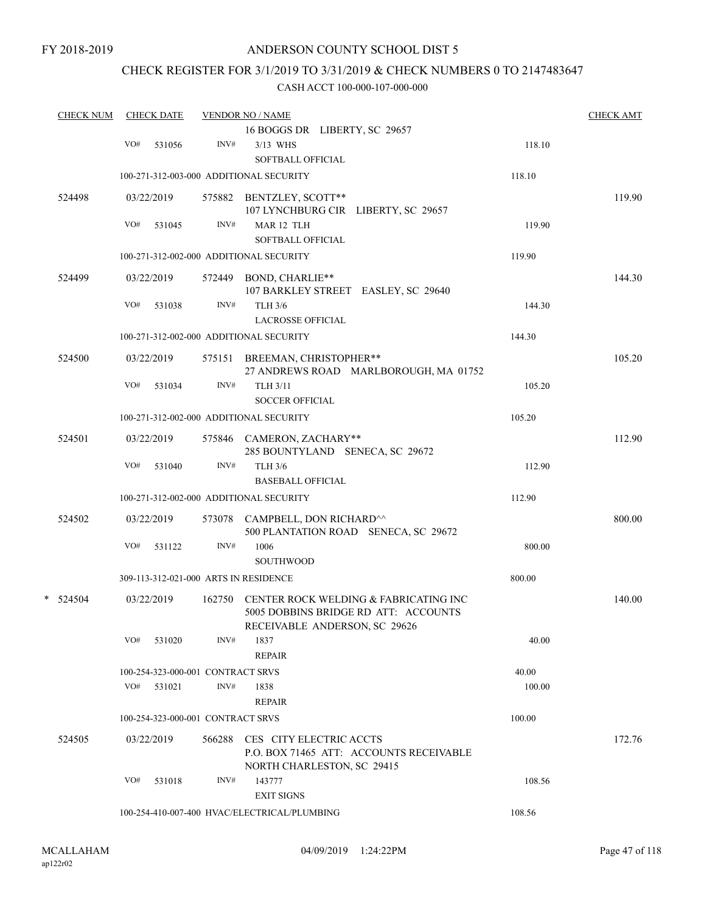FY 2018-2019

# ANDERSON COUNTY SCHOOL DIST 5

## CHECK REGISTER FOR 3/1/2019 TO 3/31/2019 & CHECK NUMBERS 0 TO 2147483647

### CASH ACCT 100-000-107-000-000

| CHECK NUM | CHECK DATE | VENDOR NO / NAME | | CHECK AMT |
|---|---|---|---|---|
| | | 16 BOGGS DR LIBERTY, SC 29657 | | |
| | VO# 531056 | INV# 3/13 WHS<br>SOFTBALL OFFICIAL | 118.10 | |
| | 100-271-312-003-000 ADDITIONAL SECURITY | | 118.10 | |
| 524498 | 03/22/2019 | 575882 BENTZLEY, SCOTT**<br>107 LYNCHBURG CIR LIBERTY, SC 29657 | | 119.90 |
| | VO# 531045 | INV# MAR 12 TLH<br>SOFTBALL OFFICIAL | 119.90 | |
| | 100-271-312-002-000 ADDITIONAL SECURITY | | 119.90 | |
| 524499 | 03/22/2019 | 572449 BOND, CHARLIE**<br>107 BARKLEY STREET EASLEY, SC 29640 | | 144.30 |
| | VO# 531038 | INV# TLH 3/6<br>LACROSSE OFFICIAL | 144.30 | |
| | 100-271-312-002-000 ADDITIONAL SECURITY | | 144.30 | |
| 524500 | 03/22/2019 | 575151 BREEMAN, CHRISTOPHER**<br>27 ANDREWS ROAD MARLBOROUGH, MA 01752 | | 105.20 |
| | VO# 531034 | INV# TLH 3/11<br>SOCCER OFFICIAL | 105.20 | |
| | 100-271-312-002-000 ADDITIONAL SECURITY | | 105.20 | |
| 524501 | 03/22/2019 | 575846 CAMERON, ZACHARY**<br>285 BOUNTYLAND SENECA, SC 29672 | | 112.90 |
| | VO# 531040 | INV# TLH 3/6<br>BASEBALL OFFICIAL | 112.90 | |
| | 100-271-312-002-000 ADDITIONAL SECURITY | | 112.90 | |
| 524502 | 03/22/2019 | 573078 CAMPBELL, DON RICHARD^^<br>500 PLANTATION ROAD SENECA, SC 29672 | | 800.00 |
| | VO# 531122 | INV# 1006<br>SOUTHWOOD | 800.00 | |
| | 309-113-312-021-000 ARTS IN RESIDENCE | | 800.00 | |
| * 524504 | 03/22/2019 | 162750 CENTER ROCK WELDING & FABRICATING INC<br>5005 DOBBINS BRIDGE RD ATT: ACCOUNTS RECEIVABLE ANDERSON, SC 29626 | | 140.00 |
| | VO# 531020 | INV# 1837<br>REPAIR | 40.00 | |
| | 100-254-323-000-001 CONTRACT SRVS | | 40.00 | |
| | VO# 531021 | INV# 1838<br>REPAIR | 100.00 | |
| | 100-254-323-000-001 CONTRACT SRVS | | 100.00 | |
| 524505 | 03/22/2019 | 566288 CES CITY ELECTRIC ACCTS<br>P.O. BOX 71465 ATT: ACCOUNTS RECEIVABLE NORTH CHARLESTON, SC 29415 | | 172.76 |
| | VO# 531018 | INV# 143777<br>EXIT SIGNS | 108.56 | |
| | 100-254-410-007-400 HVAC/ELECTRICAL/PLUMBING | | 108.56 | |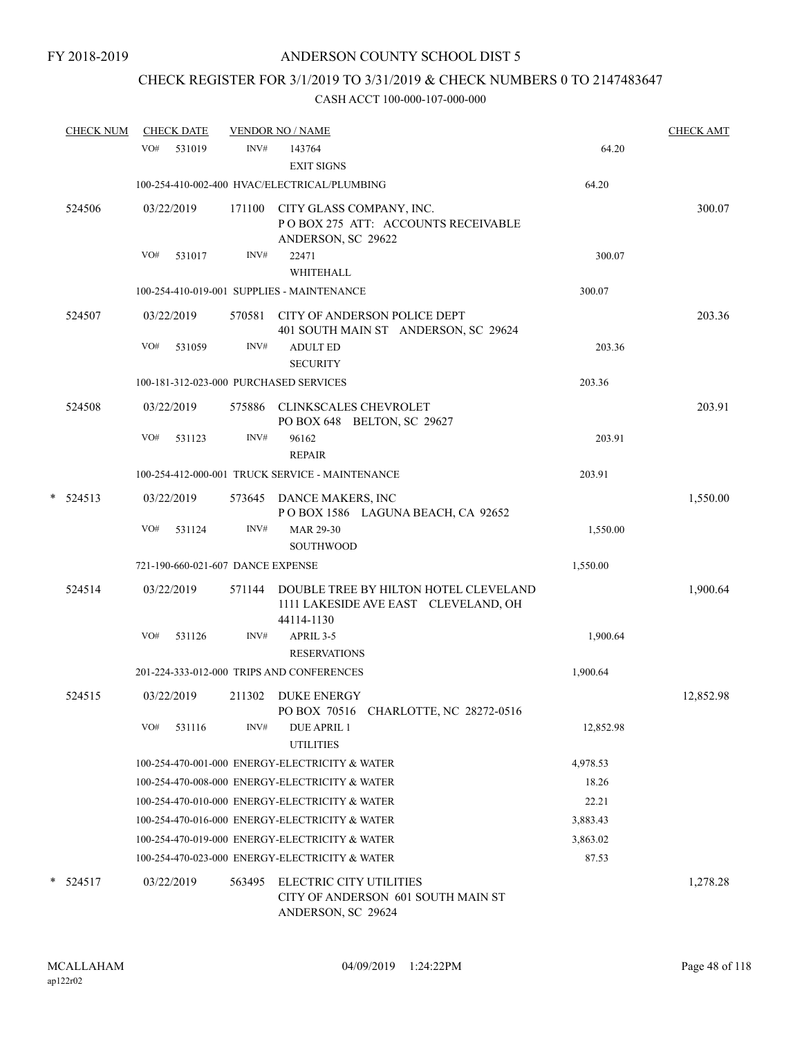FY 2018-2019

ANDERSON COUNTY SCHOOL DIST 5

CHECK REGISTER FOR 3/1/2019 TO 3/31/2019 & CHECK NUMBERS 0 TO 2147483647

CASH ACCT 100-000-107-000-000

| CHECK NUM | CHECK DATE | VENDOR NO / NAME | | CHECK AMT |
|---|---|---|---|---|
| | VO# 531019 | INV# 143764<br>EXIT SIGNS | 64.20 | |
| | 100-254-410-002-400 HVAC/ELECTRICAL/PLUMBING | | 64.20 | |
| 524506 | 03/22/2019 | 171100 CITY GLASS COMPANY, INC.<br>P O BOX 275 ATT: ACCOUNTS RECEIVABLE<br>ANDERSON, SC 29622 | | 300.07 |
| | VO# 531017 | INV# 22471<br>WHITEHALL | 300.07 | |
| | 100-254-410-019-001 SUPPLIES - MAINTENANCE | | 300.07 | |
| 524507 | 03/22/2019 | 570581 CITY OF ANDERSON POLICE DEPT<br>401 SOUTH MAIN ST ANDERSON, SC 29624 | | 203.36 |
| | VO# 531059 | INV# ADULT ED<br>SECURITY | 203.36 | |
| | 100-181-312-023-000 PURCHASED SERVICES | | 203.36 | |
| 524508 | 03/22/2019 | 575886 CLINKSCALES CHEVROLET<br>PO BOX 648 BELTON, SC 29627 | | 203.91 |
| | VO# 531123 | INV# 96162<br>REPAIR | 203.91 | |
| | 100-254-412-000-001 TRUCK SERVICE - MAINTENANCE | | 203.91 | |
| * 524513 | 03/22/2019 | 573645 DANCE MAKERS, INC<br>P O BOX 1586 LAGUNA BEACH, CA 92652 | | 1,550.00 |
| | VO# 531124 | INV# MAR 29-30<br>SOUTHWOOD | 1,550.00 | |
| | 721-190-660-021-607 DANCE EXPENSE | | 1,550.00 | |
| 524514 | 03/22/2019 | 571144 DOUBLE TREE BY HILTON HOTEL CLEVELAND<br>1111 LAKESIDE AVE EAST CLEVELAND, OH<br>44114-1130 | | 1,900.64 |
| | VO# 531126 | INV# APRIL 3-5<br>RESERVATIONS | 1,900.64 | |
| | 201-224-333-012-000 TRIPS AND CONFERENCES | | 1,900.64 | |
| 524515 | 03/22/2019 | 211302 DUKE ENERGY<br>PO BOX 70516 CHARLOTTE, NC 28272-0516 | | 12,852.98 |
| | VO# 531116 | INV# DUE APRIL 1<br>UTILITIES | 12,852.98 | |
| | 100-254-470-001-000 ENERGY-ELECTRICITY & WATER | | 4,978.53 | |
| | 100-254-470-008-000 ENERGY-ELECTRICITY & WATER | | 18.26 | |
| | 100-254-470-010-000 ENERGY-ELECTRICITY & WATER | | 22.21 | |
| | 100-254-470-016-000 ENERGY-ELECTRICITY & WATER | | 3,883.43 | |
| | 100-254-470-019-000 ENERGY-ELECTRICITY & WATER | | 3,863.02 | |
| | 100-254-470-023-000 ENERGY-ELECTRICITY & WATER | | 87.53 | |
| * 524517 | 03/22/2019 | 563495 ELECTRIC CITY UTILITIES<br>CITY OF ANDERSON 601 SOUTH MAIN ST<br>ANDERSON, SC 29624 | | 1,278.28 |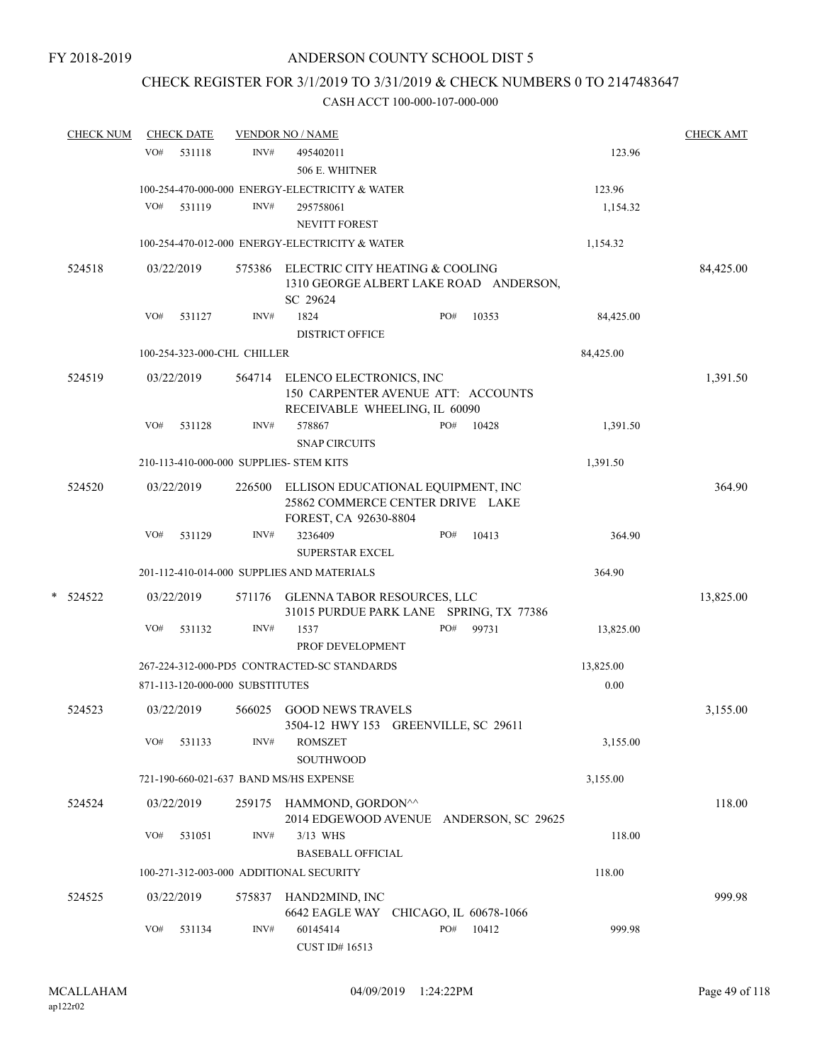FY 2018-2019

# ANDERSON COUNTY SCHOOL DIST 5

## CHECK REGISTER FOR 3/1/2019 TO 3/31/2019 & CHECK NUMBERS 0 TO 2147483647

### CASH ACCT 100-000-107-000-000

| CHECK NUM | CHECK DATE | VENDOR NO / NAME | | | CHECK AMT |
|---|---|---|---|---|---|
| | VO# 531118 | INV# 495402011 506 E. WHITNER | | 123.96 | |
| | 100-254-470-000-000 ENERGY-ELECTRICITY & WATER | | | 123.96 | |
| | VO# 531119 | INV# 295758061 NEVITT FOREST | | 1,154.32 | |
| | 100-254-470-012-000 ENERGY-ELECTRICITY & WATER | | | 1,154.32 | |
| 524518 | 03/22/2019 | 575386 ELECTRIC CITY HEATING & COOLING 1310 GEORGE ALBERT LAKE ROAD ANDERSON, SC 29624 | | | 84,425.00 |
| | VO# 531127 | INV# 1824 DISTRICT OFFICE | PO# 10353 | 84,425.00 | |
| | 100-254-323-000-CHL CHILLER | | | 84,425.00 | |
| 524519 | 03/22/2019 | 564714 ELENCO ELECTRONICS, INC 150 CARPENTER AVENUE ATT: ACCOUNTS RECEIVABLE WHEELING, IL 60090 | | | 1,391.50 |
| | VO# 531128 | INV# 578867 SNAP CIRCUITS | PO# 10428 | 1,391.50 | |
| | 210-113-410-000-000 SUPPLIES- STEM KITS | | | 1,391.50 | |
| 524520 | 03/22/2019 | 226500 ELLISON EDUCATIONAL EQUIPMENT, INC 25862 COMMERCE CENTER DRIVE LAKE FOREST, CA 92630-8804 | | | 364.90 |
| | VO# 531129 | INV# 3236409 SUPERSTAR EXCEL | PO# 10413 | 364.90 | |
| | 201-112-410-014-000 SUPPLIES AND MATERIALS | | | 364.90 | |
| * 524522 | 03/22/2019 | 571176 GLENNA TABOR RESOURCES, LLC 31015 PURDUE PARK LANE SPRING, TX 77386 | | | 13,825.00 |
| | VO# 531132 | INV# 1537 PROF DEVELOPMENT | PO# 99731 | 13,825.00 | |
| | 267-224-312-000-PD5 CONTRACTED-SC STANDARDS | | | 13,825.00 | |
| | 871-113-120-000-000 SUBSTITUTES | | | 0.00 | |
| 524523 | 03/22/2019 | 566025 GOOD NEWS TRAVELS 3504-12 HWY 153 GREENVILLE, SC 29611 | | | 3,155.00 |
| | VO# 531133 | INV# ROMSZET SOUTHWOOD | | 3,155.00 | |
| | 721-190-660-021-637 BAND MS/HS EXPENSE | | | 3,155.00 | |
| 524524 | 03/22/2019 | 259175 HAMMOND, GORDON^^ 2014 EDGEWOOD AVENUE ANDERSON, SC 29625 | | | 118.00 |
| | VO# 531051 | INV# 3/13 WHS BASEBALL OFFICIAL | | 118.00 | |
| | 100-271-312-003-000 ADDITIONAL SECURITY | | | 118.00 | |
| 524525 | 03/22/2019 | 575837 HAND2MIND, INC 6642 EAGLE WAY CHICAGO, IL 60678-1066 | | | 999.98 |
| | VO# 531134 | INV# 60145414 CUST ID# 16513 | PO# 10412 | 999.98 | |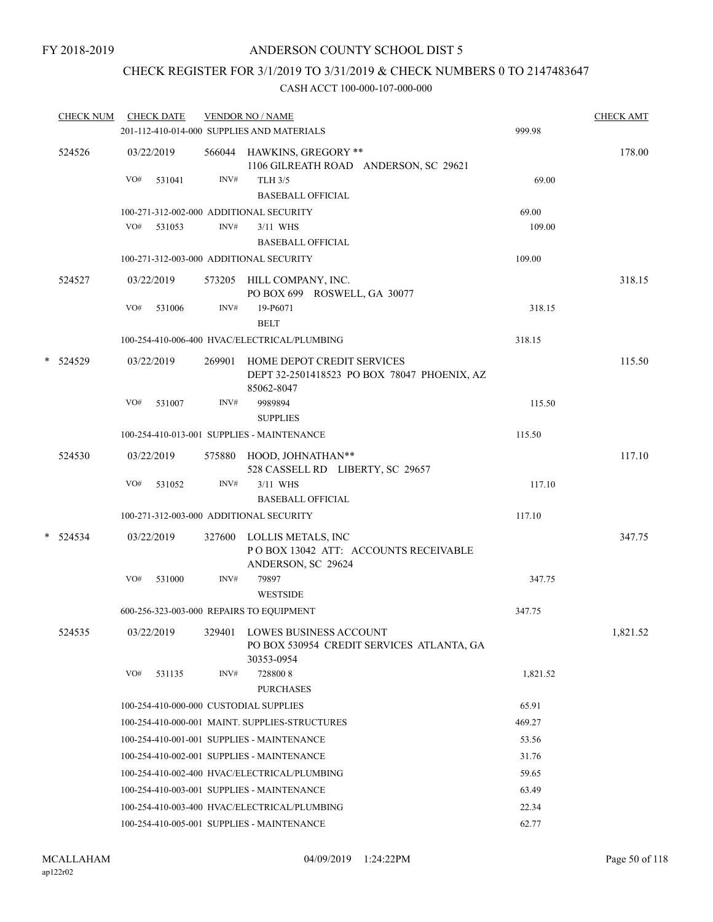FY 2018-2019

# ANDERSON COUNTY SCHOOL DIST 5

## CHECK REGISTER FOR 3/1/2019 TO 3/31/2019 & CHECK NUMBERS 0 TO 2147483647

### CASH ACCT 100-000-107-000-000

| CHECK NUM | CHECK DATE | VENDOR NO / NAME | | CHECK AMT |
|---|---|---|---|---|
| | | 201-112-410-014-000 SUPPLIES AND MATERIALS | 999.98 | |
| 524526 | 03/22/2019 | 566044 HAWKINS, GREGORY ** 1106 GILREATH ROAD ANDERSON, SC 29621 | | 178.00 |
| | VO# 531041 | INV# TLH 3/5 BASEBALL OFFICIAL | 69.00 | |
| | | 100-271-312-002-000 ADDITIONAL SECURITY | 69.00 | |
| | VO# 531053 | INV# 3/11 WHS BASEBALL OFFICIAL | 109.00 | |
| | | 100-271-312-003-000 ADDITIONAL SECURITY | 109.00 | |
| 524527 | 03/22/2019 | 573205 HILL COMPANY, INC. PO BOX 699 ROSWELL, GA 30077 | | 318.15 |
| | VO# 531006 | INV# 19-P6071 BELT | 318.15 | |
| | | 100-254-410-006-400 HVAC/ELECTRICAL/PLUMBING | 318.15 | |
| * 524529 | 03/22/2019 | 269901 HOME DEPOT CREDIT SERVICES DEPT 32-2501418523 PO BOX 78047 PHOENIX, AZ 85062-8047 | | 115.50 |
| | VO# 531007 | INV# 9989894 SUPPLIES | 115.50 | |
| | | 100-254-410-013-001 SUPPLIES - MAINTENANCE | 115.50 | |
| 524530 | 03/22/2019 | 575880 HOOD, JOHNATHAN** 528 CASSELL RD LIBERTY, SC 29657 | | 117.10 |
| | VO# 531052 | INV# 3/11 WHS BASEBALL OFFICIAL | 117.10 | |
| | | 100-271-312-003-000 ADDITIONAL SECURITY | 117.10 | |
| * 524534 | 03/22/2019 | 327600 LOLLIS METALS, INC P O BOX 13042 ATT: ACCOUNTS RECEIVABLE ANDERSON, SC 29624 | | 347.75 |
| | VO# 531000 | INV# 79897 WESTSIDE | 347.75 | |
| | | 600-256-323-003-000 REPAIRS TO EQUIPMENT | 347.75 | |
| 524535 | 03/22/2019 | 329401 LOWES BUSINESS ACCOUNT PO BOX 530954 CREDIT SERVICES ATLANTA, GA 30353-0954 | | 1,821.52 |
| | VO# 531135 | INV# 728800 8 PURCHASES | 1,821.52 | |
| | | 100-254-410-000-000 CUSTODIAL SUPPLIES | 65.91 | |
| | | 100-254-410-000-001 MAINT. SUPPLIES-STRUCTURES | 469.27 | |
| | | 100-254-410-001-001 SUPPLIES - MAINTENANCE | 53.56 | |
| | | 100-254-410-002-001 SUPPLIES - MAINTENANCE | 31.76 | |
| | | 100-254-410-002-400 HVAC/ELECTRICAL/PLUMBING | 59.65 | |
| | | 100-254-410-003-001 SUPPLIES - MAINTENANCE | 63.49 | |
| | | 100-254-410-003-400 HVAC/ELECTRICAL/PLUMBING | 22.34 | |
| | | 100-254-410-005-001 SUPPLIES - MAINTENANCE | 62.77 | |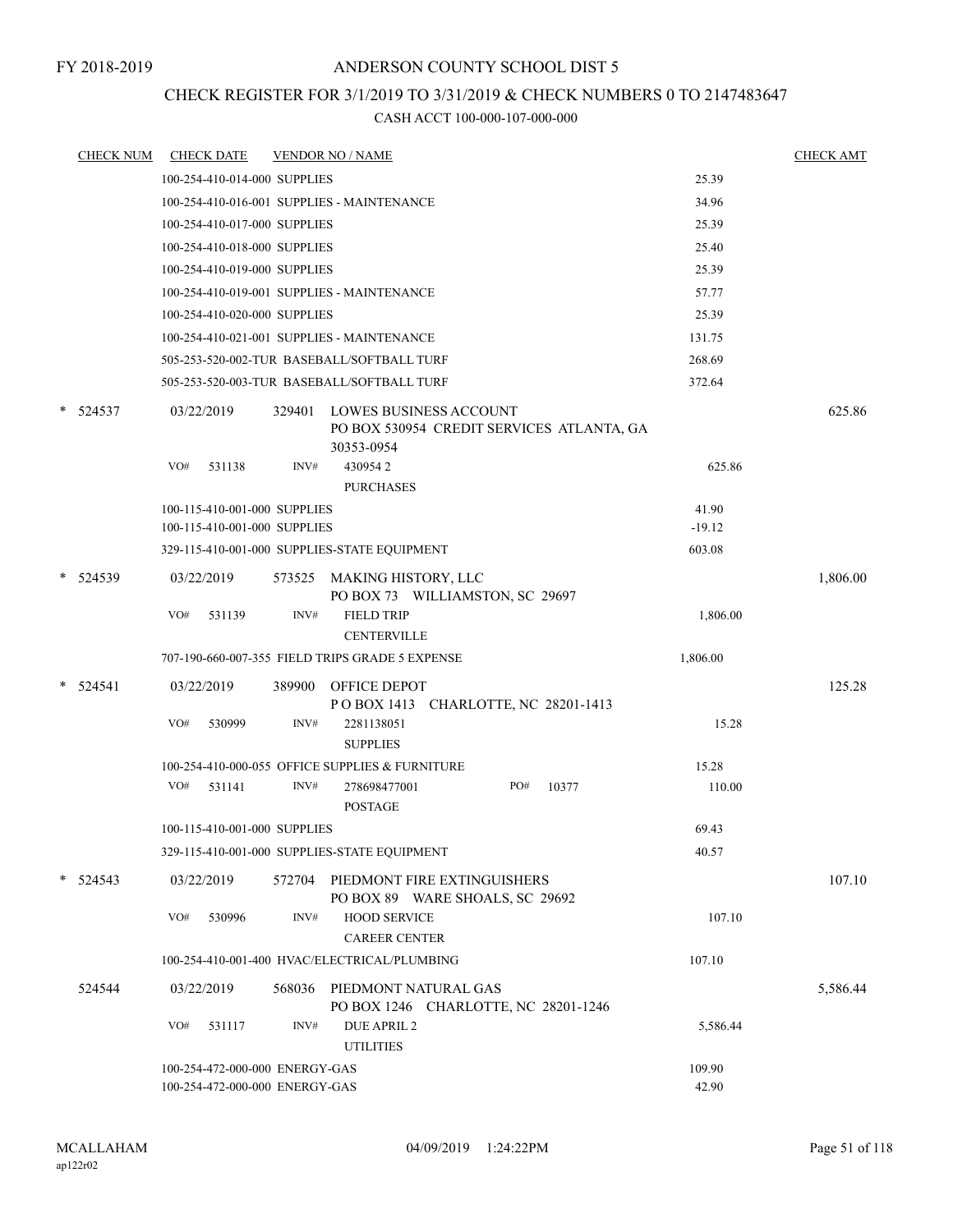FY 2018-2019

ANDERSON COUNTY SCHOOL DIST 5

CHECK REGISTER FOR 3/1/2019 TO 3/31/2019 & CHECK NUMBERS 0 TO 2147483647

CASH ACCT 100-000-107-000-000

| CHECK NUM | CHECK DATE | VENDOR NO / NAME | | CHECK AMT |
|---|---|---|---|---|
| | 100-254-410-014-000 SUPPLIES | | 25.39 | |
| | 100-254-410-016-001 SUPPLIES - MAINTENANCE | | 34.96 | |
| | 100-254-410-017-000 SUPPLIES | | 25.39 | |
| | 100-254-410-018-000 SUPPLIES | | 25.40 | |
| | 100-254-410-019-000 SUPPLIES | | 25.39 | |
| | 100-254-410-019-001 SUPPLIES - MAINTENANCE | | 57.77 | |
| | 100-254-410-020-000 SUPPLIES | | 25.39 | |
| | 100-254-410-021-001 SUPPLIES - MAINTENANCE | | 131.75 | |
| | 505-253-520-002-TUR BASEBALL/SOFTBALL TURF | | 268.69 | |
| | 505-253-520-003-TUR BASEBALL/SOFTBALL TURF | | 372.64 | |
| * 524537 | 03/22/2019 | 329401 LOWES BUSINESS ACCOUNT PO BOX 530954 CREDIT SERVICES ATLANTA, GA 30353-0954 | | 625.86 |
| | VO# 531138 | INV# 430954 2 PURCHASES | 625.86 | |
| | 100-115-410-001-000 SUPPLIES | | 41.90 | |
| | 100-115-410-001-000 SUPPLIES | | -19.12 | |
| | 329-115-410-001-000 SUPPLIES-STATE EQUIPMENT | | 603.08 | |
| * 524539 | 03/22/2019 | 573525 MAKING HISTORY, LLC PO BOX 73 WILLIAMSTON, SC 29697 | | 1,806.00 |
| | VO# 531139 | INV# FIELD TRIP CENTERVILLE | 1,806.00 | |
| | 707-190-660-007-355 FIELD TRIPS GRADE 5 EXPENSE | | 1,806.00 | |
| * 524541 | 03/22/2019 | 389900 OFFICE DEPOT P O BOX 1413 CHARLOTTE, NC 28201-1413 | | 125.28 |
| | VO# 530999 | INV# 2281138051 SUPPLIES | 15.28 | |
| | 100-254-410-000-055 OFFICE SUPPLIES & FURNITURE | | 15.28 | |
| | VO# 531141 | INV# 278698477001 PO# 10377 POSTAGE | 110.00 | |
| | 100-115-410-001-000 SUPPLIES | | 69.43 | |
| | 329-115-410-001-000 SUPPLIES-STATE EQUIPMENT | | 40.57 | |
| * 524543 | 03/22/2019 | 572704 PIEDMONT FIRE EXTINGUISHERS PO BOX 89 WARE SHOALS, SC 29692 | | 107.10 |
| | VO# 530996 | INV# HOOD SERVICE CAREER CENTER | 107.10 | |
| | 100-254-410-001-400 HVAC/ELECTRICAL/PLUMBING | | 107.10 | |
| 524544 | 03/22/2019 | 568036 PIEDMONT NATURAL GAS PO BOX 1246 CHARLOTTE, NC 28201-1246 | | 5,586.44 |
| | VO# 531117 | INV# DUE APRIL 2 UTILITIES | 5,586.44 | |
| | 100-254-472-000-000 ENERGY-GAS | | 109.90 | |
| | 100-254-472-000-000 ENERGY-GAS | | 42.90 | |

MCALLAHAM ap122r02 04/09/2019 1:24:22PM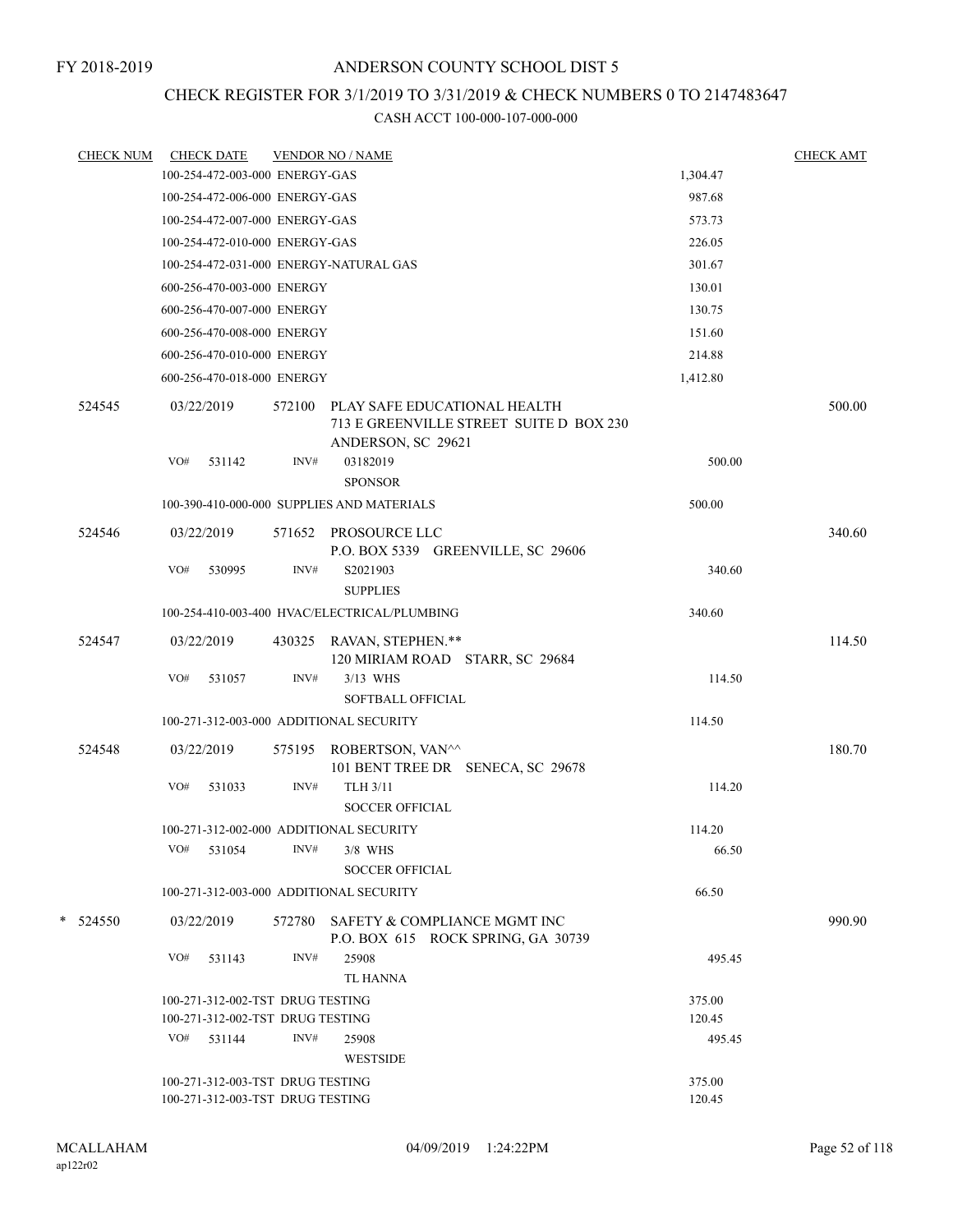FY 2018-2019

# ANDERSON COUNTY SCHOOL DIST 5

## CHECK REGISTER FOR 3/1/2019 TO 3/31/2019 & CHECK NUMBERS 0 TO 2147483647

### CASH ACCT 100-000-107-000-000

| CHECK NUM | CHECK DATE | VENDOR NO / NAME | | CHECK AMT |
|---|---|---|---|---|
| | 100-254-472-003-000 ENERGY-GAS | | 1,304.47 | |
| | 100-254-472-006-000 ENERGY-GAS | | 987.68 | |
| | 100-254-472-007-000 ENERGY-GAS | | 573.73 | |
| | 100-254-472-010-000 ENERGY-GAS | | 226.05 | |
| | 100-254-472-031-000 ENERGY-NATURAL GAS | | 301.67 | |
| | 600-256-470-003-000 ENERGY | | 130.01 | |
| | 600-256-470-007-000 ENERGY | | 130.75 | |
| | 600-256-470-008-000 ENERGY | | 151.60 | |
| | 600-256-470-010-000 ENERGY | | 214.88 | |
| | 600-256-470-018-000 ENERGY | | 1,412.80 | |
| 524545 | 03/22/2019 | 572100 PLAY SAFE EDUCATIONAL HEALTH<br>713 E GREENVILLE STREET SUITE D BOX 230<br>ANDERSON, SC 29621 | | 500.00 |
| | VO# 531142 | INV# 03182019<br>SPONSOR | 500.00 | |
| | 100-390-410-000-000 SUPPLIES AND MATERIALS | | 500.00 | |
| 524546 | 03/22/2019 | 571652 PROSOURCE LLC<br>P.O. BOX 5339 GREENVILLE, SC 29606 | | 340.60 |
| | VO# 530995 | INV# S2021903<br>SUPPLIES | 340.60 | |
| | 100-254-410-003-400 HVAC/ELECTRICAL/PLUMBING | | 340.60 | |
| 524547 | 03/22/2019 | 430325 RAVAN, STEPHEN.**<br>120 MIRIAM ROAD STARR, SC 29684 | | 114.50 |
| | VO# 531057 | INV# 3/13 WHS<br>SOFTBALL OFFICIAL | 114.50 | |
| | 100-271-312-003-000 ADDITIONAL SECURITY | | 114.50 | |
| 524548 | 03/22/2019 | 575195 ROBERTSON, VAN^^<br>101 BENT TREE DR SENECA, SC 29678 | | 180.70 |
| | VO# 531033 | INV# TLH 3/11<br>SOCCER OFFICIAL | 114.20 | |
| | 100-271-312-002-000 ADDITIONAL SECURITY | | 114.20 | |
| | VO# 531054 | INV# 3/8 WHS<br>SOCCER OFFICIAL | 66.50 | |
| | 100-271-312-003-000 ADDITIONAL SECURITY | | 66.50 | |
| * 524550 | 03/22/2019 | 572780 SAFETY & COMPLIANCE MGMT INC<br>P.O. BOX 615 ROCK SPRING, GA 30739 | | 990.90 |
| | VO# 531143 | INV# 25908<br>TL HANNA | 495.45 | |
| | 100-271-312-002-TST DRUG TESTING | | 375.00 | |
| | 100-271-312-002-TST DRUG TESTING | | 120.45 | |
| | VO# 531144 | INV# 25908<br>WESTSIDE | 495.45 | |
| | 100-271-312-003-TST DRUG TESTING | | 375.00 | |
| | 100-271-312-003-TST DRUG TESTING | | 120.45 | |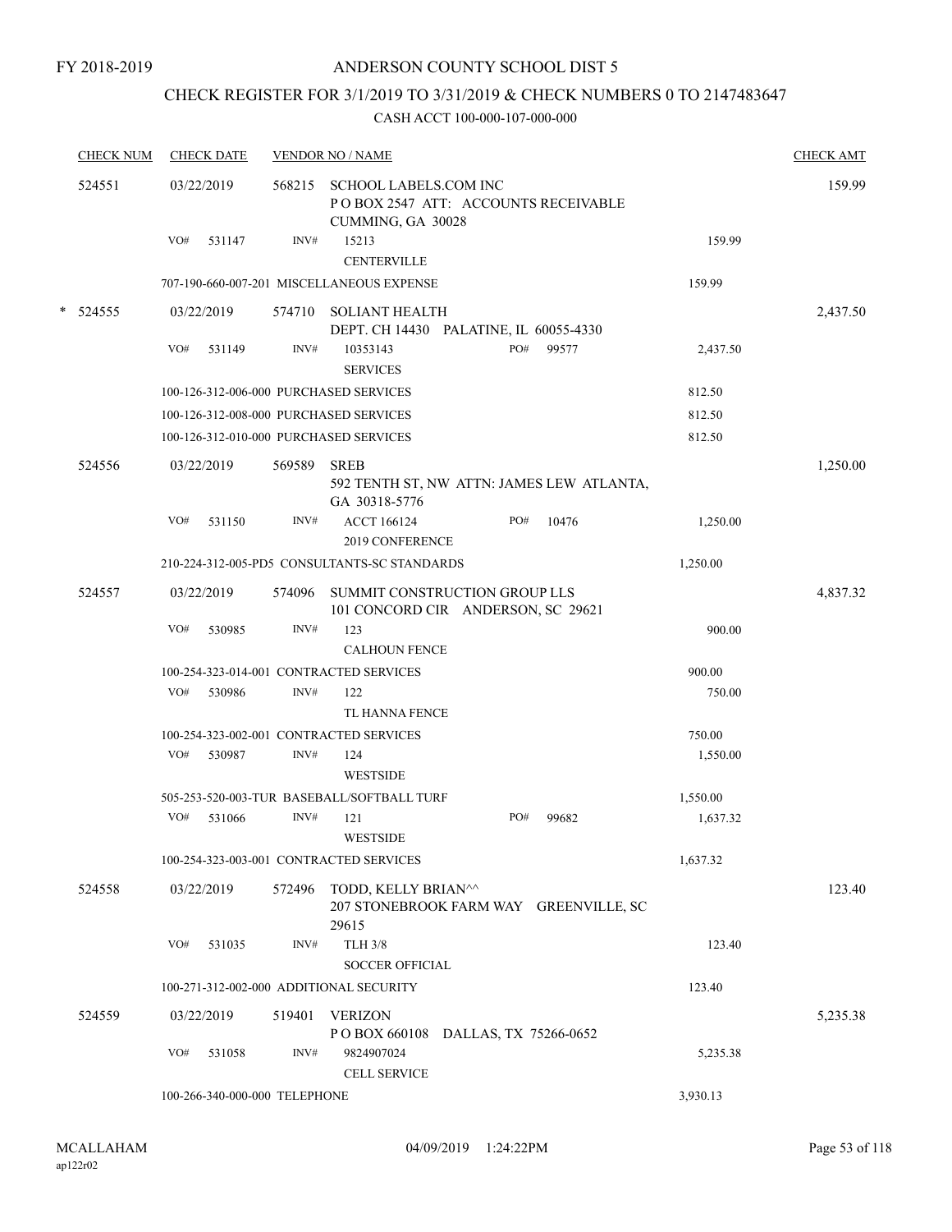FY 2018-2019

# ANDERSON COUNTY SCHOOL DIST 5

## CHECK REGISTER FOR 3/1/2019 TO 3/31/2019 & CHECK NUMBERS 0 TO 2147483647

CASH ACCT 100-000-107-000-000

| CHECK NUM | CHECK DATE | VENDOR NO / NAME | | | CHECK AMT |
|---|---|---|---|---|---|
| 524551 | 03/22/2019 | 568215 SCHOOL LABELS.COM INC<br>P O BOX 2547 ATT: ACCOUNTS RECEIVABLE<br>CUMMING, GA 30028 | | | 159.99 |
| | VO# 531147 | INV# 15213<br>CENTERVILLE | | 159.99 | |
| | 707-190-660-007-201 MISCELLANEOUS EXPENSE | | | 159.99 | |
| * 524555 | 03/22/2019 | 574710 SOLIANT HEALTH<br>DEPT. CH 14430 PALATINE, IL 60055-4330 | | | 2,437.50 |
| | VO# 531149 | INV# 10353143<br>SERVICES | PO# 99577 | 2,437.50 | |
| | 100-126-312-006-000 PURCHASED SERVICES | | | 812.50 | |
| | 100-126-312-008-000 PURCHASED SERVICES | | | 812.50 | |
| | 100-126-312-010-000 PURCHASED SERVICES | | | 812.50 | |
| 524556 | 03/22/2019 | 569589 SREB<br>592 TENTH ST, NW ATTN: JAMES LEW ATLANTA, GA 30318-5776 | | | 1,250.00 |
| | VO# 531150 | INV# ACCT 166124<br>2019 CONFERENCE | PO# 10476 | 1,250.00 | |
| | 210-224-312-005-PD5 CONSULTANTS-SC STANDARDS | | | 1,250.00 | |
| 524557 | 03/22/2019 | 574096 SUMMIT CONSTRUCTION GROUP LLS<br>101 CONCORD CIR ANDERSON, SC 29621 | | | 4,837.32 |
| | VO# 530985 | INV# 123<br>CALHOUN FENCE | | 900.00 | |
| | 100-254-323-014-001 CONTRACTED SERVICES | | | 900.00 | |
| | VO# 530986 | INV# 122<br>TL HANNA FENCE | | 750.00 | |
| | 100-254-323-002-001 CONTRACTED SERVICES | | | 750.00 | |
| | VO# 530987 | INV# 124<br>WESTSIDE | | 1,550.00 | |
| | 505-253-520-003-TUR BASEBALL/SOFTBALL TURF | | | 1,550.00 | |
| | VO# 531066 | INV# 121<br>WESTSIDE | PO# 99682 | 1,637.32 | |
| | 100-254-323-003-001 CONTRACTED SERVICES | | | 1,637.32 | |
| 524558 | 03/22/2019 | 572496 TODD, KELLY BRIAN^^<br>207 STONEBROOK FARM WAY GREENVILLE, SC 29615 | | | 123.40 |
| | VO# 531035 | INV# TLH 3/8<br>SOCCER OFFICIAL | | 123.40 | |
| | 100-271-312-002-000 ADDITIONAL SECURITY | | | 123.40 | |
| 524559 | 03/22/2019 | 519401 VERIZON<br>P O BOX 660108 DALLAS, TX 75266-0652 | | | 5,235.38 |
| | VO# 531058 | INV# 9824907024<br>CELL SERVICE | | 5,235.38 | |
| | 100-266-340-000-000 TELEPHONE | | | 3,930.13 | |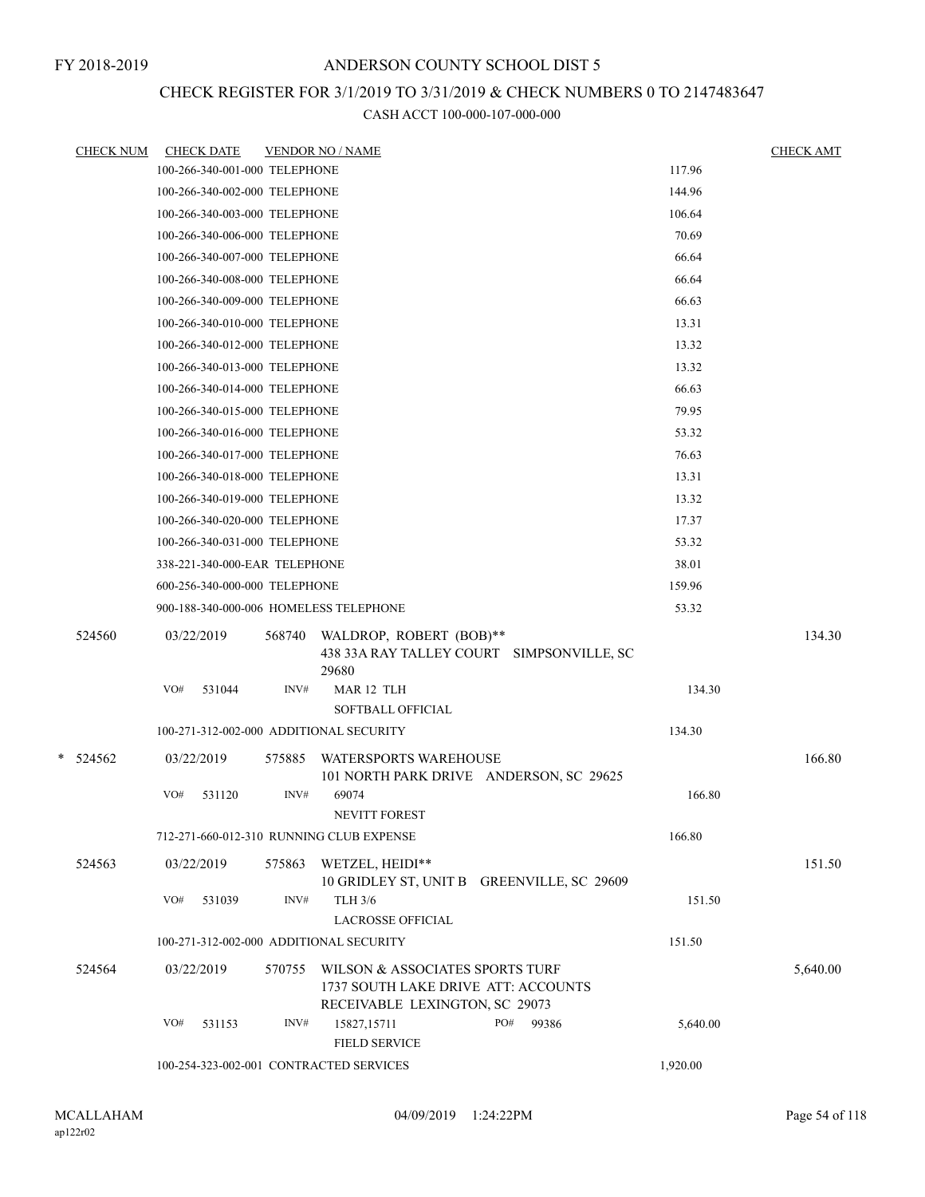FY 2018-2019

# ANDERSON COUNTY SCHOOL DIST 5

## CHECK REGISTER FOR 3/1/2019 TO 3/31/2019 & CHECK NUMBERS 0 TO 2147483647

### CASH ACCT 100-000-107-000-000

| CHECK NUM | CHECK DATE | VENDOR NO / NAME | | CHECK AMT |
|---|---|---|---|---|
| | 100-266-340-001-000 TELEPHONE | | 117.96 | |
| | 100-266-340-002-000 TELEPHONE | | 144.96 | |
| | 100-266-340-003-000 TELEPHONE | | 106.64 | |
| | 100-266-340-006-000 TELEPHONE | | 70.69 | |
| | 100-266-340-007-000 TELEPHONE | | 66.64 | |
| | 100-266-340-008-000 TELEPHONE | | 66.64 | |
| | 100-266-340-009-000 TELEPHONE | | 66.63 | |
| | 100-266-340-010-000 TELEPHONE | | 13.31 | |
| | 100-266-340-012-000 TELEPHONE | | 13.32 | |
| | 100-266-340-013-000 TELEPHONE | | 13.32 | |
| | 100-266-340-014-000 TELEPHONE | | 66.63 | |
| | 100-266-340-015-000 TELEPHONE | | 79.95 | |
| | 100-266-340-016-000 TELEPHONE | | 53.32 | |
| | 100-266-340-017-000 TELEPHONE | | 76.63 | |
| | 100-266-340-018-000 TELEPHONE | | 13.31 | |
| | 100-266-340-019-000 TELEPHONE | | 13.32 | |
| | 100-266-340-020-000 TELEPHONE | | 17.37 | |
| | 100-266-340-031-000 TELEPHONE | | 53.32 | |
| | 338-221-340-000-EAR TELEPHONE | | 38.01 | |
| | 600-256-340-000-000 TELEPHONE | | 159.96 | |
| | 900-188-340-000-006 HOMELESS TELEPHONE | | 53.32 | |
| 524560 | 03/22/2019 | 568740 WALDROP, ROBERT (BOB)** 438 33A RAY TALLEY COURT SIMPSONVILLE, SC 29680 | | 134.30 |
| | VO# 531044 | INV# MAR 12 TLH SOFTBALL OFFICIAL | 134.30 | |
| | 100-271-312-002-000 ADDITIONAL SECURITY | | 134.30 | |
| * 524562 | 03/22/2019 | 575885 WATERSPORTS WAREHOUSE 101 NORTH PARK DRIVE ANDERSON, SC 29625 | | 166.80 |
| | VO# 531120 | INV# 69074 NEVITT FOREST | 166.80 | |
| | 712-271-660-012-310 RUNNING CLUB EXPENSE | | 166.80 | |
| 524563 | 03/22/2019 | 575863 WETZEL, HEIDI** 10 GRIDLEY ST, UNIT B GREENVILLE, SC 29609 | | 151.50 |
| | VO# 531039 | INV# TLH 3/6 LACROSSE OFFICIAL | 151.50 | |
| | 100-271-312-002-000 ADDITIONAL SECURITY | | 151.50 | |
| 524564 | 03/22/2019 | 570755 WILSON & ASSOCIATES SPORTS TURF 1737 SOUTH LAKE DRIVE ATT: ACCOUNTS RECEIVABLE LEXINGTON, SC 29073 | | 5,640.00 |
| | VO# 531153 | INV# 15827,15711 PO# 99386 FIELD SERVICE | 5,640.00 | |
| | 100-254-323-002-001 CONTRACTED SERVICES | | 1,920.00 | |

MCALLAHAM
ap122r02
04/09/2019 1:24:22PM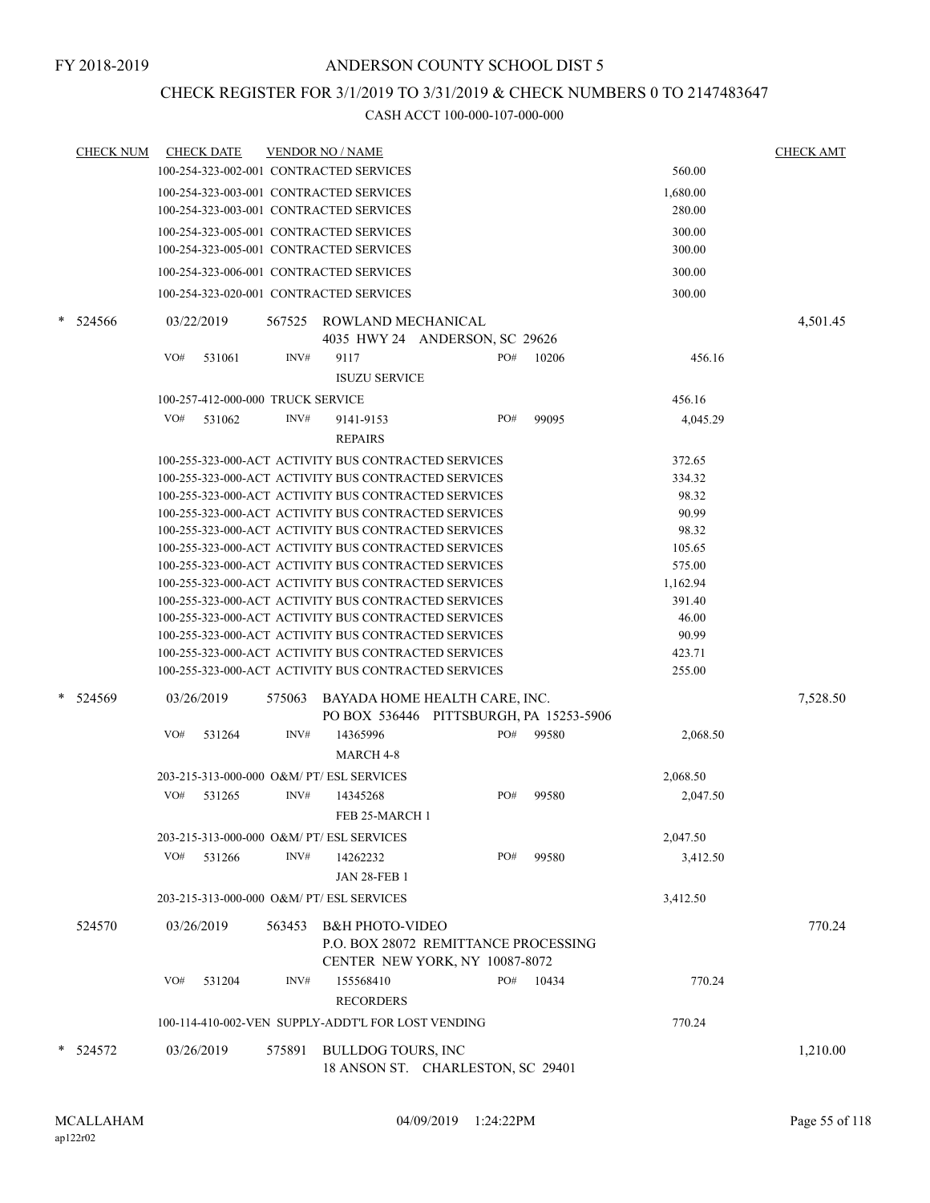FY 2018-2019

# ANDERSON COUNTY SCHOOL DIST 5

## CHECK REGISTER FOR 3/1/2019 TO 3/31/2019 & CHECK NUMBERS 0 TO 2147483647

### CASH ACCT 100-000-107-000-000

| CHECK NUM | CHECK DATE | VENDOR NO / NAME | | CHECK AMT |
|---|---|---|---|---|
| | 100-254-323-002-001 CONTRACTED SERVICES | | 560.00 | |
| | 100-254-323-003-001 CONTRACTED SERVICES | | 1,680.00 | |
| | 100-254-323-003-001 CONTRACTED SERVICES | | 280.00 | |
| | 100-254-323-005-001 CONTRACTED SERVICES | | 300.00 | |
| | 100-254-323-005-001 CONTRACTED SERVICES | | 300.00 | |
| | 100-254-323-006-001 CONTRACTED SERVICES | | 300.00 | |
| | 100-254-323-020-001 CONTRACTED SERVICES | | 300.00 | |
| * 524566 | 03/22/2019 | 567525 ROWLAND MECHANICAL<br>4035 HWY 24 ANDERSON, SC 29626 | | 4,501.45 |
| | VO# 531061 INV# 9117 PO# 10206<br>ISUZU SERVICE | | 456.16 | |
| | 100-257-412-000-000 TRUCK SERVICE | | 456.16 | |
| | VO# 531062 INV# 9141-9153 PO# 99095<br>REPAIRS | | 4,045.29 | |
| | 100-255-323-000-ACT ACTIVITY BUS CONTRACTED SERVICES | | 372.65 | |
| | 100-255-323-000-ACT ACTIVITY BUS CONTRACTED SERVICES | | 334.32 | |
| | 100-255-323-000-ACT ACTIVITY BUS CONTRACTED SERVICES | | 98.32 | |
| | 100-255-323-000-ACT ACTIVITY BUS CONTRACTED SERVICES | | 90.99 | |
| | 100-255-323-000-ACT ACTIVITY BUS CONTRACTED SERVICES | | 98.32 | |
| | 100-255-323-000-ACT ACTIVITY BUS CONTRACTED SERVICES | | 105.65 | |
| | 100-255-323-000-ACT ACTIVITY BUS CONTRACTED SERVICES | | 575.00 | |
| | 100-255-323-000-ACT ACTIVITY BUS CONTRACTED SERVICES | | 1,162.94 | |
| | 100-255-323-000-ACT ACTIVITY BUS CONTRACTED SERVICES | | 391.40 | |
| | 100-255-323-000-ACT ACTIVITY BUS CONTRACTED SERVICES | | 46.00 | |
| | 100-255-323-000-ACT ACTIVITY BUS CONTRACTED SERVICES | | 90.99 | |
| | 100-255-323-000-ACT ACTIVITY BUS CONTRACTED SERVICES | | 423.71 | |
| | 100-255-323-000-ACT ACTIVITY BUS CONTRACTED SERVICES | | 255.00 | |
| * 524569 | 03/26/2019 | 575063 BAYADA HOME HEALTH CARE, INC.<br>PO BOX 536446 PITTSBURGH, PA 15253-5906 | | 7,528.50 |
| | VO# 531264 INV# 14365996 PO# 99580<br>MARCH 4-8 | | 2,068.50 | |
| | 203-215-313-000-000 O&M/ PT/ ESL SERVICES | | 2,068.50 | |
| | VO# 531265 INV# 14345268 PO# 99580<br>FEB 25-MARCH 1 | | 2,047.50 | |
| | 203-215-313-000-000 O&M/ PT/ ESL SERVICES | | 2,047.50 | |
| | VO# 531266 INV# 14262232 PO# 99580<br>JAN 28-FEB 1 | | 3,412.50 | |
| | 203-215-313-000-000 O&M/ PT/ ESL SERVICES | | 3,412.50 | |
| 524570 | 03/26/2019 | 563453 B&H PHOTO-VIDEO<br>P.O. BOX 28072 REMITTANCE PROCESSING<br>CENTER NEW YORK, NY 10087-8072 | | 770.24 |
| | VO# 531204 INV# 155568410 PO# 10434<br>RECORDERS | | 770.24 | |
| | 100-114-410-002-VEN SUPPLY-ADDT'L FOR LOST VENDING | | 770.24 | |
| * 524572 | 03/26/2019 | 575891 BULLDOG TOURS, INC<br>18 ANSON ST. CHARLESTON, SC 29401 | | 1,210.00 |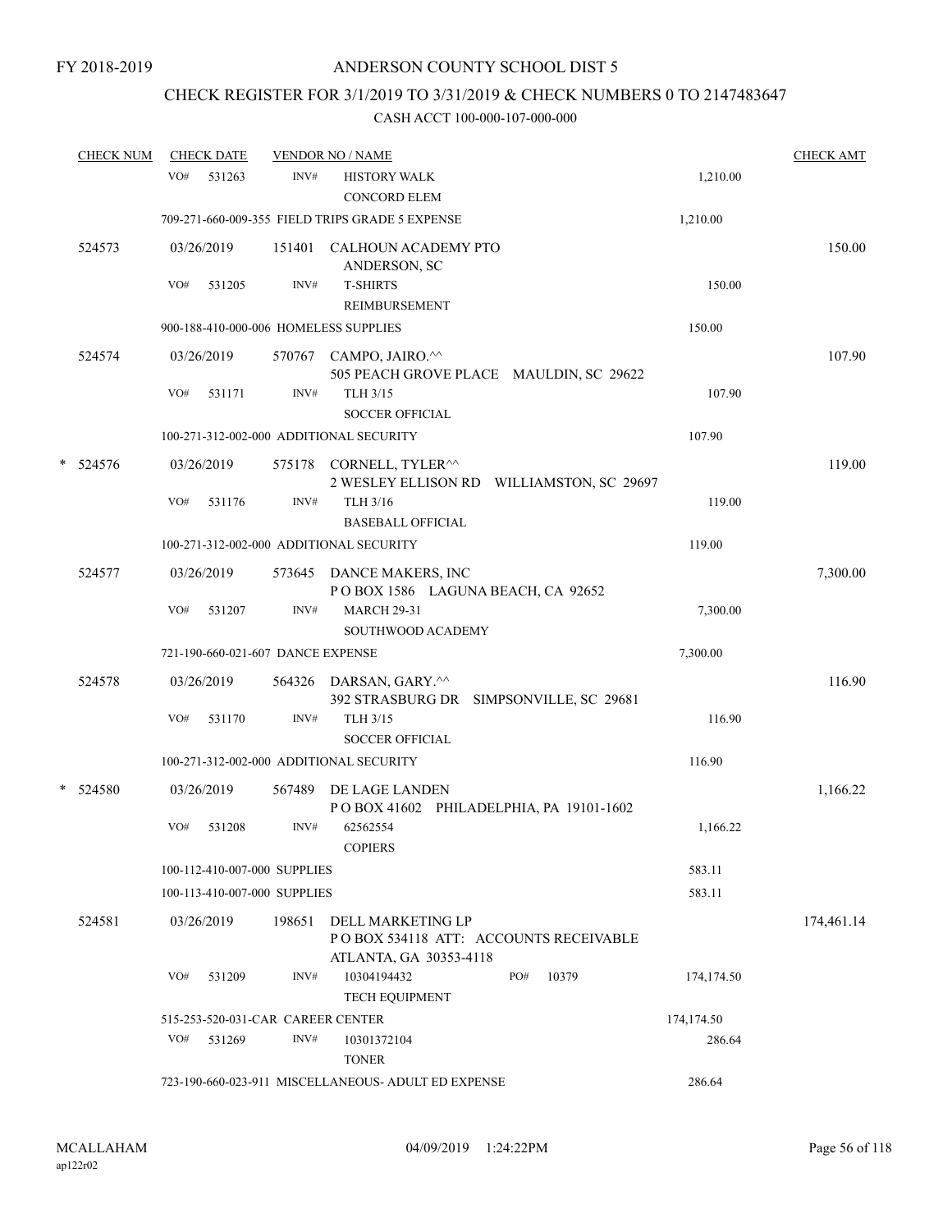FY 2018-2019

ANDERSON COUNTY SCHOOL DIST 5

CHECK REGISTER FOR 3/1/2019 TO 3/31/2019 & CHECK NUMBERS 0 TO 2147483647

CASH ACCT 100-000-107-000-000

| CHECK NUM | CHECK DATE | VENDOR NO / NAME | | CHECK AMT |
|---|---|---|---|---|
| | VO# 531263 | INV# HISTORY WALK<br>CONCORD ELEM | 1,210.00 | |
| | 709-271-660-009-355 FIELD TRIPS GRADE 5 EXPENSE | | 1,210.00 | |
| 524573 | 03/26/2019 | 151401 CALHOUN ACADEMY PTO<br>ANDERSON, SC | | 150.00 |
| | VO# 531205 | INV# T-SHIRTS<br>REIMBURSEMENT | 150.00 | |
| | 900-188-410-000-006 HOMELESS SUPPLIES | | 150.00 | |
| 524574 | 03/26/2019 | 570767 CAMPO, JAIRO.^^<br>505 PEACH GROVE PLACE MAULDIN, SC 29622 | | 107.90 |
| | VO# 531171 | INV# TLH 3/15<br>SOCCER OFFICIAL | 107.90 | |
| | 100-271-312-002-000 ADDITIONAL SECURITY | | 107.90 | |
| * 524576 | 03/26/2019 | 575178 CORNELL, TYLER^^<br>2 WESLEY ELLISON RD WILLIAMSTON, SC 29697 | | 119.00 |
| | VO# 531176 | INV# TLH 3/16<br>BASEBALL OFFICIAL | 119.00 | |
| | 100-271-312-002-000 ADDITIONAL SECURITY | | 119.00 | |
| 524577 | 03/26/2019 | 573645 DANCE MAKERS, INC<br>P O BOX 1586 LAGUNA BEACH, CA 92652 | | 7,300.00 |
| | VO# 531207 | INV# MARCH 29-31<br>SOUTHWOOD ACADEMY | 7,300.00 | |
| | 721-190-660-021-607 DANCE EXPENSE | | 7,300.00 | |
| 524578 | 03/26/2019 | 564326 DARSAN, GARY.^^<br>392 STRASBURG DR SIMPSONVILLE, SC 29681 | | 116.90 |
| | VO# 531170 | INV# TLH 3/15<br>SOCCER OFFICIAL | 116.90 | |
| | 100-271-312-002-000 ADDITIONAL SECURITY | | 116.90 | |
| * 524580 | 03/26/2019 | 567489 DE LAGE LANDEN<br>P O BOX 41602 PHILADELPHIA, PA 19101-1602 | | 1,166.22 |
| | VO# 531208 | INV# 62562554<br>COPIERS | 1,166.22 | |
| | 100-112-410-007-000 SUPPLIES | | 583.11 | |
| | 100-113-410-007-000 SUPPLIES | | 583.11 | |
| 524581 | 03/26/2019 | 198651 DELL MARKETING LP<br>P O BOX 534118 ATT: ACCOUNTS RECEIVABLE<br>ATLANTA, GA 30353-4118 | | 174,461.14 |
| | VO# 531209 | INV# 10304194432 PO# 10379<br>TECH EQUIPMENT | 174,174.50 | |
| | 515-253-520-031-CAR CAREER CENTER | | 174,174.50 | |
| | VO# 531269 | INV# 10301372104<br>TONER | 286.64 | |
| | 723-190-660-023-911 MISCELLANEOUS- ADULT ED EXPENSE | | 286.64 | |

MCALLAHAM ap122r02 04/09/2019 1:24:22PM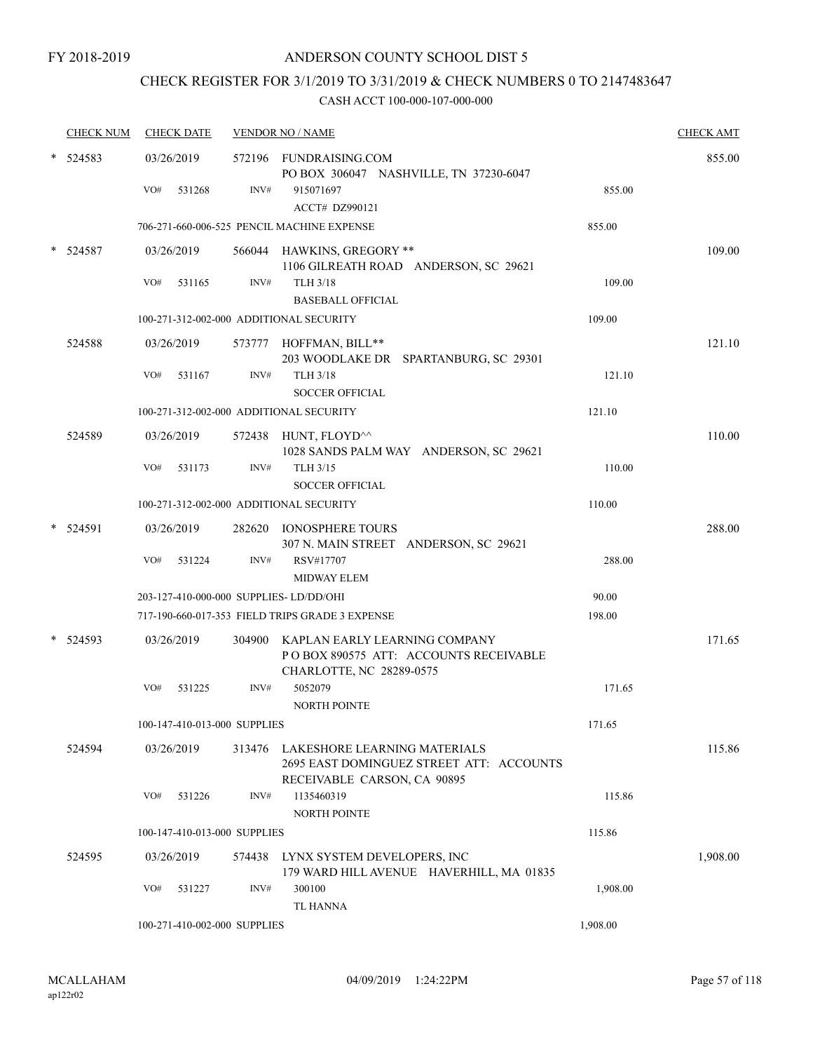FY 2018-2019

# ANDERSON COUNTY SCHOOL DIST 5

## CHECK REGISTER FOR 3/1/2019 TO 3/31/2019 & CHECK NUMBERS 0 TO 2147483647

### CASH ACCT 100-000-107-000-000

| CHECK NUM | CHECK DATE | VENDOR NO / NAME | | CHECK AMT |
|---|---|---|---|---|
| * 524583 | 03/26/2019 | 572196 FUNDRAISING.COM<br>PO BOX 306047 NASHVILLE, TN 37230-6047 | | 855.00 |
| | VO# 531268 | INV# 915071697<br>ACCT# DZ990121 | 855.00 | |
| | 706-271-660-006-525 PENCIL MACHINE EXPENSE | | 855.00 | |
| * 524587 | 03/26/2019 | 566044 HAWKINS, GREGORY **<br>1106 GILREATH ROAD ANDERSON, SC 29621 | | 109.00 |
| | VO# 531165 | INV# TLH 3/18<br>BASEBALL OFFICIAL | 109.00 | |
| | 100-271-312-002-000 ADDITIONAL SECURITY | | 109.00 | |
| 524588 | 03/26/2019 | 573777 HOFFMAN, BILL**<br>203 WOODLAKE DR SPARTANBURG, SC 29301 | | 121.10 |
| | VO# 531167 | INV# TLH 3/18<br>SOCCER OFFICIAL | 121.10 | |
| | 100-271-312-002-000 ADDITIONAL SECURITY | | 121.10 | |
| 524589 | 03/26/2019 | 572438 HUNT, FLOYD^^<br>1028 SANDS PALM WAY ANDERSON, SC 29621 | | 110.00 |
| | VO# 531173 | INV# TLH 3/15<br>SOCCER OFFICIAL | 110.00 | |
| | 100-271-312-002-000 ADDITIONAL SECURITY | | 110.00 | |
| * 524591 | 03/26/2019 | 282620 IONOSPHERE TOURS<br>307 N. MAIN STREET ANDERSON, SC 29621 | | 288.00 |
| | VO# 531224 | INV# RSV#17707<br>MIDWAY ELEM | 288.00 | |
| | 203-127-410-000-000 SUPPLIES- LD/DD/OHI | | 90.00 | |
| | 717-190-660-017-353 FIELD TRIPS GRADE 3 EXPENSE | | 198.00 | |
| * 524593 | 03/26/2019 | 304900 KAPLAN EARLY LEARNING COMPANY<br>P O BOX 890575 ATT: ACCOUNTS RECEIVABLE<br>CHARLOTTE, NC 28289-0575 | | 171.65 |
| | VO# 531225 | INV# 5052079<br>NORTH POINTE | 171.65 | |
| | 100-147-410-013-000 SUPPLIES | | 171.65 | |
| 524594 | 03/26/2019 | 313476 LAKESHORE LEARNING MATERIALS<br>2695 EAST DOMINGUEZ STREET ATT: ACCOUNTS<br>RECEIVABLE CARSON, CA 90895 | | 115.86 |
| | VO# 531226 | INV# 1135460319<br>NORTH POINTE | 115.86 | |
| | 100-147-410-013-000 SUPPLIES | | 115.86 | |
| 524595 | 03/26/2019 | 574438 LYNX SYSTEM DEVELOPERS, INC<br>179 WARD HILL AVENUE HAVERHILL, MA 01835 | | 1,908.00 |
| | VO# 531227 | INV# 300100<br>TL HANNA | 1,908.00 | |
| | 100-271-410-002-000 SUPPLIES | | 1,908.00 | |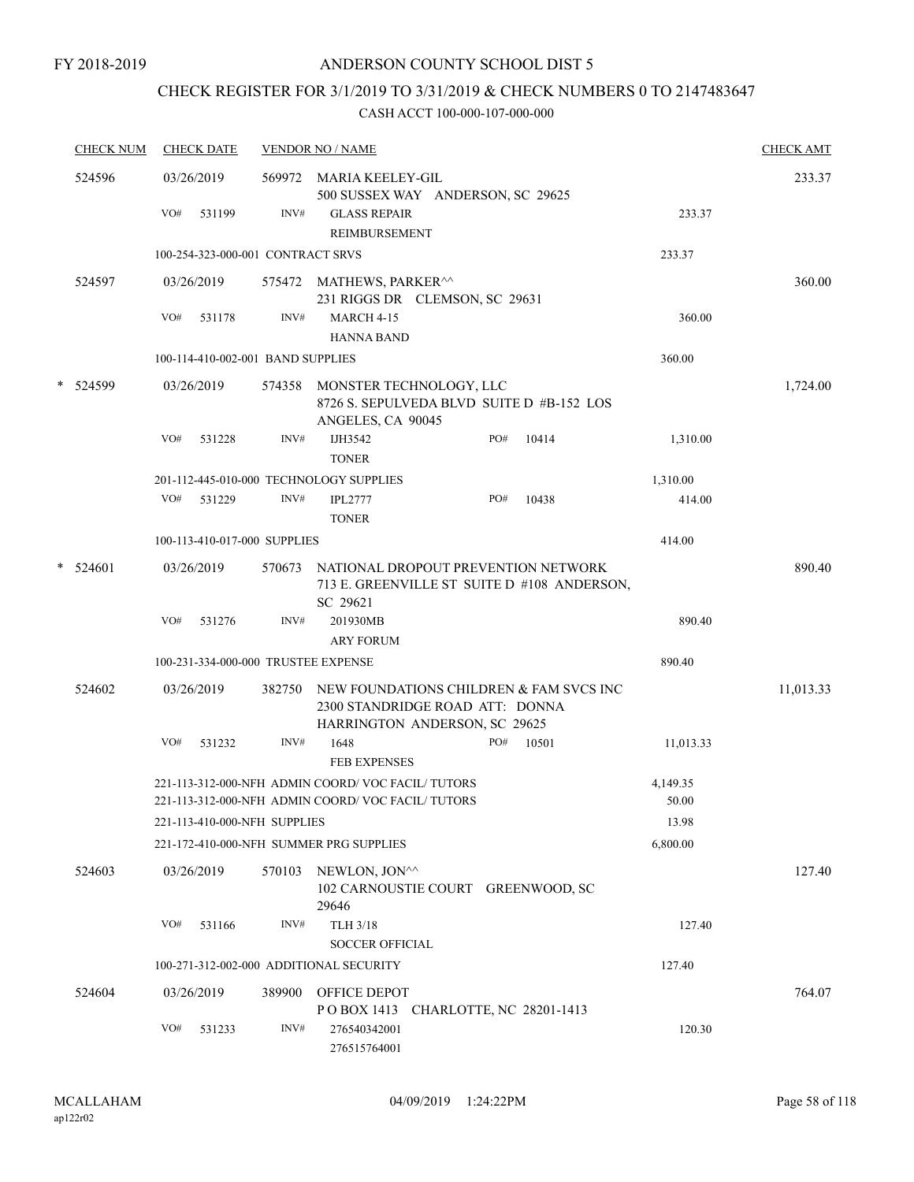FY 2018-2019

# ANDERSON COUNTY SCHOOL DIST 5

## CHECK REGISTER FOR 3/1/2019 TO 3/31/2019 & CHECK NUMBERS 0 TO 2147483647

### CASH ACCT 100-000-107-000-000

| CHECK NUM | CHECK DATE | VENDOR NO / NAME | | | | CHECK AMT |
|---|---|---|---|---|---|---|
| 524596 | 03/26/2019 | 569972 | MARIA KEELEY-GIL<br>500 SUSSEX WAY ANDERSON, SC 29625 | | | 233.37 |
| | VO# 531199 | INV# | GLASS REPAIR<br>REIMBURSEMENT | | 233.37 | |
| | 100-254-323-000-001 CONTRACT SRVS | | | | 233.37 | |
| 524597 | 03/26/2019 | 575472 | MATHEWS, PARKER^^<br>231 RIGGS DR CLEMSON, SC 29631 | | | 360.00 |
| | VO# 531178 | INV# | MARCH 4-15<br>HANNA BAND | | 360.00 | |
| | 100-114-410-002-001 BAND SUPPLIES | | | | 360.00 | |
| * 524599 | 03/26/2019 | 574358 | MONSTER TECHNOLOGY, LLC<br>8726 S. SEPULVEDA BLVD SUITE D #B-152 LOS ANGELES, CA 90045 | | | 1,724.00 |
| | VO# 531228 | INV# | IJH3542<br>TONER | PO# 10414 | 1,310.00 | |
| | 201-112-445-010-000 TECHNOLOGY SUPPLIES | | | | 1,310.00 | |
| | VO# 531229 | INV# | IPL2777<br>TONER | PO# 10438 | 414.00 | |
| | 100-113-410-017-000 SUPPLIES | | | | 414.00 | |
| * 524601 | 03/26/2019 | 570673 | NATIONAL DROPOUT PREVENTION NETWORK<br>713 E. GREENVILLE ST SUITE D #108 ANDERSON, SC 29621 | | | 890.40 |
| | VO# 531276 | INV# | 201930MB<br>ARY FORUM | | 890.40 | |
| | 100-231-334-000-000 TRUSTEE EXPENSE | | | | 890.40 | |
| 524602 | 03/26/2019 | 382750 | NEW FOUNDATIONS CHILDREN & FAM SVCS INC<br>2300 STANDRIDGE ROAD ATT: DONNA HARRINGTON ANDERSON, SC 29625 | | | 11,013.33 |
| | VO# 531232 | INV# | 1648<br>FEB EXPENSES | PO# 10501 | 11,013.33 | |
| | 221-113-312-000-NFH ADMIN COORD/ VOC FACIL/ TUTORS | | | | 4,149.35 | |
| | 221-113-312-000-NFH ADMIN COORD/ VOC FACIL/ TUTORS | | | | 50.00 | |
| | 221-113-410-000-NFH SUPPLIES | | | | 13.98 | |
| | 221-172-410-000-NFH SUMMER PRG SUPPLIES | | | | 6,800.00 | |
| 524603 | 03/26/2019 | 570103 | NEWLON, JON^^<br>102 CARNOUSTIE COURT GREENWOOD, SC 29646 | | | 127.40 |
| | VO# 531166 | INV# | TLH 3/18<br>SOCCER OFFICIAL | | 127.40 | |
| | 100-271-312-002-000 ADDITIONAL SECURITY | | | | 127.40 | |
| 524604 | 03/26/2019 | 389900 | OFFICE DEPOT<br>P O BOX 1413 CHARLOTTE, NC 28201-1413 | | | 764.07 |
| | VO# 531233 | INV# | 276540342001<br>276515764001 | | 120.30 | |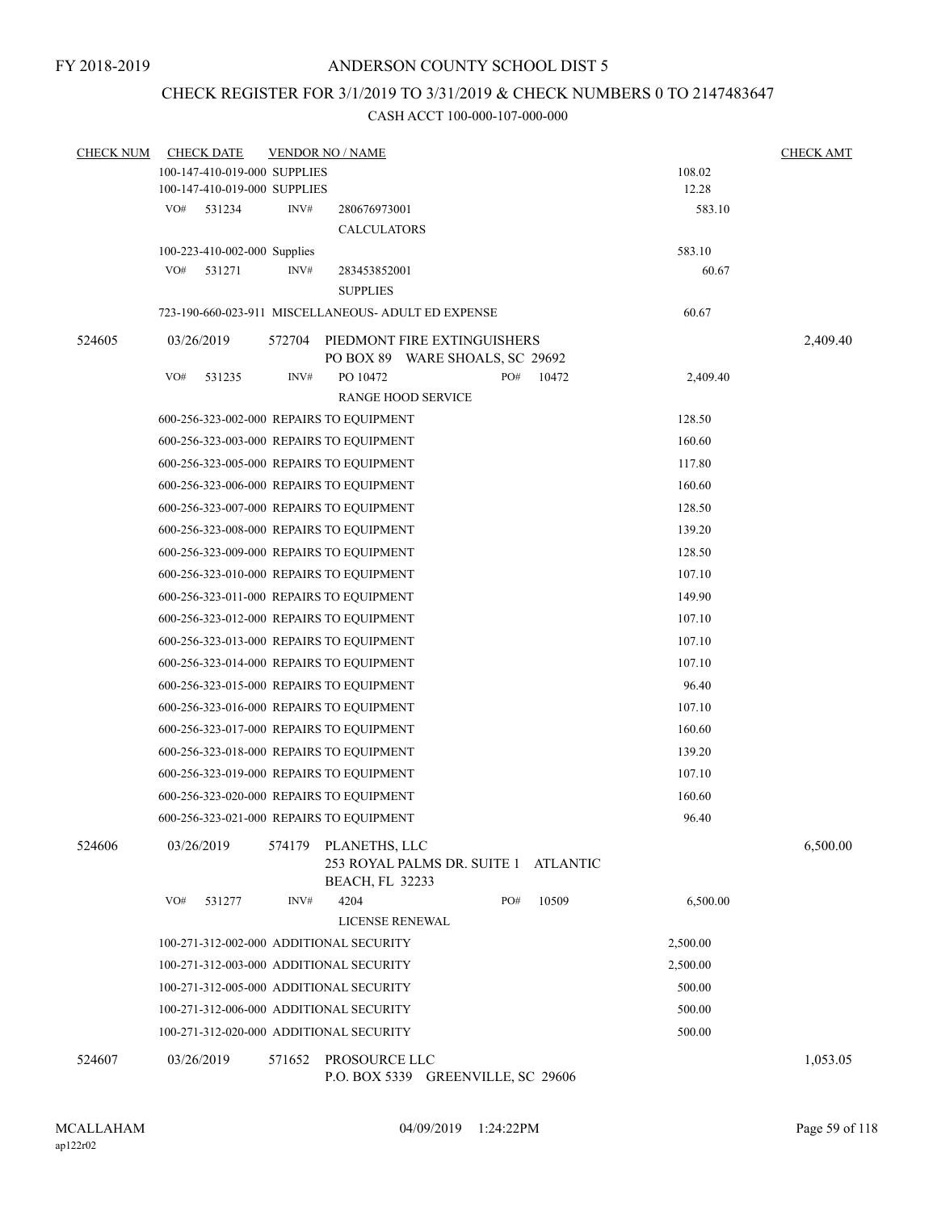FY 2018-2019

# ANDERSON COUNTY SCHOOL DIST 5

## CHECK REGISTER FOR 3/1/2019 TO 3/31/2019 & CHECK NUMBERS 0 TO 2147483647

### CASH ACCT 100-000-107-000-000

| CHECK NUM | CHECK DATE | VENDOR NO / NAME | | CHECK AMT |
|---|---|---|---|---|
| | 100-147-410-019-000 SUPPLIES | | 108.02 | |
| | 100-147-410-019-000 SUPPLIES | | 12.28 | |
| | VO# 531234 | INV# 280676973001 CALCULATORS | 583.10 | |
| | 100-223-410-002-000 Supplies | | 583.10 | |
| | VO# 531271 | INV# 283453852001 SUPPLIES | 60.67 | |
| | 723-190-660-023-911 MISCELLANEOUS- ADULT ED EXPENSE | | 60.67 | |
| 524605 | 03/26/2019 | 572704 PIEDMONT FIRE EXTINGUISHERS PO BOX 89 WARE SHOALS, SC 29692 | | 2,409.40 |
| | VO# 531235 | INV# PO 10472 PO# 10472 RANGE HOOD SERVICE | 2,409.40 | |
| | 600-256-323-002-000 REPAIRS TO EQUIPMENT | | 128.50 | |
| | 600-256-323-003-000 REPAIRS TO EQUIPMENT | | 160.60 | |
| | 600-256-323-005-000 REPAIRS TO EQUIPMENT | | 117.80 | |
| | 600-256-323-006-000 REPAIRS TO EQUIPMENT | | 160.60 | |
| | 600-256-323-007-000 REPAIRS TO EQUIPMENT | | 128.50 | |
| | 600-256-323-008-000 REPAIRS TO EQUIPMENT | | 139.20 | |
| | 600-256-323-009-000 REPAIRS TO EQUIPMENT | | 128.50 | |
| | 600-256-323-010-000 REPAIRS TO EQUIPMENT | | 107.10 | |
| | 600-256-323-011-000 REPAIRS TO EQUIPMENT | | 149.90 | |
| | 600-256-323-012-000 REPAIRS TO EQUIPMENT | | 107.10 | |
| | 600-256-323-013-000 REPAIRS TO EQUIPMENT | | 107.10 | |
| | 600-256-323-014-000 REPAIRS TO EQUIPMENT | | 107.10 | |
| | 600-256-323-015-000 REPAIRS TO EQUIPMENT | | 96.40 | |
| | 600-256-323-016-000 REPAIRS TO EQUIPMENT | | 107.10 | |
| | 600-256-323-017-000 REPAIRS TO EQUIPMENT | | 160.60 | |
| | 600-256-323-018-000 REPAIRS TO EQUIPMENT | | 139.20 | |
| | 600-256-323-019-000 REPAIRS TO EQUIPMENT | | 107.10 | |
| | 600-256-323-020-000 REPAIRS TO EQUIPMENT | | 160.60 | |
| | 600-256-323-021-000 REPAIRS TO EQUIPMENT | | 96.40 | |
| 524606 | 03/26/2019 | 574179 PLANETHS, LLC 253 ROYAL PALMS DR. SUITE 1 ATLANTIC BEACH, FL 32233 | | 6,500.00 |
| | VO# 531277 | INV# 4204 PO# 10509 LICENSE RENEWAL | 6,500.00 | |
| | 100-271-312-002-000 ADDITIONAL SECURITY | | 2,500.00 | |
| | 100-271-312-003-000 ADDITIONAL SECURITY | | 2,500.00 | |
| | 100-271-312-005-000 ADDITIONAL SECURITY | | 500.00 | |
| | 100-271-312-006-000 ADDITIONAL SECURITY | | 500.00 | |
| | 100-271-312-020-000 ADDITIONAL SECURITY | | 500.00 | |
| 524607 | 03/26/2019 | 571652 PROSOURCE LLC P.O. BOX 5339 GREENVILLE, SC 29606 | | 1,053.05 |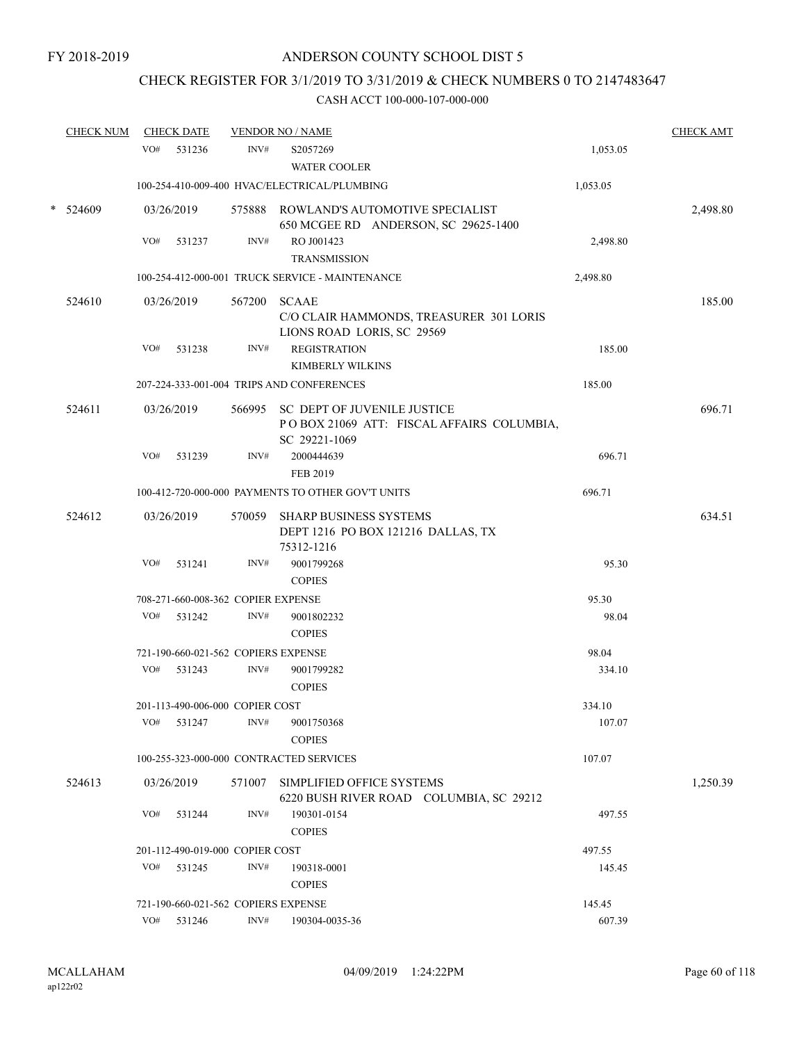FY 2018-2019

# ANDERSON COUNTY SCHOOL DIST 5

## CHECK REGISTER FOR 3/1/2019 TO 3/31/2019 & CHECK NUMBERS 0 TO 2147483647

### CASH ACCT 100-000-107-000-000

| CHECK NUM | CHECK DATE | VENDOR NO / NAME | | | CHECK AMT |
|---|---|---|---|---|---|
| | VO# 531236 | INV# | S2057269<br>WATER COOLER | 1,053.05 | |
| | 100-254-410-009-400 HVAC/ELECTRICAL/PLUMBING | | | 1,053.05 | |
| * 524609 | 03/26/2019 | 575888 | ROWLAND'S AUTOMOTIVE SPECIALIST<br>650 MCGEE RD ANDERSON, SC 29625-1400 | | 2,498.80 |
| | VO# 531237 | INV# | RO J001423<br>TRANSMISSION | 2,498.80 | |
| | 100-254-412-000-001 TRUCK SERVICE - MAINTENANCE | | | 2,498.80 | |
| 524610 | 03/26/2019 | 567200 | SCAAE<br>C/O CLAIR HAMMONDS, TREASURER 301 LORIS LIONS ROAD LORIS, SC 29569 | | 185.00 |
| | VO# 531238 | INV# | REGISTRATION<br>KIMBERLY WILKINS | 185.00 | |
| | 207-224-333-001-004 TRIPS AND CONFERENCES | | | 185.00 | |
| 524611 | 03/26/2019 | 566995 | SC DEPT OF JUVENILE JUSTICE<br>P O BOX 21069 ATT: FISCAL AFFAIRS COLUMBIA, SC 29221-1069 | | 696.71 |
| | VO# 531239 | INV# | 2000444639<br>FEB 2019 | 696.71 | |
| | 100-412-720-000-000 PAYMENTS TO OTHER GOV'T UNITS | | | 696.71 | |
| 524612 | 03/26/2019 | 570059 | SHARP BUSINESS SYSTEMS<br>DEPT 1216 PO BOX 121216 DALLAS, TX 75312-1216 | | 634.51 |
| | VO# 531241 | INV# | 9001799268<br>COPIES | 95.30 | |
| | 708-271-660-008-362 COPIER EXPENSE | | | 95.30 | |
| | VO# 531242 | INV# | 9001802232<br>COPIES | 98.04 | |
| | 721-190-660-021-562 COPIERS EXPENSE | | | 98.04 | |
| | VO# 531243 | INV# | 9001799282<br>COPIES | 334.10 | |
| | 201-113-490-006-000 COPIER COST | | | 334.10 | |
| | VO# 531247 | INV# | 9001750368<br>COPIES | 107.07 | |
| | 100-255-323-000-000 CONTRACTED SERVICES | | | 107.07 | |
| 524613 | 03/26/2019 | 571007 | SIMPLIFIED OFFICE SYSTEMS<br>6220 BUSH RIVER ROAD COLUMBIA, SC 29212 | | 1,250.39 |
| | VO# 531244 | INV# | 190301-0154<br>COPIES | 497.55 | |
| | 201-112-490-019-000 COPIER COST | | | 497.55 | |
| | VO# 531245 | INV# | 190318-0001<br>COPIES | 145.45 | |
| | 721-190-660-021-562 COPIERS EXPENSE | | | 145.45 | |
| | VO# 531246 | INV# | 190304-0035-36 | 607.39 | |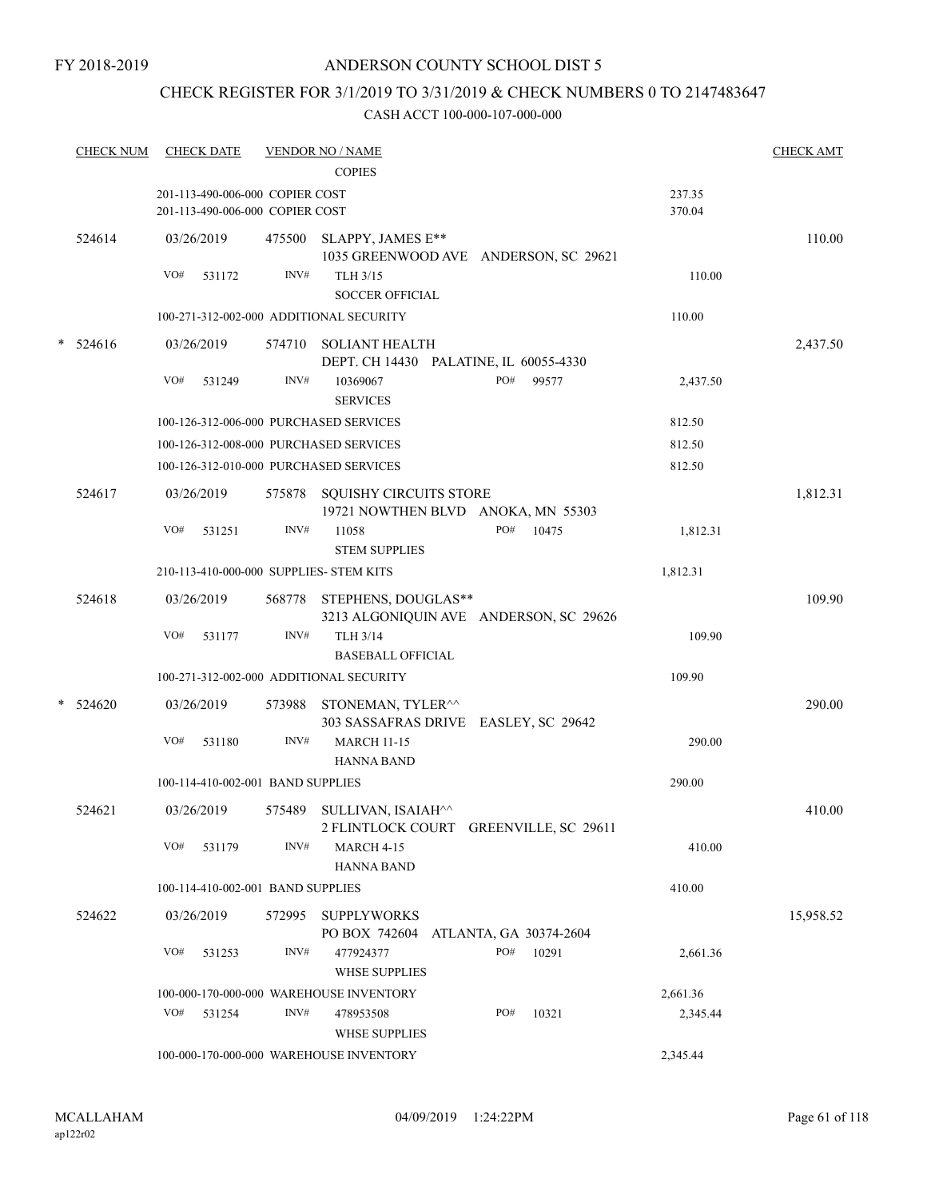FY 2018-2019

# ANDERSON COUNTY SCHOOL DIST 5

## CHECK REGISTER FOR 3/1/2019 TO 3/31/2019 & CHECK NUMBERS 0 TO 2147483647

### CASH ACCT 100-000-107-000-000

| CHECK NUM | CHECK DATE | VENDOR NO / NAME | | CHECK AMT |
|---|---|---|---|---|
| | | COPIES | | |
| | 201-113-490-006-000 COPIER COST | | 237.35 | |
| | 201-113-490-006-000 COPIER COST | | 370.04 | |
| 524614 | 03/26/2019 | 475500 SLAPPY, JAMES E** 1035 GREENWOOD AVE ANDERSON, SC 29621 | | 110.00 |
| | VO# 531172 | INV# TLH 3/15 SOCCER OFFICIAL | 110.00 | |
| | 100-271-312-002-000 ADDITIONAL SECURITY | | 110.00 | |
| * 524616 | 03/26/2019 | 574710 SOLIANT HEALTH DEPT. CH 14430 PALATINE, IL 60055-4330 | | 2,437.50 |
| | VO# 531249 | INV# 10369067 PO# 99577 SERVICES | 2,437.50 | |
| | 100-126-312-006-000 PURCHASED SERVICES | | 812.50 | |
| | 100-126-312-008-000 PURCHASED SERVICES | | 812.50 | |
| | 100-126-312-010-000 PURCHASED SERVICES | | 812.50 | |
| 524617 | 03/26/2019 | 575878 SQUISHY CIRCUITS STORE 19721 NOWTHEN BLVD ANOKA, MN 55303 | | 1,812.31 |
| | VO# 531251 | INV# 11058 PO# 10475 STEM SUPPLIES | 1,812.31 | |
| | 210-113-410-000-000 SUPPLIES- STEM KITS | | 1,812.31 | |
| 524618 | 03/26/2019 | 568778 STEPHENS, DOUGLAS** 3213 ALGONIQUIN AVE ANDERSON, SC 29626 | | 109.90 |
| | VO# 531177 | INV# TLH 3/14 BASEBALL OFFICIAL | 109.90 | |
| | 100-271-312-002-000 ADDITIONAL SECURITY | | 109.90 | |
| * 524620 | 03/26/2019 | 573988 STONEMAN, TYLER^^ 303 SASSAFRAS DRIVE EASLEY, SC 29642 | | 290.00 |
| | VO# 531180 | INV# MARCH 11-15 HANNA BAND | 290.00 | |
| | 100-114-410-002-001 BAND SUPPLIES | | 290.00 | |
| 524621 | 03/26/2019 | 575489 SULLIVAN, ISAIAH^^ 2 FLINTLOCK COURT GREENVILLE, SC 29611 | | 410.00 |
| | VO# 531179 | INV# MARCH 4-15 HANNA BAND | 410.00 | |
| | 100-114-410-002-001 BAND SUPPLIES | | 410.00 | |
| 524622 | 03/26/2019 | 572995 SUPPLYWORKS PO BOX 742604 ATLANTA, GA 30374-2604 | | 15,958.52 |
| | VO# 531253 | INV# 477924377 PO# 10291 WHSE SUPPLIES | 2,661.36 | |
| | 100-000-170-000-000 WAREHOUSE INVENTORY | | 2,661.36 | |
| | VO# 531254 | INV# 478953508 PO# 10321 WHSE SUPPLIES | 2,345.44 | |
| | 100-000-170-000-000 WAREHOUSE INVENTORY | | 2,345.44 | |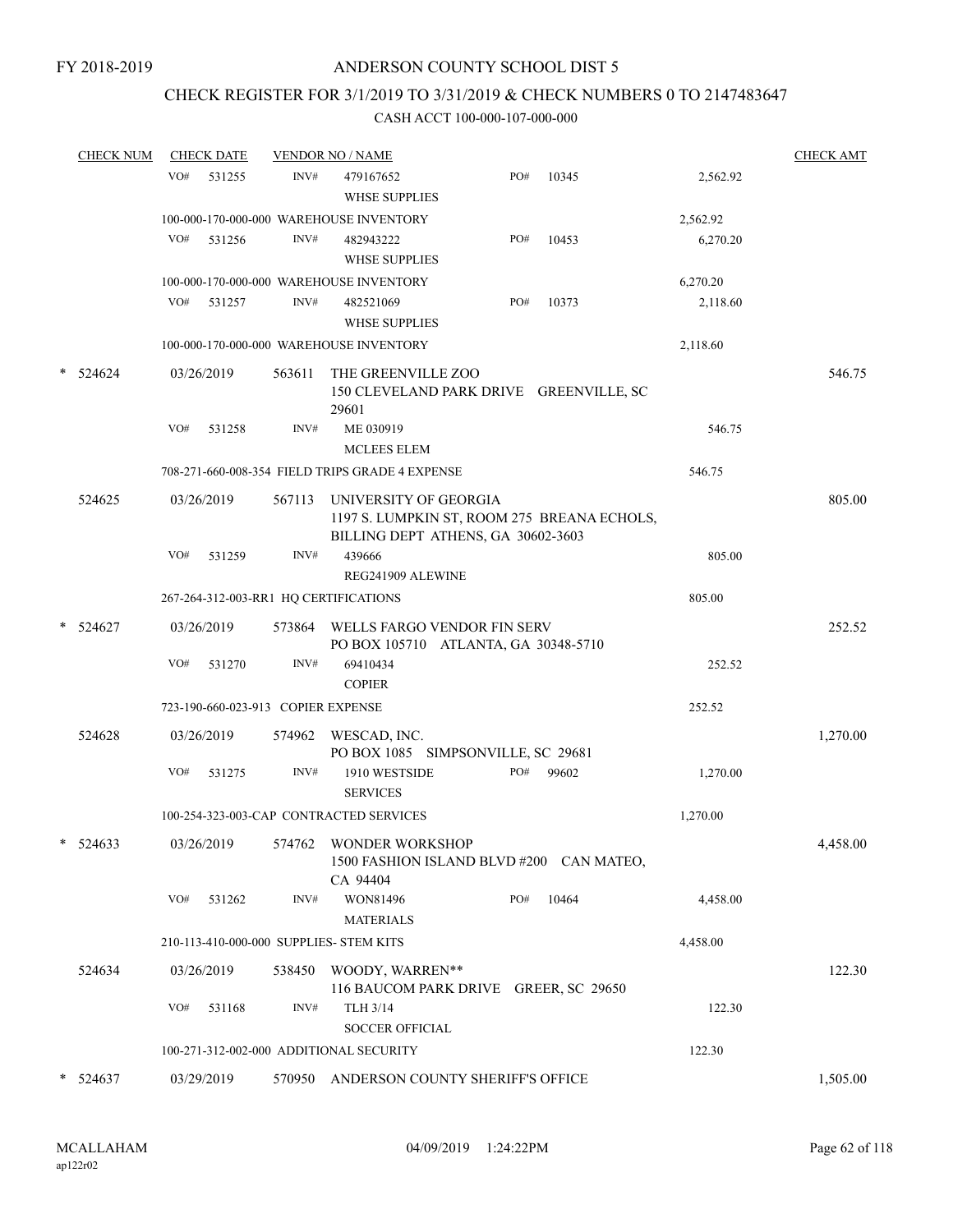FY 2018-2019

# ANDERSON COUNTY SCHOOL DIST 5

## CHECK REGISTER FOR 3/1/2019 TO 3/31/2019 & CHECK NUMBERS 0 TO 2147483647

### CASH ACCT 100-000-107-000-000

| CHECK NUM | CHECK DATE | VENDOR NO / NAME | | | CHECK AMT |
|---|---|---|---|---|---|
| | VO# 531255 | INV# 479167652 WHSE SUPPLIES | PO# 10345 | 2,562.92 | |
| | 100-000-170-000-000 WAREHOUSE INVENTORY | | | 2,562.92 | |
| | VO# 531256 | INV# 482943222 WHSE SUPPLIES | PO# 10453 | 6,270.20 | |
| | 100-000-170-000-000 WAREHOUSE INVENTORY | | | 6,270.20 | |
| | VO# 531257 | INV# 482521069 WHSE SUPPLIES | PO# 10373 | 2,118.60 | |
| | 100-000-170-000-000 WAREHOUSE INVENTORY | | | 2,118.60 | |
| * 524624 | 03/26/2019 | 563611 THE GREENVILLE ZOO 150 CLEVELAND PARK DRIVE GREENVILLE, SC 29601 | | | 546.75 |
| | VO# 531258 | INV# ME 030919 MCLEES ELEM | | 546.75 | |
| | 708-271-660-008-354 FIELD TRIPS GRADE 4 EXPENSE | | | 546.75 | |
| 524625 | 03/26/2019 | 567113 UNIVERSITY OF GEORGIA 1197 S. LUMPKIN ST, ROOM 275 BREANA ECHOLS, BILLING DEPT ATHENS, GA 30602-3603 | | | 805.00 |
| | VO# 531259 | INV# 439666 REG241909 ALEWINE | | 805.00 | |
| | 267-264-312-003-RR1 HQ CERTIFICATIONS | | | 805.00 | |
| * 524627 | 03/26/2019 | 573864 WELLS FARGO VENDOR FIN SERV PO BOX 105710 ATLANTA, GA 30348-5710 | | | 252.52 |
| | VO# 531270 | INV# 69410434 COPIER | | 252.52 | |
| | 723-190-660-023-913 COPIER EXPENSE | | | 252.52 | |
| 524628 | 03/26/2019 | 574962 WESCAD, INC. PO BOX 1085 SIMPSONVILLE, SC 29681 | | | 1,270.00 |
| | VO# 531275 | INV# 1910 WESTSIDE SERVICES | PO# 99602 | 1,270.00 | |
| | 100-254-323-003-CAP CONTRACTED SERVICES | | | 1,270.00 | |
| * 524633 | 03/26/2019 | 574762 WONDER WORKSHOP 1500 FASHION ISLAND BLVD #200 CAN MATEO, CA 94404 | | | 4,458.00 |
| | VO# 531262 | INV# WON81496 MATERIALS | PO# 10464 | 4,458.00 | |
| | 210-113-410-000-000 SUPPLIES- STEM KITS | | | 4,458.00 | |
| 524634 | 03/26/2019 | 538450 WOODY, WARREN** 116 BAUCOM PARK DRIVE GREER, SC 29650 | | | 122.30 |
| | VO# 531168 | INV# TLH 3/14 SOCCER OFFICIAL | | 122.30 | |
| | 100-271-312-002-000 ADDITIONAL SECURITY | | | 122.30 | |
| * 524637 | 03/29/2019 | 570950 ANDERSON COUNTY SHERIFF'S OFFICE | | | 1,505.00 |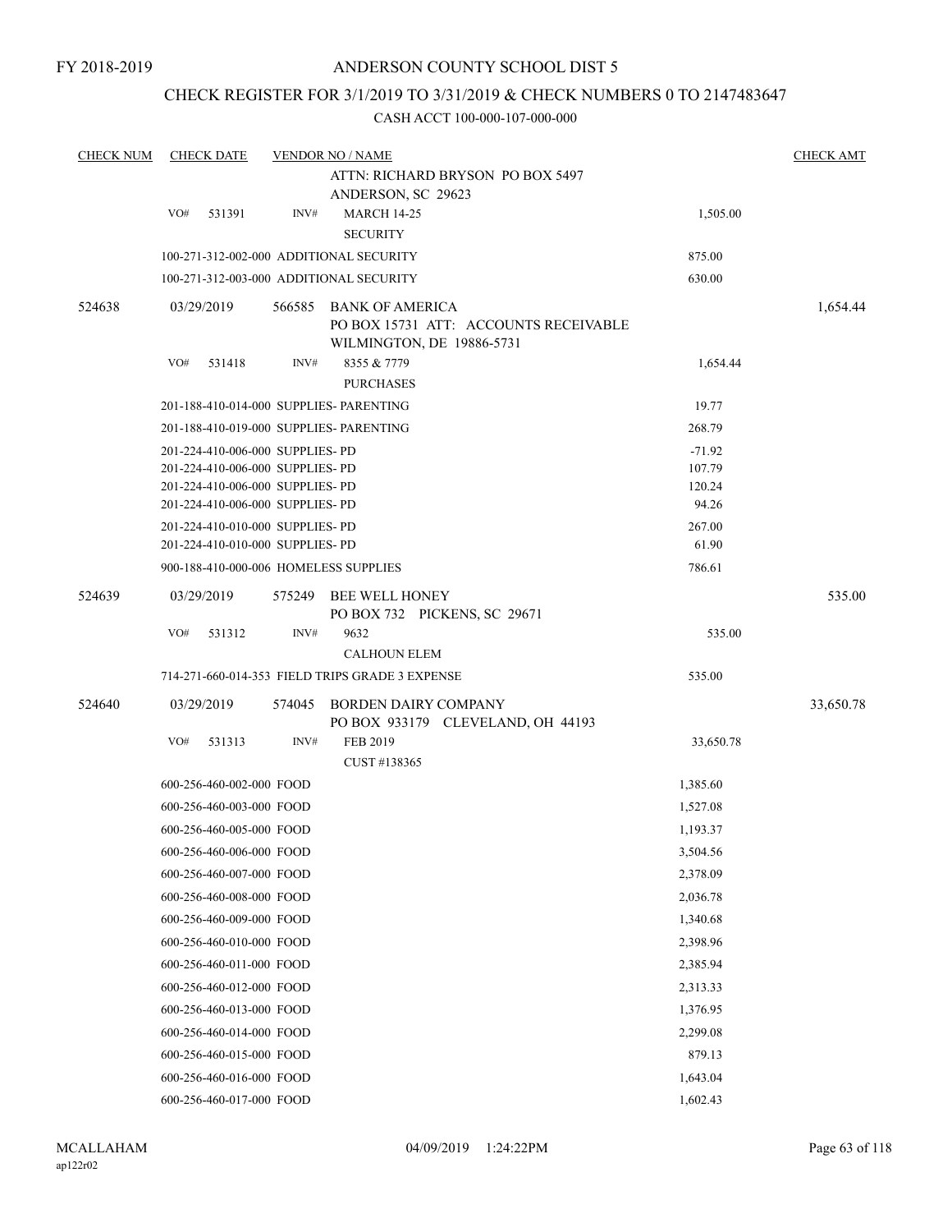FY 2018-2019

# ANDERSON COUNTY SCHOOL DIST 5

## CHECK REGISTER FOR 3/1/2019 TO 3/31/2019 & CHECK NUMBERS 0 TO 2147483647

### CASH ACCT 100-000-107-000-000

| CHECK NUM | CHECK DATE | VENDOR NO / NAME | | CHECK AMT |
|---|---|---|---|---|
| | | ATTN: RICHARD BRYSON PO BOX 5497<br>ANDERSON, SC 29623 | | |
| | VO# 531391 | INV# MARCH 14-25<br>SECURITY | 1,505.00 | |
| | | 100-271-312-002-000 ADDITIONAL SECURITY | 875.00 | |
| | | 100-271-312-003-000 ADDITIONAL SECURITY | 630.00 | |
| 524638 | 03/29/2019 | 566585 BANK OF AMERICA<br>PO BOX 15731 ATT: ACCOUNTS RECEIVABLE<br>WILMINGTON, DE 19886-5731 | | 1,654.44 |
| | VO# 531418 | INV# 8355 & 7779<br>PURCHASES | 1,654.44 | |
| | | 201-188-410-014-000 SUPPLIES- PARENTING | 19.77 | |
| | | 201-188-410-019-000 SUPPLIES- PARENTING | 268.79 | |
| | | 201-224-410-006-000 SUPPLIES- PD | -71.92 | |
| | | 201-224-410-006-000 SUPPLIES- PD | 107.79 | |
| | | 201-224-410-006-000 SUPPLIES- PD | 120.24 | |
| | | 201-224-410-006-000 SUPPLIES- PD | 94.26 | |
| | | 201-224-410-010-000 SUPPLIES- PD | 267.00 | |
| | | 201-224-410-010-000 SUPPLIES- PD | 61.90 | |
| | | 900-188-410-000-006 HOMELESS SUPPLIES | 786.61 | |
| 524639 | 03/29/2019 | 575249 BEE WELL HONEY<br>PO BOX 732 PICKENS, SC 29671 | | 535.00 |
| | VO# 531312 | INV# 9632<br>CALHOUN ELEM | 535.00 | |
| | | 714-271-660-014-353 FIELD TRIPS GRADE 3 EXPENSE | 535.00 | |
| 524640 | 03/29/2019 | 574045 BORDEN DAIRY COMPANY<br>PO BOX 933179 CLEVELAND, OH 44193 | | 33,650.78 |
| | VO# 531313 | INV# FEB 2019<br>CUST #138365 | 33,650.78 | |
| | | 600-256-460-002-000 FOOD | 1,385.60 | |
| | | 600-256-460-003-000 FOOD | 1,527.08 | |
| | | 600-256-460-005-000 FOOD | 1,193.37 | |
| | | 600-256-460-006-000 FOOD | 3,504.56 | |
| | | 600-256-460-007-000 FOOD | 2,378.09 | |
| | | 600-256-460-008-000 FOOD | 2,036.78 | |
| | | 600-256-460-009-000 FOOD | 1,340.68 | |
| | | 600-256-460-010-000 FOOD | 2,398.96 | |
| | | 600-256-460-011-000 FOOD | 2,385.94 | |
| | | 600-256-460-012-000 FOOD | 2,313.33 | |
| | | 600-256-460-013-000 FOOD | 1,376.95 | |
| | | 600-256-460-014-000 FOOD | 2,299.08 | |
| | | 600-256-460-015-000 FOOD | 879.13 | |
| | | 600-256-460-016-000 FOOD | 1,643.04 | |
| | | 600-256-460-017-000 FOOD | 1,602.43 | |

MCALLAHAM
ap122r02

04/09/2019 1:24:22PM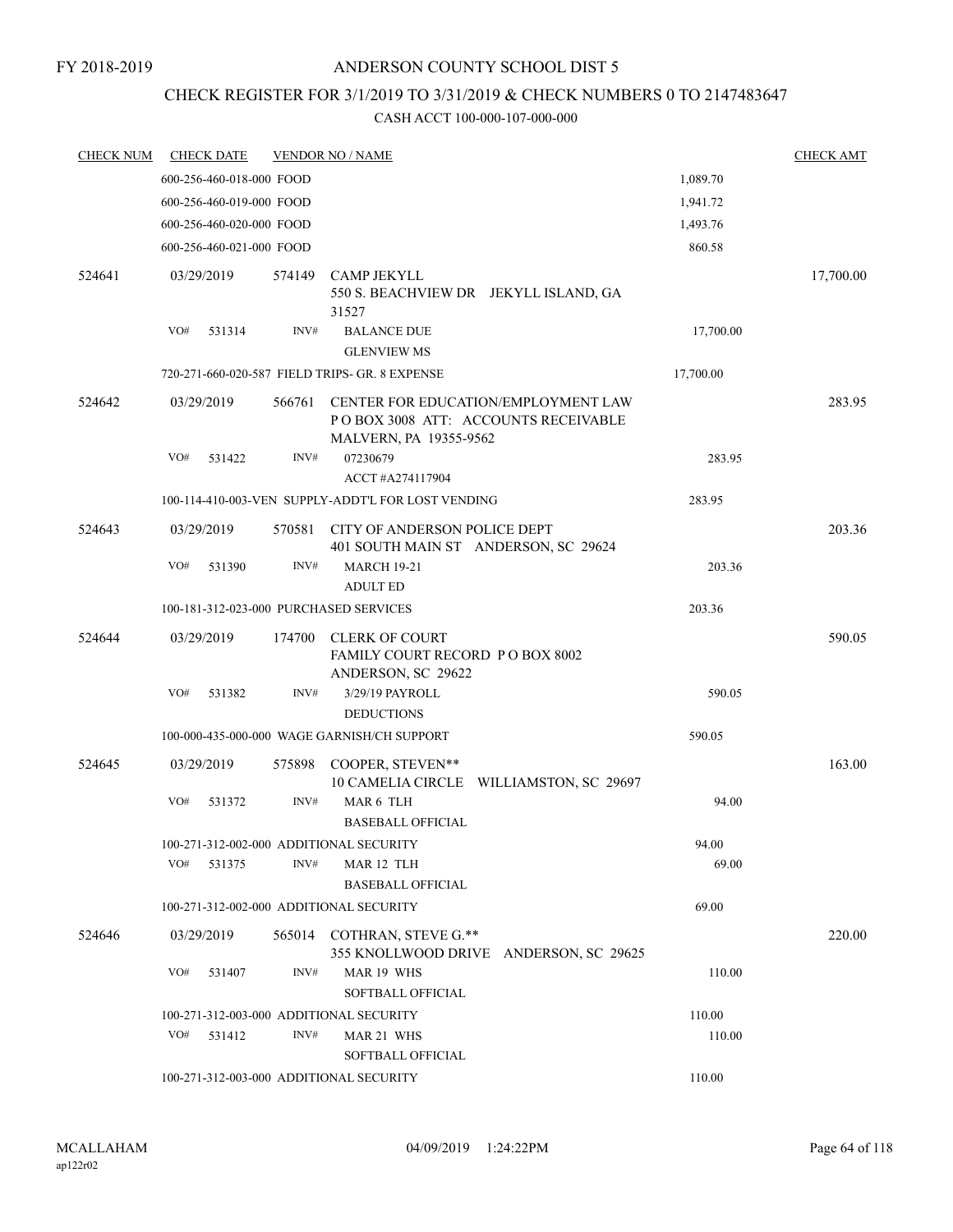FY 2018-2019

# ANDERSON COUNTY SCHOOL DIST 5

## CHECK REGISTER FOR 3/1/2019 TO 3/31/2019 & CHECK NUMBERS 0 TO 2147483647

### CASH ACCT 100-000-107-000-000

| CHECK NUM | CHECK DATE | VENDOR NO / NAME | | CHECK AMT |
|---|---|---|---|---|
| | 600-256-460-018-000 FOOD | | 1,089.70 | |
| | 600-256-460-019-000 FOOD | | 1,941.72 | |
| | 600-256-460-020-000 FOOD | | 1,493.76 | |
| | 600-256-460-021-000 FOOD | | 860.58 | |
| 524641 | 03/29/2019 | 574149 CAMP JEKYLL<br>550 S. BEACHVIEW DR JEKYLL ISLAND, GA 31527 | | 17,700.00 |
| | VO# 531314 INV# | BALANCE DUE<br>GLENVIEW MS | 17,700.00 | |
| | 720-271-660-020-587 FIELD TRIPS- GR. 8 EXPENSE | | 17,700.00 | |
| 524642 | 03/29/2019 | 566761 CENTER FOR EDUCATION/EMPLOYMENT LAW<br>P O BOX 3008 ATT: ACCOUNTS RECEIVABLE<br>MALVERN, PA 19355-9562 | | 283.95 |
| | VO# 531422 INV# | 07230679<br>ACCT #A274117904 | 283.95 | |
| | 100-114-410-003-VEN SUPPLY-ADDT'L FOR LOST VENDING | | 283.95 | |
| 524643 | 03/29/2019 | 570581 CITY OF ANDERSON POLICE DEPT<br>401 SOUTH MAIN ST ANDERSON, SC 29624 | | 203.36 |
| | VO# 531390 INV# | MARCH 19-21<br>ADULT ED | 203.36 | |
| | 100-181-312-023-000 PURCHASED SERVICES | | 203.36 | |
| 524644 | 03/29/2019 | 174700 CLERK OF COURT<br>FAMILY COURT RECORD P O BOX 8002<br>ANDERSON, SC 29622 | | 590.05 |
| | VO# 531382 INV# | 3/29/19 PAYROLL<br>DEDUCTIONS | 590.05 | |
| | 100-000-435-000-000 WAGE GARNISH/CH SUPPORT | | 590.05 | |
| 524645 | 03/29/2019 | 575898 COOPER, STEVEN**<br>10 CAMELIA CIRCLE WILLIAMSTON, SC 29697 | | 163.00 |
| | VO# 531372 INV# | MAR 6 TLH<br>BASEBALL OFFICIAL | 94.00 | |
| | 100-271-312-002-000 ADDITIONAL SECURITY | | 94.00 | |
| | VO# 531375 INV# | MAR 12 TLH<br>BASEBALL OFFICIAL | 69.00 | |
| | 100-271-312-002-000 ADDITIONAL SECURITY | | 69.00 | |
| 524646 | 03/29/2019 | 565014 COTHRAN, STEVE G.**<br>355 KNOLLWOOD DRIVE ANDERSON, SC 29625 | | 220.00 |
| | VO# 531407 INV# | MAR 19 WHS<br>SOFTBALL OFFICIAL | 110.00 | |
| | 100-271-312-003-000 ADDITIONAL SECURITY | | 110.00 | |
| | VO# 531412 INV# | MAR 21 WHS<br>SOFTBALL OFFICIAL | 110.00 | |
| | 100-271-312-003-000 ADDITIONAL SECURITY | | 110.00 | |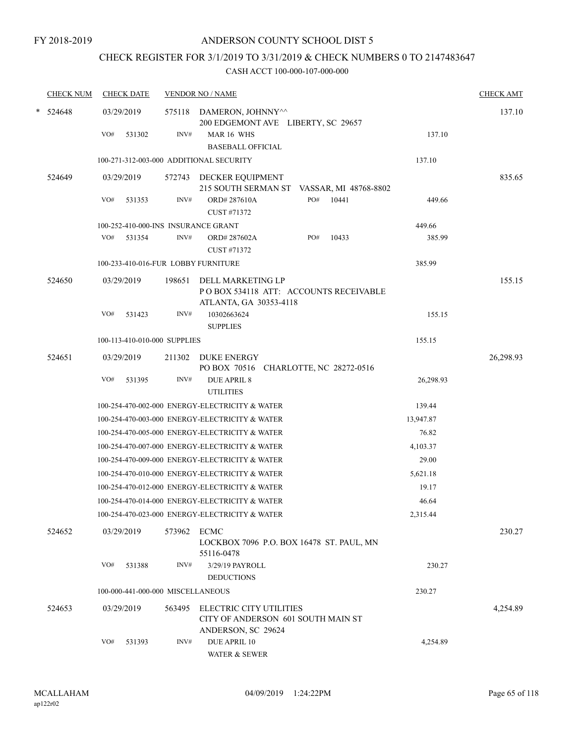FY 2018-2019

# ANDERSON COUNTY SCHOOL DIST 5

## CHECK REGISTER FOR 3/1/2019 TO 3/31/2019 & CHECK NUMBERS 0 TO 2147483647

CASH ACCT 100-000-107-000-000

| CHECK NUM | CHECK DATE | VENDOR NO / NAME | | CHECK AMT |
|---|---|---|---|---|
| * 524648 | 03/29/2019 | 575118 DAMERON, JOHNNY^^<br>200 EDGEMONT AVE LIBERTY, SC 29657 | | 137.10 |
| | VO# 531302 | INV# MAR 16 WHS<br>BASEBALL OFFICIAL | 137.10 | |
| | 100-271-312-003-000 ADDITIONAL SECURITY | | 137.10 | |
| 524649 | 03/29/2019 | 572743 DECKER EQUIPMENT<br>215 SOUTH SERMAN ST VASSAR, MI 48768-8802 | | 835.65 |
| | VO# 531353 | INV# ORD# 287610A PO# 10441<br>CUST #71372 | 449.66 | |
| | 100-252-410-000-INS INSURANCE GRANT | | 449.66 | |
| | VO# 531354 | INV# ORD# 287602A PO# 10433<br>CUST #71372 | 385.99 | |
| | 100-233-410-016-FUR LOBBY FURNITURE | | 385.99 | |
| 524650 | 03/29/2019 | 198651 DELL MARKETING LP<br>P O BOX 534118 ATT: ACCOUNTS RECEIVABLE<br>ATLANTA, GA 30353-4118 | | 155.15 |
| | VO# 531423 | INV# 10302663624<br>SUPPLIES | 155.15 | |
| | 100-113-410-010-000 SUPPLIES | | 155.15 | |
| 524651 | 03/29/2019 | 211302 DUKE ENERGY<br>PO BOX 70516 CHARLOTTE, NC 28272-0516 | | 26,298.93 |
| | VO# 531395 | INV# DUE APRIL 8<br>UTILITIES | 26,298.93 | |
| | 100-254-470-002-000 ENERGY-ELECTRICITY & WATER | | 139.44 | |
| | 100-254-470-003-000 ENERGY-ELECTRICITY & WATER | | 13,947.87 | |
| | 100-254-470-005-000 ENERGY-ELECTRICITY & WATER | | 76.82 | |
| | 100-254-470-007-000 ENERGY-ELECTRICITY & WATER | | 4,103.37 | |
| | 100-254-470-009-000 ENERGY-ELECTRICITY & WATER | | 29.00 | |
| | 100-254-470-010-000 ENERGY-ELECTRICITY & WATER | | 5,621.18 | |
| | 100-254-470-012-000 ENERGY-ELECTRICITY & WATER | | 19.17 | |
| | 100-254-470-014-000 ENERGY-ELECTRICITY & WATER | | 46.64 | |
| | 100-254-470-023-000 ENERGY-ELECTRICITY & WATER | | 2,315.44 | |
| 524652 | 03/29/2019 | 573962 ECMC<br>LOCKBOX 7096 P.O. BOX 16478 ST. PAUL, MN 55116-0478 | | 230.27 |
| | VO# 531388 | INV# 3/29/19 PAYROLL<br>DEDUCTIONS | 230.27 | |
| | 100-000-441-000-000 MISCELLANEOUS | | 230.27 | |
| 524653 | 03/29/2019 | 563495 ELECTRIC CITY UTILITIES<br>CITY OF ANDERSON 601 SOUTH MAIN ST<br>ANDERSON, SC 29624 | | 4,254.89 |
| | VO# 531393 | INV# DUE APRIL 10<br>WATER & SEWER | 4,254.89 | |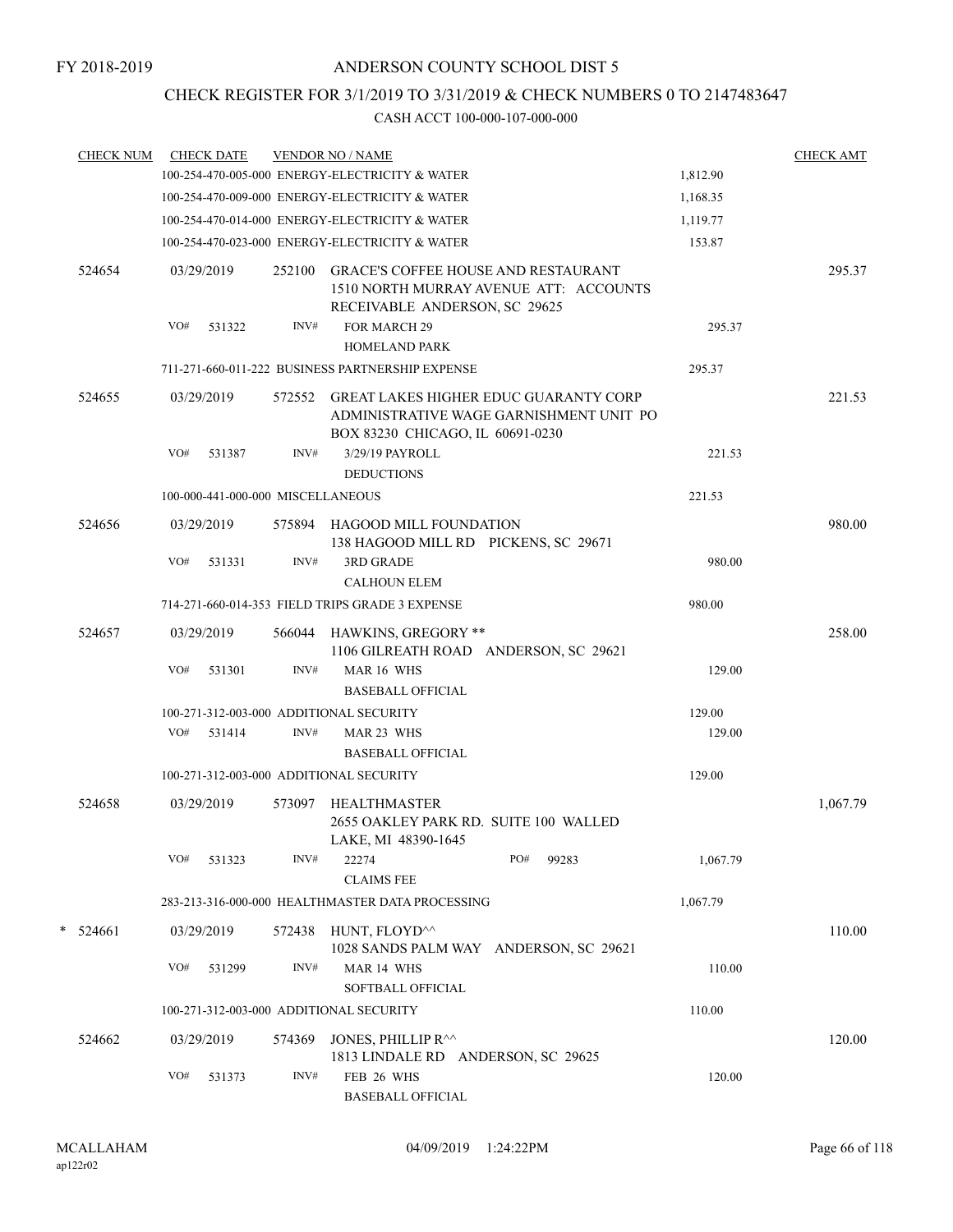FY 2018-2019

# ANDERSON COUNTY SCHOOL DIST 5

## CHECK REGISTER FOR 3/1/2019 TO 3/31/2019 & CHECK NUMBERS 0 TO 2147483647

### CASH ACCT 100-000-107-000-000

| CHECK NUM | CHECK DATE | VENDOR NO / NAME | | CHECK AMT |
|---|---|---|---|---|
| | | 100-254-470-005-000 ENERGY-ELECTRICITY & WATER | 1,812.90 | |
| | | 100-254-470-009-000 ENERGY-ELECTRICITY & WATER | 1,168.35 | |
| | | 100-254-470-014-000 ENERGY-ELECTRICITY & WATER | 1,119.77 | |
| | | 100-254-470-023-000 ENERGY-ELECTRICITY & WATER | 153.87 | |
| 524654 | 03/29/2019 | 252100 GRACE'S COFFEE HOUSE AND RESTAURANT 1510 NORTH MURRAY AVENUE ATT: ACCOUNTS RECEIVABLE ANDERSON, SC 29625 | | 295.37 |
| | VO# 531322 | INV# FOR MARCH 29 HOMELAND PARK | 295.37 | |
| | | 711-271-660-011-222 BUSINESS PARTNERSHIP EXPENSE | 295.37 | |
| 524655 | 03/29/2019 | 572552 GREAT LAKES HIGHER EDUC GUARANTY CORP ADMINISTRATIVE WAGE GARNISHMENT UNIT PO BOX 83230 CHICAGO, IL 60691-0230 | | 221.53 |
| | VO# 531387 | INV# 3/29/19 PAYROLL DEDUCTIONS | 221.53 | |
| | | 100-000-441-000-000 MISCELLANEOUS | 221.53 | |
| 524656 | 03/29/2019 | 575894 HAGOOD MILL FOUNDATION 138 HAGOOD MILL RD PICKENS, SC 29671 | | 980.00 |
| | VO# 531331 | INV# 3RD GRADE CALHOUN ELEM | 980.00 | |
| | | 714-271-660-014-353 FIELD TRIPS GRADE 3 EXPENSE | 980.00 | |
| 524657 | 03/29/2019 | 566044 HAWKINS, GREGORY ** 1106 GILREATH ROAD ANDERSON, SC 29621 | | 258.00 |
| | VO# 531301 | INV# MAR 16 WHS BASEBALL OFFICIAL | 129.00 | |
| | | 100-271-312-003-000 ADDITIONAL SECURITY | 129.00 | |
| | VO# 531414 | INV# MAR 23 WHS BASEBALL OFFICIAL | 129.00 | |
| | | 100-271-312-003-000 ADDITIONAL SECURITY | 129.00 | |
| 524658 | 03/29/2019 | 573097 HEALTHMASTER 2655 OAKLEY PARK RD. SUITE 100 WALLED LAKE, MI 48390-1645 | | 1,067.79 |
| | VO# 531323 | INV# 22274 PO# 99283 CLAIMS FEE | 1,067.79 | |
| | | 283-213-316-000-000 HEALTHMASTER DATA PROCESSING | 1,067.79 | |
| * 524661 | 03/29/2019 | 572438 HUNT, FLOYD^^ 1028 SANDS PALM WAY ANDERSON, SC 29621 | | 110.00 |
| | VO# 531299 | INV# MAR 14 WHS SOFTBALL OFFICIAL | 110.00 | |
| | | 100-271-312-003-000 ADDITIONAL SECURITY | 110.00 | |
| 524662 | 03/29/2019 | 574369 JONES, PHILLIP R^^ 1813 LINDALE RD ANDERSON, SC 29625 | | 120.00 |
| | VO# 531373 | INV# FEB 26 WHS BASEBALL OFFICIAL | 120.00 | |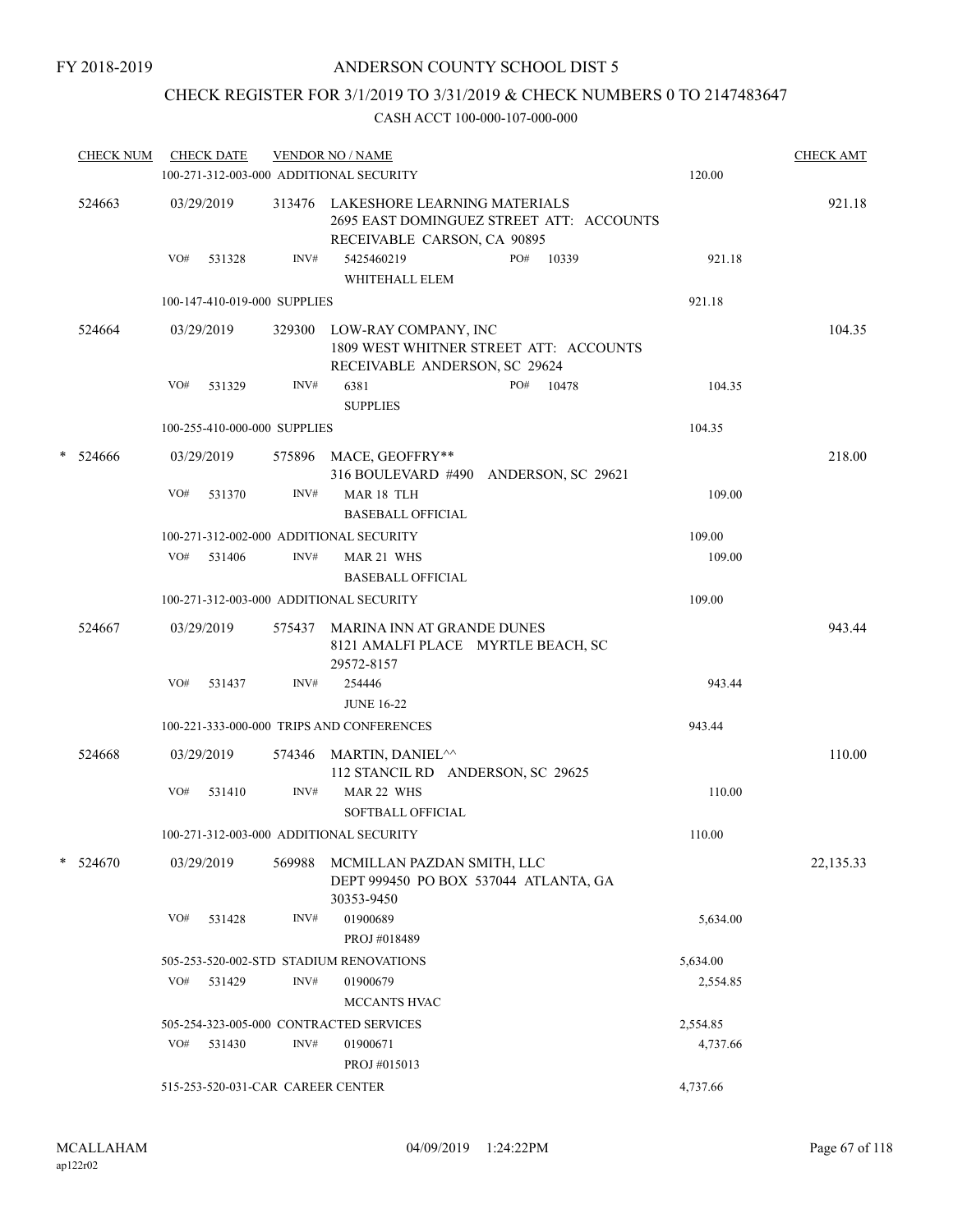FY 2018-2019

# ANDERSON COUNTY SCHOOL DIST 5

## CHECK REGISTER FOR 3/1/2019 TO 3/31/2019 & CHECK NUMBERS 0 TO 2147483647

### CASH ACCT 100-000-107-000-000

| CHECK NUM | CHECK DATE | VENDOR NO / NAME | | CHECK AMT |
|---|---|---|---|---|
| | 100-271-312-003-000 ADDITIONAL SECURITY | | 120.00 | |
| 524663 | 03/29/2019 | 313476 LAKESHORE LEARNING MATERIALS 2695 EAST DOMINGUEZ STREET ATT: ACCOUNTS RECEIVABLE CARSON, CA 90895 | | 921.18 |
| | VO# 531328 | INV# 5425460219 PO# 10339 WHITEHALL ELEM | 921.18 | |
| | 100-147-410-019-000 SUPPLIES | | 921.18 | |
| 524664 | 03/29/2019 | 329300 LOW-RAY COMPANY, INC 1809 WEST WHITNER STREET ATT: ACCOUNTS RECEIVABLE ANDERSON, SC 29624 | | 104.35 |
| | VO# 531329 | INV# 6381 PO# 10478 SUPPLIES | 104.35 | |
| | 100-255-410-000-000 SUPPLIES | | 104.35 | |
| * 524666 | 03/29/2019 | 575896 MACE, GEOFFRY** 316 BOULEVARD #490 ANDERSON, SC 29621 | | 218.00 |
| | VO# 531370 | INV# MAR 18 TLH BASEBALL OFFICIAL | 109.00 | |
| | 100-271-312-002-000 ADDITIONAL SECURITY | | 109.00 | |
| | VO# 531406 | INV# MAR 21 WHS BASEBALL OFFICIAL | 109.00 | |
| | 100-271-312-003-000 ADDITIONAL SECURITY | | 109.00 | |
| 524667 | 03/29/2019 | 575437 MARINA INN AT GRANDE DUNES 8121 AMALFI PLACE MYRTLE BEACH, SC 29572-8157 | | 943.44 |
| | VO# 531437 | INV# 254446 JUNE 16-22 | 943.44 | |
| | 100-221-333-000-000 TRIPS AND CONFERENCES | | 943.44 | |
| 524668 | 03/29/2019 | 574346 MARTIN, DANIEL^^ 112 STANCIL RD ANDERSON, SC 29625 | | 110.00 |
| | VO# 531410 | INV# MAR 22 WHS SOFTBALL OFFICIAL | 110.00 | |
| | 100-271-312-003-000 ADDITIONAL SECURITY | | 110.00 | |
| * 524670 | 03/29/2019 | 569988 MCMILLAN PAZDAN SMITH, LLC DEPT 999450 PO BOX 537044 ATLANTA, GA 30353-9450 | | 22,135.33 |
| | VO# 531428 | INV# 01900689 PROJ #018489 | 5,634.00 | |
| | 505-253-520-002-STD STADIUM RENOVATIONS | | 5,634.00 | |
| | VO# 531429 | INV# 01900679 MCCANTS HVAC | 2,554.85 | |
| | 505-254-323-005-000 CONTRACTED SERVICES | | 2,554.85 | |
| | VO# 531430 | INV# 01900671 PROJ #015013 | 4,737.66 | |
| | 515-253-520-031-CAR CAREER CENTER | | 4,737.66 | |

MCALLAHAM
ap122r02

04/09/2019 1:24:22PM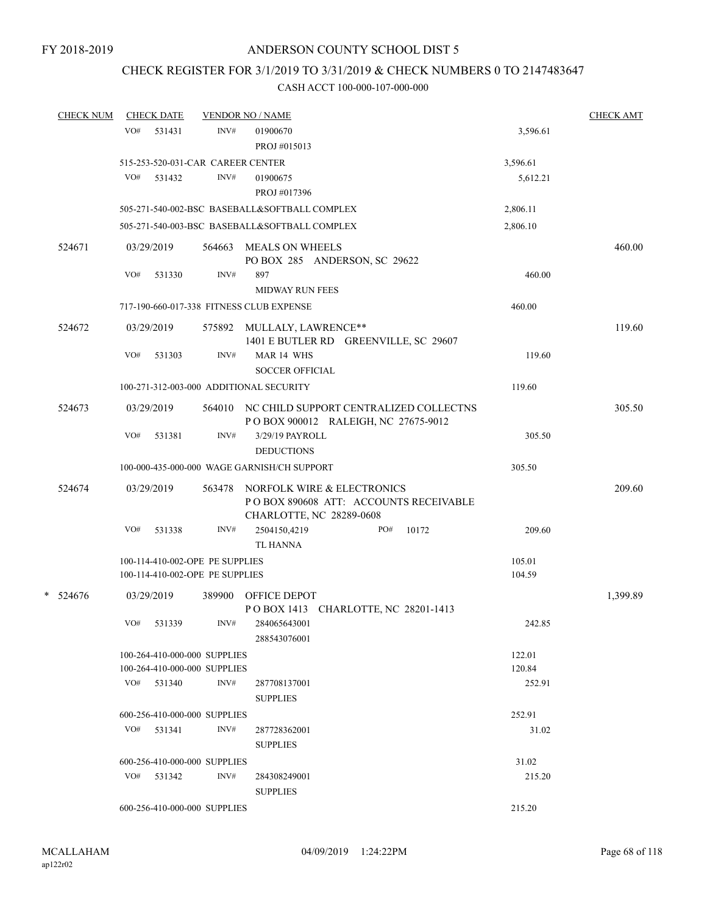FY 2018-2019

# ANDERSON COUNTY SCHOOL DIST 5

## CHECK REGISTER FOR 3/1/2019 TO 3/31/2019 & CHECK NUMBERS 0 TO 2147483647

### CASH ACCT 100-000-107-000-000

| CHECK NUM | CHECK DATE | VENDOR NO / NAME | | CHECK AMT |
|---|---|---|---|---|
| | VO# 531431 | INV# 01900670<br>PROJ #015013 | 3,596.61 | |
| | 515-253-520-031-CAR CAREER CENTER | | 3,596.61 | |
| | VO# 531432 | INV# 01900675<br>PROJ #017396 | 5,612.21 | |
| | 505-271-540-002-BSC BASEBALL&SOFTBALL COMPLEX | | 2,806.11 | |
| | 505-271-540-003-BSC BASEBALL&SOFTBALL COMPLEX | | 2,806.10 | |
| 524671 | 03/29/2019 | 564663 MEALS ON WHEELS<br>PO BOX 285 ANDERSON, SC 29622 | | 460.00 |
| | VO# 531330 | INV# 897<br>MIDWAY RUN FEES | 460.00 | |
| | 717-190-660-017-338 FITNESS CLUB EXPENSE | | 460.00 | |
| 524672 | 03/29/2019 | 575892 MULLALY, LAWRENCE**<br>1401 E BUTLER RD GREENVILLE, SC 29607 | | 119.60 |
| | VO# 531303 | INV# MAR 14 WHS<br>SOCCER OFFICIAL | 119.60 | |
| | 100-271-312-003-000 ADDITIONAL SECURITY | | 119.60 | |
| 524673 | 03/29/2019 | 564010 NC CHILD SUPPORT CENTRALIZED COLLECTNS<br>P O BOX 900012 RALEIGH, NC 27675-9012 | | 305.50 |
| | VO# 531381 | INV# 3/29/19 PAYROLL<br>DEDUCTIONS | 305.50 | |
| | 100-000-435-000-000 WAGE GARNISH/CH SUPPORT | | 305.50 | |
| 524674 | 03/29/2019 | 563478 NORFOLK WIRE & ELECTRONICS<br>P O BOX 890608 ATT: ACCOUNTS RECEIVABLE<br>CHARLOTTE, NC 28289-0608 | | 209.60 |
| | VO# 531338 | INV# 2504150,4219 PO# 10172<br>TL HANNA | 209.60 | |
| | 100-114-410-002-OPE PE SUPPLIES | | 105.01 | |
| | 100-114-410-002-OPE PE SUPPLIES | | 104.59 | |
| * 524676 | 03/29/2019 | 389900 OFFICE DEPOT<br>P O BOX 1413 CHARLOTTE, NC 28201-1413 | | 1,399.89 |
| | VO# 531339 | INV# 284065643001<br>288543076001 | 242.85 | |
| | 100-264-410-000-000 SUPPLIES | | 122.01 | |
| | 100-264-410-000-000 SUPPLIES | | 120.84 | |
| | VO# 531340 | INV# 287708137001<br>SUPPLIES | 252.91 | |
| | 600-256-410-000-000 SUPPLIES | | 252.91 | |
| | VO# 531341 | INV# 287728362001<br>SUPPLIES | 31.02 | |
| | 600-256-410-000-000 SUPPLIES | | 31.02 | |
| | VO# 531342 | INV# 284308249001<br>SUPPLIES | 215.20 | |
| | 600-256-410-000-000 SUPPLIES | | 215.20 | |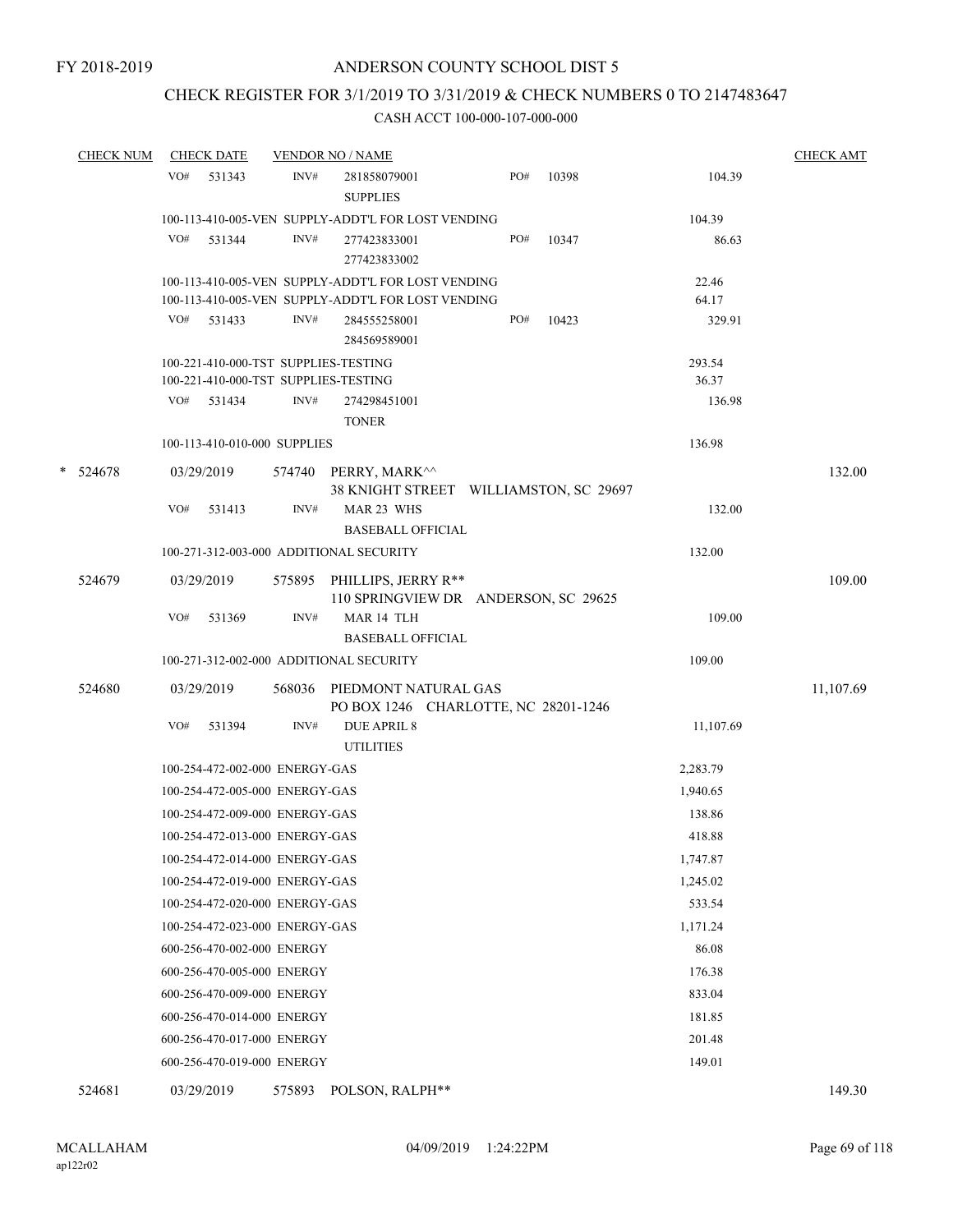FY 2018-2019

# ANDERSON COUNTY SCHOOL DIST 5

## CHECK REGISTER FOR 3/1/2019 TO 3/31/2019 & CHECK NUMBERS 0 TO 2147483647

### CASH ACCT 100-000-107-000-000

| CHECK NUM | CHECK DATE | VENDOR NO / NAME | | | CHECK AMT |
|---|---|---|---|---|---|
| | VO# 531343 | INV# 281858079001 SUPPLIES | PO# 10398 | 104.39 | |
| | 100-113-410-005-VEN SUPPLY-ADDT'L FOR LOST VENDING | | | 104.39 | |
| | VO# 531344 | INV# 277423833001 277423833002 | PO# 10347 | 86.63 | |
| | 100-113-410-005-VEN SUPPLY-ADDT'L FOR LOST VENDING | | | 22.46 | |
| | 100-113-410-005-VEN SUPPLY-ADDT'L FOR LOST VENDING | | | 64.17 | |
| | VO# 531433 | INV# 284555258001 284569589001 | PO# 10423 | 329.91 | |
| | 100-221-410-000-TST SUPPLIES-TESTING | | | 293.54 | |
| | 100-221-410-000-TST SUPPLIES-TESTING | | | 36.37 | |
| | VO# 531434 | INV# 274298451001 TONER | | 136.98 | |
| | 100-113-410-010-000 SUPPLIES | | | 136.98 | |
| * 524678 | 03/29/2019 | 574740 PERRY, MARK^^ 38 KNIGHT STREET WILLIAMSTON, SC 29697 | | | 132.00 |
| | VO# 531413 | INV# MAR 23 WHS BASEBALL OFFICIAL | | 132.00 | |
| | 100-271-312-003-000 ADDITIONAL SECURITY | | | 132.00 | |
| 524679 | 03/29/2019 | 575895 PHILLIPS, JERRY R** 110 SPRINGVIEW DR ANDERSON, SC 29625 | | | 109.00 |
| | VO# 531369 | INV# MAR 14 TLH BASEBALL OFFICIAL | | 109.00 | |
| | 100-271-312-002-000 ADDITIONAL SECURITY | | | 109.00 | |
| 524680 | 03/29/2019 | 568036 PIEDMONT NATURAL GAS PO BOX 1246 CHARLOTTE, NC 28201-1246 | | | 11,107.69 |
| | VO# 531394 | INV# DUE APRIL 8 UTILITIES | | 11,107.69 | |
| | 100-254-472-002-000 ENERGY-GAS | | | 2,283.79 | |
| | 100-254-472-005-000 ENERGY-GAS | | | 1,940.65 | |
| | 100-254-472-009-000 ENERGY-GAS | | | 138.86 | |
| | 100-254-472-013-000 ENERGY-GAS | | | 418.88 | |
| | 100-254-472-014-000 ENERGY-GAS | | | 1,747.87 | |
| | 100-254-472-019-000 ENERGY-GAS | | | 1,245.02 | |
| | 100-254-472-020-000 ENERGY-GAS | | | 533.54 | |
| | 100-254-472-023-000 ENERGY-GAS | | | 1,171.24 | |
| | 600-256-470-002-000 ENERGY | | | 86.08 | |
| | 600-256-470-005-000 ENERGY | | | 176.38 | |
| | 600-256-470-009-000 ENERGY | | | 833.04 | |
| | 600-256-470-014-000 ENERGY | | | 181.85 | |
| | 600-256-470-017-000 ENERGY | | | 201.48 | |
| | 600-256-470-019-000 ENERGY | | | 149.01 | |
| 524681 | 03/29/2019 | 575893 POLSON, RALPH** | | | 149.30 |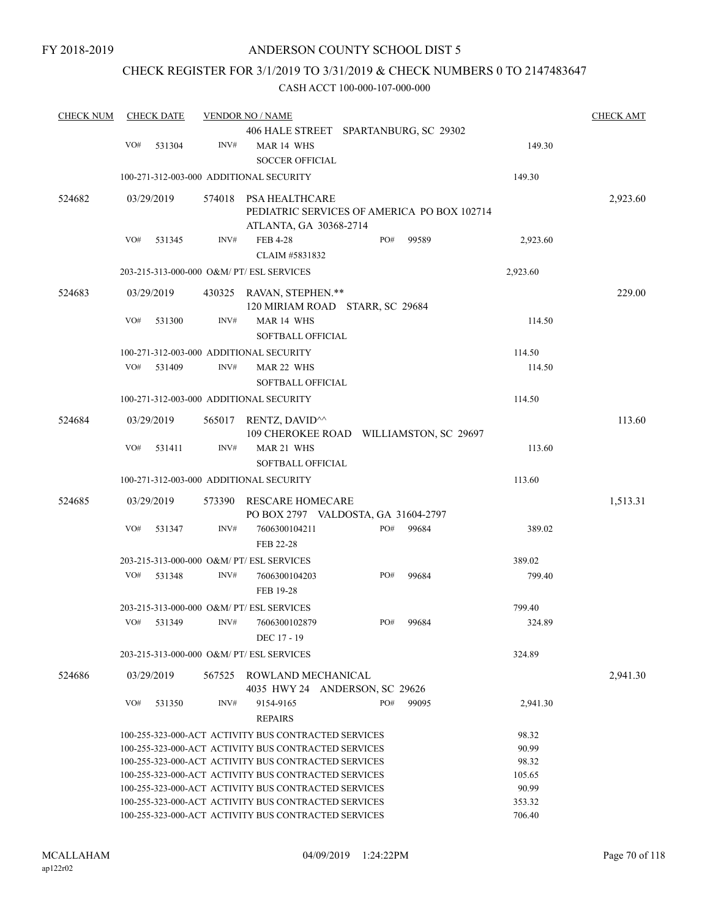FY 2018-2019

# ANDERSON COUNTY SCHOOL DIST 5

## CHECK REGISTER FOR 3/1/2019 TO 3/31/2019 & CHECK NUMBERS 0 TO 2147483647

CASH ACCT 100-000-107-000-000

| CHECK NUM | CHECK DATE | VENDOR NO / NAME | | | CHECK AMT |
|---|---|---|---|---|---|
| | | 406 HALE STREET SPARTANBURG, SC 29302 | | | |
| | VO# 531304 | INV# MAR 14 WHS<br>SOCCER OFFICIAL | | 149.30 | |
| | 100-271-312-003-000 ADDITIONAL SECURITY | | | 149.30 | |
| 524682 | 03/29/2019 | 574018 PSA HEALTHCARE<br>PEDIATRIC SERVICES OF AMERICA PO BOX 102714<br>ATLANTA, GA 30368-2714 | | | 2,923.60 |
| | VO# 531345 | INV# FEB 4-28<br>CLAIM #5831832 | PO# 99589 | 2,923.60 | |
| | 203-215-313-000-000 O&M/ PT/ ESL SERVICES | | | 2,923.60 | |
| 524683 | 03/29/2019 | 430325 RAVAN, STEPHEN.**<br>120 MIRIAM ROAD STARR, SC 29684 | | | 229.00 |
| | VO# 531300 | INV# MAR 14 WHS<br>SOFTBALL OFFICIAL | | 114.50 | |
| | 100-271-312-003-000 ADDITIONAL SECURITY | | | 114.50 | |
| | VO# 531409 | INV# MAR 22 WHS<br>SOFTBALL OFFICIAL | | 114.50 | |
| | 100-271-312-003-000 ADDITIONAL SECURITY | | | 114.50 | |
| 524684 | 03/29/2019 | 565017 RENTZ, DAVID^^<br>109 CHEROKEE ROAD WILLIAMSTON, SC 29697 | | | 113.60 |
| | VO# 531411 | INV# MAR 21 WHS<br>SOFTBALL OFFICIAL | | 113.60 | |
| | 100-271-312-003-000 ADDITIONAL SECURITY | | | 113.60 | |
| 524685 | 03/29/2019 | 573390 RESCARE HOMECARE<br>PO BOX 2797 VALDOSTA, GA 31604-2797 | | | 1,513.31 |
| | VO# 531347 | INV# 7606300104211<br>FEB 22-28 | PO# 99684 | 389.02 | |
| | 203-215-313-000-000 O&M/ PT/ ESL SERVICES | | | 389.02 | |
| | VO# 531348 | INV# 7606300104203<br>FEB 19-28 | PO# 99684 | 799.40 | |
| | 203-215-313-000-000 O&M/ PT/ ESL SERVICES | | | 799.40 | |
| | VO# 531349 | INV# 7606300102879<br>DEC 17 - 19 | PO# 99684 | 324.89 | |
| | 203-215-313-000-000 O&M/ PT/ ESL SERVICES | | | 324.89 | |
| 524686 | 03/29/2019 | 567525 ROWLAND MECHANICAL<br>4035 HWY 24 ANDERSON, SC 29626 | | | 2,941.30 |
| | VO# 531350 | INV# 9154-9165<br>REPAIRS | PO# 99095 | 2,941.30 | |
| | 100-255-323-000-ACT ACTIVITY BUS CONTRACTED SERVICES | | | 98.32 | |
| | 100-255-323-000-ACT ACTIVITY BUS CONTRACTED SERVICES | | | 90.99 | |
| | 100-255-323-000-ACT ACTIVITY BUS CONTRACTED SERVICES | | | 98.32 | |
| | 100-255-323-000-ACT ACTIVITY BUS CONTRACTED SERVICES | | | 105.65 | |
| | 100-255-323-000-ACT ACTIVITY BUS CONTRACTED SERVICES | | | 90.99 | |
| | 100-255-323-000-ACT ACTIVITY BUS CONTRACTED SERVICES | | | 353.32 | |
| | 100-255-323-000-ACT ACTIVITY BUS CONTRACTED SERVICES | | | 706.40 | |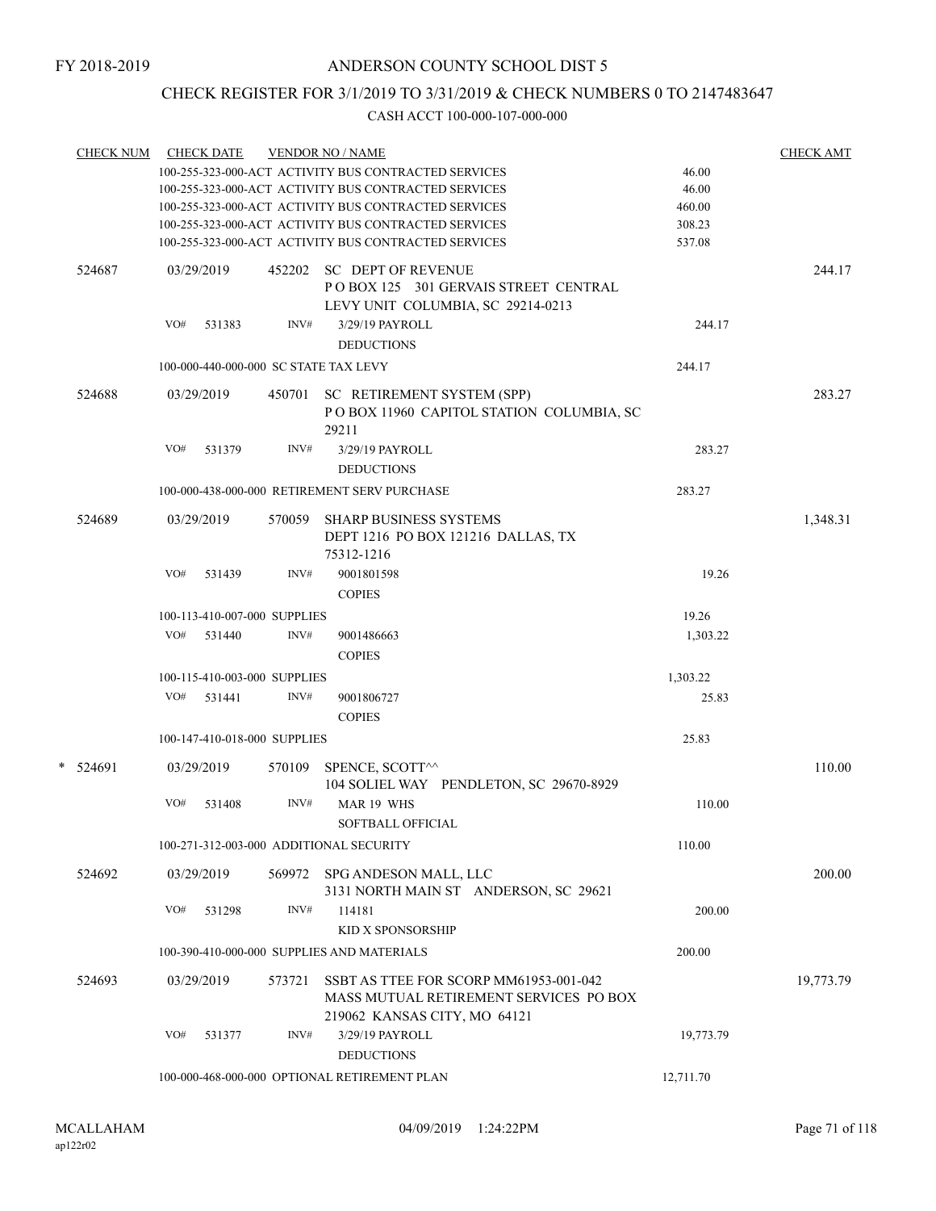FY 2018-2019

# ANDERSON COUNTY SCHOOL DIST 5

## CHECK REGISTER FOR 3/1/2019 TO 3/31/2019 & CHECK NUMBERS 0 TO 2147483647

CASH ACCT 100-000-107-000-000

| CHECK NUM | CHECK DATE | VENDOR NO / NAME | | CHECK AMT |
|---|---|---|---|---|
| | | 100-255-323-000-ACT ACTIVITY BUS CONTRACTED SERVICES | 46.00 | |
| | | 100-255-323-000-ACT ACTIVITY BUS CONTRACTED SERVICES | 46.00 | |
| | | 100-255-323-000-ACT ACTIVITY BUS CONTRACTED SERVICES | 460.00 | |
| | | 100-255-323-000-ACT ACTIVITY BUS CONTRACTED SERVICES | 308.23 | |
| | | 100-255-323-000-ACT ACTIVITY BUS CONTRACTED SERVICES | 537.08 | |
| 524687 | 03/29/2019 | 452202 SC DEPT OF REVENUE P O BOX 125 301 GERVAIS STREET CENTRAL LEVY UNIT COLUMBIA, SC 29214-0213 | | 244.17 |
| | VO# 531383 | INV# 3/29/19 PAYROLL DEDUCTIONS | 244.17 | |
| | | 100-000-440-000-000 SC STATE TAX LEVY | 244.17 | |
| 524688 | 03/29/2019 | 450701 SC RETIREMENT SYSTEM (SPP) P O BOX 11960 CAPITOL STATION COLUMBIA, SC 29211 | | 283.27 |
| | VO# 531379 | INV# 3/29/19 PAYROLL DEDUCTIONS | 283.27 | |
| | | 100-000-438-000-000 RETIREMENT SERV PURCHASE | 283.27 | |
| 524689 | 03/29/2019 | 570059 SHARP BUSINESS SYSTEMS DEPT 1216 PO BOX 121216 DALLAS, TX 75312-1216 | | 1,348.31 |
| | VO# 531439 | INV# 9001801598 COPIES | 19.26 | |
| | | 100-113-410-007-000 SUPPLIES | 19.26 | |
| | VO# 531440 | INV# 9001486663 COPIES | 1,303.22 | |
| | | 100-115-410-003-000 SUPPLIES | 1,303.22 | |
| | VO# 531441 | INV# 9001806727 COPIES | 25.83 | |
| | | 100-147-410-018-000 SUPPLIES | 25.83 | |
| * 524691 | 03/29/2019 | 570109 SPENCE, SCOTT^^ 104 SOLIEL WAY PENDLETON, SC 29670-8929 | | 110.00 |
| | VO# 531408 | INV# MAR 19 WHS SOFTBALL OFFICIAL | 110.00 | |
| | | 100-271-312-003-000 ADDITIONAL SECURITY | 110.00 | |
| 524692 | 03/29/2019 | 569972 SPG ANDESON MALL, LLC 3131 NORTH MAIN ST ANDERSON, SC 29621 | | 200.00 |
| | VO# 531298 | INV# 114181 KID X SPONSORSHIP | 200.00 | |
| | | 100-390-410-000-000 SUPPLIES AND MATERIALS | 200.00 | |
| 524693 | 03/29/2019 | 573721 SSBT AS TTEE FOR SCORP MM61953-001-042 MASS MUTUAL RETIREMENT SERVICES PO BOX 219062 KANSAS CITY, MO 64121 | | 19,773.79 |
| | VO# 531377 | INV# 3/29/19 PAYROLL DEDUCTIONS | 19,773.79 | |
| | | 100-000-468-000-000 OPTIONAL RETIREMENT PLAN | 12,711.70 | |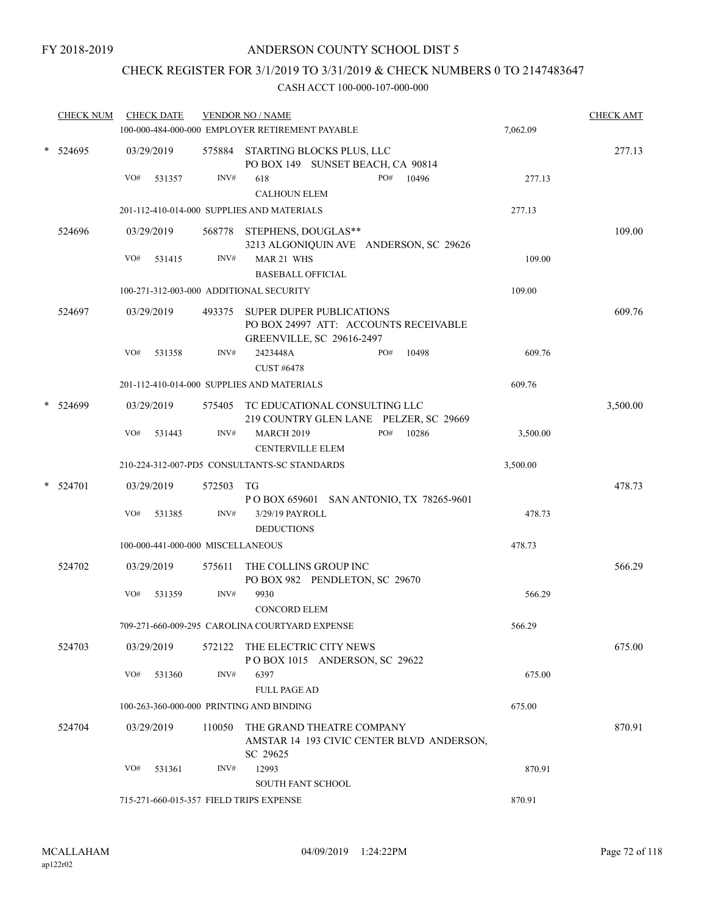FY 2018-2019

# ANDERSON COUNTY SCHOOL DIST 5

## CHECK REGISTER FOR 3/1/2019 TO 3/31/2019 & CHECK NUMBERS 0 TO 2147483647

CASH ACCT 100-000-107-000-000

| CHECK NUM | CHECK DATE | VENDOR NO / NAME | | CHECK AMT |
|---|---|---|---|---|
| | | 100-000-484-000-000 EMPLOYER RETIREMENT PAYABLE | 7,062.09 | |
| * 524695 | 03/29/2019 | 575884 STARTING BLOCKS PLUS, LLC<br>PO BOX 149 SUNSET BEACH, CA 90814 | | 277.13 |
| | VO# 531357 | INV# 618 PO# 10496<br>CALHOUN ELEM | 277.13 | |
| | | 201-112-410-014-000 SUPPLIES AND MATERIALS | 277.13 | |
| 524696 | 03/29/2019 | 568778 STEPHENS, DOUGLAS**<br>3213 ALGONIQUIN AVE ANDERSON, SC 29626 | | 109.00 |
| | VO# 531415 | INV# MAR 21 WHS<br>BASEBALL OFFICIAL | 109.00 | |
| | | 100-271-312-003-000 ADDITIONAL SECURITY | 109.00 | |
| 524697 | 03/29/2019 | 493375 SUPER DUPER PUBLICATIONS<br>PO BOX 24997 ATT: ACCOUNTS RECEIVABLE<br>GREENVILLE, SC 29616-2497 | | 609.76 |
| | VO# 531358 | INV# 2423448A PO# 10498<br>CUST #6478 | 609.76 | |
| | | 201-112-410-014-000 SUPPLIES AND MATERIALS | 609.76 | |
| * 524699 | 03/29/2019 | 575405 TC EDUCATIONAL CONSULTING LLC<br>219 COUNTRY GLEN LANE PELZER, SC 29669 | | 3,500.00 |
| | VO# 531443 | INV# MARCH 2019 PO# 10286<br>CENTERVILLE ELEM | 3,500.00 | |
| | | 210-224-312-007-PD5 CONSULTANTS-SC STANDARDS | 3,500.00 | |
| * 524701 | 03/29/2019 | 572503 TG<br>P O BOX 659601 SAN ANTONIO, TX 78265-9601 | | 478.73 |
| | VO# 531385 | INV# 3/29/19 PAYROLL<br>DEDUCTIONS | 478.73 | |
| | | 100-000-441-000-000 MISCELLANEOUS | 478.73 | |
| 524702 | 03/29/2019 | 575611 THE COLLINS GROUP INC<br>PO BOX 982 PENDLETON, SC 29670 | | 566.29 |
| | VO# 531359 | INV# 9930<br>CONCORD ELEM | 566.29 | |
| | | 709-271-660-009-295 CAROLINA COURTYARD EXPENSE | 566.29 | |
| 524703 | 03/29/2019 | 572122 THE ELECTRIC CITY NEWS<br>P O BOX 1015 ANDERSON, SC 29622 | | 675.00 |
| | VO# 531360 | INV# 6397<br>FULL PAGE AD | 675.00 | |
| | | 100-263-360-000-000 PRINTING AND BINDING | 675.00 | |
| 524704 | 03/29/2019 | 110050 THE GRAND THEATRE COMPANY<br>AMSTAR 14 193 CIVIC CENTER BLVD ANDERSON, SC 29625 | | 870.91 |
| | VO# 531361 | INV# 12993<br>SOUTH FANT SCHOOL | 870.91 | |
| | | 715-271-660-015-357 FIELD TRIPS EXPENSE | 870.91 | |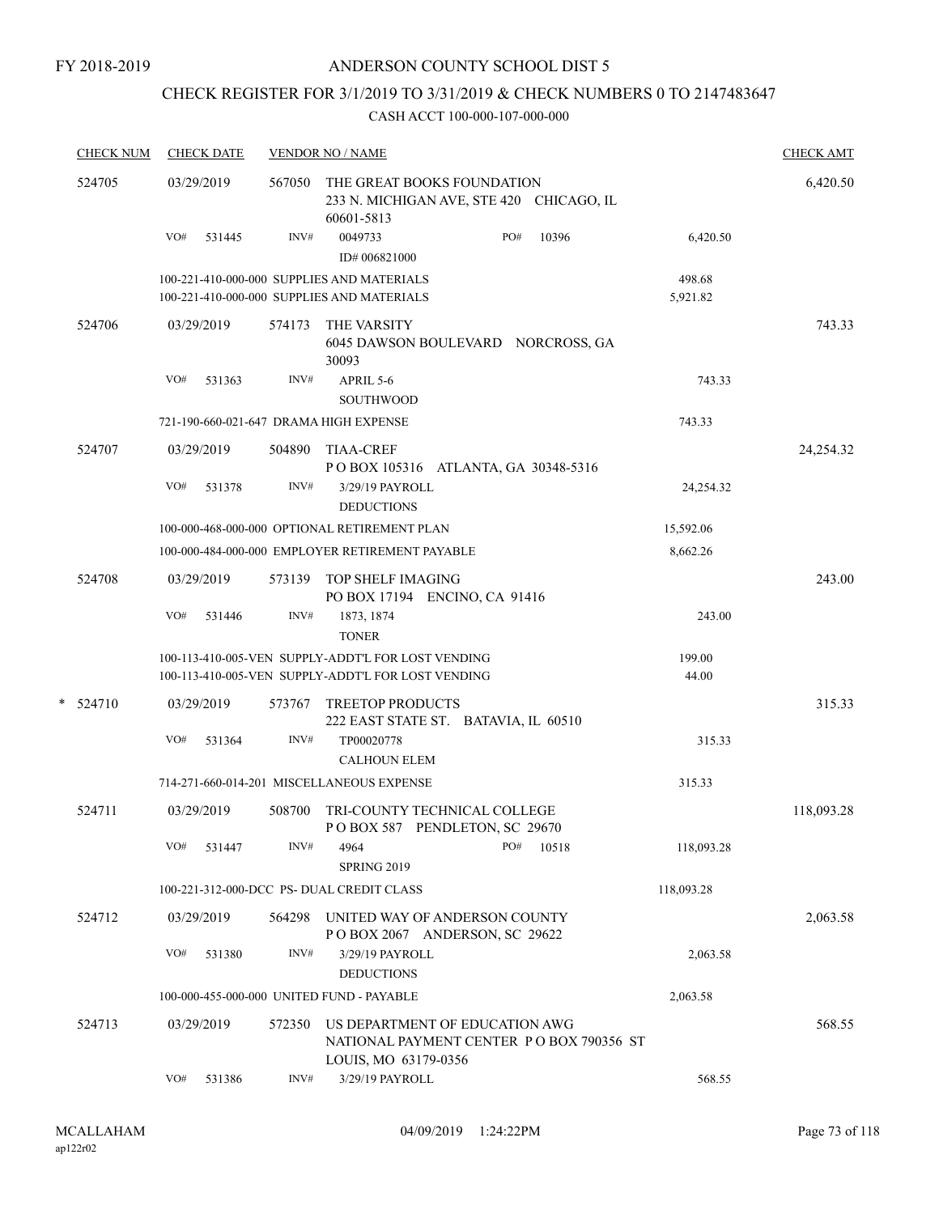FY 2018-2019

# ANDERSON COUNTY SCHOOL DIST 5

## CHECK REGISTER FOR 3/1/2019 TO 3/31/2019 & CHECK NUMBERS 0 TO 2147483647

### CASH ACCT 100-000-107-000-000

| CHECK NUM | CHECK DATE | VENDOR NO / NAME | | | CHECK AMT |
|---|---|---|---|---|---|
| 524705 | 03/29/2019 | 567050 | THE GREAT BOOKS FOUNDATION<br>233 N. MICHIGAN AVE, STE 420 CHICAGO, IL 60601-5813 | | 6,420.50 |
| | VO# 531445 | INV# | 0049733<br>ID# 006821000 | PO# 10396 | 6,420.50 |
| | | 100-221-410-000-000 SUPPLIES AND MATERIALS | | 498.68 | |
| | | 100-221-410-000-000 SUPPLIES AND MATERIALS | | 5,921.82 | |
| 524706 | 03/29/2019 | 574173 | THE VARSITY<br>6045 DAWSON BOULEVARD NORCROSS, GA 30093 | | 743.33 |
| | VO# 531363 | INV# | APRIL 5-6<br>SOUTHWOOD | | 743.33 |
| | | 721-190-660-021-647 DRAMA HIGH EXPENSE | | 743.33 | |
| 524707 | 03/29/2019 | 504890 | TIAA-CREF<br>P O BOX 105316 ATLANTA, GA 30348-5316 | | 24,254.32 |
| | VO# 531378 | INV# | 3/29/19 PAYROLL<br>DEDUCTIONS | | 24,254.32 |
| | | 100-000-468-000-000 OPTIONAL RETIREMENT PLAN | | 15,592.06 | |
| | | 100-000-484-000-000 EMPLOYER RETIREMENT PAYABLE | | 8,662.26 | |
| 524708 | 03/29/2019 | 573139 | TOP SHELF IMAGING<br>PO BOX 17194 ENCINO, CA 91416 | | 243.00 |
| | VO# 531446 | INV# | 1873, 1874<br>TONER | | 243.00 |
| | | 100-113-410-005-VEN SUPPLY-ADDT'L FOR LOST VENDING | | 199.00 | |
| | | 100-113-410-005-VEN SUPPLY-ADDT'L FOR LOST VENDING | | 44.00 | |
| * 524710 | 03/29/2019 | 573767 | TREETOP PRODUCTS<br>222 EAST STATE ST. BATAVIA, IL 60510 | | 315.33 |
| | VO# 531364 | INV# | TP00020778<br>CALHOUN ELEM | | 315.33 |
| | | 714-271-660-014-201 MISCELLANEOUS EXPENSE | | 315.33 | |
| 524711 | 03/29/2019 | 508700 | TRI-COUNTY TECHNICAL COLLEGE<br>P O BOX 587 PENDLETON, SC 29670 | | 118,093.28 |
| | VO# 531447 | INV# | 4964<br>SPRING 2019 | PO# 10518 | 118,093.28 |
| | | 100-221-312-000-DCC PS- DUAL CREDIT CLASS | | 118,093.28 | |
| 524712 | 03/29/2019 | 564298 | UNITED WAY OF ANDERSON COUNTY<br>P O BOX 2067 ANDERSON, SC 29622 | | 2,063.58 |
| | VO# 531380 | INV# | 3/29/19 PAYROLL<br>DEDUCTIONS | | 2,063.58 |
| | | 100-000-455-000-000 UNITED FUND - PAYABLE | | 2,063.58 | |
| 524713 | 03/29/2019 | 572350 | US DEPARTMENT OF EDUCATION AWG<br>NATIONAL PAYMENT CENTER P O BOX 790356 ST LOUIS, MO 63179-0356 | | 568.55 |
| | VO# 531386 | INV# | 3/29/19 PAYROLL | | 568.55 |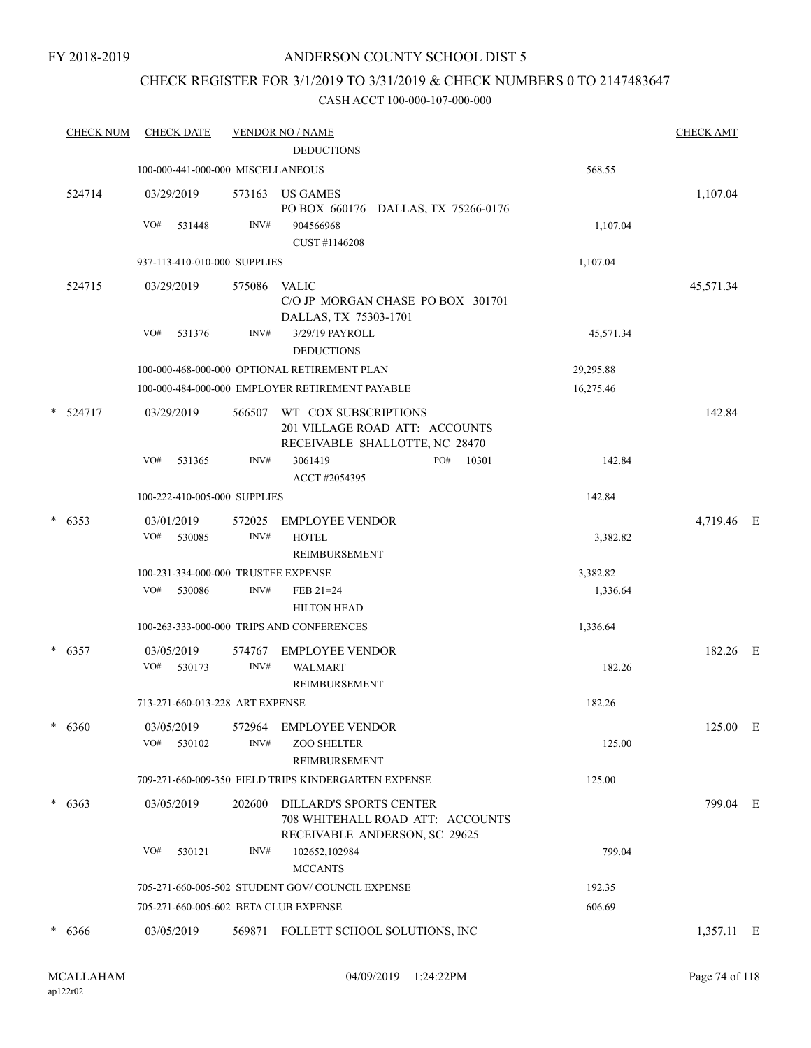FY 2018-2019

# ANDERSON COUNTY SCHOOL DIST 5

## CHECK REGISTER FOR 3/1/2019 TO 3/31/2019 & CHECK NUMBERS 0 TO 2147483647

CASH ACCT 100-000-107-000-000

| CHECK NUM | CHECK DATE | VENDOR NO / NAME | | CHECK AMT |
|---|---|---|---|---|
| | | DEDUCTIONS | | |
| | 100-000-441-000-000 MISCELLANEOUS | | 568.55 | |
| 524714 | 03/29/2019 | 573163 US GAMES<br>PO BOX 660176 DALLAS, TX 75266-0176 | | 1,107.04 |
| | VO# 531448 | INV# 904566968<br>CUST #1146208 | 1,107.04 | |
| | 937-113-410-010-000 SUPPLIES | | 1,107.04 | |
| 524715 | 03/29/2019 | 575086 VALIC<br>C/O JP MORGAN CHASE PO BOX 301701<br>DALLAS, TX 75303-1701 | | 45,571.34 |
| | VO# 531376 | INV# 3/29/19 PAYROLL<br>DEDUCTIONS | 45,571.34 | |
| | 100-000-468-000-000 OPTIONAL RETIREMENT PLAN | | 29,295.88 | |
| | 100-000-484-000-000 EMPLOYER RETIREMENT PAYABLE | | 16,275.46 | |
| * 524717 | 03/29/2019 | 566507 WT COX SUBSCRIPTIONS<br>201 VILLAGE ROAD ATT: ACCOUNTS<br>RECEIVABLE SHALLOTTE, NC 28470 | | 142.84 |
| | VO# 531365 | INV# 3061419 PO# 10301<br>ACCT #2054395 | 142.84 | |
| | 100-222-410-005-000 SUPPLIES | | 142.84 | |
| * 6353 | 03/01/2019 | 572025 EMPLOYEE VENDOR | | 4,719.46 E |
| | VO# 530085 | INV# HOTEL<br>REIMBURSEMENT | 3,382.82 | |
| | 100-231-334-000-000 TRUSTEE EXPENSE | | 3,382.82 | |
| | VO# 530086 | INV# FEB 21=24<br>HILTON HEAD | 1,336.64 | |
| | 100-263-333-000-000 TRIPS AND CONFERENCES | | 1,336.64 | |
| * 6357 | 03/05/2019 | 574767 EMPLOYEE VENDOR | | 182.26 E |
| | VO# 530173 | INV# WALMART<br>REIMBURSEMENT | 182.26 | |
| | 713-271-660-013-228 ART EXPENSE | | 182.26 | |
| * 6360 | 03/05/2019 | 572964 EMPLOYEE VENDOR | | 125.00 E |
| | VO# 530102 | INV# ZOO SHELTER<br>REIMBURSEMENT | 125.00 | |
| | 709-271-660-009-350 FIELD TRIPS KINDERGARTEN EXPENSE | | 125.00 | |
| * 6363 | 03/05/2019 | 202600 DILLARD'S SPORTS CENTER<br>708 WHITEHALL ROAD ATT: ACCOUNTS<br>RECEIVABLE ANDERSON, SC 29625 | | 799.04 E |
| | VO# 530121 | INV# 102652,102984<br>MCCANTS | 799.04 | |
| | 705-271-660-005-502 STUDENT GOV/ COUNCIL EXPENSE | | 192.35 | |
| | 705-271-660-005-602 BETA CLUB EXPENSE | | 606.69 | |
| * 6366 | 03/05/2019 | 569871 FOLLETT SCHOOL SOLUTIONS, INC | | 1,357.11 E |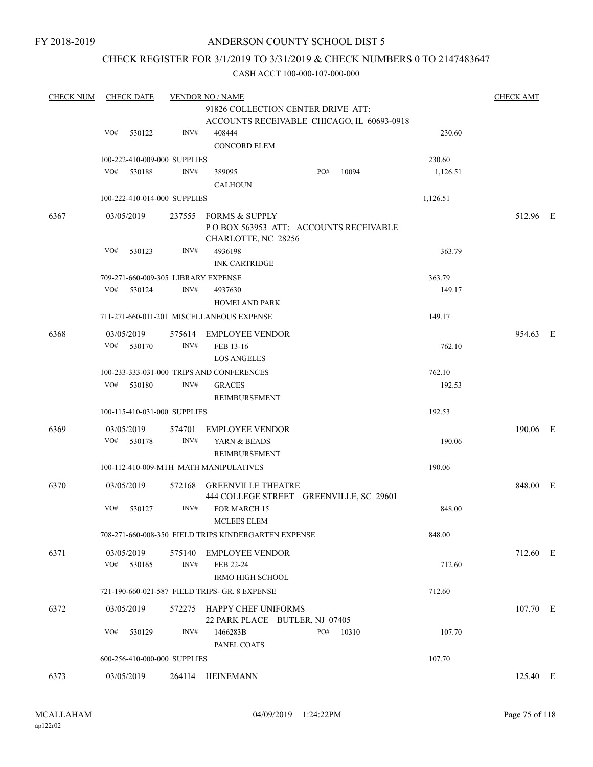FY 2018-2019

# ANDERSON COUNTY SCHOOL DIST 5

## CHECK REGISTER FOR 3/1/2019 TO 3/31/2019 & CHECK NUMBERS 0 TO 2147483647

CASH ACCT 100-000-107-000-000

| CHECK NUM | CHECK DATE | VENDOR NO / NAME | | | CHECK AMT |
|---|---|---|---|---|---|
| | | 91826 COLLECTION CENTER DRIVE ATT: ACCOUNTS RECEIVABLE CHICAGO, IL 60693-0918 | | | |
| | VO# 530122 | INV# 408444 CONCORD ELEM | | 230.60 | |
| | 100-222-410-009-000 SUPPLIES | | | 230.60 | |
| | VO# 530188 | INV# 389095 CALHOUN | PO# 10094 | 1,126.51 | |
| | 100-222-410-014-000 SUPPLIES | | | 1,126.51 | |
| 6367 | 03/05/2019 | 237555 FORMS & SUPPLY P O BOX 563953 ATT: ACCOUNTS RECEIVABLE CHARLOTTE, NC 28256 | | | 512.96 E |
| | VO# 530123 | INV# 4936198 INK CARTRIDGE | | 363.79 | |
| | 709-271-660-009-305 LIBRARY EXPENSE | | | 363.79 | |
| | VO# 530124 | INV# 4937630 HOMELAND PARK | | 149.17 | |
| | 711-271-660-011-201 MISCELLANEOUS EXPENSE | | | 149.17 | |
| 6368 | 03/05/2019 | 575614 EMPLOYEE VENDOR | | | 954.63 E |
| | VO# 530170 | INV# FEB 13-16 LOS ANGELES | | 762.10 | |
| | 100-233-333-031-000 TRIPS AND CONFERENCES | | | 762.10 | |
| | VO# 530180 | INV# GRACES REIMBURSEMENT | | 192.53 | |
| | 100-115-410-031-000 SUPPLIES | | | 192.53 | |
| 6369 | 03/05/2019 | 574701 EMPLOYEE VENDOR | | | 190.06 E |
| | VO# 530178 | INV# YARN & BEADS REIMBURSEMENT | | 190.06 | |
| | 100-112-410-009-MTH MATH MANIPULATIVES | | | 190.06 | |
| 6370 | 03/05/2019 | 572168 GREENVILLE THEATRE 444 COLLEGE STREET GREENVILLE, SC 29601 | | | 848.00 E |
| | VO# 530127 | INV# FOR MARCH 15 MCLEES ELEM | | 848.00 | |
| | 708-271-660-008-350 FIELD TRIPS KINDERGARTEN EXPENSE | | | 848.00 | |
| 6371 | 03/05/2019 | 575140 EMPLOYEE VENDOR | | | 712.60 E |
| | VO# 530165 | INV# FEB 22-24 IRMO HIGH SCHOOL | | 712.60 | |
| | 721-190-660-021-587 FIELD TRIPS- GR. 8 EXPENSE | | | 712.60 | |
| 6372 | 03/05/2019 | 572275 HAPPY CHEF UNIFORMS 22 PARK PLACE BUTLER, NJ 07405 | | | 107.70 E |
| | VO# 530129 | INV# 1466283B PANEL COATS | PO# 10310 | 107.70 | |
| | 600-256-410-000-000 SUPPLIES | | | 107.70 | |
| 6373 | 03/05/2019 | 264114 HEINEMANN | | | 125.40 E |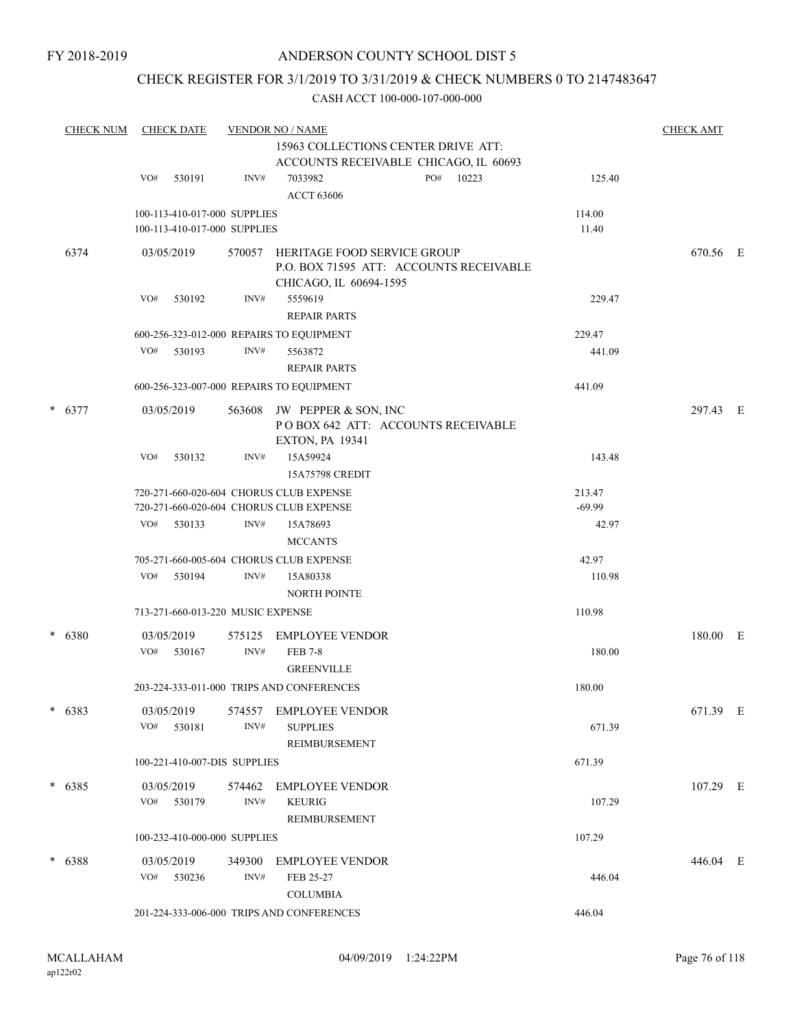FY 2018-2019

# ANDERSON COUNTY SCHOOL DIST 5

## CHECK REGISTER FOR 3/1/2019 TO 3/31/2019 & CHECK NUMBERS 0 TO 2147483647

CASH ACCT 100-000-107-000-000

| CHECK NUM | CHECK DATE | VENDOR NO / NAME | | CHECK AMT |
|---|---|---|---|---|
| | | 15963 COLLECTIONS CENTER DRIVE ATT: ACCOUNTS RECEIVABLE CHICAGO, IL 60693 | | |
| | VO# 530191 | INV# 7033982 PO# 10223 ACCT 63606 | 125.40 | |
| | 100-113-410-017-000 SUPPLIES | | 114.00 | |
| | 100-113-410-017-000 SUPPLIES | | 11.40 | |
| 6374 | 03/05/2019 | 570057 HERITAGE FOOD SERVICE GROUP P.O. BOX 71595 ATT: ACCOUNTS RECEIVABLE CHICAGO, IL 60694-1595 | | 670.56 E |
| | VO# 530192 | INV# 5559619 REPAIR PARTS | 229.47 | |
| | 600-256-323-012-000 REPAIRS TO EQUIPMENT | | 229.47 | |
| | VO# 530193 | INV# 5563872 REPAIR PARTS | 441.09 | |
| | 600-256-323-007-000 REPAIRS TO EQUIPMENT | | 441.09 | |
| * 6377 | 03/05/2019 | 563608 JW PEPPER & SON, INC P O BOX 642 ATT: ACCOUNTS RECEIVABLE EXTON, PA 19341 | | 297.43 E |
| | VO# 530132 | INV# 15A59924 15A75798 CREDIT | 143.48 | |
| | 720-271-660-020-604 CHORUS CLUB EXPENSE | | 213.47 | |
| | 720-271-660-020-604 CHORUS CLUB EXPENSE | | -69.99 | |
| | VO# 530133 | INV# 15A78693 MCCANTS | 42.97 | |
| | 705-271-660-005-604 CHORUS CLUB EXPENSE | | 42.97 | |
| | VO# 530194 | INV# 15A80338 NORTH POINTE | 110.98 | |
| | 713-271-660-013-220 MUSIC EXPENSE | | 110.98 | |
| * 6380 | 03/05/2019 | 575125 EMPLOYEE VENDOR | | 180.00 E |
| | VO# 530167 | INV# FEB 7-8 GREENVILLE | 180.00 | |
| | 203-224-333-011-000 TRIPS AND CONFERENCES | | 180.00 | |
| * 6383 | 03/05/2019 | 574557 EMPLOYEE VENDOR | | 671.39 E |
| | VO# 530181 | INV# SUPPLIES REIMBURSEMENT | 671.39 | |
| | 100-221-410-007-DIS SUPPLIES | | 671.39 | |
| * 6385 | 03/05/2019 | 574462 EMPLOYEE VENDOR | | 107.29 E |
| | VO# 530179 | INV# KEURIG REIMBURSEMENT | 107.29 | |
| | 100-232-410-000-000 SUPPLIES | | 107.29 | |
| * 6388 | 03/05/2019 | 349300 EMPLOYEE VENDOR | | 446.04 E |
| | VO# 530236 | INV# FEB 25-27 COLUMBIA | 446.04 | |
| | 201-224-333-006-000 TRIPS AND CONFERENCES | | 446.04 | |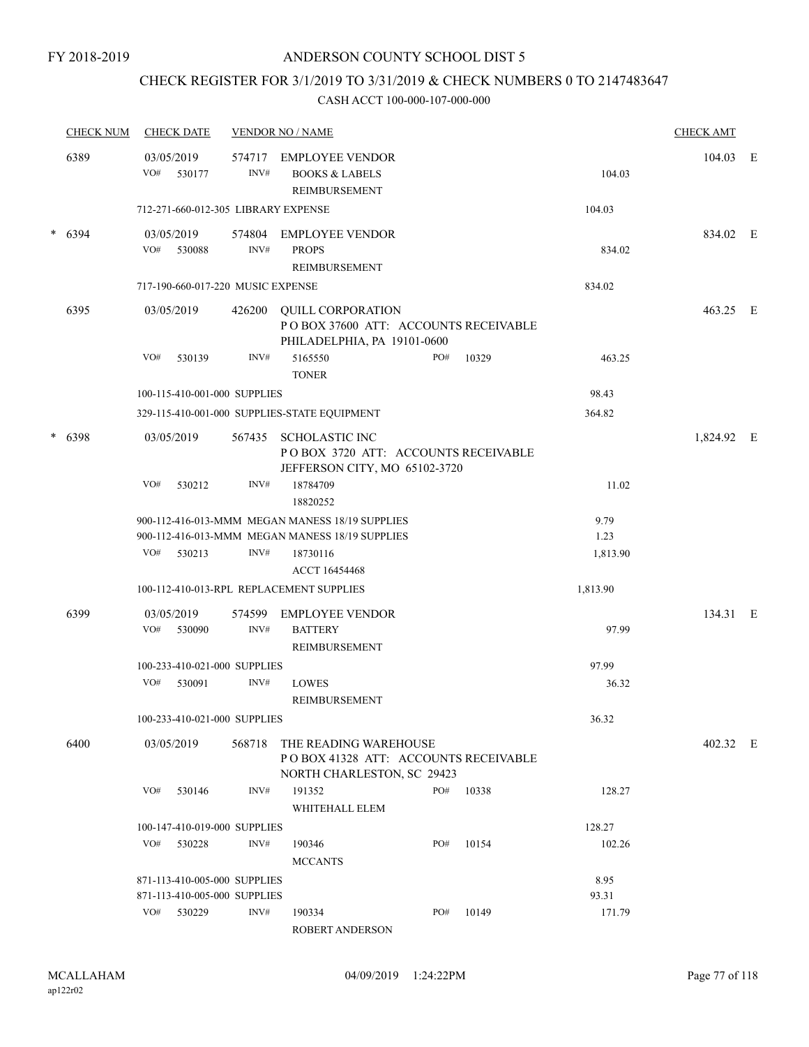FY 2018-2019

ANDERSON COUNTY SCHOOL DIST 5

CHECK REGISTER FOR 3/1/2019 TO 3/31/2019 & CHECK NUMBERS 0 TO 2147483647

CASH ACCT 100-000-107-000-000

| CHECK NUM | CHECK DATE | VENDOR NO / NAME | | CHECK AMT | |
|---|---|---|---|---|---|
| 6389 | 03/05/2019 | 574717 EMPLOYEE VENDOR | | 104.03 | E |
| | VO# 530177 | INV# BOOKS & LABELS REIMBURSEMENT | 104.03 | | |
| | 712-271-660-012-305 LIBRARY EXPENSE | | 104.03 | | |
| * 6394 | 03/05/2019 | 574804 EMPLOYEE VENDOR | | 834.02 | E |
| | VO# 530088 | INV# PROPS REIMBURSEMENT | 834.02 | | |
| | 717-190-660-017-220 MUSIC EXPENSE | | 834.02 | | |
| 6395 | 03/05/2019 | 426200 QUILL CORPORATION P O BOX 37600 ATT: ACCOUNTS RECEIVABLE PHILADELPHIA, PA 19101-0600 | | 463.25 | E |
| | VO# 530139 | INV# 5165550 PO# 10329 TONER | 463.25 | | |
| | 100-115-410-001-000 SUPPLIES | | 98.43 | | |
| | 329-115-410-001-000 SUPPLIES-STATE EQUIPMENT | | 364.82 | | |
| * 6398 | 03/05/2019 | 567435 SCHOLASTIC INC P O BOX 3720 ATT: ACCOUNTS RECEIVABLE JEFFERSON CITY, MO 65102-3720 | | 1,824.92 | E |
| | VO# 530212 | INV# 18784709 18820252 | 11.02 | | |
| | 900-112-416-013-MMM MEGAN MANESS 18/19 SUPPLIES | | 9.79 | | |
| | 900-112-416-013-MMM MEGAN MANESS 18/19 SUPPLIES | | 1.23 | | |
| | VO# 530213 | INV# 18730116 ACCT 16454468 | 1,813.90 | | |
| | 100-112-410-013-RPL REPLACEMENT SUPPLIES | | 1,813.90 | | |
| 6399 | 03/05/2019 | 574599 EMPLOYEE VENDOR | | 134.31 | E |
| | VO# 530090 | INV# BATTERY REIMBURSEMENT | 97.99 | | |
| | 100-233-410-021-000 SUPPLIES | | 97.99 | | |
| | VO# 530091 | INV# LOWES REIMBURSEMENT | 36.32 | | |
| | 100-233-410-021-000 SUPPLIES | | 36.32 | | |
| 6400 | 03/05/2019 | 568718 THE READING WAREHOUSE P O BOX 41328 ATT: ACCOUNTS RECEIVABLE NORTH CHARLESTON, SC 29423 | | 402.32 | E |
| | VO# 530146 | INV# 191352 PO# 10338 WHITEHALL ELEM | 128.27 | | |
| | 100-147-410-019-000 SUPPLIES | | 128.27 | | |
| | VO# 530228 | INV# 190346 PO# 10154 MCCANTS | 102.26 | | |
| | 871-113-410-005-000 SUPPLIES | | 8.95 | | |
| | 871-113-410-005-000 SUPPLIES | | 93.31 | | |
| | VO# 530229 | INV# 190334 PO# 10149 ROBERT ANDERSON | 171.79 | | |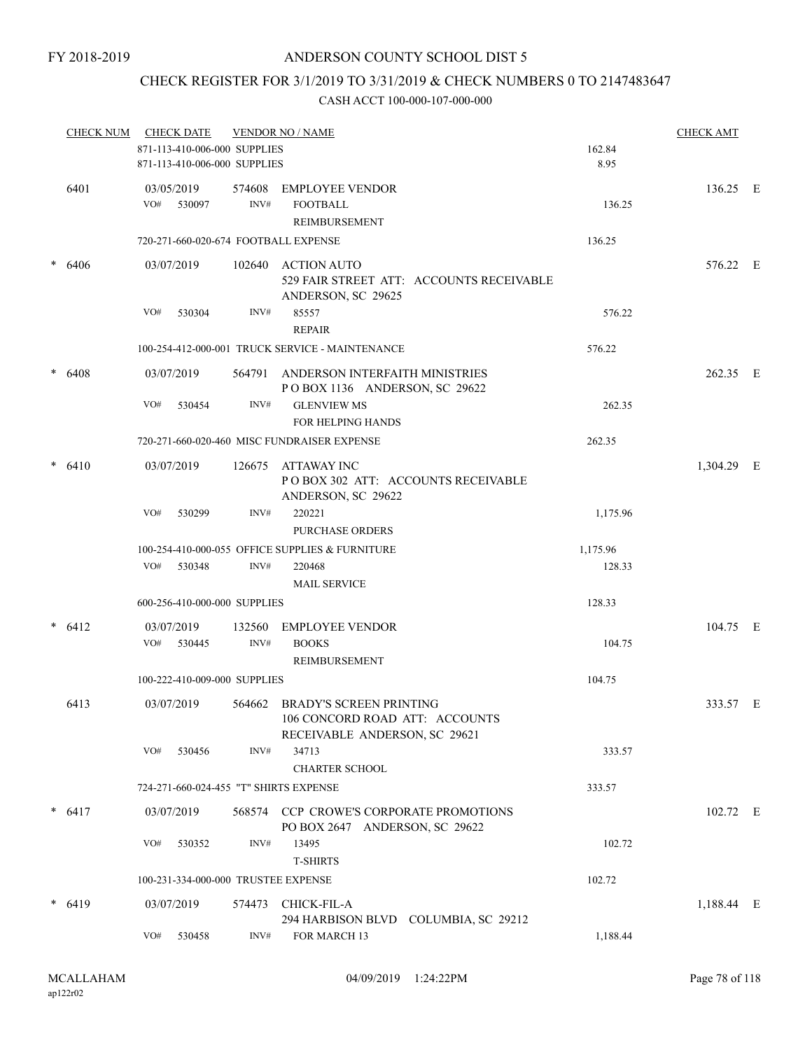FY 2018-2019

# ANDERSON COUNTY SCHOOL DIST 5

## CHECK REGISTER FOR 3/1/2019 TO 3/31/2019 & CHECK NUMBERS 0 TO 2147483647

### CASH ACCT 100-000-107-000-000

| CHECK NUM | CHECK DATE | VENDOR NO / NAME | | CHECK AMT |
|---|---|---|---|---|
| | 871-113-410-006-000 SUPPLIES | | 162.84 | |
| | 871-113-410-006-000 SUPPLIES | | 8.95 | |
| 6401 | 03/05/2019 | 574608 EMPLOYEE VENDOR | | 136.25 E |
| | VO# 530097 | INV# FOOTBALL REIMBURSEMENT | 136.25 | |
| | 720-271-660-020-674 FOOTBALL EXPENSE | | 136.25 | |
| * 6406 | 03/07/2019 | 102640 ACTION AUTO 529 FAIR STREET ATT: ACCOUNTS RECEIVABLE ANDERSON, SC 29625 | | 576.22 E |
| | VO# 530304 | INV# 85557 REPAIR | 576.22 | |
| | 100-254-412-000-001 TRUCK SERVICE - MAINTENANCE | | 576.22 | |
| * 6408 | 03/07/2019 | 564791 ANDERSON INTERFAITH MINISTRIES P O BOX 1136 ANDERSON, SC 29622 | | 262.35 E |
| | VO# 530454 | INV# GLENVIEW MS FOR HELPING HANDS | 262.35 | |
| | 720-271-660-020-460 MISC FUNDRAISER EXPENSE | | 262.35 | |
| * 6410 | 03/07/2019 | 126675 ATTAWAY INC P O BOX 302 ATT: ACCOUNTS RECEIVABLE ANDERSON, SC 29622 | | 1,304.29 E |
| | VO# 530299 | INV# 220221 PURCHASE ORDERS | 1,175.96 | |
| | 100-254-410-000-055 OFFICE SUPPLIES & FURNITURE | | 1,175.96 | |
| | VO# 530348 | INV# 220468 MAIL SERVICE | 128.33 | |
| | 600-256-410-000-000 SUPPLIES | | 128.33 | |
| * 6412 | 03/07/2019 | 132560 EMPLOYEE VENDOR | | 104.75 E |
| | VO# 530445 | INV# BOOKS REIMBURSEMENT | 104.75 | |
| | 100-222-410-009-000 SUPPLIES | | 104.75 | |
| 6413 | 03/07/2019 | 564662 BRADY'S SCREEN PRINTING 106 CONCORD ROAD ATT: ACCOUNTS RECEIVABLE ANDERSON, SC 29621 | | 333.57 E |
| | VO# 530456 | INV# 34713 CHARTER SCHOOL | 333.57 | |
| | 724-271-660-024-455 "T" SHIRTS EXPENSE | | 333.57 | |
| * 6417 | 03/07/2019 | 568574 CCP CROWE'S CORPORATE PROMOTIONS PO BOX 2647 ANDERSON, SC 29622 | | 102.72 E |
| | VO# 530352 | INV# 13495 T-SHIRTS | 102.72 | |
| | 100-231-334-000-000 TRUSTEE EXPENSE | | 102.72 | |
| * 6419 | 03/07/2019 | 574473 CHICK-FIL-A 294 HARBISON BLVD COLUMBIA, SC 29212 | | 1,188.44 E |
| | VO# 530458 | INV# FOR MARCH 13 | 1,188.44 | |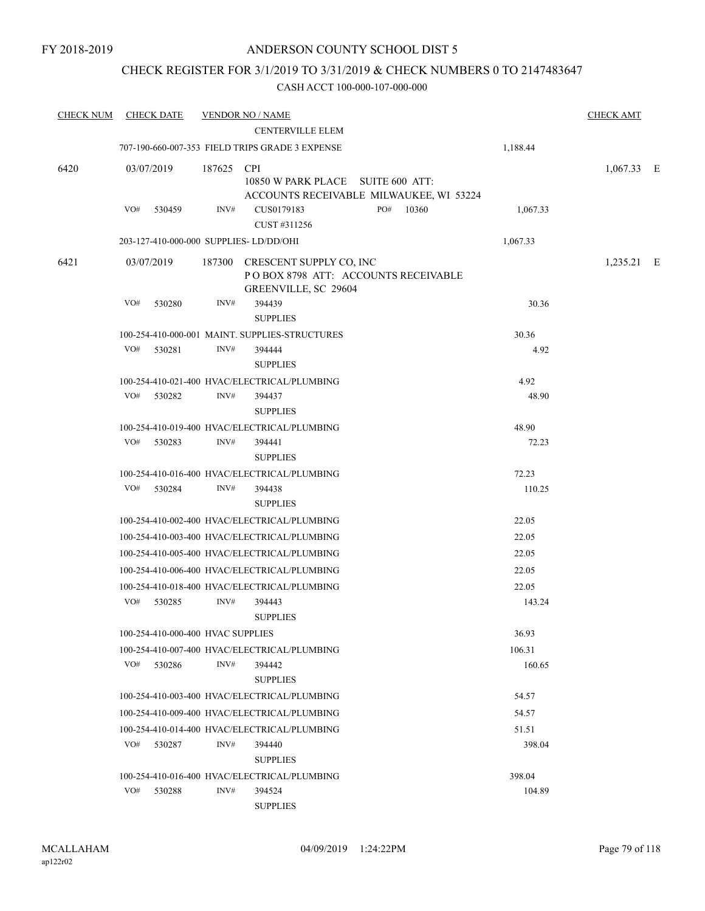FY 2018-2019

# ANDERSON COUNTY SCHOOL DIST 5

## CHECK REGISTER FOR 3/1/2019 TO 3/31/2019 & CHECK NUMBERS 0 TO 2147483647

CASH ACCT 100-000-107-000-000

| CHECK NUM | CHECK DATE | VENDOR NO / NAME | | CHECK AMT |
|---|---|---|---|---|
| | | CENTERVILLE ELEM | | |
| | | 707-190-660-007-353 FIELD TRIPS GRADE 3 EXPENSE | 1,188.44 | |
| 6420 | 03/07/2019 | 187625 CPI<br>10850 W PARK PLACE SUITE 600 ATT:<br>ACCOUNTS RECEIVABLE MILWAUKEE, WI 53224 | | 1,067.33 E |
| | VO# 530459 | INV# CUS0179183 PO# 10360<br>CUST #311256 | 1,067.33 | |
| | | 203-127-410-000-000 SUPPLIES- LD/DD/OHI | 1,067.33 | |
| 6421 | 03/07/2019 | 187300 CRESCENT SUPPLY CO, INC<br>P O BOX 8798 ATT: ACCOUNTS RECEIVABLE<br>GREENVILLE, SC 29604 | | 1,235.21 E |
| | VO# 530280 | INV# 394439<br>SUPPLIES | 30.36 | |
| | | 100-254-410-000-001 MAINT. SUPPLIES-STRUCTURES | 30.36 | |
| | VO# 530281 | INV# 394444<br>SUPPLIES | 4.92 | |
| | | 100-254-410-021-400 HVAC/ELECTRICAL/PLUMBING | 4.92 | |
| | VO# 530282 | INV# 394437<br>SUPPLIES | 48.90 | |
| | | 100-254-410-019-400 HVAC/ELECTRICAL/PLUMBING | 48.90 | |
| | VO# 530283 | INV# 394441<br>SUPPLIES | 72.23 | |
| | | 100-254-410-016-400 HVAC/ELECTRICAL/PLUMBING | 72.23 | |
| | VO# 530284 | INV# 394438<br>SUPPLIES | 110.25 | |
| | | 100-254-410-002-400 HVAC/ELECTRICAL/PLUMBING | 22.05 | |
| | | 100-254-410-003-400 HVAC/ELECTRICAL/PLUMBING | 22.05 | |
| | | 100-254-410-005-400 HVAC/ELECTRICAL/PLUMBING | 22.05 | |
| | | 100-254-410-006-400 HVAC/ELECTRICAL/PLUMBING | 22.05 | |
| | | 100-254-410-018-400 HVAC/ELECTRICAL/PLUMBING | 22.05 | |
| | VO# 530285 | INV# 394443<br>SUPPLIES | 143.24 | |
| | | 100-254-410-000-400 HVAC SUPPLIES | 36.93 | |
| | | 100-254-410-007-400 HVAC/ELECTRICAL/PLUMBING | 106.31 | |
| | VO# 530286 | INV# 394442<br>SUPPLIES | 160.65 | |
| | | 100-254-410-003-400 HVAC/ELECTRICAL/PLUMBING | 54.57 | |
| | | 100-254-410-009-400 HVAC/ELECTRICAL/PLUMBING | 54.57 | |
| | | 100-254-410-014-400 HVAC/ELECTRICAL/PLUMBING | 51.51 | |
| | VO# 530287 | INV# 394440<br>SUPPLIES | 398.04 | |
| | | 100-254-410-016-400 HVAC/ELECTRICAL/PLUMBING | 398.04 | |
| | VO# 530288 | INV# 394524<br>SUPPLIES | 104.89 | |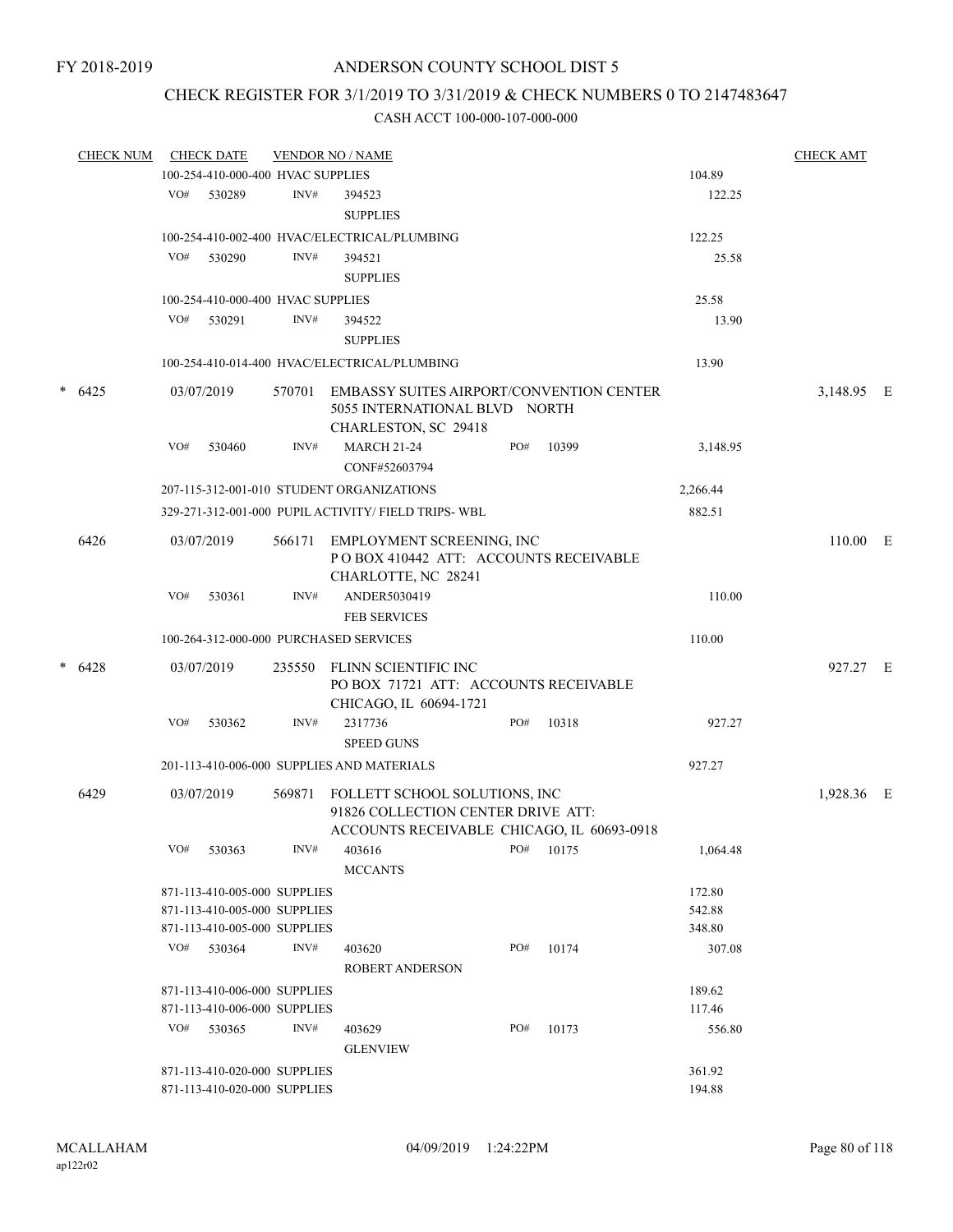FY 2018-2019

# ANDERSON COUNTY SCHOOL DIST 5

## CHECK REGISTER FOR 3/1/2019 TO 3/31/2019 & CHECK NUMBERS 0 TO 2147483647

CASH ACCT 100-000-107-000-000

| CHECK NUM | CHECK DATE | VENDOR NO / NAME | | | CHECK AMT |
|---|---|---|---|---|---|
| | 100-254-410-000-400 HVAC SUPPLIES | | | 104.89 | |
| | VO# 530289 | INV# 394523 SUPPLIES | | 122.25 | |
| | 100-254-410-002-400 HVAC/ELECTRICAL/PLUMBING | | | 122.25 | |
| | VO# 530290 | INV# 394521 SUPPLIES | | 25.58 | |
| | 100-254-410-000-400 HVAC SUPPLIES | | | 25.58 | |
| | VO# 530291 | INV# 394522 SUPPLIES | | 13.90 | |
| | 100-254-410-014-400 HVAC/ELECTRICAL/PLUMBING | | | 13.90 | |
| * 6425 | 03/07/2019 | 570701 EMBASSY SUITES AIRPORT/CONVENTION CENTER 5055 INTERNATIONAL BLVD NORTH CHARLESTON, SC 29418 | | | 3,148.95 E |
| | VO# 530460 | INV# MARCH 21-24 CONF#52603794 | PO# 10399 | 3,148.95 | |
| | 207-115-312-001-010 STUDENT ORGANIZATIONS | | | 2,266.44 | |
| | 329-271-312-001-000 PUPIL ACTIVITY/ FIELD TRIPS- WBL | | | 882.51 | |
| 6426 | 03/07/2019 | 566171 EMPLOYMENT SCREENING, INC P O BOX 410442 ATT: ACCOUNTS RECEIVABLE CHARLOTTE, NC 28241 | | | 110.00 E |
| | VO# 530361 | INV# ANDER5030419 FEB SERVICES | | 110.00 | |
| | 100-264-312-000-000 PURCHASED SERVICES | | | 110.00 | |
| * 6428 | 03/07/2019 | 235550 FLINN SCIENTIFIC INC PO BOX 71721 ATT: ACCOUNTS RECEIVABLE CHICAGO, IL 60694-1721 | | | 927.27 E |
| | VO# 530362 | INV# 2317736 SPEED GUNS | PO# 10318 | 927.27 | |
| | 201-113-410-006-000 SUPPLIES AND MATERIALS | | | 927.27 | |
| 6429 | 03/07/2019 | 569871 FOLLETT SCHOOL SOLUTIONS, INC 91826 COLLECTION CENTER DRIVE ATT: ACCOUNTS RECEIVABLE CHICAGO, IL 60693-0918 | | | 1,928.36 E |
| | VO# 530363 | INV# 403616 MCCANTS | PO# 10175 | 1,064.48 | |
| | 871-113-410-005-000 SUPPLIES | | | 172.80 | |
| | 871-113-410-005-000 SUPPLIES | | | 542.88 | |
| | 871-113-410-005-000 SUPPLIES | | | 348.80 | |
| | VO# 530364 | INV# 403620 ROBERT ANDERSON | PO# 10174 | 307.08 | |
| | 871-113-410-006-000 SUPPLIES | | | 189.62 | |
| | 871-113-410-006-000 SUPPLIES | | | 117.46 | |
| | VO# 530365 | INV# 403629 GLENVIEW | PO# 10173 | 556.80 | |
| | 871-113-410-020-000 SUPPLIES | | | 361.92 | |
| | 871-113-410-020-000 SUPPLIES | | | 194.88 | |

MCALLAHAM ap122r02 04/09/2019 1:24:22PM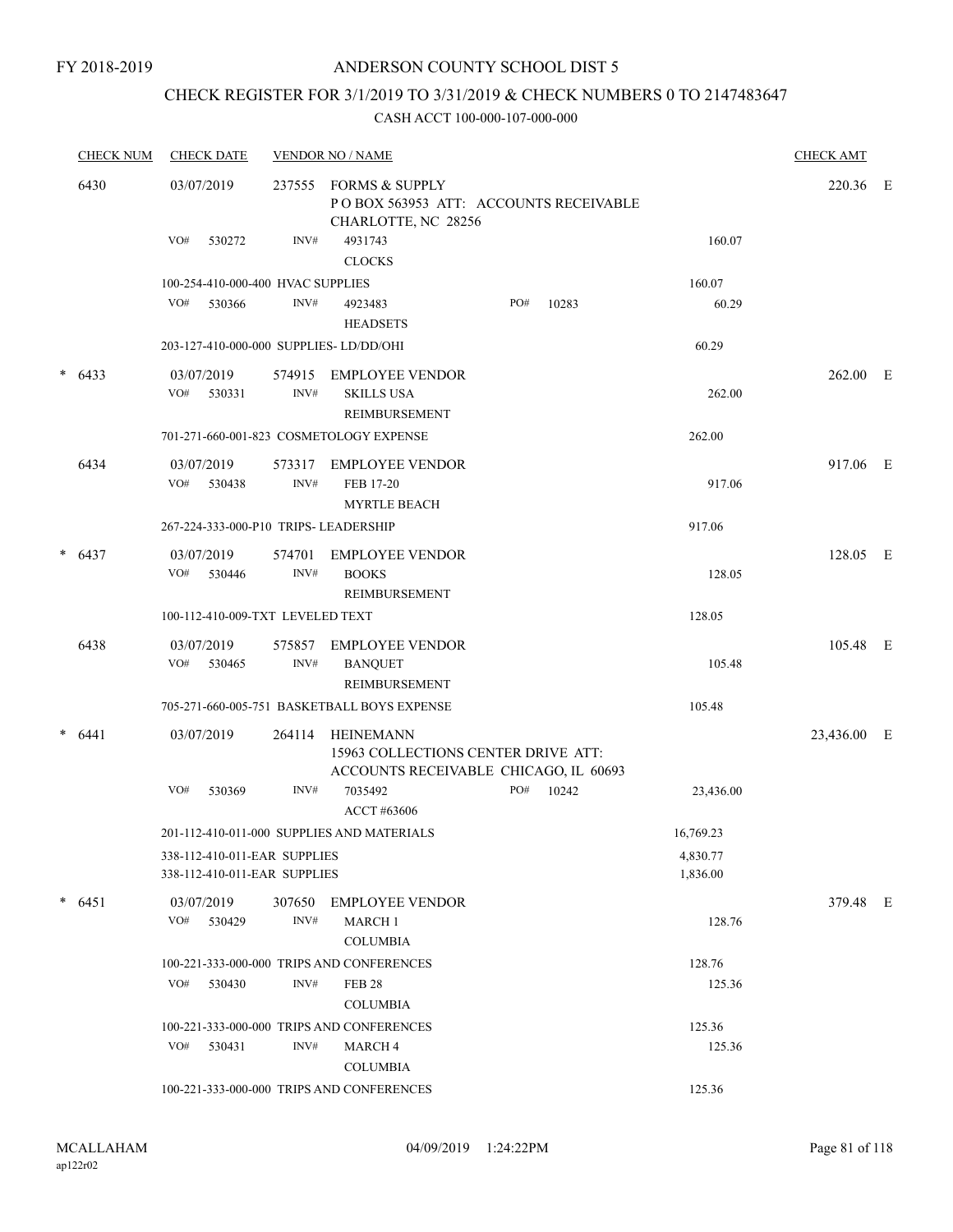FY 2018-2019

# ANDERSON COUNTY SCHOOL DIST 5

## CHECK REGISTER FOR 3/1/2019 TO 3/31/2019 & CHECK NUMBERS 0 TO 2147483647

### CASH ACCT 100-000-107-000-000

| CHECK NUM | CHECK DATE | VENDOR NO / NAME | | | CHECK AMT | |
|---|---|---|---|---|---|---|
| 6430 | 03/07/2019 | 237555 FORMS & SUPPLY<br>P O BOX 563953 ATT: ACCOUNTS RECEIVABLE<br>CHARLOTTE, NC 28256 | | | 220.36 | E |
| | VO# 530272 | INV# 4931743<br>CLOCKS | | 160.07 | | |
| | 100-254-410-000-400 HVAC SUPPLIES | | | 160.07 | | |
| | VO# 530366 | INV# 4923483<br>HEADSETS | PO# 10283 | 60.29 | | |
| | 203-127-410-000-000 SUPPLIES- LD/DD/OHI | | | 60.29 | | |
| * 6433 | 03/07/2019<br>VO# 530331 | 574915 EMPLOYEE VENDOR<br>INV# SKILLS USA<br>REIMBURSEMENT | | 262.00 | 262.00 | E |
| | 701-271-660-001-823 COSMETOLOGY EXPENSE | | | 262.00 | | |
| 6434 | 03/07/2019<br>VO# 530438 | 573317 EMPLOYEE VENDOR<br>INV# FEB 17-20<br>MYRTLE BEACH | | 917.06 | 917.06 | E |
| | 267-224-333-000-P10 TRIPS- LEADERSHIP | | | 917.06 | | |
| * 6437 | 03/07/2019<br>VO# 530446 | 574701 EMPLOYEE VENDOR<br>INV# BOOKS<br>REIMBURSEMENT | | 128.05 | 128.05 | E |
| | 100-112-410-009-TXT LEVELED TEXT | | | 128.05 | | |
| 6438 | 03/07/2019<br>VO# 530465 | 575857 EMPLOYEE VENDOR<br>INV# BANQUET<br>REIMBURSEMENT | | 105.48 | 105.48 | E |
| | 705-271-660-005-751 BASKETBALL BOYS EXPENSE | | | 105.48 | | |
| * 6441 | 03/07/2019 | 264114 HEINEMANN<br>15963 COLLECTIONS CENTER DRIVE ATT:<br>ACCOUNTS RECEIVABLE CHICAGO, IL 60693 | | | 23,436.00 | E |
| | VO# 530369 | INV# 7035492<br>ACCT #63606 | PO# 10242 | 23,436.00 | | |
| | 201-112-410-011-000 SUPPLIES AND MATERIALS | | | 16,769.23 | | |
| | 338-112-410-011-EAR SUPPLIES | | | 4,830.77 | | |
| | 338-112-410-011-EAR SUPPLIES | | | 1,836.00 | | |
| * 6451 | 03/07/2019<br>VO# 530429 | 307650 EMPLOYEE VENDOR<br>INV# MARCH 1<br>COLUMBIA | | 128.76 | 379.48 | E |
| | 100-221-333-000-000 TRIPS AND CONFERENCES | | | 128.76 | | |
| | VO# 530430 | INV# FEB 28<br>COLUMBIA | | 125.36 | | |
| | 100-221-333-000-000 TRIPS AND CONFERENCES | | | 125.36 | | |
| | VO# 530431 | INV# MARCH 4<br>COLUMBIA | | 125.36 | | |
| | 100-221-333-000-000 TRIPS AND CONFERENCES | | | 125.36 | | |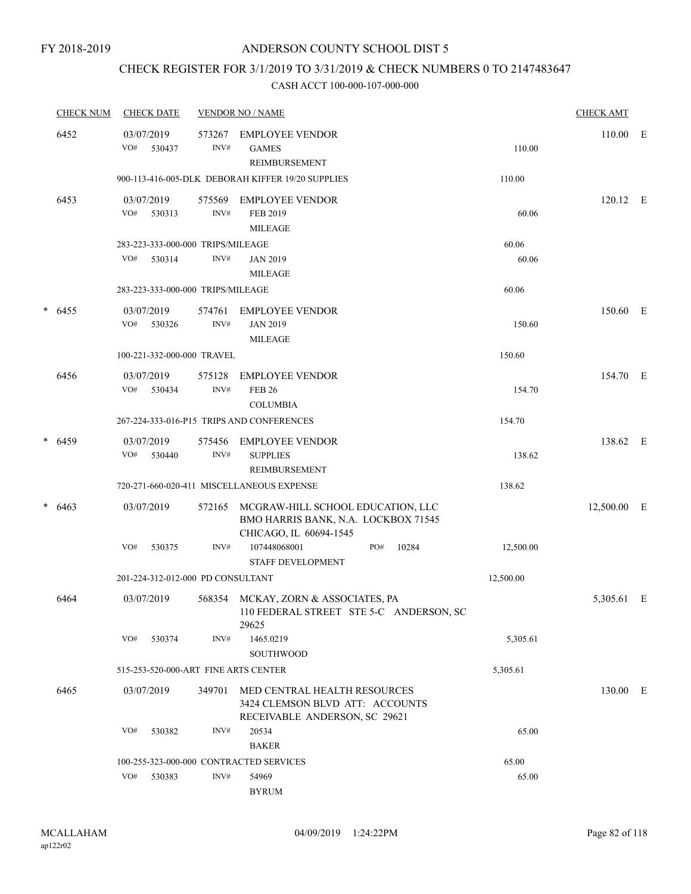FY 2018-2019

# ANDERSON COUNTY SCHOOL DIST 5

## CHECK REGISTER FOR 3/1/2019 TO 3/31/2019 & CHECK NUMBERS 0 TO 2147483647

### CASH ACCT 100-000-107-000-000

| CHECK NUM | CHECK DATE | VENDOR NO / NAME | | CHECK AMT | |
|---|---|---|---|---|---|
| 6452 | 03/07/2019 | 573267 EMPLOYEE VENDOR | | 110.00 | E |
| | VO# 530437 | INV# GAMES REIMBURSEMENT | 110.00 | | |
| | 900-113-416-005-DLK DEBORAH KIFFER 19/20 SUPPLIES | | 110.00 | | |
| 6453 | 03/07/2019 | 575569 EMPLOYEE VENDOR | | 120.12 | E |
| | VO# 530313 | INV# FEB 2019 MILEAGE | 60.06 | | |
| | 283-223-333-000-000 TRIPS/MILEAGE | | 60.06 | | |
| | VO# 530314 | INV# JAN 2019 MILEAGE | 60.06 | | |
| | 283-223-333-000-000 TRIPS/MILEAGE | | 60.06 | | |
| * 6455 | 03/07/2019 | 574761 EMPLOYEE VENDOR | | 150.60 | E |
| | VO# 530326 | INV# JAN 2019 MILEAGE | 150.60 | | |
| | 100-221-332-000-000 TRAVEL | | 150.60 | | |
| 6456 | 03/07/2019 | 575128 EMPLOYEE VENDOR | | 154.70 | E |
| | VO# 530434 | INV# FEB 26 COLUMBIA | 154.70 | | |
| | 267-224-333-016-P15 TRIPS AND CONFERENCES | | 154.70 | | |
| * 6459 | 03/07/2019 | 575456 EMPLOYEE VENDOR | | 138.62 | E |
| | VO# 530440 | INV# SUPPLIES REIMBURSEMENT | 138.62 | | |
| | 720-271-660-020-411 MISCELLANEOUS EXPENSE | | 138.62 | | |
| * 6463 | 03/07/2019 | 572165 MCGRAW-HILL SCHOOL EDUCATION, LLC BMO HARRIS BANK, N.A. LOCKBOX 71545 CHICAGO, IL 60694-1545 | | 12,500.00 | E |
| | VO# 530375 | INV# 107448068001 PO# 10284 STAFF DEVELOPMENT | 12,500.00 | | |
| | 201-224-312-012-000 PD CONSULTANT | | 12,500.00 | | |
| 6464 | 03/07/2019 | 568354 MCKAY, ZORN & ASSOCIATES, PA 110 FEDERAL STREET STE 5-C ANDERSON, SC 29625 | | 5,305.61 | E |
| | VO# 530374 | INV# 1465.0219 SOUTHWOOD | 5,305.61 | | |
| | 515-253-520-000-ART FINE ARTS CENTER | | 5,305.61 | | |
| 6465 | 03/07/2019 | 349701 MED CENTRAL HEALTH RESOURCES 3424 CLEMSON BLVD ATT: ACCOUNTS RECEIVABLE ANDERSON, SC 29621 | | 130.00 | E |
| | VO# 530382 | INV# 20534 BAKER | 65.00 | | |
| | 100-255-323-000-000 CONTRACTED SERVICES | | 65.00 | | |
| | VO# 530383 | INV# 54969 BYRUM | 65.00 | | |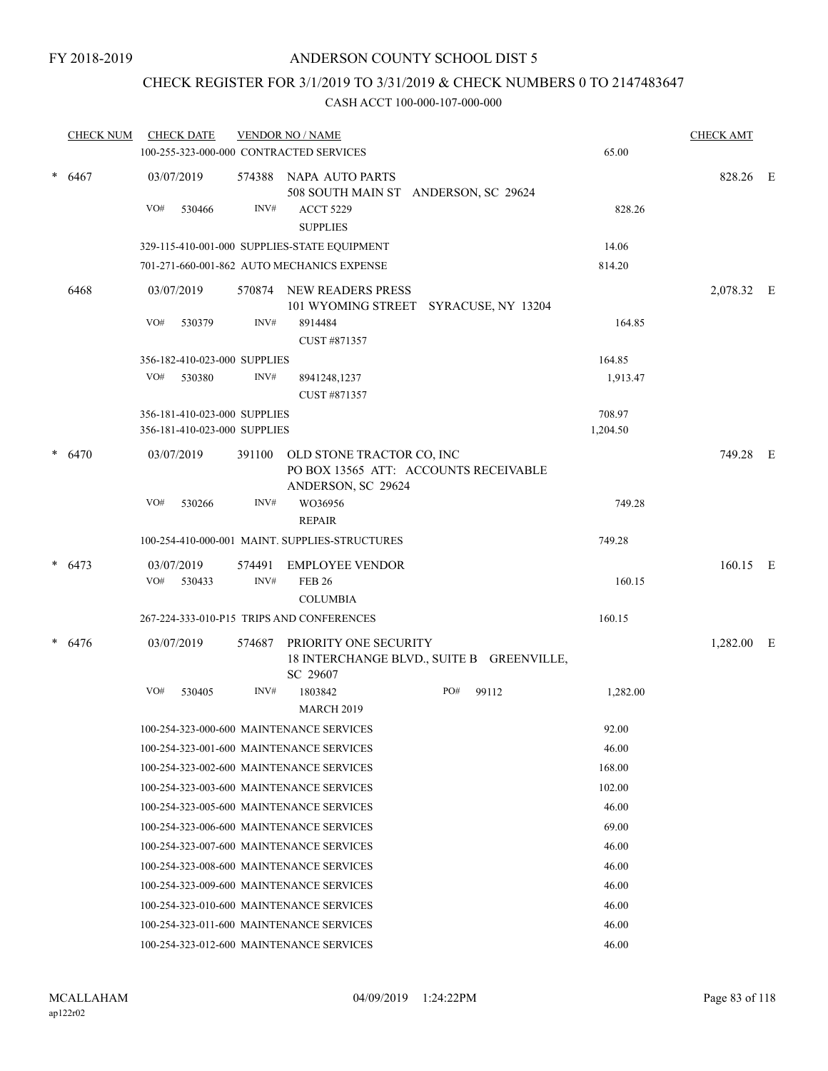FY 2018-2019

# ANDERSON COUNTY SCHOOL DIST 5

## CHECK REGISTER FOR 3/1/2019 TO 3/31/2019 & CHECK NUMBERS 0 TO 2147483647

### CASH ACCT 100-000-107-000-000

| CHECK NUM | CHECK DATE | VENDOR NO / NAME | | CHECK AMT | |
|---|---|---|---|---|---|
| | 100-255-323-000-000 CONTRACTED SERVICES | | 65.00 | | |
| * 6467 | 03/07/2019 | 574388 NAPA AUTO PARTS<br>508 SOUTH MAIN ST ANDERSON, SC 29624 | | 828.26 | E |
| | VO# 530466 | INV# ACCT 5229<br>SUPPLIES | 828.26 | | |
| | 329-115-410-001-000 SUPPLIES-STATE EQUIPMENT | | 14.06 | | |
| | 701-271-660-001-862 AUTO MECHANICS EXPENSE | | 814.20 | | |
| 6468 | 03/07/2019 | 570874 NEW READERS PRESS<br>101 WYOMING STREET SYRACUSE, NY 13204 | | 2,078.32 | E |
| | VO# 530379 | INV# 8914484<br>CUST #871357 | 164.85 | | |
| | 356-182-410-023-000 SUPPLIES | | 164.85 | | |
| | VO# 530380 | INV# 8941248,1237<br>CUST #871357 | 1,913.47 | | |
| | 356-181-410-023-000 SUPPLIES | | 708.97 | | |
| | 356-181-410-023-000 SUPPLIES | | 1,204.50 | | |
| * 6470 | 03/07/2019 | 391100 OLD STONE TRACTOR CO, INC<br>PO BOX 13565 ATT: ACCOUNTS RECEIVABLE<br>ANDERSON, SC 29624 | | 749.28 | E |
| | VO# 530266 | INV# WO36956<br>REPAIR | 749.28 | | |
| | 100-254-410-000-001 MAINT. SUPPLIES-STRUCTURES | | 749.28 | | |
| * 6473 | 03/07/2019<br>VO# 530433 | 574491 EMPLOYEE VENDOR<br>INV# FEB 26<br>COLUMBIA | 160.15 | 160.15 | E |
| | 267-224-333-010-P15 TRIPS AND CONFERENCES | | 160.15 | | |
| * 6476 | 03/07/2019 | 574687 PRIORITY ONE SECURITY<br>18 INTERCHANGE BLVD., SUITE B GREENVILLE, SC 29607 | | 1,282.00 | E |
| | VO# 530405 | INV# 1803842 PO# 99112<br>MARCH 2019 | 1,282.00 | | |
| | 100-254-323-000-600 MAINTENANCE SERVICES | | 92.00 | | |
| | 100-254-323-001-600 MAINTENANCE SERVICES | | 46.00 | | |
| | 100-254-323-002-600 MAINTENANCE SERVICES | | 168.00 | | |
| | 100-254-323-003-600 MAINTENANCE SERVICES | | 102.00 | | |
| | 100-254-323-005-600 MAINTENANCE SERVICES | | 46.00 | | |
| | 100-254-323-006-600 MAINTENANCE SERVICES | | 69.00 | | |
| | 100-254-323-007-600 MAINTENANCE SERVICES | | 46.00 | | |
| | 100-254-323-008-600 MAINTENANCE SERVICES | | 46.00 | | |
| | 100-254-323-009-600 MAINTENANCE SERVICES | | 46.00 | | |
| | 100-254-323-010-600 MAINTENANCE SERVICES | | 46.00 | | |
| | 100-254-323-011-600 MAINTENANCE SERVICES | | 46.00 | | |
| | 100-254-323-012-600 MAINTENANCE SERVICES | | 46.00 | | |

MCALLAHAM
ap122r02

04/09/2019 1:24:22PM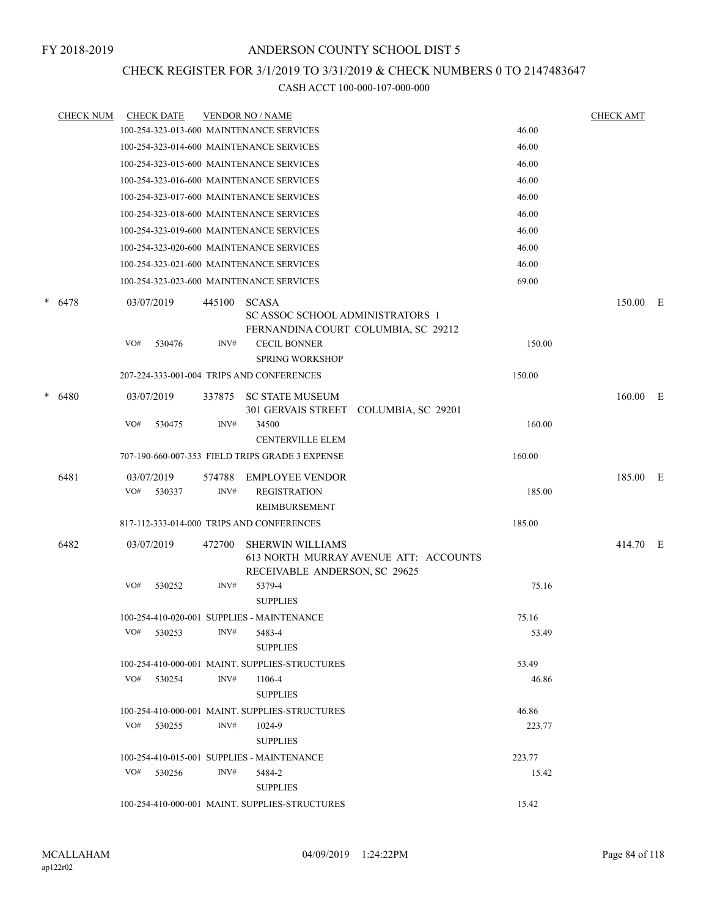FY 2018-2019

# ANDERSON COUNTY SCHOOL DIST 5

## CHECK REGISTER FOR 3/1/2019 TO 3/31/2019 & CHECK NUMBERS 0 TO 2147483647

### CASH ACCT 100-000-107-000-000

| CHECK NUM | CHECK DATE | VENDOR NO / NAME | | CHECK AMT | |
|---|---|---|---|---|---|
| | 100-254-323-013-600 MAINTENANCE SERVICES | | 46.00 | | |
| | 100-254-323-014-600 MAINTENANCE SERVICES | | 46.00 | | |
| | 100-254-323-015-600 MAINTENANCE SERVICES | | 46.00 | | |
| | 100-254-323-016-600 MAINTENANCE SERVICES | | 46.00 | | |
| | 100-254-323-017-600 MAINTENANCE SERVICES | | 46.00 | | |
| | 100-254-323-018-600 MAINTENANCE SERVICES | | 46.00 | | |
| | 100-254-323-019-600 MAINTENANCE SERVICES | | 46.00 | | |
| | 100-254-323-020-600 MAINTENANCE SERVICES | | 46.00 | | |
| | 100-254-323-021-600 MAINTENANCE SERVICES | | 46.00 | | |
| | 100-254-323-023-600 MAINTENANCE SERVICES | | 69.00 | | |
| * 6478 | 03/07/2019 | 445100 SCASA<br>SC ASSOC SCHOOL ADMINISTRATORS 1<br>FERNANDINA COURT COLUMBIA, SC 29212 | | 150.00 | E |
| | VO# 530476 | INV# CECIL BONNER<br>SPRING WORKSHOP | 150.00 | | |
| | 207-224-333-001-004 TRIPS AND CONFERENCES | | 150.00 | | |
| * 6480 | 03/07/2019 | 337875 SC STATE MUSEUM<br>301 GERVAIS STREET COLUMBIA, SC 29201 | | 160.00 | E |
| | VO# 530475 | INV# 34500<br>CENTERVILLE ELEM | 160.00 | | |
| | 707-190-660-007-353 FIELD TRIPS GRADE 3 EXPENSE | | 160.00 | | |
| 6481 | 03/07/2019 | 574788 EMPLOYEE VENDOR | | 185.00 | E |
| | VO# 530337 | INV# REGISTRATION<br>REIMBURSEMENT | 185.00 | | |
| | 817-112-333-014-000 TRIPS AND CONFERENCES | | 185.00 | | |
| 6482 | 03/07/2019 | 472700 SHERWIN WILLIAMS<br>613 NORTH MURRAY AVENUE ATT: ACCOUNTS<br>RECEIVABLE ANDERSON, SC 29625 | | 414.70 | E |
| | VO# 530252 | INV# 5379-4<br>SUPPLIES | 75.16 | | |
| | 100-254-410-020-001 SUPPLIES - MAINTENANCE | | 75.16 | | |
| | VO# 530253 | INV# 5483-4<br>SUPPLIES | 53.49 | | |
| | 100-254-410-000-001 MAINT. SUPPLIES-STRUCTURES | | 53.49 | | |
| | VO# 530254 | INV# 1106-4<br>SUPPLIES | 46.86 | | |
| | 100-254-410-000-001 MAINT. SUPPLIES-STRUCTURES | | 46.86 | | |
| | VO# 530255 | INV# 1024-9<br>SUPPLIES | 223.77 | | |
| | 100-254-410-015-001 SUPPLIES - MAINTENANCE | | 223.77 | | |
| | VO# 530256 | INV# 5484-2<br>SUPPLIES | 15.42 | | |
| | 100-254-410-000-001 MAINT. SUPPLIES-STRUCTURES | | 15.42 | | |

MCALLAHAM
ap122r02

04/09/2019 1:24:22PM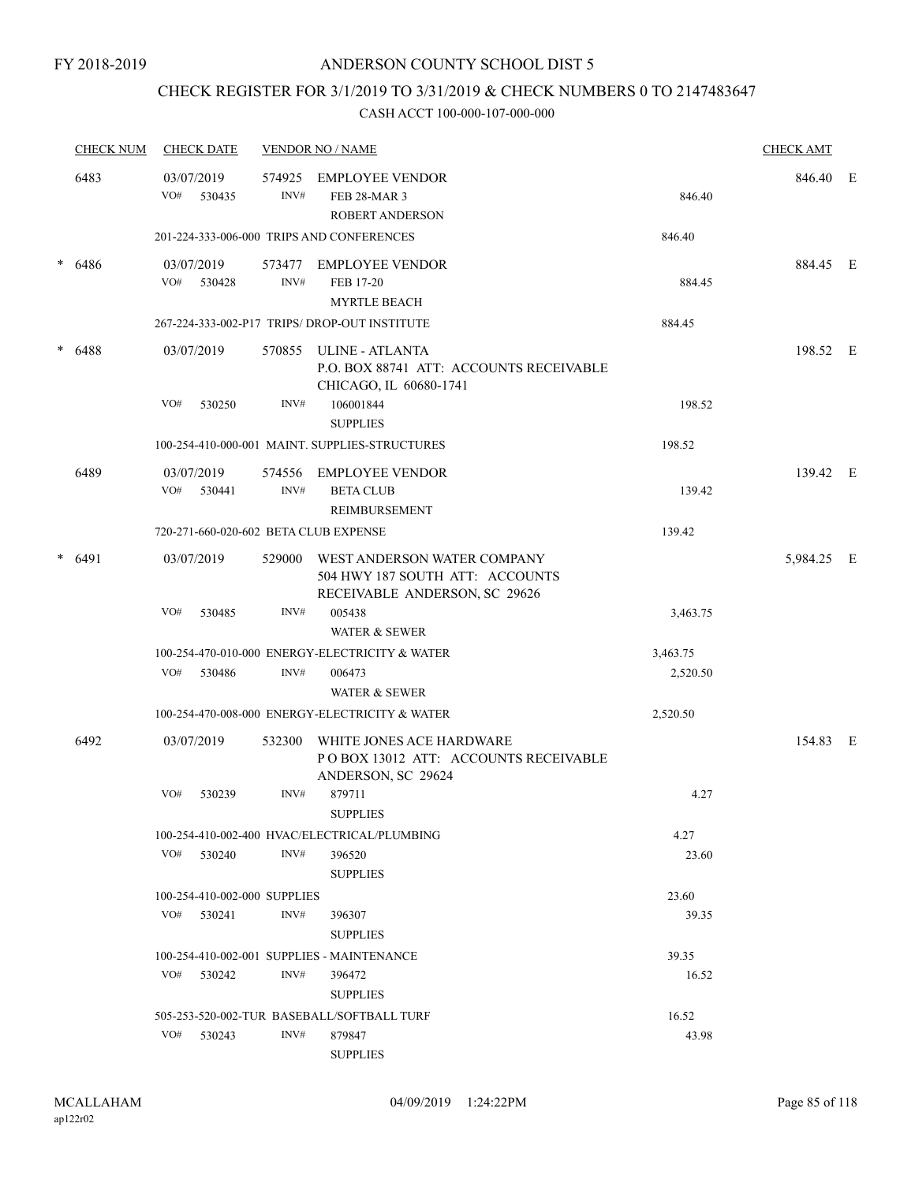FY 2018-2019

# ANDERSON COUNTY SCHOOL DIST 5

## CHECK REGISTER FOR 3/1/2019 TO 3/31/2019 & CHECK NUMBERS 0 TO 2147483647

### CASH ACCT 100-000-107-000-000

| CHECK NUM | CHECK DATE | VENDOR NO / NAME | | CHECK AMT | |
|---|---|---|---|---|---|
| 6483 | 03/07/2019 | 574925 EMPLOYEE VENDOR | | 846.40 | E |
| | VO# 530435 | INV# FEB 28-MAR 3 ROBERT ANDERSON | 846.40 | | |
| | | 201-224-333-006-000 TRIPS AND CONFERENCES | 846.40 | | |
| * 6486 | 03/07/2019 | 573477 EMPLOYEE VENDOR | | 884.45 | E |
| | VO# 530428 | INV# FEB 17-20 MYRTLE BEACH | 884.45 | | |
| | | 267-224-333-002-P17 TRIPS/ DROP-OUT INSTITUTE | 884.45 | | |
| * 6488 | 03/07/2019 | 570855 ULINE - ATLANTA P.O. BOX 88741 ATT: ACCOUNTS RECEIVABLE CHICAGO, IL 60680-1741 | | 198.52 | E |
| | VO# 530250 | INV# 106001844 SUPPLIES | 198.52 | | |
| | | 100-254-410-000-001 MAINT. SUPPLIES-STRUCTURES | 198.52 | | |
| 6489 | 03/07/2019 | 574556 EMPLOYEE VENDOR | | 139.42 | E |
| | VO# 530441 | INV# BETA CLUB REIMBURSEMENT | 139.42 | | |
| | | 720-271-660-020-602 BETA CLUB EXPENSE | 139.42 | | |
| * 6491 | 03/07/2019 | 529000 WEST ANDERSON WATER COMPANY 504 HWY 187 SOUTH ATT: ACCOUNTS RECEIVABLE ANDERSON, SC 29626 | | 5,984.25 | E |
| | VO# 530485 | INV# 005438 WATER & SEWER | 3,463.75 | | |
| | | 100-254-470-010-000 ENERGY-ELECTRICITY & WATER | 3,463.75 | | |
| | VO# 530486 | INV# 006473 WATER & SEWER | 2,520.50 | | |
| | | 100-254-470-008-000 ENERGY-ELECTRICITY & WATER | 2,520.50 | | |
| 6492 | 03/07/2019 | 532300 WHITE JONES ACE HARDWARE P O BOX 13012 ATT: ACCOUNTS RECEIVABLE ANDERSON, SC 29624 | | 154.83 | E |
| | VO# 530239 | INV# 879711 SUPPLIES | 4.27 | | |
| | | 100-254-410-002-400 HVAC/ELECTRICAL/PLUMBING | 4.27 | | |
| | VO# 530240 | INV# 396520 SUPPLIES | 23.60 | | |
| | | 100-254-410-002-000 SUPPLIES | 23.60 | | |
| | VO# 530241 | INV# 396307 SUPPLIES | 39.35 | | |
| | | 100-254-410-002-001 SUPPLIES - MAINTENANCE | 39.35 | | |
| | VO# 530242 | INV# 396472 SUPPLIES | 16.52 | | |
| | | 505-253-520-002-TUR BASEBALL/SOFTBALL TURF | 16.52 | | |
| | VO# 530243 | INV# 879847 SUPPLIES | 43.98 | | |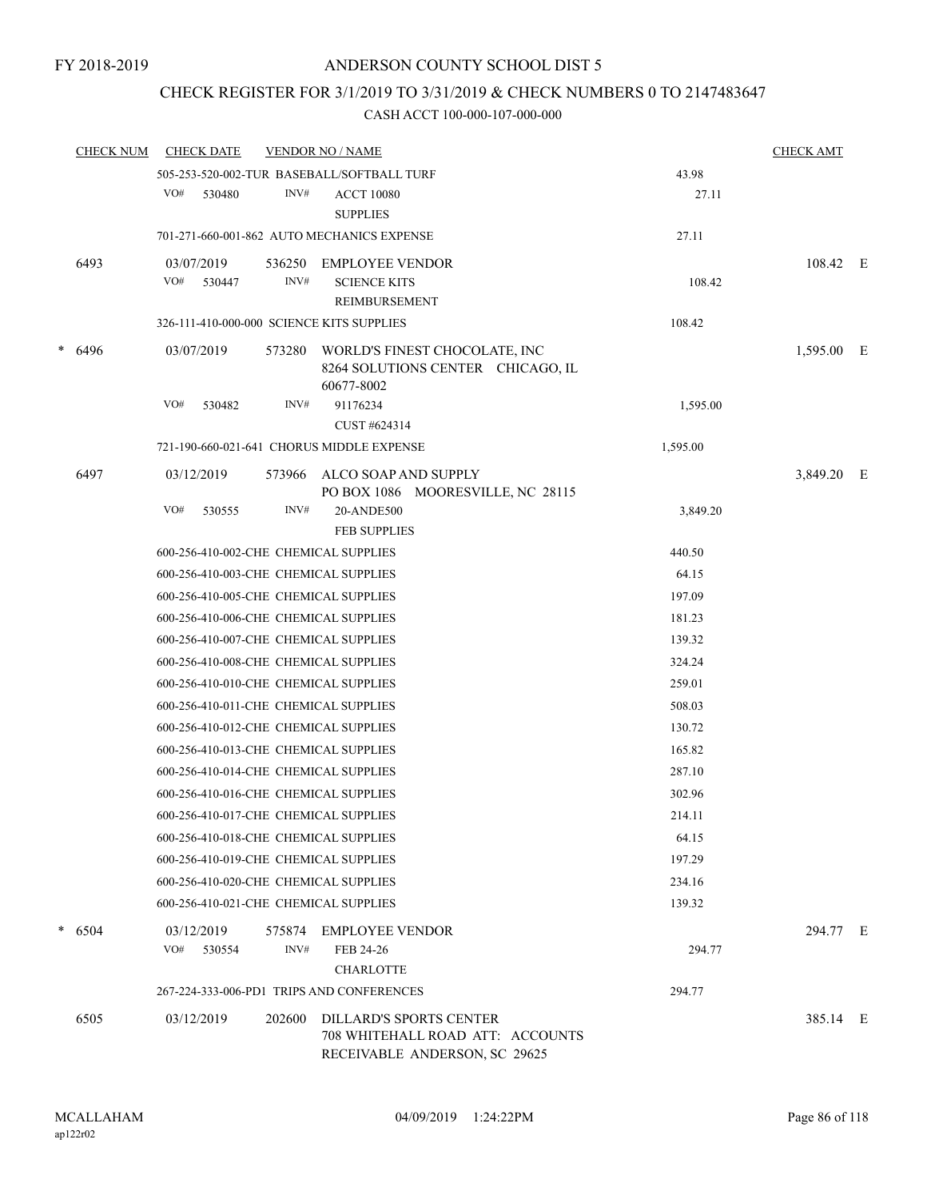FY 2018-2019

# ANDERSON COUNTY SCHOOL DIST 5

## CHECK REGISTER FOR 3/1/2019 TO 3/31/2019 & CHECK NUMBERS 0 TO 2147483647

### CASH ACCT 100-000-107-000-000

| CHECK NUM | CHECK DATE | VENDOR NO / NAME | | CHECK AMT | |
|---|---|---|---|---|---|
| | 505-253-520-002-TUR BASEBALL/SOFTBALL TURF | | 43.98 | | |
| | VO# 530480 INV# | ACCT 10080<br>SUPPLIES | 27.11 | | |
| | 701-271-660-001-862 AUTO MECHANICS EXPENSE | | 27.11 | | |
| 6493 | 03/07/2019 536250 | EMPLOYEE VENDOR | | 108.42 | E |
| | VO# 530447 INV# | SCIENCE KITS<br>REIMBURSEMENT | 108.42 | | |
| | 326-111-410-000-000 SCIENCE KITS SUPPLIES | | 108.42 | | |
| * 6496 | 03/07/2019 573280 | WORLD'S FINEST CHOCOLATE, INC<br>8264 SOLUTIONS CENTER CHICAGO, IL 60677-8002 | | 1,595.00 | E |
| | VO# 530482 INV# | 91176234<br>CUST #624314 | 1,595.00 | | |
| | 721-190-660-021-641 CHORUS MIDDLE EXPENSE | | 1,595.00 | | |
| 6497 | 03/12/2019 573966 | ALCO SOAP AND SUPPLY<br>PO BOX 1086 MOORESVILLE, NC 28115 | | 3,849.20 | E |
| | VO# 530555 INV# | 20-ANDE500<br>FEB SUPPLIES | 3,849.20 | | |
| | 600-256-410-002-CHE CHEMICAL SUPPLIES | | 440.50 | | |
| | 600-256-410-003-CHE CHEMICAL SUPPLIES | | 64.15 | | |
| | 600-256-410-005-CHE CHEMICAL SUPPLIES | | 197.09 | | |
| | 600-256-410-006-CHE CHEMICAL SUPPLIES | | 181.23 | | |
| | 600-256-410-007-CHE CHEMICAL SUPPLIES | | 139.32 | | |
| | 600-256-410-008-CHE CHEMICAL SUPPLIES | | 324.24 | | |
| | 600-256-410-010-CHE CHEMICAL SUPPLIES | | 259.01 | | |
| | 600-256-410-011-CHE CHEMICAL SUPPLIES | | 508.03 | | |
| | 600-256-410-012-CHE CHEMICAL SUPPLIES | | 130.72 | | |
| | 600-256-410-013-CHE CHEMICAL SUPPLIES | | 165.82 | | |
| | 600-256-410-014-CHE CHEMICAL SUPPLIES | | 287.10 | | |
| | 600-256-410-016-CHE CHEMICAL SUPPLIES | | 302.96 | | |
| | 600-256-410-017-CHE CHEMICAL SUPPLIES | | 214.11 | | |
| | 600-256-410-018-CHE CHEMICAL SUPPLIES | | 64.15 | | |
| | 600-256-410-019-CHE CHEMICAL SUPPLIES | | 197.29 | | |
| | 600-256-410-020-CHE CHEMICAL SUPPLIES | | 234.16 | | |
| | 600-256-410-021-CHE CHEMICAL SUPPLIES | | 139.32 | | |
| * 6504 | 03/12/2019 575874 | EMPLOYEE VENDOR | | 294.77 | E |
| | VO# 530554 INV# | FEB 24-26<br>CHARLOTTE | 294.77 | | |
| | 267-224-333-006-PD1 TRIPS AND CONFERENCES | | 294.77 | | |
| 6505 | 03/12/2019 202600 | DILLARD'S SPORTS CENTER<br>708 WHITEHALL ROAD ATT: ACCOUNTS RECEIVABLE ANDERSON, SC 29625 | | 385.14 | E |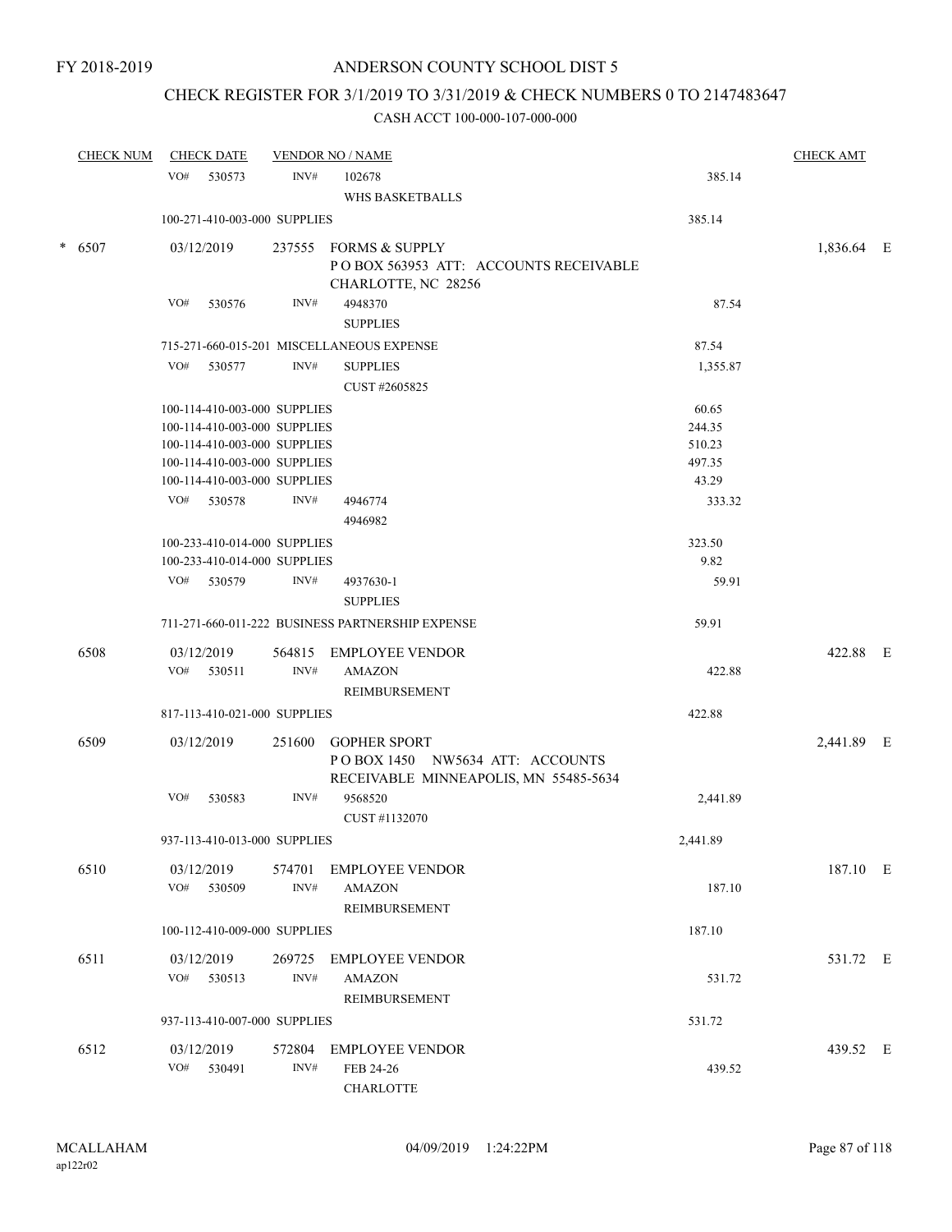FY 2018-2019

# ANDERSON COUNTY SCHOOL DIST 5

## CHECK REGISTER FOR 3/1/2019 TO 3/31/2019 & CHECK NUMBERS 0 TO 2147483647

### CASH ACCT 100-000-107-000-000

| CHECK NUM | CHECK DATE | VENDOR NO / NAME | | CHECK AMT |
|---|---|---|---|---|
| | VO# 530573 INV# | 102678 WHS BASKETBALLS | 385.14 | |
| | 100-271-410-003-000 SUPPLIES | | 385.14 | |
| * 6507 | 03/12/2019 | 237555 FORMS & SUPPLY P O BOX 563953 ATT: ACCOUNTS RECEIVABLE CHARLOTTE, NC 28256 | | 1,836.64 E |
| | VO# 530576 INV# | 4948370 SUPPLIES | 87.54 | |
| | 715-271-660-015-201 MISCELLANEOUS EXPENSE | | 87.54 | |
| | VO# 530577 INV# | SUPPLIES CUST #2605825 | 1,355.87 | |
| | 100-114-410-003-000 SUPPLIES | | 60.65 | |
| | 100-114-410-003-000 SUPPLIES | | 244.35 | |
| | 100-114-410-003-000 SUPPLIES | | 510.23 | |
| | 100-114-410-003-000 SUPPLIES | | 497.35 | |
| | 100-114-410-003-000 SUPPLIES | | 43.29 | |
| | VO# 530578 INV# | 4946774 4946982 | 333.32 | |
| | 100-233-410-014-000 SUPPLIES | | 323.50 | |
| | 100-233-410-014-000 SUPPLIES | | 9.82 | |
| | VO# 530579 INV# | 4937630-1 SUPPLIES | 59.91 | |
| | 711-271-660-011-222 BUSINESS PARTNERSHIP EXPENSE | | 59.91 | |
| 6508 | 03/12/2019 | 564815 EMPLOYEE VENDOR | | 422.88 E |
| | VO# 530511 INV# | AMAZON REIMBURSEMENT | 422.88 | |
| | 817-113-410-021-000 SUPPLIES | | 422.88 | |
| 6509 | 03/12/2019 | 251600 GOPHER SPORT P O BOX 1450 NW5634 ATT: ACCOUNTS RECEIVABLE MINNEAPOLIS, MN 55485-5634 | | 2,441.89 E |
| | VO# 530583 INV# | 9568520 CUST #1132070 | 2,441.89 | |
| | 937-113-410-013-000 SUPPLIES | | 2,441.89 | |
| 6510 | 03/12/2019 | 574701 EMPLOYEE VENDOR | | 187.10 E |
| | VO# 530509 INV# | AMAZON REIMBURSEMENT | 187.10 | |
| | 100-112-410-009-000 SUPPLIES | | 187.10 | |
| 6511 | 03/12/2019 | 269725 EMPLOYEE VENDOR | | 531.72 E |
| | VO# 530513 INV# | AMAZON REIMBURSEMENT | 531.72 | |
| | 937-113-410-007-000 SUPPLIES | | 531.72 | |
| 6512 | 03/12/2019 | 572804 EMPLOYEE VENDOR | | 439.52 E |
| | VO# 530491 INV# | FEB 24-26 CHARLOTTE | 439.52 | |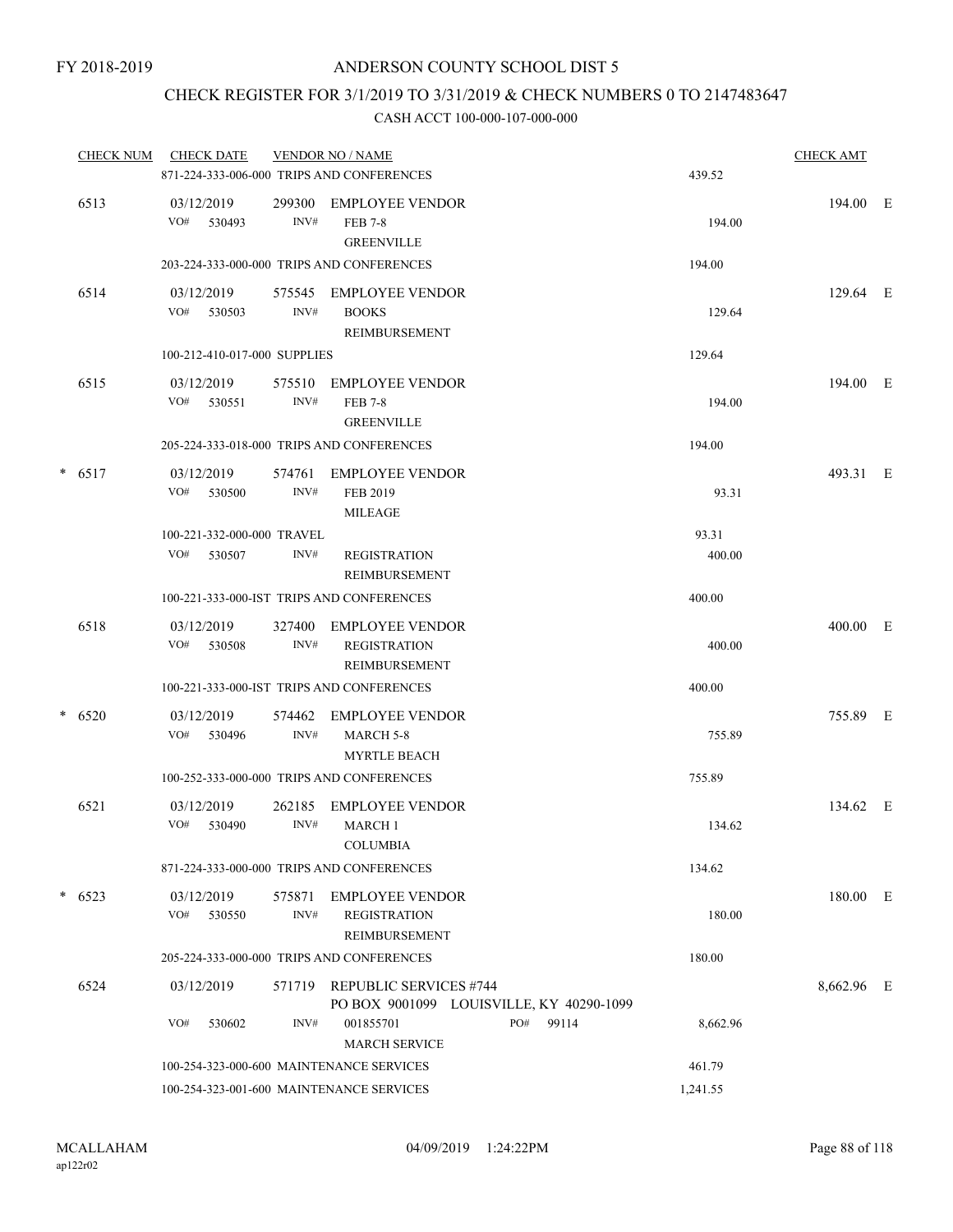FY 2018-2019

ANDERSON COUNTY SCHOOL DIST 5

CHECK REGISTER FOR 3/1/2019 TO 3/31/2019 & CHECK NUMBERS 0 TO 2147483647

CASH ACCT 100-000-107-000-000

| CHECK NUM | CHECK DATE | VENDOR NO / NAME | | CHECK AMT | |
|---|---|---|---|---|---|
| | 871-224-333-006-000 TRIPS AND CONFERENCES | | 439.52 | | |
| 6513 | 03/12/2019 | 299300 EMPLOYEE VENDOR | | 194.00 | E |
| | VO# 530493 | INV# FEB 7-8 GREENVILLE | 194.00 | | |
| | 203-224-333-000-000 TRIPS AND CONFERENCES | | 194.00 | | |
| 6514 | 03/12/2019 | 575545 EMPLOYEE VENDOR | | 129.64 | E |
| | VO# 530503 | INV# BOOKS REIMBURSEMENT | 129.64 | | |
| | 100-212-410-017-000 SUPPLIES | | 129.64 | | |
| 6515 | 03/12/2019 | 575510 EMPLOYEE VENDOR | | 194.00 | E |
| | VO# 530551 | INV# FEB 7-8 GREENVILLE | 194.00 | | |
| | 205-224-333-018-000 TRIPS AND CONFERENCES | | 194.00 | | |
| * 6517 | 03/12/2019 | 574761 EMPLOYEE VENDOR | | 493.31 | E |
| | VO# 530500 | INV# FEB 2019 MILEAGE | 93.31 | | |
| | 100-221-332-000-000 TRAVEL | | 93.31 | | |
| | VO# 530507 | INV# REGISTRATION REIMBURSEMENT | 400.00 | | |
| | 100-221-333-000-IST TRIPS AND CONFERENCES | | 400.00 | | |
| 6518 | 03/12/2019 | 327400 EMPLOYEE VENDOR | | 400.00 | E |
| | VO# 530508 | INV# REGISTRATION REIMBURSEMENT | 400.00 | | |
| | 100-221-333-000-IST TRIPS AND CONFERENCES | | 400.00 | | |
| * 6520 | 03/12/2019 | 574462 EMPLOYEE VENDOR | | 755.89 | E |
| | VO# 530496 | INV# MARCH 5-8 MYRTLE BEACH | 755.89 | | |
| | 100-252-333-000-000 TRIPS AND CONFERENCES | | 755.89 | | |
| 6521 | 03/12/2019 | 262185 EMPLOYEE VENDOR | | 134.62 | E |
| | VO# 530490 | INV# MARCH 1 COLUMBIA | 134.62 | | |
| | 871-224-333-000-000 TRIPS AND CONFERENCES | | 134.62 | | |
| * 6523 | 03/12/2019 | 575871 EMPLOYEE VENDOR | | 180.00 | E |
| | VO# 530550 | INV# REGISTRATION REIMBURSEMENT | 180.00 | | |
| | 205-224-333-000-000 TRIPS AND CONFERENCES | | 180.00 | | |
| 6524 | 03/12/2019 | 571719 REPUBLIC SERVICES #744 PO BOX 9001099 LOUISVILLE, KY 40290-1099 | | 8,662.96 | E |
| | VO# 530602 | INV# 001855701 PO# 99114 MARCH SERVICE | 8,662.96 | | |
| | 100-254-323-000-600 MAINTENANCE SERVICES | | 461.79 | | |
| | 100-254-323-001-600 MAINTENANCE SERVICES | | 1,241.55 | | |

MCALLAHAM ap122r02 04/09/2019 1:24:22PM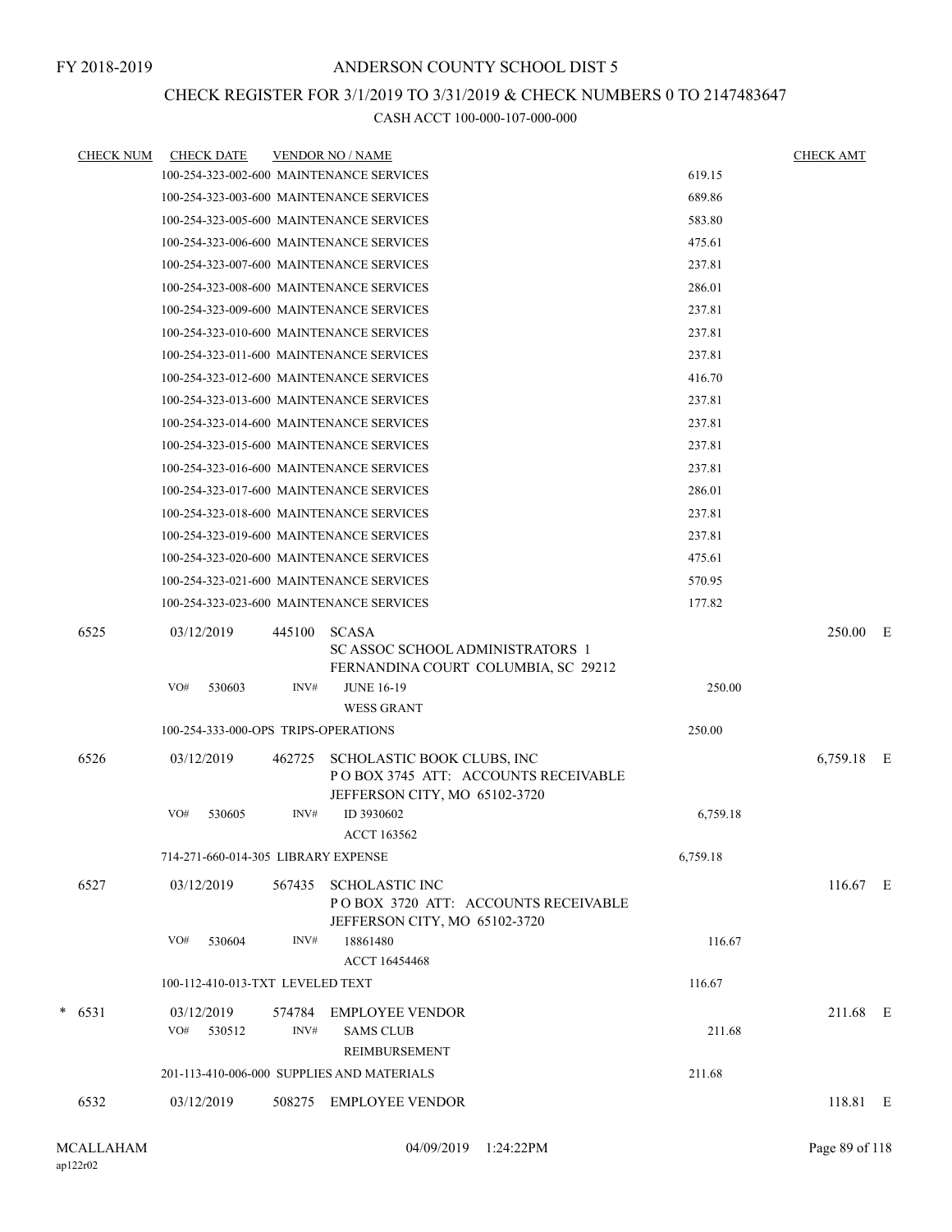FY 2018-2019

# ANDERSON COUNTY SCHOOL DIST 5

## CHECK REGISTER FOR 3/1/2019 TO 3/31/2019 & CHECK NUMBERS 0 TO 2147483647

CASH ACCT 100-000-107-000-000

| CHECK NUM | CHECK DATE | VENDOR NO / NAME | | CHECK AMT | |
|---|---|---|---|---|---|
| | 100-254-323-002-600 MAINTENANCE SERVICES | | 619.15 | | |
| | 100-254-323-003-600 MAINTENANCE SERVICES | | 689.86 | | |
| | 100-254-323-005-600 MAINTENANCE SERVICES | | 583.80 | | |
| | 100-254-323-006-600 MAINTENANCE SERVICES | | 475.61 | | |
| | 100-254-323-007-600 MAINTENANCE SERVICES | | 237.81 | | |
| | 100-254-323-008-600 MAINTENANCE SERVICES | | 286.01 | | |
| | 100-254-323-009-600 MAINTENANCE SERVICES | | 237.81 | | |
| | 100-254-323-010-600 MAINTENANCE SERVICES | | 237.81 | | |
| | 100-254-323-011-600 MAINTENANCE SERVICES | | 237.81 | | |
| | 100-254-323-012-600 MAINTENANCE SERVICES | | 416.70 | | |
| | 100-254-323-013-600 MAINTENANCE SERVICES | | 237.81 | | |
| | 100-254-323-014-600 MAINTENANCE SERVICES | | 237.81 | | |
| | 100-254-323-015-600 MAINTENANCE SERVICES | | 237.81 | | |
| | 100-254-323-016-600 MAINTENANCE SERVICES | | 237.81 | | |
| | 100-254-323-017-600 MAINTENANCE SERVICES | | 286.01 | | |
| | 100-254-323-018-600 MAINTENANCE SERVICES | | 237.81 | | |
| | 100-254-323-019-600 MAINTENANCE SERVICES | | 237.81 | | |
| | 100-254-323-020-600 MAINTENANCE SERVICES | | 475.61 | | |
| | 100-254-323-021-600 MAINTENANCE SERVICES | | 570.95 | | |
| | 100-254-323-023-600 MAINTENANCE SERVICES | | 177.82 | | |
| 6525 | 03/12/2019 | 445100 SCASA<br>SC ASSOC SCHOOL ADMINISTRATORS 1<br>FERNANDINA COURT COLUMBIA, SC 29212 | | 250.00 | E |
| | VO# 530603 INV# | JUNE 16-19<br>WESS GRANT | 250.00 | | |
| | 100-254-333-000-OPS TRIPS-OPERATIONS | | 250.00 | | |
| 6526 | 03/12/2019 | 462725 SCHOLASTIC BOOK CLUBS, INC<br>P O BOX 3745 ATT: ACCOUNTS RECEIVABLE<br>JEFFERSON CITY, MO 65102-3720 | | 6,759.18 | E |
| | VO# 530605 INV# | ID 3930602<br>ACCT 163562 | 6,759.18 | | |
| | 714-271-660-014-305 LIBRARY EXPENSE | | 6,759.18 | | |
| 6527 | 03/12/2019 | 567435 SCHOLASTIC INC<br>P O BOX 3720 ATT: ACCOUNTS RECEIVABLE<br>JEFFERSON CITY, MO 65102-3720 | | 116.67 | E |
| | VO# 530604 INV# | 18861480<br>ACCT 16454468 | 116.67 | | |
| | 100-112-410-013-TXT LEVELED TEXT | | 116.67 | | |
| * 6531 | 03/12/2019 | 574784 EMPLOYEE VENDOR | | 211.68 | E |
| | VO# 530512 INV# | SAMS CLUB<br>REIMBURSEMENT | 211.68 | | |
| | 201-113-410-006-000 SUPPLIES AND MATERIALS | | 211.68 | | |
| 6532 | 03/12/2019 | 508275 EMPLOYEE VENDOR | | 118.81 | E |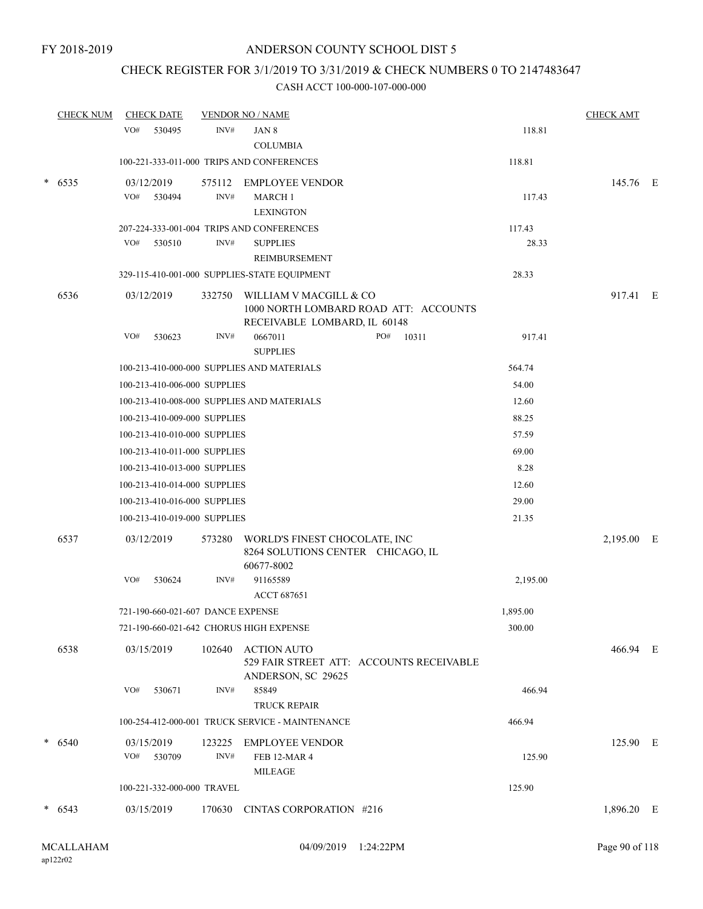FY 2018-2019

# ANDERSON COUNTY SCHOOL DIST 5

## CHECK REGISTER FOR 3/1/2019 TO 3/31/2019 & CHECK NUMBERS 0 TO 2147483647

### CASH ACCT 100-000-107-000-000

| CHECK NUM | CHECK DATE | VENDOR NO / NAME | | | CHECK AMT | |
|---|---|---|---|---|---|---|
| | VO# 530495 | INV# | JAN 8<br>COLUMBIA | 118.81 | | |
| | 100-221-333-011-000 TRIPS AND CONFERENCES | | | 118.81 | | |
| * 6535 | 03/12/2019 | 575112 | EMPLOYEE VENDOR | | 145.76 | E |
| | VO# 530494 | INV# | MARCH 1<br>LEXINGTON | 117.43 | | |
| | 207-224-333-001-004 TRIPS AND CONFERENCES | | | 117.43 | | |
| | VO# 530510 | INV# | SUPPLIES<br>REIMBURSEMENT | 28.33 | | |
| | 329-115-410-001-000 SUPPLIES-STATE EQUIPMENT | | | 28.33 | | |
| 6536 | 03/12/2019 | 332750 | WILLIAM V MACGILL & CO<br>1000 NORTH LOMBARD ROAD ATT: ACCOUNTS RECEIVABLE LOMBARD, IL 60148 | | 917.41 | E |
| | VO# 530623 | INV# | 0667011 PO# 10311<br>SUPPLIES | 917.41 | | |
| | 100-213-410-000-000 SUPPLIES AND MATERIALS | | | 564.74 | | |
| | 100-213-410-006-000 SUPPLIES | | | 54.00 | | |
| | 100-213-410-008-000 SUPPLIES AND MATERIALS | | | 12.60 | | |
| | 100-213-410-009-000 SUPPLIES | | | 88.25 | | |
| | 100-213-410-010-000 SUPPLIES | | | 57.59 | | |
| | 100-213-410-011-000 SUPPLIES | | | 69.00 | | |
| | 100-213-410-013-000 SUPPLIES | | | 8.28 | | |
| | 100-213-410-014-000 SUPPLIES | | | 12.60 | | |
| | 100-213-410-016-000 SUPPLIES | | | 29.00 | | |
| | 100-213-410-019-000 SUPPLIES | | | 21.35 | | |
| 6537 | 03/12/2019 | 573280 | WORLD'S FINEST CHOCOLATE, INC<br>8264 SOLUTIONS CENTER CHICAGO, IL 60677-8002 | | 2,195.00 | E |
| | VO# 530624 | INV# | 91165589<br>ACCT 687651 | 2,195.00 | | |
| | 721-190-660-021-607 DANCE EXPENSE | | | 1,895.00 | | |
| | 721-190-660-021-642 CHORUS HIGH EXPENSE | | | 300.00 | | |
| 6538 | 03/15/2019 | 102640 | ACTION AUTO<br>529 FAIR STREET ATT: ACCOUNTS RECEIVABLE ANDERSON, SC 29625 | | 466.94 | E |
| | VO# 530671 | INV# | 85849<br>TRUCK REPAIR | 466.94 | | |
| | 100-254-412-000-001 TRUCK SERVICE - MAINTENANCE | | | 466.94 | | |
| * 6540 | 03/15/2019 | 123225 | EMPLOYEE VENDOR | | 125.90 | E |
| | VO# 530709 | INV# | FEB 12-MAR 4<br>MILEAGE | 125.90 | | |
| | 100-221-332-000-000 TRAVEL | | | 125.90 | | |
| * 6543 | 03/15/2019 | 170630 | CINTAS CORPORATION #216 | | 1,896.20 | E |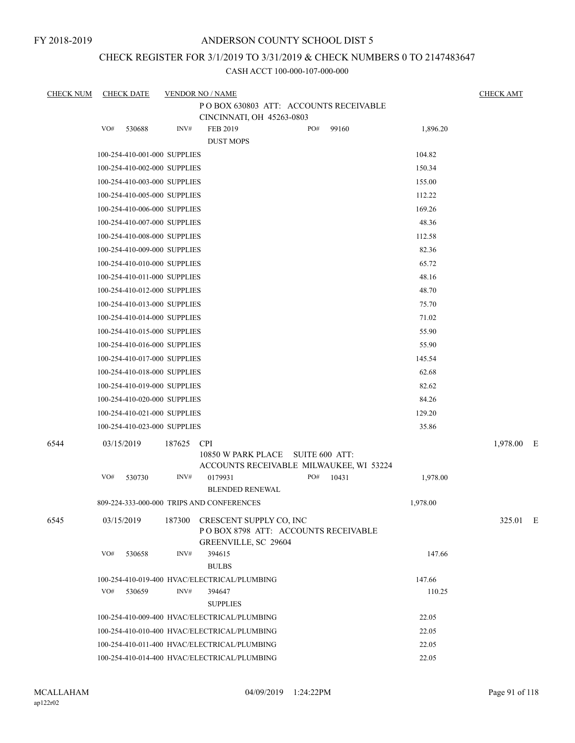FY 2018-2019

# ANDERSON COUNTY SCHOOL DIST 5

## CHECK REGISTER FOR 3/1/2019 TO 3/31/2019 & CHECK NUMBERS 0 TO 2147483647

CASH ACCT 100-000-107-000-000

| CHECK NUM | CHECK DATE | VENDOR NO / NAME | | CHECK AMT | |
|---|---|---|---|---|---|
| | | P O BOX 630803 ATT: ACCOUNTS RECEIVABLE CINCINNATI, OH 45263-0803 | | | |
| | VO# 530688 | INV# FEB 2019 DUST MOPS | PO# 99160 | 1,896.20 | |
| | 100-254-410-001-000 SUPPLIES | | | 104.82 | |
| | 100-254-410-002-000 SUPPLIES | | | 150.34 | |
| | 100-254-410-003-000 SUPPLIES | | | 155.00 | |
| | 100-254-410-005-000 SUPPLIES | | | 112.22 | |
| | 100-254-410-006-000 SUPPLIES | | | 169.26 | |
| | 100-254-410-007-000 SUPPLIES | | | 48.36 | |
| | 100-254-410-008-000 SUPPLIES | | | 112.58 | |
| | 100-254-410-009-000 SUPPLIES | | | 82.36 | |
| | 100-254-410-010-000 SUPPLIES | | | 65.72 | |
| | 100-254-410-011-000 SUPPLIES | | | 48.16 | |
| | 100-254-410-012-000 SUPPLIES | | | 48.70 | |
| | 100-254-410-013-000 SUPPLIES | | | 75.70 | |
| | 100-254-410-014-000 SUPPLIES | | | 71.02 | |
| | 100-254-410-015-000 SUPPLIES | | | 55.90 | |
| | 100-254-410-016-000 SUPPLIES | | | 55.90 | |
| | 100-254-410-017-000 SUPPLIES | | | 145.54 | |
| | 100-254-410-018-000 SUPPLIES | | | 62.68 | |
| | 100-254-410-019-000 SUPPLIES | | | 82.62 | |
| | 100-254-410-020-000 SUPPLIES | | | 84.26 | |
| | 100-254-410-021-000 SUPPLIES | | | 129.20 | |
| | 100-254-410-023-000 SUPPLIES | | | 35.86 | |
| 6544 | 03/15/2019 | 187625 CPI 10850 W PARK PLACE SUITE 600 ATT: ACCOUNTS RECEIVABLE MILWAUKEE, WI 53224 | | | 1,978.00 E |
| | VO# 530730 | INV# 0179931 BLENDED RENEWAL | PO# 10431 | 1,978.00 | |
| | 809-224-333-000-000 TRIPS AND CONFERENCES | | | 1,978.00 | |
| 6545 | 03/15/2019 | 187300 CRESCENT SUPPLY CO, INC P O BOX 8798 ATT: ACCOUNTS RECEIVABLE GREENVILLE, SC 29604 | | | 325.01 E |
| | VO# 530658 | INV# 394615 BULBS | | 147.66 | |
| | 100-254-410-019-400 HVAC/ELECTRICAL/PLUMBING | | | 147.66 | |
| | VO# 530659 | INV# 394647 SUPPLIES | | 110.25 | |
| | 100-254-410-009-400 HVAC/ELECTRICAL/PLUMBING | | | 22.05 | |
| | 100-254-410-010-400 HVAC/ELECTRICAL/PLUMBING | | | 22.05 | |
| | 100-254-410-011-400 HVAC/ELECTRICAL/PLUMBING | | | 22.05 | |
| | 100-254-410-014-400 HVAC/ELECTRICAL/PLUMBING | | | 22.05 | |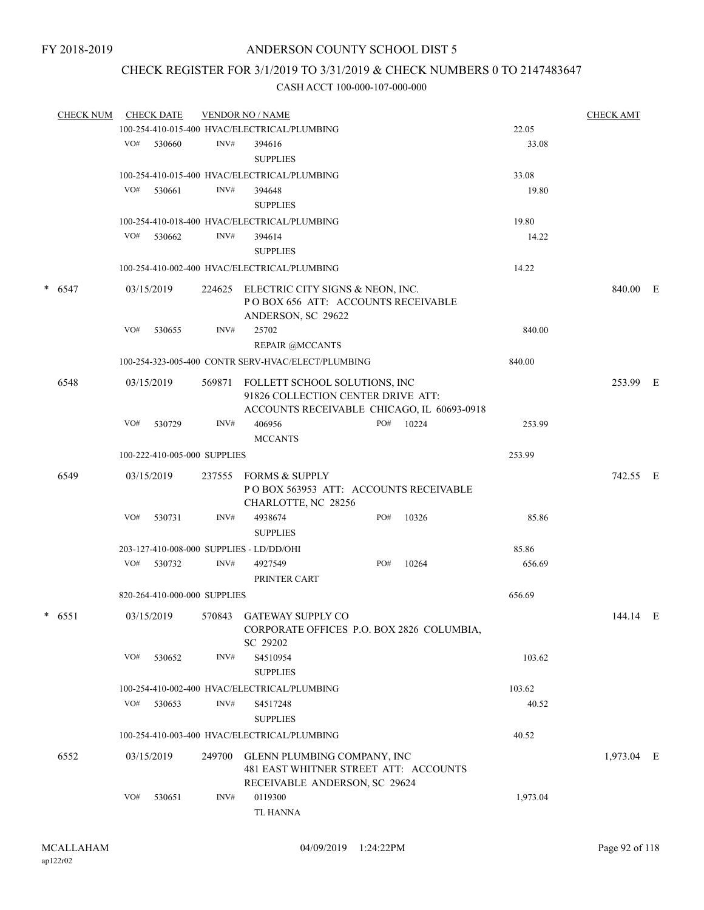FY 2018-2019

# ANDERSON COUNTY SCHOOL DIST 5

## CHECK REGISTER FOR 3/1/2019 TO 3/31/2019 & CHECK NUMBERS 0 TO 2147483647

### CASH ACCT 100-000-107-000-000

| CHECK NUM | CHECK DATE | VENDOR NO / NAME | | CHECK AMT |
|---|---|---|---|---|
| | | 100-254-410-015-400 HVAC/ELECTRICAL/PLUMBING | 22.05 | |
| | VO# 530660 | INV# 394616 SUPPLIES | 33.08 | |
| | | 100-254-410-015-400 HVAC/ELECTRICAL/PLUMBING | 33.08 | |
| | VO# 530661 | INV# 394648 SUPPLIES | 19.80 | |
| | | 100-254-410-018-400 HVAC/ELECTRICAL/PLUMBING | 19.80 | |
| | VO# 530662 | INV# 394614 SUPPLIES | 14.22 | |
| | | 100-254-410-002-400 HVAC/ELECTRICAL/PLUMBING | 14.22 | |
| * 6547 | 03/15/2019 | 224625 ELECTRIC CITY SIGNS & NEON, INC. P O BOX 656 ATT: ACCOUNTS RECEIVABLE ANDERSON, SC 29622 | | 840.00 E |
| | VO# 530655 | INV# 25702 REPAIR @MCCANTS | 840.00 | |
| | | 100-254-323-005-400 CONTR SERV-HVAC/ELECT/PLUMBING | 840.00 | |
| 6548 | 03/15/2019 | 569871 FOLLETT SCHOOL SOLUTIONS, INC 91826 COLLECTION CENTER DRIVE ATT: ACCOUNTS RECEIVABLE CHICAGO, IL 60693-0918 | | 253.99 E |
| | VO# 530729 | INV# 406956 MCCANTS PO# 10224 | 253.99 | |
| | | 100-222-410-005-000 SUPPLIES | 253.99 | |
| 6549 | 03/15/2019 | 237555 FORMS & SUPPLY P O BOX 563953 ATT: ACCOUNTS RECEIVABLE CHARLOTTE, NC 28256 | | 742.55 E |
| | VO# 530731 | INV# 4938674 SUPPLIES PO# 10326 | 85.86 | |
| | | 203-127-410-008-000 SUPPLIES - LD/DD/OHI | 85.86 | |
| | VO# 530732 | INV# 4927549 PRINTER CART PO# 10264 | 656.69 | |
| | | 820-264-410-000-000 SUPPLIES | 656.69 | |
| * 6551 | 03/15/2019 | 570843 GATEWAY SUPPLY CO CORPORATE OFFICES P.O. BOX 2826 COLUMBIA, SC 29202 | | 144.14 E |
| | VO# 530652 | INV# S4510954 SUPPLIES | 103.62 | |
| | | 100-254-410-002-400 HVAC/ELECTRICAL/PLUMBING | 103.62 | |
| | VO# 530653 | INV# S4517248 SUPPLIES | 40.52 | |
| | | 100-254-410-003-400 HVAC/ELECTRICAL/PLUMBING | 40.52 | |
| 6552 | 03/15/2019 | 249700 GLENN PLUMBING COMPANY, INC 481 EAST WHITNER STREET ATT: ACCOUNTS RECEIVABLE ANDERSON, SC 29624 | | 1,973.04 E |
| | VO# 530651 | INV# 0119300 TL HANNA | 1,973.04 | |

MCALLAHAM
ap122r02

04/09/2019 1:24:22PM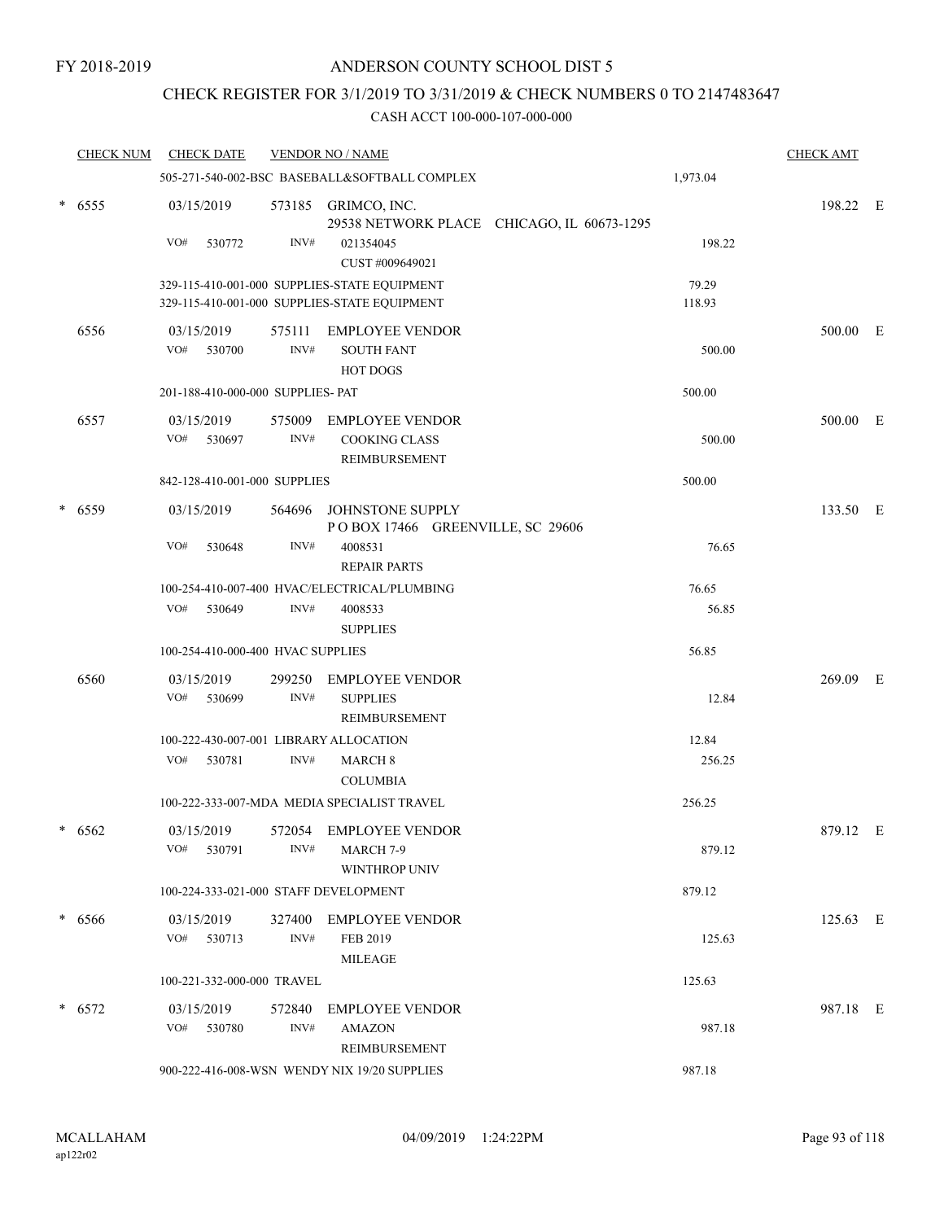FY 2018-2019

# ANDERSON COUNTY SCHOOL DIST 5

## CHECK REGISTER FOR 3/1/2019 TO 3/31/2019 & CHECK NUMBERS 0 TO 2147483647

### CASH ACCT 100-000-107-000-000

| CHECK NUM | CHECK DATE | VENDOR NO / NAME | | CHECK AMT | |
|---|---|---|---|---|---|
| | | 505-271-540-002-BSC BASEBALL&SOFTBALL COMPLEX | 1,973.04 | | |
| * 6555 | 03/15/2019 | 573185 GRIMCO, INC.<br>29538 NETWORK PLACE CHICAGO, IL 60673-1295 | | 198.22 | E |
| | VO# 530772 | INV# 021354045<br>CUST #009649021 | 198.22 | | |
| | | 329-115-410-001-000 SUPPLIES-STATE EQUIPMENT | 79.29 | | |
| | | 329-115-410-001-000 SUPPLIES-STATE EQUIPMENT | 118.93 | | |
| 6556 | 03/15/2019 | 575111 EMPLOYEE VENDOR | | 500.00 | E |
| | VO# 530700 | INV# SOUTH FANT<br>HOT DOGS | 500.00 | | |
| | | 201-188-410-000-000 SUPPLIES- PAT | 500.00 | | |
| 6557 | 03/15/2019 | 575009 EMPLOYEE VENDOR | | 500.00 | E |
| | VO# 530697 | INV# COOKING CLASS<br>REIMBURSEMENT | 500.00 | | |
| | | 842-128-410-001-000 SUPPLIES | 500.00 | | |
| * 6559 | 03/15/2019 | 564696 JOHNSTONE SUPPLY<br>P O BOX 17466 GREENVILLE, SC 29606 | | 133.50 | E |
| | VO# 530648 | INV# 4008531<br>REPAIR PARTS | 76.65 | | |
| | | 100-254-410-007-400 HVAC/ELECTRICAL/PLUMBING | 76.65 | | |
| | VO# 530649 | INV# 4008533<br>SUPPLIES | 56.85 | | |
| | | 100-254-410-000-400 HVAC SUPPLIES | 56.85 | | |
| 6560 | 03/15/2019 | 299250 EMPLOYEE VENDOR | | 269.09 | E |
| | VO# 530699 | INV# SUPPLIES<br>REIMBURSEMENT | 12.84 | | |
| | | 100-222-430-007-001 LIBRARY ALLOCATION | 12.84 | | |
| | VO# 530781 | INV# MARCH 8<br>COLUMBIA | 256.25 | | |
| | | 100-222-333-007-MDA MEDIA SPECIALIST TRAVEL | 256.25 | | |
| * 6562 | 03/15/2019 | 572054 EMPLOYEE VENDOR | | 879.12 | E |
| | VO# 530791 | INV# MARCH 7-9<br>WINTHROP UNIV | 879.12 | | |
| | | 100-224-333-021-000 STAFF DEVELOPMENT | 879.12 | | |
| * 6566 | 03/15/2019 | 327400 EMPLOYEE VENDOR | | 125.63 | E |
| | VO# 530713 | INV# FEB 2019<br>MILEAGE | 125.63 | | |
| | | 100-221-332-000-000 TRAVEL | 125.63 | | |
| * 6572 | 03/15/2019 | 572840 EMPLOYEE VENDOR | | 987.18 | E |
| | VO# 530780 | INV# AMAZON<br>REIMBURSEMENT | 987.18 | | |
| | | 900-222-416-008-WSN WENDY NIX 19/20 SUPPLIES | 987.18 | | |

MCALLAHAM
ap122r02

04/09/2019 1:24:22PM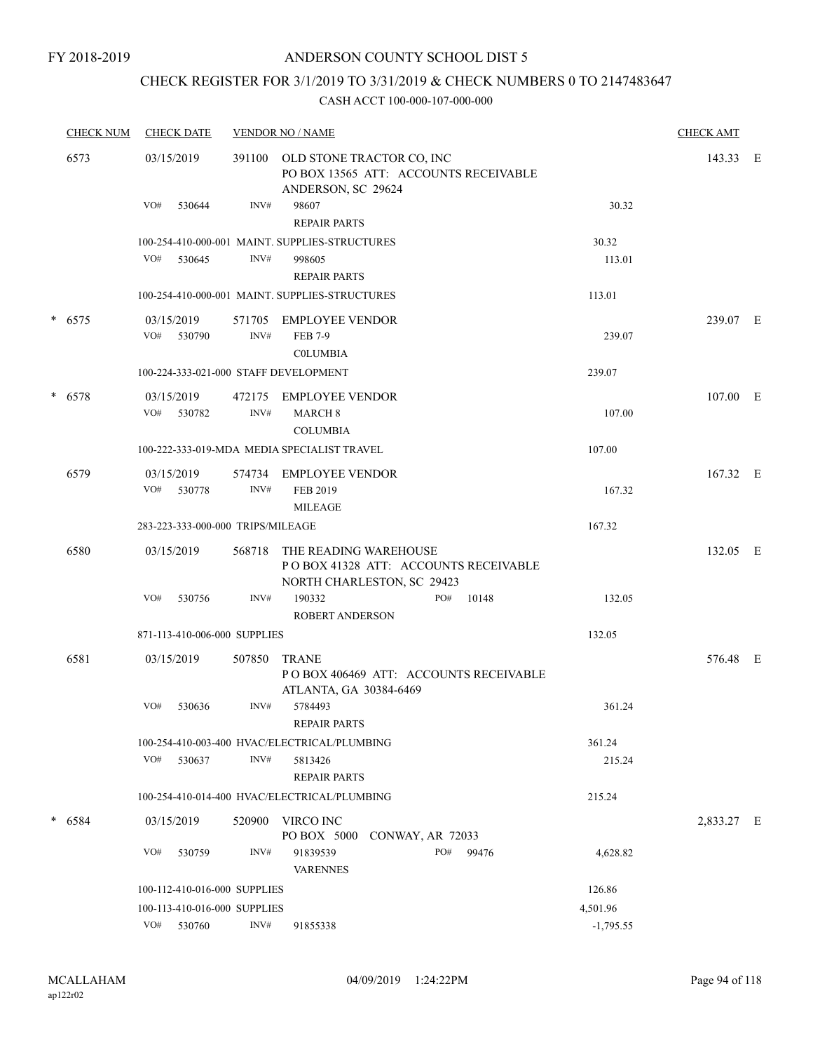FY 2018-2019

# ANDERSON COUNTY SCHOOL DIST 5

## CHECK REGISTER FOR 3/1/2019 TO 3/31/2019 & CHECK NUMBERS 0 TO 2147483647

### CASH ACCT 100-000-107-000-000

| CHECK NUM | CHECK DATE | VENDOR NO / NAME | | CHECK AMT |
|---|---|---|---|---|
| 6573 | 03/15/2019 | 391100 OLD STONE TRACTOR CO, INC<br>PO BOX 13565 ATT: ACCOUNTS RECEIVABLE<br>ANDERSON, SC 29624 | | 143.33 E |
| | VO# 530644 | INV# 98607<br>REPAIR PARTS | 30.32 | |
| | 100-254-410-000-001 MAINT. SUPPLIES-STRUCTURES | | 30.32 | |
| | VO# 530645 | INV# 998605<br>REPAIR PARTS | 113.01 | |
| | 100-254-410-000-001 MAINT. SUPPLIES-STRUCTURES | | 113.01 | |
| * 6575 | 03/15/2019<br>VO# 530790 | 571705 EMPLOYEE VENDOR<br>INV# FEB 7-9<br>C0LUMBIA | 239.07 | 239.07 E |
| | 100-224-333-021-000 STAFF DEVELOPMENT | | 239.07 | |
| * 6578 | 03/15/2019<br>VO# 530782 | 472175 EMPLOYEE VENDOR<br>INV# MARCH 8<br>COLUMBIA | 107.00 | 107.00 E |
| | 100-222-333-019-MDA MEDIA SPECIALIST TRAVEL | | 107.00 | |
| 6579 | 03/15/2019<br>VO# 530778 | 574734 EMPLOYEE VENDOR<br>INV# FEB 2019<br>MILEAGE | 167.32 | 167.32 E |
| | 283-223-333-000-000 TRIPS/MILEAGE | | 167.32 | |
| 6580 | 03/15/2019 | 568718 THE READING WAREHOUSE<br>P O BOX 41328 ATT: ACCOUNTS RECEIVABLE<br>NORTH CHARLESTON, SC 29423 | | 132.05 E |
| | VO# 530756 | INV# 190332 PO# 10148<br>ROBERT ANDERSON | 132.05 | |
| | 871-113-410-006-000 SUPPLIES | | 132.05 | |
| 6581 | 03/15/2019 | 507850 TRANE<br>P O BOX 406469 ATT: ACCOUNTS RECEIVABLE<br>ATLANTA, GA 30384-6469 | | 576.48 E |
| | VO# 530636 | INV# 5784493<br>REPAIR PARTS | 361.24 | |
| | 100-254-410-003-400 HVAC/ELECTRICAL/PLUMBING | | 361.24 | |
| | VO# 530637 | INV# 5813426<br>REPAIR PARTS | 215.24 | |
| | 100-254-410-014-400 HVAC/ELECTRICAL/PLUMBING | | 215.24 | |
| * 6584 | 03/15/2019 | 520900 VIRCO INC<br>PO BOX 5000 CONWAY, AR 72033 | | 2,833.27 E |
| | VO# 530759 | INV# 91839539 PO# 99476<br>VARENNES | 4,628.82 | |
| | 100-112-410-016-000 SUPPLIES | | 126.86 | |
| | 100-113-410-016-000 SUPPLIES | | 4,501.96 | |
| | VO# 530760 | INV# 91855338 | -1,795.55 | |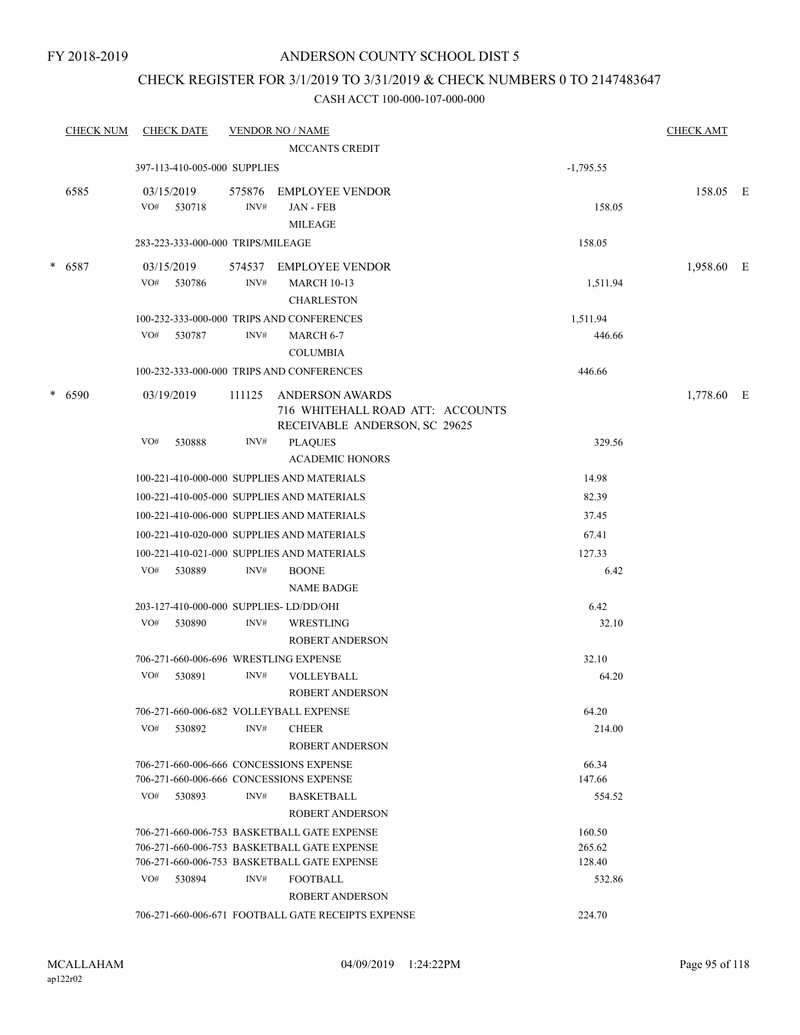FY 2018-2019

# ANDERSON COUNTY SCHOOL DIST 5

## CHECK REGISTER FOR 3/1/2019 TO 3/31/2019 & CHECK NUMBERS 0 TO 2147483647

### CASH ACCT 100-000-107-000-000

| CHECK NUM | CHECK DATE | VENDOR NO / NAME | | CHECK AMT |
|---|---|---|---|---|
| | | MCCANTS CREDIT | | |
| | 397-113-410-005-000 SUPPLIES | | -1,795.55 | |
| 6585 | 03/15/2019 | 575876 EMPLOYEE VENDOR | | 158.05 E |
| | VO# 530718 | INV# JAN - FEB MILEAGE | 158.05 | |
| | 283-223-333-000-000 TRIPS/MILEAGE | | 158.05 | |
| * 6587 | 03/15/2019 | 574537 EMPLOYEE VENDOR | | 1,958.60 E |
| | VO# 530786 | INV# MARCH 10-13 CHARLESTON | 1,511.94 | |
| | 100-232-333-000-000 TRIPS AND CONFERENCES | | 1,511.94 | |
| | VO# 530787 | INV# MARCH 6-7 COLUMBIA | 446.66 | |
| | 100-232-333-000-000 TRIPS AND CONFERENCES | | 446.66 | |
| * 6590 | 03/19/2019 | 111125 ANDERSON AWARDS 716 WHITEHALL ROAD ATT: ACCOUNTS RECEIVABLE ANDERSON, SC 29625 | | 1,778.60 E |
| | VO# 530888 | INV# PLAQUES ACADEMIC HONORS | 329.56 | |
| | 100-221-410-000-000 SUPPLIES AND MATERIALS | | 14.98 | |
| | 100-221-410-005-000 SUPPLIES AND MATERIALS | | 82.39 | |
| | 100-221-410-006-000 SUPPLIES AND MATERIALS | | 37.45 | |
| | 100-221-410-020-000 SUPPLIES AND MATERIALS | | 67.41 | |
| | 100-221-410-021-000 SUPPLIES AND MATERIALS | | 127.33 | |
| | VO# 530889 | INV# BOONE NAME BADGE | 6.42 | |
| | 203-127-410-000-000 SUPPLIES- LD/DD/OHI | | 6.42 | |
| | VO# 530890 | INV# WRESTLING ROBERT ANDERSON | 32.10 | |
| | 706-271-660-006-696 WRESTLING EXPENSE | | 32.10 | |
| | VO# 530891 | INV# VOLLEYBALL ROBERT ANDERSON | 64.20 | |
| | 706-271-660-006-682 VOLLEYBALL EXPENSE | | 64.20 | |
| | VO# 530892 | INV# CHEER ROBERT ANDERSON | 214.00 | |
| | 706-271-660-006-666 CONCESSIONS EXPENSE | | 66.34 | |
| | 706-271-660-006-666 CONCESSIONS EXPENSE | | 147.66 | |
| | VO# 530893 | INV# BASKETBALL ROBERT ANDERSON | 554.52 | |
| | 706-271-660-006-753 BASKETBALL GATE EXPENSE | | 160.50 | |
| | 706-271-660-006-753 BASKETBALL GATE EXPENSE | | 265.62 | |
| | 706-271-660-006-753 BASKETBALL GATE EXPENSE | | 128.40 | |
| | VO# 530894 | INV# FOOTBALL ROBERT ANDERSON | 532.86 | |
| | 706-271-660-006-671 FOOTBALL GATE RECEIPTS EXPENSE | | 224.70 | |

MCALLAHAM ap122r02 04/09/2019 1:24:22PM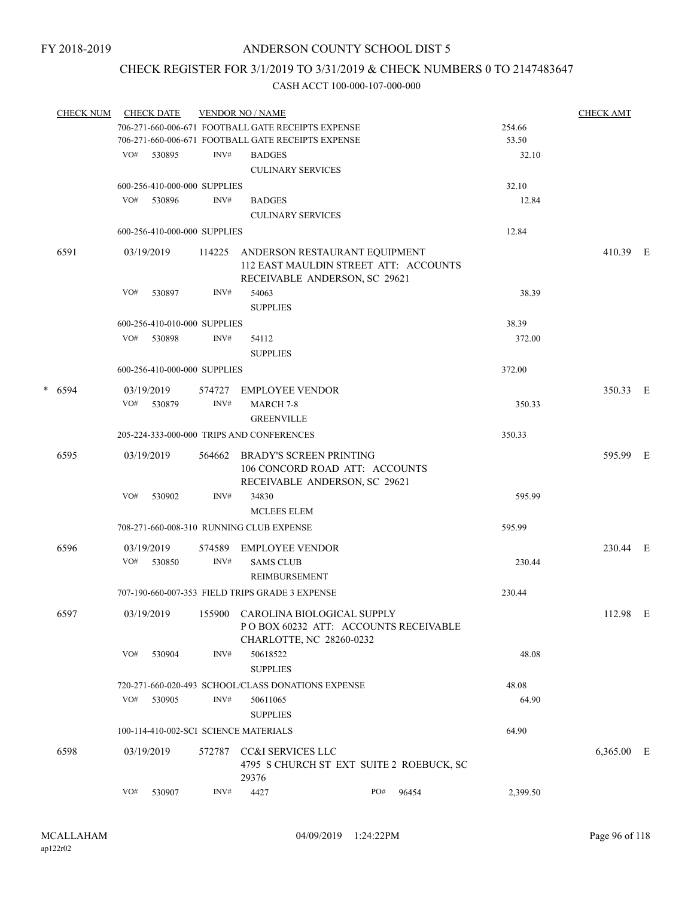FY 2018-2019

# ANDERSON COUNTY SCHOOL DIST 5

## CHECK REGISTER FOR 3/1/2019 TO 3/31/2019 & CHECK NUMBERS 0 TO 2147483647

### CASH ACCT 100-000-107-000-000

| CHECK NUM | CHECK DATE | VENDOR NO / NAME | | CHECK AMT |
|---|---|---|---|---|
| | 706-271-660-006-671 FOOTBALL GATE RECEIPTS EXPENSE | | 254.66 | |
| | 706-271-660-006-671 FOOTBALL GATE RECEIPTS EXPENSE | | 53.50 | |
| | VO# 530895 | INV# BADGES CULINARY SERVICES | 32.10 | |
| | 600-256-410-000-000 SUPPLIES | | 32.10 | |
| | VO# 530896 | INV# BADGES CULINARY SERVICES | 12.84 | |
| | 600-256-410-000-000 SUPPLIES | | 12.84 | |
| 6591 | 03/19/2019 | 114225 ANDERSON RESTAURANT EQUIPMENT 112 EAST MAULDIN STREET ATT: ACCOUNTS RECEIVABLE ANDERSON, SC 29621 | | 410.39 E |
| | VO# 530897 | INV# 54063 SUPPLIES | 38.39 | |
| | 600-256-410-010-000 SUPPLIES | | 38.39 | |
| | VO# 530898 | INV# 54112 SUPPLIES | 372.00 | |
| | 600-256-410-000-000 SUPPLIES | | 372.00 | |
| * 6594 | 03/19/2019 | 574727 EMPLOYEE VENDOR | | 350.33 E |
| | VO# 530879 | INV# MARCH 7-8 GREENVILLE | 350.33 | |
| | 205-224-333-000-000 TRIPS AND CONFERENCES | | 350.33 | |
| 6595 | 03/19/2019 | 564662 BRADY'S SCREEN PRINTING 106 CONCORD ROAD ATT: ACCOUNTS RECEIVABLE ANDERSON, SC 29621 | | 595.99 E |
| | VO# 530902 | INV# 34830 MCLEES ELEM | 595.99 | |
| | 708-271-660-008-310 RUNNING CLUB EXPENSE | | 595.99 | |
| 6596 | 03/19/2019 | 574589 EMPLOYEE VENDOR | | 230.44 E |
| | VO# 530850 | INV# SAMS CLUB REIMBURSEMENT | 230.44 | |
| | 707-190-660-007-353 FIELD TRIPS GRADE 3 EXPENSE | | 230.44 | |
| 6597 | 03/19/2019 | 155900 CAROLINA BIOLOGICAL SUPPLY P O BOX 60232 ATT: ACCOUNTS RECEIVABLE CHARLOTTE, NC 28260-0232 | | 112.98 E |
| | VO# 530904 | INV# 50618522 SUPPLIES | 48.08 | |
| | 720-271-660-020-493 SCHOOL/CLASS DONATIONS EXPENSE | | 48.08 | |
| | VO# 530905 | INV# 50611065 SUPPLIES | 64.90 | |
| | 100-114-410-002-SCI SCIENCE MATERIALS | | 64.90 | |
| 6598 | 03/19/2019 | 572787 CC&I SERVICES LLC 4795 S CHURCH ST EXT SUITE 2 ROEBUCK, SC 29376 | | 6,365.00 E |
| | VO# 530907 | INV# 4427 PO# 96454 | 2,399.50 | |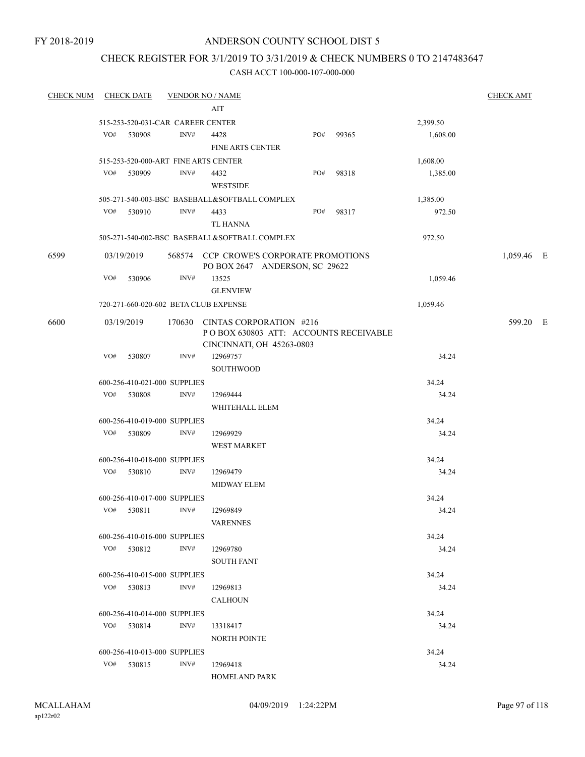FY 2018-2019

ANDERSON COUNTY SCHOOL DIST 5

CHECK REGISTER FOR 3/1/2019 TO 3/31/2019 & CHECK NUMBERS 0 TO 2147483647

CASH ACCT 100-000-107-000-000

| CHECK NUM | CHECK DATE | VENDOR NO / NAME | | | CHECK AMT |
|---|---|---|---|---|---|
| | | AIT | | | |
| | 515-253-520-031-CAR CAREER CENTER | | | 2,399.50 | |
| | VO# 530908 | INV# 4428<br>FINE ARTS CENTER | PO# 99365 | 1,608.00 | |
| | 515-253-520-000-ART FINE ARTS CENTER | | | 1,608.00 | |
| | VO# 530909 | INV# 4432<br>WESTSIDE | PO# 98318 | 1,385.00 | |
| | 505-271-540-003-BSC BASEBALL&SOFTBALL COMPLEX | | | 1,385.00 | |
| | VO# 530910 | INV# 4433<br>TL HANNA | PO# 98317 | 972.50 | |
| | 505-271-540-002-BSC BASEBALL&SOFTBALL COMPLEX | | | 972.50 | |
| 6599 | 03/19/2019 | 568574 CCP CROWE'S CORPORATE PROMOTIONS<br>PO BOX 2647 ANDERSON, SC 29622 | | | 1,059.46 E |
| | VO# 530906 | INV# 13525<br>GLENVIEW | | 1,059.46 | |
| | 720-271-660-020-602 BETA CLUB EXPENSE | | | 1,059.46 | |
| 6600 | 03/19/2019 | 170630 CINTAS CORPORATION #216<br>P O BOX 630803 ATT: ACCOUNTS RECEIVABLE<br>CINCINNATI, OH 45263-0803 | | | 599.20 E |
| | VO# 530807 | INV# 12969757<br>SOUTHWOOD | | 34.24 | |
| | 600-256-410-021-000 SUPPLIES | | | 34.24 | |
| | VO# 530808 | INV# 12969444<br>WHITEHALL ELEM | | 34.24 | |
| | 600-256-410-019-000 SUPPLIES | | | 34.24 | |
| | VO# 530809 | INV# 12969929<br>WEST MARKET | | 34.24 | |
| | 600-256-410-018-000 SUPPLIES | | | 34.24 | |
| | VO# 530810 | INV# 12969479<br>MIDWAY ELEM | | 34.24 | |
| | 600-256-410-017-000 SUPPLIES | | | 34.24 | |
| | VO# 530811 | INV# 12969849<br>VARENNES | | 34.24 | |
| | 600-256-410-016-000 SUPPLIES | | | 34.24 | |
| | VO# 530812 | INV# 12969780<br>SOUTH FANT | | 34.24 | |
| | 600-256-410-015-000 SUPPLIES | | | 34.24 | |
| | VO# 530813 | INV# 12969813<br>CALHOUN | | 34.24 | |
| | 600-256-410-014-000 SUPPLIES | | | 34.24 | |
| | VO# 530814 | INV# 13318417<br>NORTH POINTE | | 34.24 | |
| | 600-256-410-013-000 SUPPLIES | | | 34.24 | |
| | VO# 530815 | INV# 12969418<br>HOMELAND PARK | | 34.24 | |

MCALLAHAM
ap122r02

04/09/2019 1:24:22PM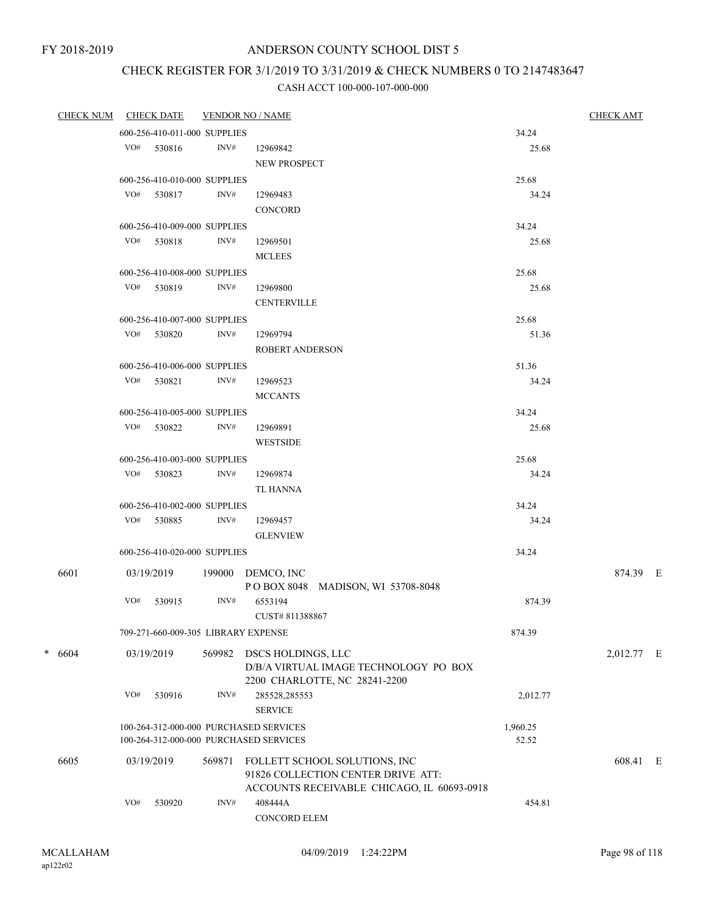FY 2018-2019

# ANDERSON COUNTY SCHOOL DIST 5

## CHECK REGISTER FOR 3/1/2019 TO 3/31/2019 & CHECK NUMBERS 0 TO 2147483647

### CASH ACCT 100-000-107-000-000

| CHECK NUM | CHECK DATE | VENDOR NO / NAME | | CHECK AMT |
|---|---|---|---|---|
| | 600-256-410-011-000 SUPPLIES | | 34.24 | |
| | VO# 530816 INV# | 12969842<br>NEW PROSPECT | 25.68 | |
| | 600-256-410-010-000 SUPPLIES | | 25.68 | |
| | VO# 530817 INV# | 12969483<br>CONCORD | 34.24 | |
| | 600-256-410-009-000 SUPPLIES | | 34.24 | |
| | VO# 530818 INV# | 12969501<br>MCLEES | 25.68 | |
| | 600-256-410-008-000 SUPPLIES | | 25.68 | |
| | VO# 530819 INV# | 12969800<br>CENTERVILLE | 25.68 | |
| | 600-256-410-007-000 SUPPLIES | | 25.68 | |
| | VO# 530820 INV# | 12969794<br>ROBERT ANDERSON | 51.36 | |
| | 600-256-410-006-000 SUPPLIES | | 51.36 | |
| | VO# 530821 INV# | 12969523<br>MCCANTS | 34.24 | |
| | 600-256-410-005-000 SUPPLIES | | 34.24 | |
| | VO# 530822 INV# | 12969891<br>WESTSIDE | 25.68 | |
| | 600-256-410-003-000 SUPPLIES | | 25.68 | |
| | VO# 530823 INV# | 12969874<br>TL HANNA | 34.24 | |
| | 600-256-410-002-000 SUPPLIES | | 34.24 | |
| | VO# 530885 INV# | 12969457<br>GLENVIEW | 34.24 | |
| | 600-256-410-020-000 SUPPLIES | | 34.24 | |
| 6601 | 03/19/2019 | 199000 DEMCO, INC<br>P O BOX 8048 MADISON, WI 53708-8048 | | 874.39 E |
| | VO# 530915 INV# | 6553194<br>CUST# 811388867 | 874.39 | |
| | 709-271-660-009-305 LIBRARY EXPENSE | | 874.39 | |
| * 6604 | 03/19/2019 | 569982 DSCS HOLDINGS, LLC<br>D/B/A VIRTUAL IMAGE TECHNOLOGY PO BOX 2200 CHARLOTTE, NC 28241-2200 | | 2,012.77 E |
| | VO# 530916 INV# | 285528,285553<br>SERVICE | 2,012.77 | |
| | 100-264-312-000-000 PURCHASED SERVICES | | 1,960.25 | |
| | 100-264-312-000-000 PURCHASED SERVICES | | 52.52 | |
| 6605 | 03/19/2019 | 569871 FOLLETT SCHOOL SOLUTIONS, INC<br>91826 COLLECTION CENTER DRIVE ATT: ACCOUNTS RECEIVABLE CHICAGO, IL 60693-0918 | | 608.41 E |
| | VO# 530920 INV# | 408444A<br>CONCORD ELEM | 454.81 | |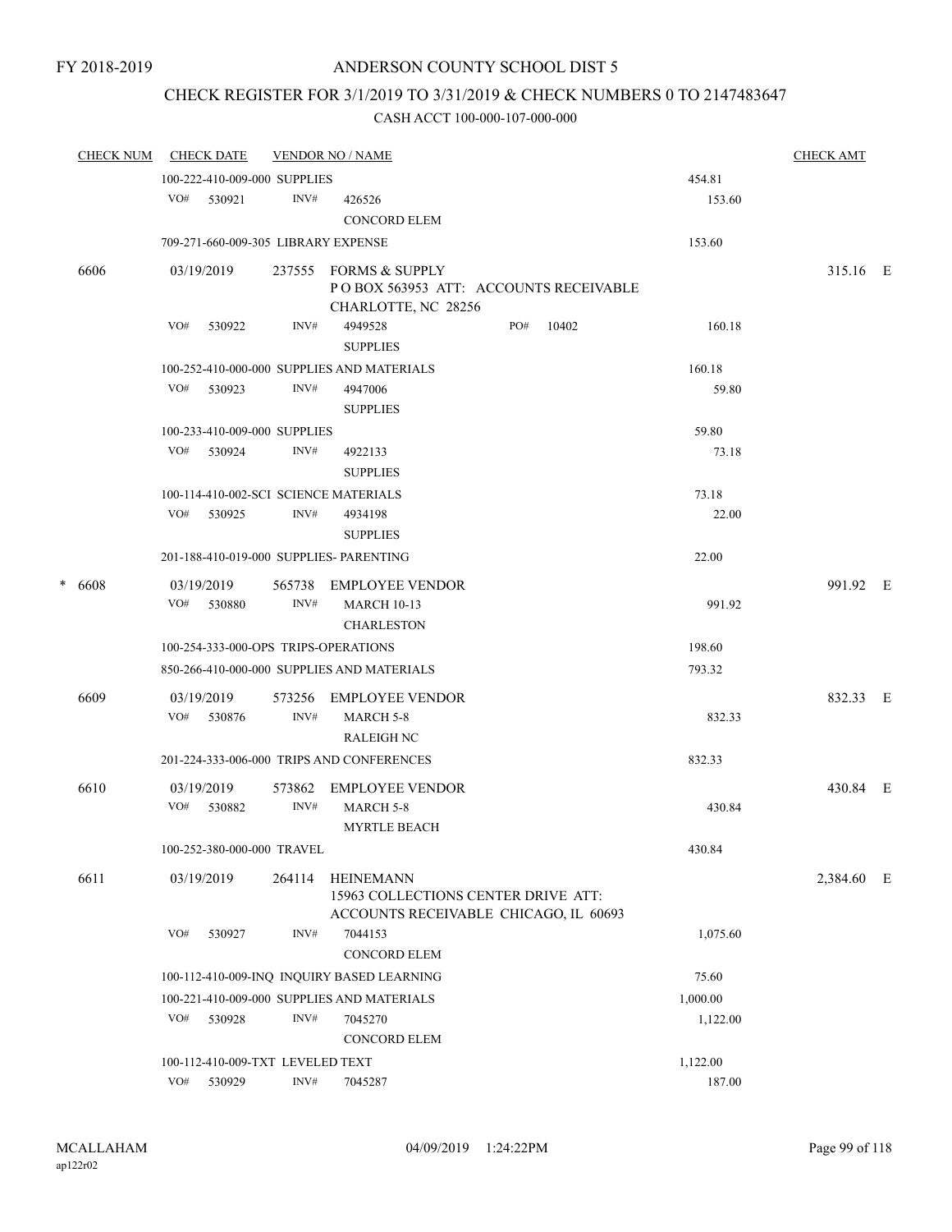FY 2018-2019

# ANDERSON COUNTY SCHOOL DIST 5

## CHECK REGISTER FOR 3/1/2019 TO 3/31/2019 & CHECK NUMBERS 0 TO 2147483647

### CASH ACCT 100-000-107-000-000

| CHECK NUM | CHECK DATE | VENDOR NO / NAME | | CHECK AMT |
|---|---|---|---|---|
| | 100-222-410-009-000 SUPPLIES | | 454.81 | |
| | VO# 530921 | INV# 426526<br>CONCORD ELEM | 153.60 | |
| | 709-271-660-009-305 LIBRARY EXPENSE | | 153.60 | |
| 6606 | 03/19/2019 | 237555 FORMS & SUPPLY<br>P O BOX 563953 ATT: ACCOUNTS RECEIVABLE<br>CHARLOTTE, NC 28256 | | 315.16 E |
| | VO# 530922 | INV# 4949528 PO# 10402<br>SUPPLIES | 160.18 | |
| | 100-252-410-000-000 SUPPLIES AND MATERIALS | | 160.18 | |
| | VO# 530923 | INV# 4947006<br>SUPPLIES | 59.80 | |
| | 100-233-410-009-000 SUPPLIES | | 59.80 | |
| | VO# 530924 | INV# 4922133<br>SUPPLIES | 73.18 | |
| | 100-114-410-002-SCI SCIENCE MATERIALS | | 73.18 | |
| | VO# 530925 | INV# 4934198<br>SUPPLIES | 22.00 | |
| | 201-188-410-019-000 SUPPLIES- PARENTING | | 22.00 | |
| * 6608 | 03/19/2019 | 565738 EMPLOYEE VENDOR | | 991.92 E |
| | VO# 530880 | INV# MARCH 10-13<br>CHARLESTON | 991.92 | |
| | 100-254-333-000-OPS TRIPS-OPERATIONS | | 198.60 | |
| | 850-266-410-000-000 SUPPLIES AND MATERIALS | | 793.32 | |
| 6609 | 03/19/2019 | 573256 EMPLOYEE VENDOR | | 832.33 E |
| | VO# 530876 | INV# MARCH 5-8<br>RALEIGH NC | 832.33 | |
| | 201-224-333-006-000 TRIPS AND CONFERENCES | | 832.33 | |
| 6610 | 03/19/2019 | 573862 EMPLOYEE VENDOR | | 430.84 E |
| | VO# 530882 | INV# MARCH 5-8<br>MYRTLE BEACH | 430.84 | |
| | 100-252-380-000-000 TRAVEL | | 430.84 | |
| 6611 | 03/19/2019 | 264114 HEINEMANN<br>15963 COLLECTIONS CENTER DRIVE ATT:<br>ACCOUNTS RECEIVABLE CHICAGO, IL 60693 | | 2,384.60 E |
| | VO# 530927 | INV# 7044153<br>CONCORD ELEM | 1,075.60 | |
| | 100-112-410-009-INQ INQUIRY BASED LEARNING | | 75.60 | |
| | 100-221-410-009-000 SUPPLIES AND MATERIALS | | 1,000.00 | |
| | VO# 530928 | INV# 7045270<br>CONCORD ELEM | 1,122.00 | |
| | 100-112-410-009-TXT LEVELED TEXT | | 1,122.00 | |
| | VO# 530929 | INV# 7045287 | 187.00 | |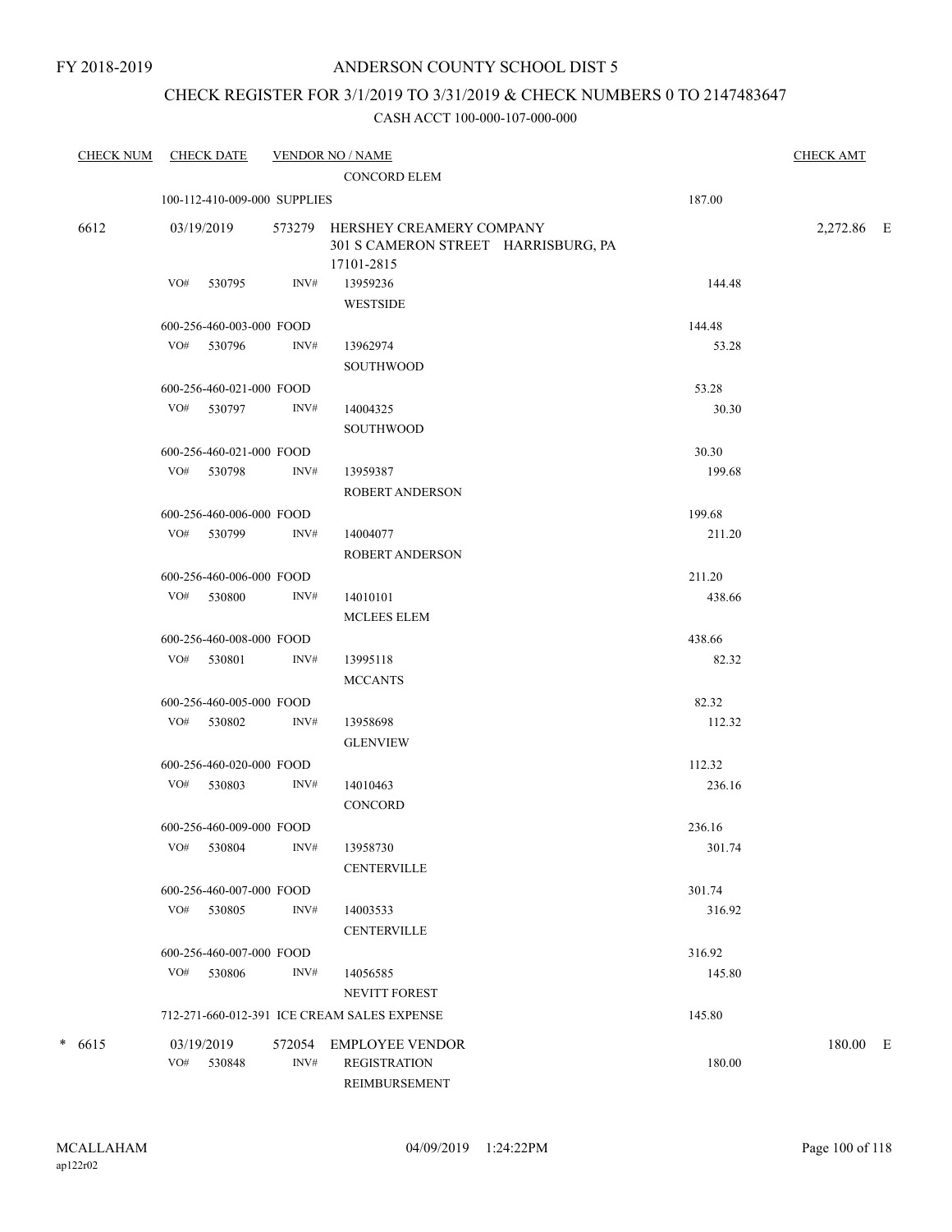FY 2018-2019

# ANDERSON COUNTY SCHOOL DIST 5

## CHECK REGISTER FOR 3/1/2019 TO 3/31/2019 & CHECK NUMBERS 0 TO 2147483647

### CASH ACCT 100-000-107-000-000

| CHECK NUM | CHECK DATE | VENDOR NO / NAME | | CHECK AMT |
|---|---|---|---|---|
| | | CONCORD ELEM | | |
| | 100-112-410-009-000 SUPPLIES | | 187.00 | |
| 6612 | 03/19/2019 | 573279 HERSHEY CREAMERY COMPANY<br>301 S CAMERON STREET HARRISBURG, PA 17101-2815 | | 2,272.86 E |
| | VO# 530795 INV# | 13959236<br>WESTSIDE | 144.48 | |
| | 600-256-460-003-000 FOOD | | 144.48 | |
| | VO# 530796 INV# | 13962974<br>SOUTHWOOD | 53.28 | |
| | 600-256-460-021-000 FOOD | | 53.28 | |
| | VO# 530797 INV# | 14004325<br>SOUTHWOOD | 30.30 | |
| | 600-256-460-021-000 FOOD | | 30.30 | |
| | VO# 530798 INV# | 13959387<br>ROBERT ANDERSON | 199.68 | |
| | 600-256-460-006-000 FOOD | | 199.68 | |
| | VO# 530799 INV# | 14004077<br>ROBERT ANDERSON | 211.20 | |
| | 600-256-460-006-000 FOOD | | 211.20 | |
| | VO# 530800 INV# | 14010101<br>MCLEES ELEM | 438.66 | |
| | 600-256-460-008-000 FOOD | | 438.66 | |
| | VO# 530801 INV# | 13995118<br>MCCANTS | 82.32 | |
| | 600-256-460-005-000 FOOD | | 82.32 | |
| | VO# 530802 INV# | 13958698<br>GLENVIEW | 112.32 | |
| | 600-256-460-020-000 FOOD | | 112.32 | |
| | VO# 530803 INV# | 14010463<br>CONCORD | 236.16 | |
| | 600-256-460-009-000 FOOD | | 236.16 | |
| | VO# 530804 INV# | 13958730<br>CENTERVILLE | 301.74 | |
| | 600-256-460-007-000 FOOD | | 301.74 | |
| | VO# 530805 INV# | 14003533<br>CENTERVILLE | 316.92 | |
| | 600-256-460-007-000 FOOD | | 316.92 | |
| | VO# 530806 INV# | 14056585<br>NEVITT FOREST | 145.80 | |
| | 712-271-660-012-391 ICE CREAM SALES EXPENSE | | 145.80 | |
| * 6615 | 03/19/2019 | 572054 EMPLOYEE VENDOR | | 180.00 E |
| | VO# 530848 INV# | REGISTRATION<br>REIMBURSEMENT | 180.00 | |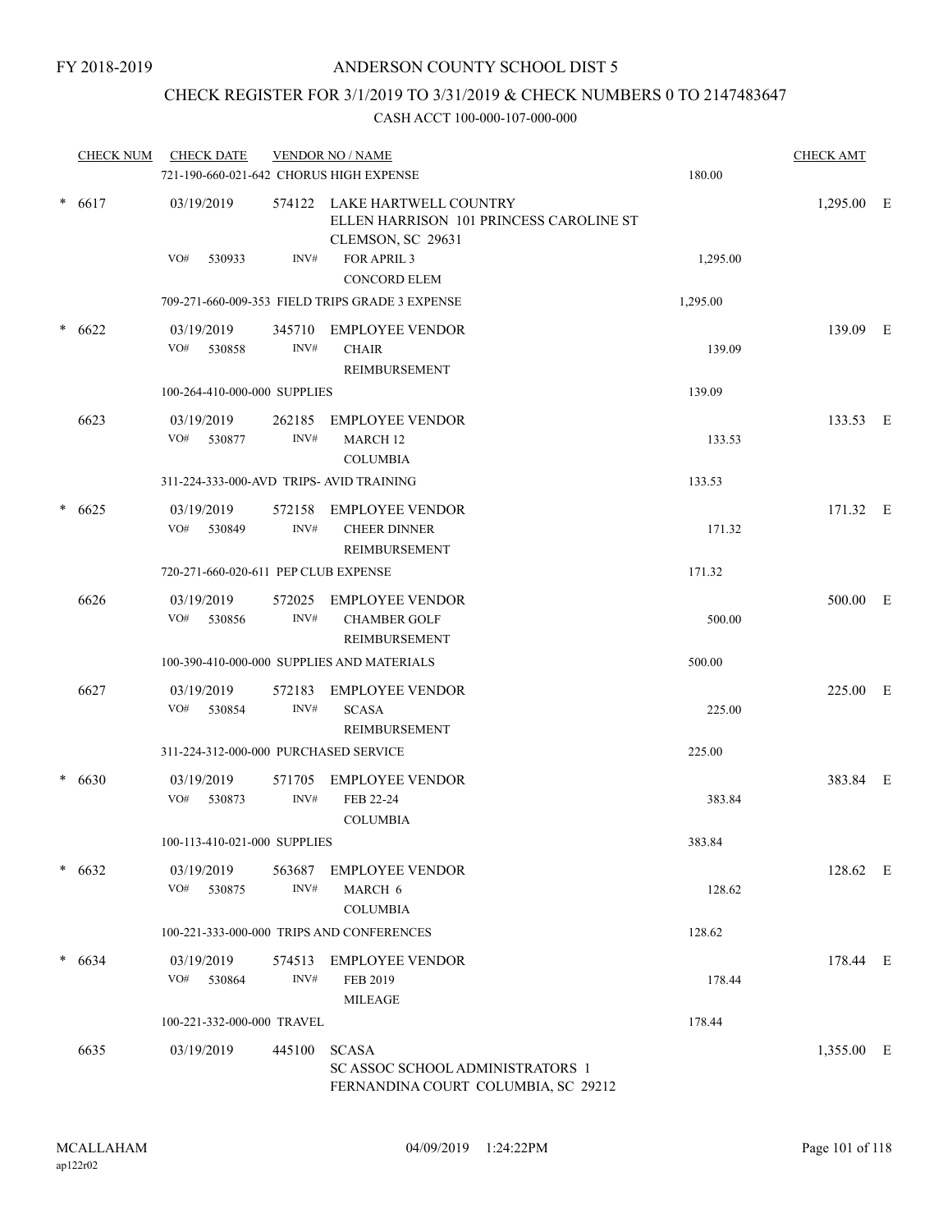FY 2018-2019

# ANDERSON COUNTY SCHOOL DIST 5

## CHECK REGISTER FOR 3/1/2019 TO 3/31/2019 & CHECK NUMBERS 0 TO 2147483647

### CASH ACCT 100-000-107-000-000

| CHECK NUM | CHECK DATE | VENDOR NO / NAME | | CHECK AMT | |
|---|---|---|---|---|---|
| | 721-190-660-021-642 CHORUS HIGH EXPENSE | | 180.00 | | |
| * 6617 | 03/19/2019 | 574122 LAKE HARTWELL COUNTRY<br>ELLEN HARRISON 101 PRINCESS CAROLINE ST<br>CLEMSON, SC 29631 | | 1,295.00 | E |
| | VO# 530933 | INV# FOR APRIL 3<br>CONCORD ELEM | 1,295.00 | | |
| | 709-271-660-009-353 FIELD TRIPS GRADE 3 EXPENSE | | 1,295.00 | | |
| * 6622 | 03/19/2019 | 345710 EMPLOYEE VENDOR | | 139.09 | E |
| | VO# 530858 | INV# CHAIR<br>REIMBURSEMENT | 139.09 | | |
| | 100-264-410-000-000 SUPPLIES | | 139.09 | | |
| 6623 | 03/19/2019 | 262185 EMPLOYEE VENDOR | | 133.53 | E |
| | VO# 530877 | INV# MARCH 12<br>COLUMBIA | 133.53 | | |
| | 311-224-333-000-AVD TRIPS- AVID TRAINING | | 133.53 | | |
| * 6625 | 03/19/2019 | 572158 EMPLOYEE VENDOR | | 171.32 | E |
| | VO# 530849 | INV# CHEER DINNER<br>REIMBURSEMENT | 171.32 | | |
| | 720-271-660-020-611 PEP CLUB EXPENSE | | 171.32 | | |
| 6626 | 03/19/2019 | 572025 EMPLOYEE VENDOR | | 500.00 | E |
| | VO# 530856 | INV# CHAMBER GOLF<br>REIMBURSEMENT | 500.00 | | |
| | 100-390-410-000-000 SUPPLIES AND MATERIALS | | 500.00 | | |
| 6627 | 03/19/2019 | 572183 EMPLOYEE VENDOR | | 225.00 | E |
| | VO# 530854 | INV# SCASA<br>REIMBURSEMENT | 225.00 | | |
| | 311-224-312-000-000 PURCHASED SERVICE | | 225.00 | | |
| * 6630 | 03/19/2019 | 571705 EMPLOYEE VENDOR | | 383.84 | E |
| | VO# 530873 | INV# FEB 22-24<br>COLUMBIA | 383.84 | | |
| | 100-113-410-021-000 SUPPLIES | | 383.84 | | |
| * 6632 | 03/19/2019 | 563687 EMPLOYEE VENDOR | | 128.62 | E |
| | VO# 530875 | INV# MARCH 6<br>COLUMBIA | 128.62 | | |
| | 100-221-333-000-000 TRIPS AND CONFERENCES | | 128.62 | | |
| * 6634 | 03/19/2019 | 574513 EMPLOYEE VENDOR | | 178.44 | E |
| | VO# 530864 | INV# FEB 2019<br>MILEAGE | 178.44 | | |
| | 100-221-332-000-000 TRAVEL | | 178.44 | | |
| 6635 | 03/19/2019 | 445100 SCASA<br>SC ASSOC SCHOOL ADMINISTRATORS 1<br>FERNANDINA COURT COLUMBIA, SC 29212 | | 1,355.00 | E |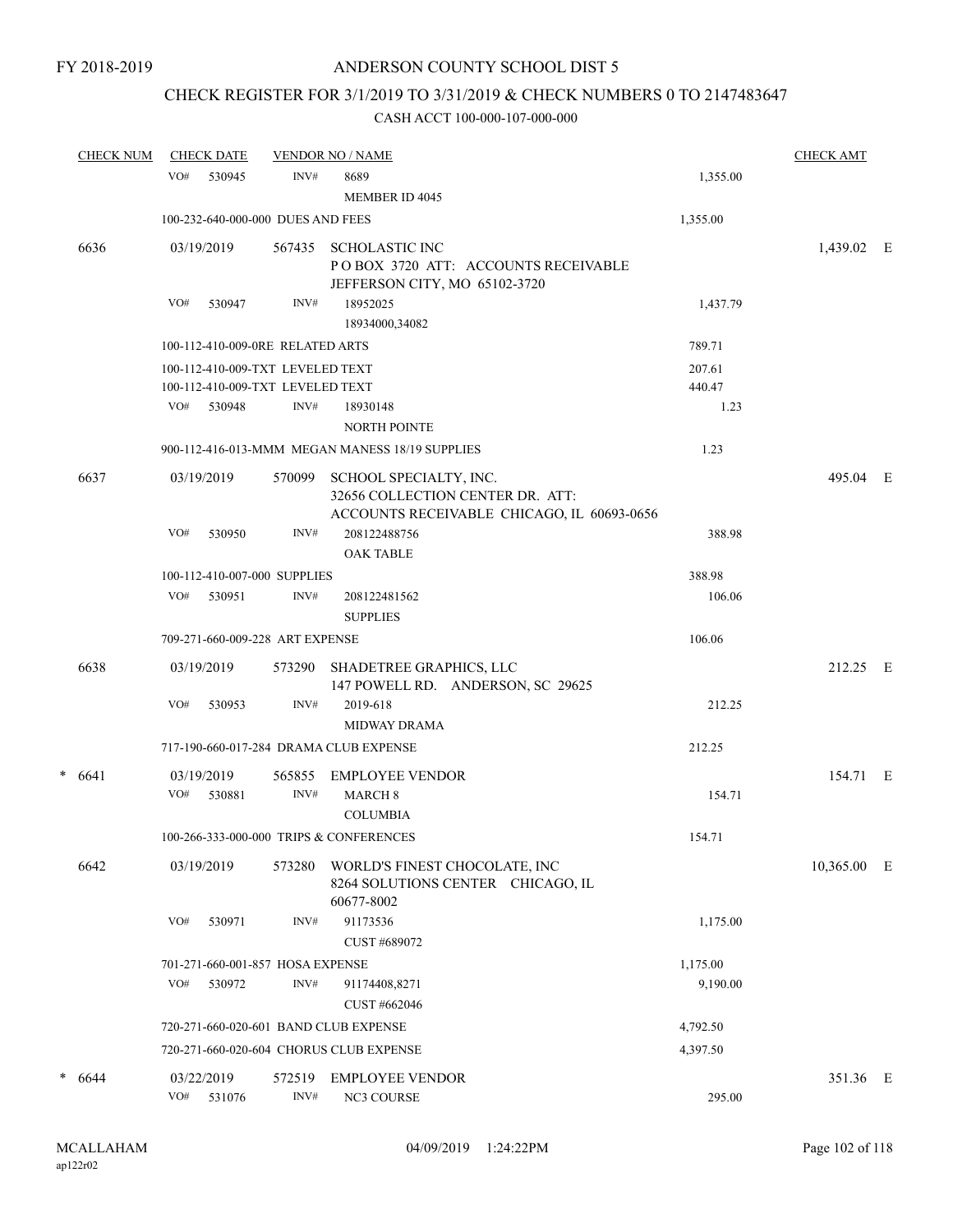FY 2018-2019

# ANDERSON COUNTY SCHOOL DIST 5

## CHECK REGISTER FOR 3/1/2019 TO 3/31/2019 & CHECK NUMBERS 0 TO 2147483647

CASH ACCT 100-000-107-000-000

| CHECK NUM | CHECK DATE | VENDOR NO / NAME | | CHECK AMT | |
|---|---|---|---|---|---|
| | VO# 530945 | INV# 8689 MEMBER ID 4045 | 1,355.00 | | |
| | 100-232-640-000-000 DUES AND FEES | | 1,355.00 | | |
| 6636 | 03/19/2019 | 567435 SCHOLASTIC INC P O BOX 3720 ATT: ACCOUNTS RECEIVABLE JEFFERSON CITY, MO 65102-3720 | | 1,439.02 | E |
| | VO# 530947 | INV# 18952025 18934000,34082 | 1,437.79 | | |
| | 100-112-410-009-0RE RELATED ARTS | | 789.71 | | |
| | 100-112-410-009-TXT LEVELED TEXT | | 207.61 | | |
| | 100-112-410-009-TXT LEVELED TEXT | | 440.47 | | |
| | VO# 530948 | INV# 18930148 NORTH POINTE | 1.23 | | |
| | 900-112-416-013-MMM MEGAN MANESS 18/19 SUPPLIES | | 1.23 | | |
| 6637 | 03/19/2019 | 570099 SCHOOL SPECIALTY, INC. 32656 COLLECTION CENTER DR. ATT: ACCOUNTS RECEIVABLE CHICAGO, IL 60693-0656 | | 495.04 | E |
| | VO# 530950 | INV# 208122488756 OAK TABLE | 388.98 | | |
| | 100-112-410-007-000 SUPPLIES | | 388.98 | | |
| | VO# 530951 | INV# 208122481562 SUPPLIES | 106.06 | | |
| | 709-271-660-009-228 ART EXPENSE | | 106.06 | | |
| 6638 | 03/19/2019 | 573290 SHADETREE GRAPHICS, LLC 147 POWELL RD. ANDERSON, SC 29625 | | 212.25 | E |
| | VO# 530953 | INV# 2019-618 MIDWAY DRAMA | 212.25 | | |
| | 717-190-660-017-284 DRAMA CLUB EXPENSE | | 212.25 | | |
| * 6641 | 03/19/2019 | 565855 EMPLOYEE VENDOR | | 154.71 | E |
| | VO# 530881 | INV# MARCH 8 COLUMBIA | 154.71 | | |
| | 100-266-333-000-000 TRIPS & CONFERENCES | | 154.71 | | |
| 6642 | 03/19/2019 | 573280 WORLD'S FINEST CHOCOLATE, INC 8264 SOLUTIONS CENTER CHICAGO, IL 60677-8002 | | 10,365.00 | E |
| | VO# 530971 | INV# 91173536 CUST #689072 | 1,175.00 | | |
| | 701-271-660-001-857 HOSA EXPENSE | | 1,175.00 | | |
| | VO# 530972 | INV# 91174408,8271 CUST #662046 | 9,190.00 | | |
| | 720-271-660-020-601 BAND CLUB EXPENSE | | 4,792.50 | | |
| | 720-271-660-020-604 CHORUS CLUB EXPENSE | | 4,397.50 | | |
| * 6644 | 03/22/2019 | 572519 EMPLOYEE VENDOR | | 351.36 | E |
| | VO# 531076 | INV# NC3 COURSE | 295.00 | | |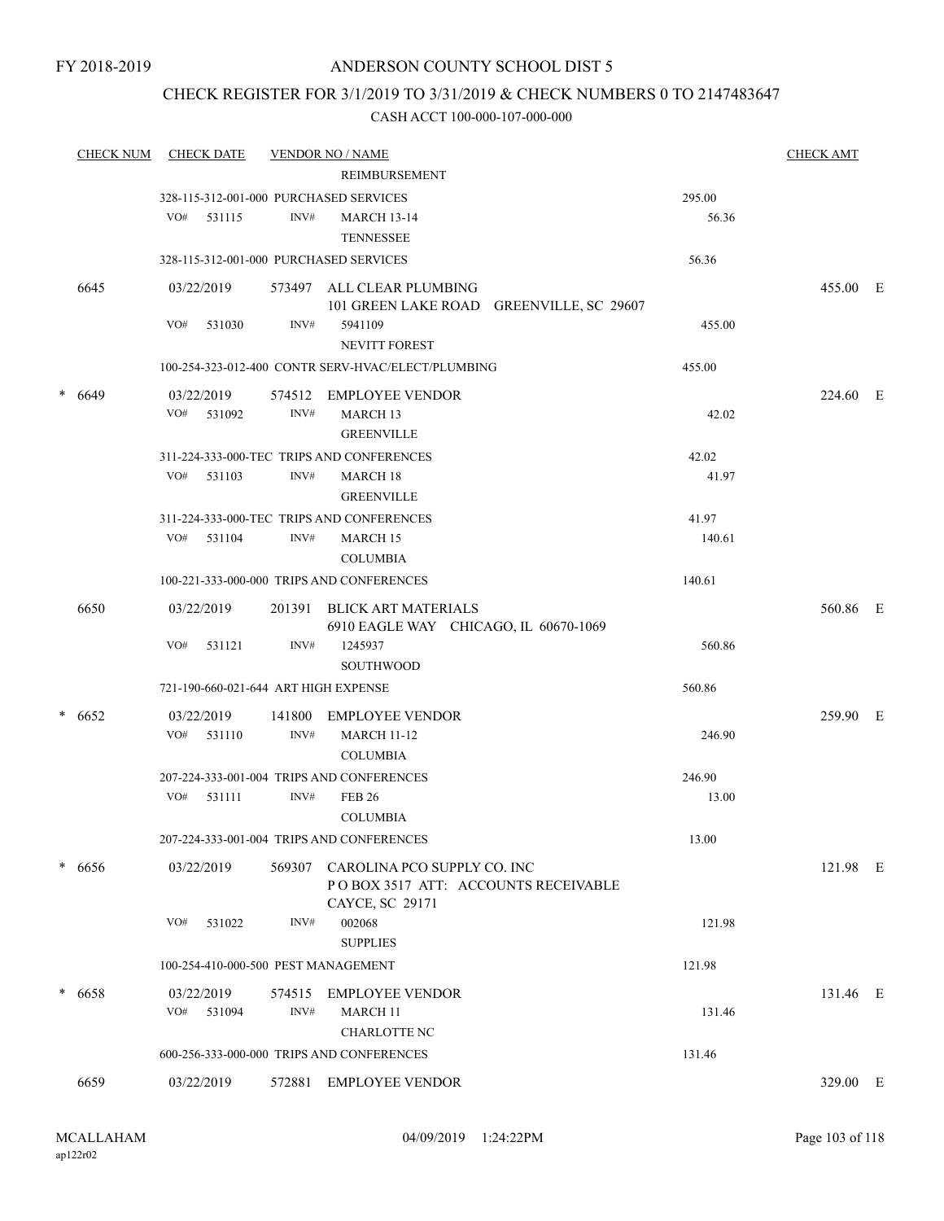FY 2018-2019

# ANDERSON COUNTY SCHOOL DIST 5

## CHECK REGISTER FOR 3/1/2019 TO 3/31/2019 & CHECK NUMBERS 0 TO 2147483647

### CASH ACCT 100-000-107-000-000

| CHECK NUM | CHECK DATE | VENDOR NO / NAME | | CHECK AMT |
|---|---|---|---|---|
| | | REIMBURSEMENT | | |
| | 328-115-312-001-000 PURCHASED SERVICES | | 295.00 | |
| | VO# 531115 | INV# MARCH 13-14 TENNESSEE | 56.36 | |
| | 328-115-312-001-000 PURCHASED SERVICES | | 56.36 | |
| 6645 | 03/22/2019 | 573497 ALL CLEAR PLUMBING 101 GREEN LAKE ROAD GREENVILLE, SC 29607 | | 455.00 E |
| | VO# 531030 | INV# 5941109 NEVITT FOREST | 455.00 | |
| | 100-254-323-012-400 CONTR SERV-HVAC/ELECT/PLUMBING | | 455.00 | |
| * 6649 | 03/22/2019 | 574512 EMPLOYEE VENDOR | | 224.60 E |
| | VO# 531092 | INV# MARCH 13 GREENVILLE | 42.02 | |
| | 311-224-333-000-TEC TRIPS AND CONFERENCES | | 42.02 | |
| | VO# 531103 | INV# MARCH 18 GREENVILLE | 41.97 | |
| | 311-224-333-000-TEC TRIPS AND CONFERENCES | | 41.97 | |
| | VO# 531104 | INV# MARCH 15 COLUMBIA | 140.61 | |
| | 100-221-333-000-000 TRIPS AND CONFERENCES | | 140.61 | |
| 6650 | 03/22/2019 | 201391 BLICK ART MATERIALS 6910 EAGLE WAY CHICAGO, IL 60670-1069 | | 560.86 E |
| | VO# 531121 | INV# 1245937 SOUTHWOOD | 560.86 | |
| | 721-190-660-021-644 ART HIGH EXPENSE | | 560.86 | |
| * 6652 | 03/22/2019 | 141800 EMPLOYEE VENDOR | | 259.90 E |
| | VO# 531110 | INV# MARCH 11-12 COLUMBIA | 246.90 | |
| | 207-224-333-001-004 TRIPS AND CONFERENCES | | 246.90 | |
| | VO# 531111 | INV# FEB 26 COLUMBIA | 13.00 | |
| | 207-224-333-001-004 TRIPS AND CONFERENCES | | 13.00 | |
| * 6656 | 03/22/2019 | 569307 CAROLINA PCO SUPPLY CO. INC P O BOX 3517 ATT: ACCOUNTS RECEIVABLE CAYCE, SC 29171 | | 121.98 E |
| | VO# 531022 | INV# 002068 SUPPLIES | 121.98 | |
| | 100-254-410-000-500 PEST MANAGEMENT | | 121.98 | |
| * 6658 | 03/22/2019 | 574515 EMPLOYEE VENDOR | | 131.46 E |
| | VO# 531094 | INV# MARCH 11 CHARLOTTE NC | 131.46 | |
| | 600-256-333-000-000 TRIPS AND CONFERENCES | | 131.46 | |
| 6659 | 03/22/2019 | 572881 EMPLOYEE VENDOR | | 329.00 E |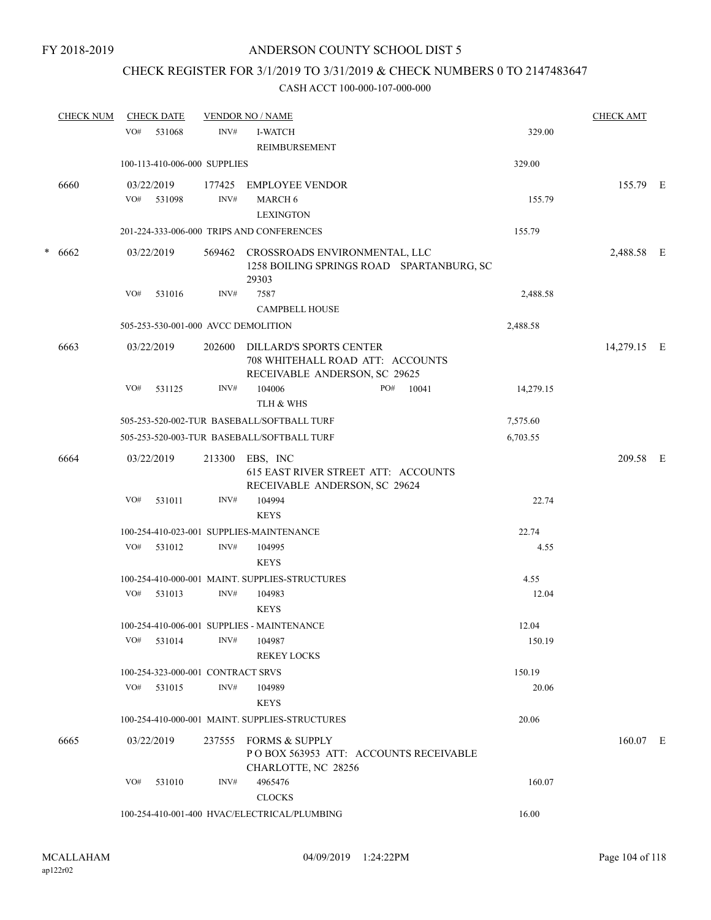FY 2018-2019

# ANDERSON COUNTY SCHOOL DIST 5

## CHECK REGISTER FOR 3/1/2019 TO 3/31/2019 & CHECK NUMBERS 0 TO 2147483647

### CASH ACCT 100-000-107-000-000

| CHECK NUM | CHECK DATE | VENDOR NO / NAME | | CHECK AMT | |
|---|---|---|---|---|---|
| | VO# 531068 INV# | I-WATCH REIMBURSEMENT | 329.00 | | |
| | 100-113-410-006-000 SUPPLIES | | 329.00 | | |
| 6660 | 03/22/2019 | 177425 EMPLOYEE VENDOR | | 155.79 | E |
| | VO# 531098 INV# | MARCH 6 LEXINGTON | 155.79 | | |
| | 201-224-333-006-000 TRIPS AND CONFERENCES | | 155.79 | | |
| * 6662 | 03/22/2019 | 569462 CROSSROADS ENVIRONMENTAL, LLC 1258 BOILING SPRINGS ROAD SPARTANBURG, SC 29303 | | 2,488.58 | E |
| | VO# 531016 INV# | 7587 CAMPBELL HOUSE | 2,488.58 | | |
| | 505-253-530-001-000 AVCC DEMOLITION | | 2,488.58 | | |
| 6663 | 03/22/2019 | 202600 DILLARD'S SPORTS CENTER 708 WHITEHALL ROAD ATT: ACCOUNTS RECEIVABLE ANDERSON, SC 29625 | | 14,279.15 | E |
| | VO# 531125 INV# | 104006 PO# 10041 TLH & WHS | 14,279.15 | | |
| | 505-253-520-002-TUR BASEBALL/SOFTBALL TURF | | 7,575.60 | | |
| | 505-253-520-003-TUR BASEBALL/SOFTBALL TURF | | 6,703.55 | | |
| 6664 | 03/22/2019 | 213300 EBS, INC 615 EAST RIVER STREET ATT: ACCOUNTS RECEIVABLE ANDERSON, SC 29624 | | 209.58 | E |
| | VO# 531011 INV# | 104994 KEYS | 22.74 | | |
| | 100-254-410-023-001 SUPPLIES-MAINTENANCE | | 22.74 | | |
| | VO# 531012 INV# | 104995 KEYS | 4.55 | | |
| | 100-254-410-000-001 MAINT. SUPPLIES-STRUCTURES | | 4.55 | | |
| | VO# 531013 INV# | 104983 KEYS | 12.04 | | |
| | 100-254-410-006-001 SUPPLIES - MAINTENANCE | | 12.04 | | |
| | VO# 531014 INV# | 104987 REKEY LOCKS | 150.19 | | |
| | 100-254-323-000-001 CONTRACT SRVS | | 150.19 | | |
| | VO# 531015 INV# | 104989 KEYS | 20.06 | | |
| | 100-254-410-000-001 MAINT. SUPPLIES-STRUCTURES | | 20.06 | | |
| 6665 | 03/22/2019 | 237555 FORMS & SUPPLY P O BOX 563953 ATT: ACCOUNTS RECEIVABLE CHARLOTTE, NC 28256 | | 160.07 | E |
| | VO# 531010 INV# | 4965476 CLOCKS | 160.07 | | |
| | 100-254-410-001-400 HVAC/ELECTRICAL/PLUMBING | | 16.00 | | |

MCALLAHAM ap122r02 04/09/2019 1:24:22PM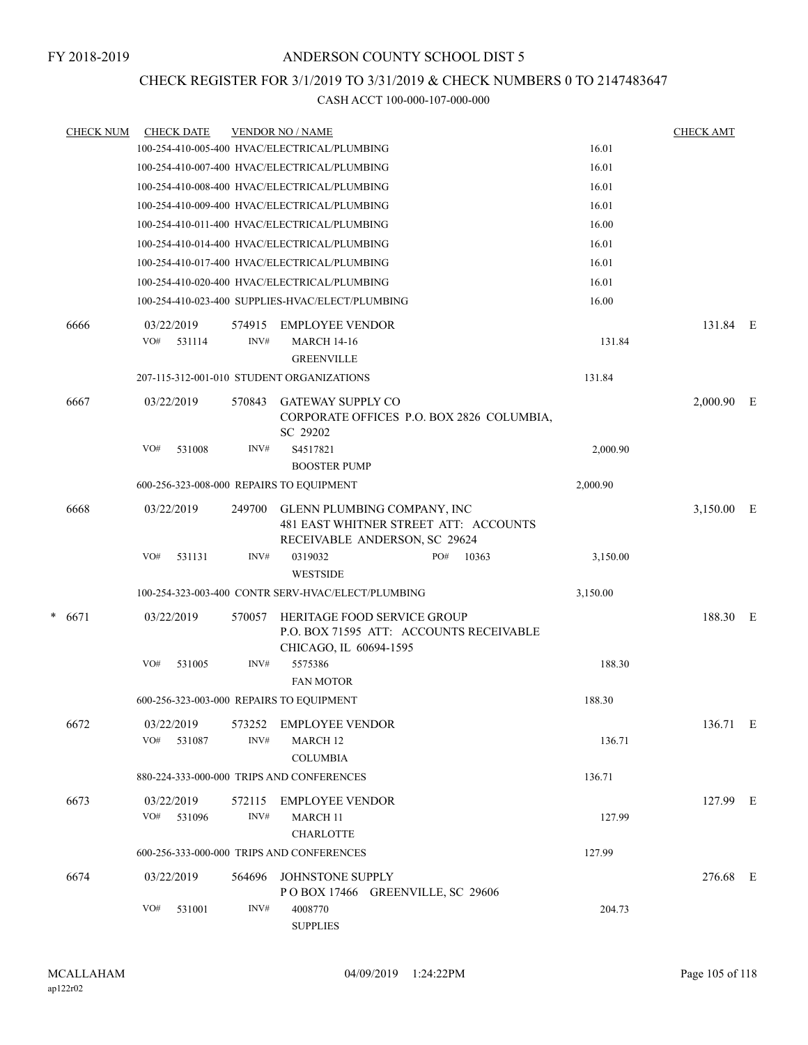FY 2018-2019

ANDERSON COUNTY SCHOOL DIST 5

CHECK REGISTER FOR 3/1/2019 TO 3/31/2019 & CHECK NUMBERS 0 TO 2147483647

CASH ACCT 100-000-107-000-000

| CHECK NUM | CHECK DATE | VENDOR NO / NAME | | CHECK AMT | |
|---|---|---|---|---|---|
| | | 100-254-410-005-400 HVAC/ELECTRICAL/PLUMBING | 16.01 | | |
| | | 100-254-410-007-400 HVAC/ELECTRICAL/PLUMBING | 16.01 | | |
| | | 100-254-410-008-400 HVAC/ELECTRICAL/PLUMBING | 16.01 | | |
| | | 100-254-410-009-400 HVAC/ELECTRICAL/PLUMBING | 16.01 | | |
| | | 100-254-410-011-400 HVAC/ELECTRICAL/PLUMBING | 16.00 | | |
| | | 100-254-410-014-400 HVAC/ELECTRICAL/PLUMBING | 16.01 | | |
| | | 100-254-410-017-400 HVAC/ELECTRICAL/PLUMBING | 16.01 | | |
| | | 100-254-410-020-400 HVAC/ELECTRICAL/PLUMBING | 16.01 | | |
| | | 100-254-410-023-400 SUPPLIES-HVAC/ELECT/PLUMBING | 16.00 | | |
| 6666 | 03/22/2019 | 574915 EMPLOYEE VENDOR | | 131.84 | E |
| | VO# 531114 | INV# MARCH 14-16 GREENVILLE | 131.84 | | |
| | | 207-115-312-001-010 STUDENT ORGANIZATIONS | 131.84 | | |
| 6667 | 03/22/2019 | 570843 GATEWAY SUPPLY CO CORPORATE OFFICES P.O. BOX 2826 COLUMBIA, SC 29202 | | 2,000.90 | E |
| | VO# 531008 | INV# S4517821 BOOSTER PUMP | 2,000.90 | | |
| | | 600-256-323-008-000 REPAIRS TO EQUIPMENT | 2,000.90 | | |
| 6668 | 03/22/2019 | 249700 GLENN PLUMBING COMPANY, INC 481 EAST WHITNER STREET ATT: ACCOUNTS RECEIVABLE ANDERSON, SC 29624 | | 3,150.00 | E |
| | VO# 531131 | INV# 0319032 PO# 10363 WESTSIDE | 3,150.00 | | |
| | | 100-254-323-003-400 CONTR SERV-HVAC/ELECT/PLUMBING | 3,150.00 | | |
| * 6671 | 03/22/2019 | 570057 HERITAGE FOOD SERVICE GROUP P.O. BOX 71595 ATT: ACCOUNTS RECEIVABLE CHICAGO, IL 60694-1595 | | 188.30 | E |
| | VO# 531005 | INV# 5575386 FAN MOTOR | 188.30 | | |
| | | 600-256-323-003-000 REPAIRS TO EQUIPMENT | 188.30 | | |
| 6672 | 03/22/2019 | 573252 EMPLOYEE VENDOR | | 136.71 | E |
| | VO# 531087 | INV# MARCH 12 COLUMBIA | 136.71 | | |
| | | 880-224-333-000-000 TRIPS AND CONFERENCES | 136.71 | | |
| 6673 | 03/22/2019 | 572115 EMPLOYEE VENDOR | | 127.99 | E |
| | VO# 531096 | INV# MARCH 11 CHARLOTTE | 127.99 | | |
| | | 600-256-333-000-000 TRIPS AND CONFERENCES | 127.99 | | |
| 6674 | 03/22/2019 | 564696 JOHNSTONE SUPPLY P O BOX 17466 GREENVILLE, SC 29606 | | 276.68 | E |
| | VO# 531001 | INV# 4008770 SUPPLIES | 204.73 | | |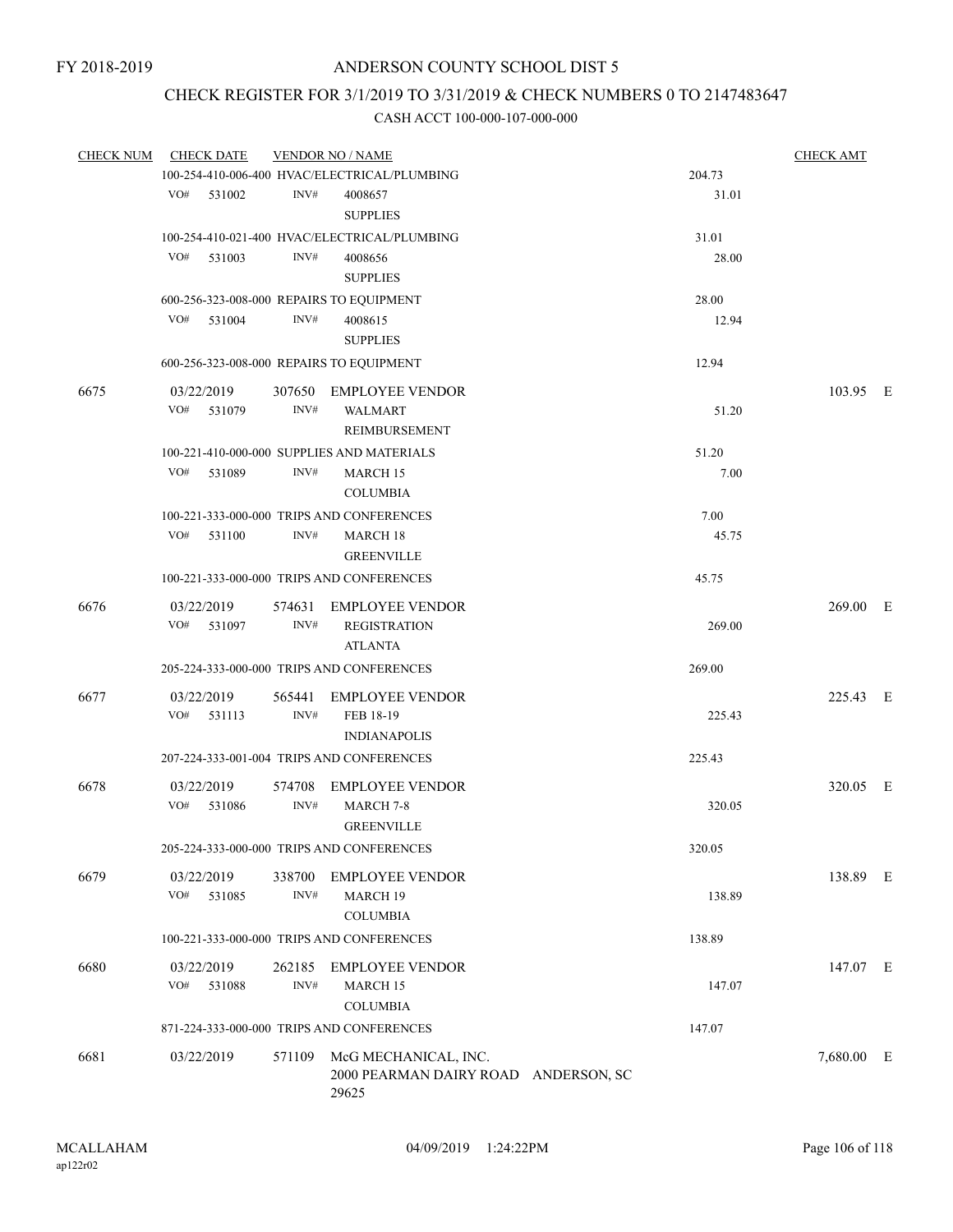FY 2018-2019

# ANDERSON COUNTY SCHOOL DIST 5

## CHECK REGISTER FOR 3/1/2019 TO 3/31/2019 & CHECK NUMBERS 0 TO 2147483647

### CASH ACCT 100-000-107-000-000

| CHECK NUM | CHECK DATE | VENDOR NO / NAME | | CHECK AMT |
|---|---|---|---|---|
| | 100-254-410-006-400 HVAC/ELECTRICAL/PLUMBING | | 204.73 | |
| | VO# 531002 INV# | 4008657 SUPPLIES | 31.01 | |
| | 100-254-410-021-400 HVAC/ELECTRICAL/PLUMBING | | 31.01 | |
| | VO# 531003 INV# | 4008656 SUPPLIES | 28.00 | |
| | 600-256-323-008-000 REPAIRS TO EQUIPMENT | | 28.00 | |
| | VO# 531004 INV# | 4008615 SUPPLIES | 12.94 | |
| | 600-256-323-008-000 REPAIRS TO EQUIPMENT | | 12.94 | |
| 6675 | 03/22/2019 | 307650 EMPLOYEE VENDOR | | 103.95 E |
| | VO# 531079 INV# | WALMART REIMBURSEMENT | 51.20 | |
| | 100-221-410-000-000 SUPPLIES AND MATERIALS | | 51.20 | |
| | VO# 531089 INV# | MARCH 15 COLUMBIA | 7.00 | |
| | 100-221-333-000-000 TRIPS AND CONFERENCES | | 7.00 | |
| | VO# 531100 INV# | MARCH 18 GREENVILLE | 45.75 | |
| | 100-221-333-000-000 TRIPS AND CONFERENCES | | 45.75 | |
| 6676 | 03/22/2019 | 574631 EMPLOYEE VENDOR | | 269.00 E |
| | VO# 531097 INV# | REGISTRATION ATLANTA | 269.00 | |
| | 205-224-333-000-000 TRIPS AND CONFERENCES | | 269.00 | |
| 6677 | 03/22/2019 | 565441 EMPLOYEE VENDOR | | 225.43 E |
| | VO# 531113 INV# | FEB 18-19 INDIANAPOLIS | 225.43 | |
| | 207-224-333-001-004 TRIPS AND CONFERENCES | | 225.43 | |
| 6678 | 03/22/2019 | 574708 EMPLOYEE VENDOR | | 320.05 E |
| | VO# 531086 INV# | MARCH 7-8 GREENVILLE | 320.05 | |
| | 205-224-333-000-000 TRIPS AND CONFERENCES | | 320.05 | |
| 6679 | 03/22/2019 | 338700 EMPLOYEE VENDOR | | 138.89 E |
| | VO# 531085 INV# | MARCH 19 COLUMBIA | 138.89 | |
| | 100-221-333-000-000 TRIPS AND CONFERENCES | | 138.89 | |
| 6680 | 03/22/2019 | 262185 EMPLOYEE VENDOR | | 147.07 E |
| | VO# 531088 INV# | MARCH 15 COLUMBIA | 147.07 | |
| | 871-224-333-000-000 TRIPS AND CONFERENCES | | 147.07 | |
| 6681 | 03/22/2019 | 571109 McG MECHANICAL, INC. 2000 PEARMAN DAIRY ROAD ANDERSON, SC 29625 | | 7,680.00 E |

MCALLAHAM ap122r02 04/09/2019 1:24:22PM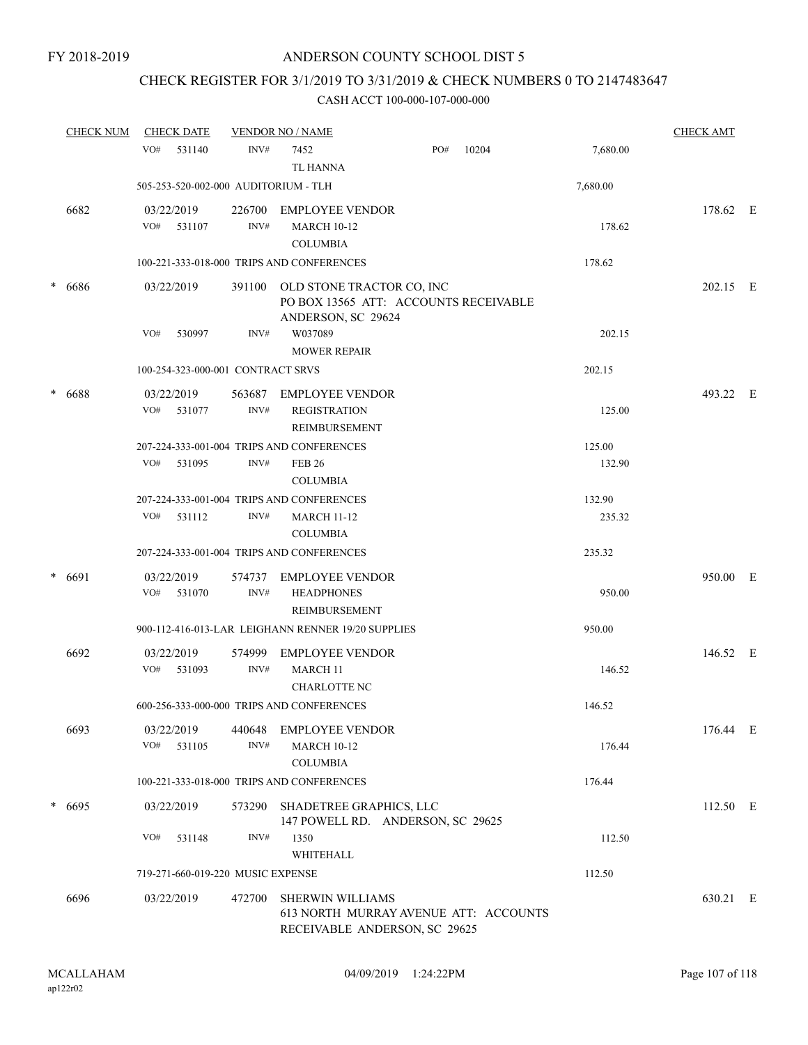FY 2018-2019

# ANDERSON COUNTY SCHOOL DIST 5

## CHECK REGISTER FOR 3/1/2019 TO 3/31/2019 & CHECK NUMBERS 0 TO 2147483647

### CASH ACCT 100-000-107-000-000

| CHECK NUM | CHECK DATE | VENDOR NO / NAME | | | CHECK AMT | |
|---|---|---|---|---|---|---|
| | VO# 531140 | INV# 7452 TL HANNA | PO# 10204 | 7,680.00 | | |
| | 505-253-520-002-000 AUDITORIUM - TLH | | | 7,680.00 | | |
| 6682 | 03/22/2019 | 226700 EMPLOYEE VENDOR | | | 178.62 | E |
| | VO# 531107 | INV# MARCH 10-12 COLUMBIA | | 178.62 | | |
| | 100-221-333-018-000 TRIPS AND CONFERENCES | | | 178.62 | | |
| * 6686 | 03/22/2019 | 391100 OLD STONE TRACTOR CO, INC PO BOX 13565 ATT: ACCOUNTS RECEIVABLE ANDERSON, SC 29624 | | | 202.15 | E |
| | VO# 530997 | INV# W037089 MOWER REPAIR | | 202.15 | | |
| | 100-254-323-000-001 CONTRACT SRVS | | | 202.15 | | |
| * 6688 | 03/22/2019 | 563687 EMPLOYEE VENDOR | | | 493.22 | E |
| | VO# 531077 | INV# REGISTRATION REIMBURSEMENT | | 125.00 | | |
| | 207-224-333-001-004 TRIPS AND CONFERENCES | | | 125.00 | | |
| | VO# 531095 | INV# FEB 26 COLUMBIA | | 132.90 | | |
| | 207-224-333-001-004 TRIPS AND CONFERENCES | | | 132.90 | | |
| | VO# 531112 | INV# MARCH 11-12 COLUMBIA | | 235.32 | | |
| | 207-224-333-001-004 TRIPS AND CONFERENCES | | | 235.32 | | |
| * 6691 | 03/22/2019 | 574737 EMPLOYEE VENDOR | | | 950.00 | E |
| | VO# 531070 | INV# HEADPHONES REIMBURSEMENT | | 950.00 | | |
| | 900-112-416-013-LAR LEIGHANN RENNER 19/20 SUPPLIES | | | 950.00 | | |
| 6692 | 03/22/2019 | 574999 EMPLOYEE VENDOR | | | 146.52 | E |
| | VO# 531093 | INV# MARCH 11 CHARLOTTE NC | | 146.52 | | |
| | 600-256-333-000-000 TRIPS AND CONFERENCES | | | 146.52 | | |
| 6693 | 03/22/2019 | 440648 EMPLOYEE VENDOR | | | 176.44 | E |
| | VO# 531105 | INV# MARCH 10-12 COLUMBIA | | 176.44 | | |
| | 100-221-333-018-000 TRIPS AND CONFERENCES | | | 176.44 | | |
| * 6695 | 03/22/2019 | 573290 SHADETREE GRAPHICS, LLC 147 POWELL RD. ANDERSON, SC 29625 | | | 112.50 | E |
| | VO# 531148 | INV# 1350 WHITEHALL | | 112.50 | | |
| | 719-271-660-019-220 MUSIC EXPENSE | | | 112.50 | | |
| 6696 | 03/22/2019 | 472700 SHERWIN WILLIAMS 613 NORTH MURRAY AVENUE ATT: ACCOUNTS RECEIVABLE ANDERSON, SC 29625 | | | 630.21 | E |

MCALLAHAM ap122r02 — 04/09/2019 1:24:22PM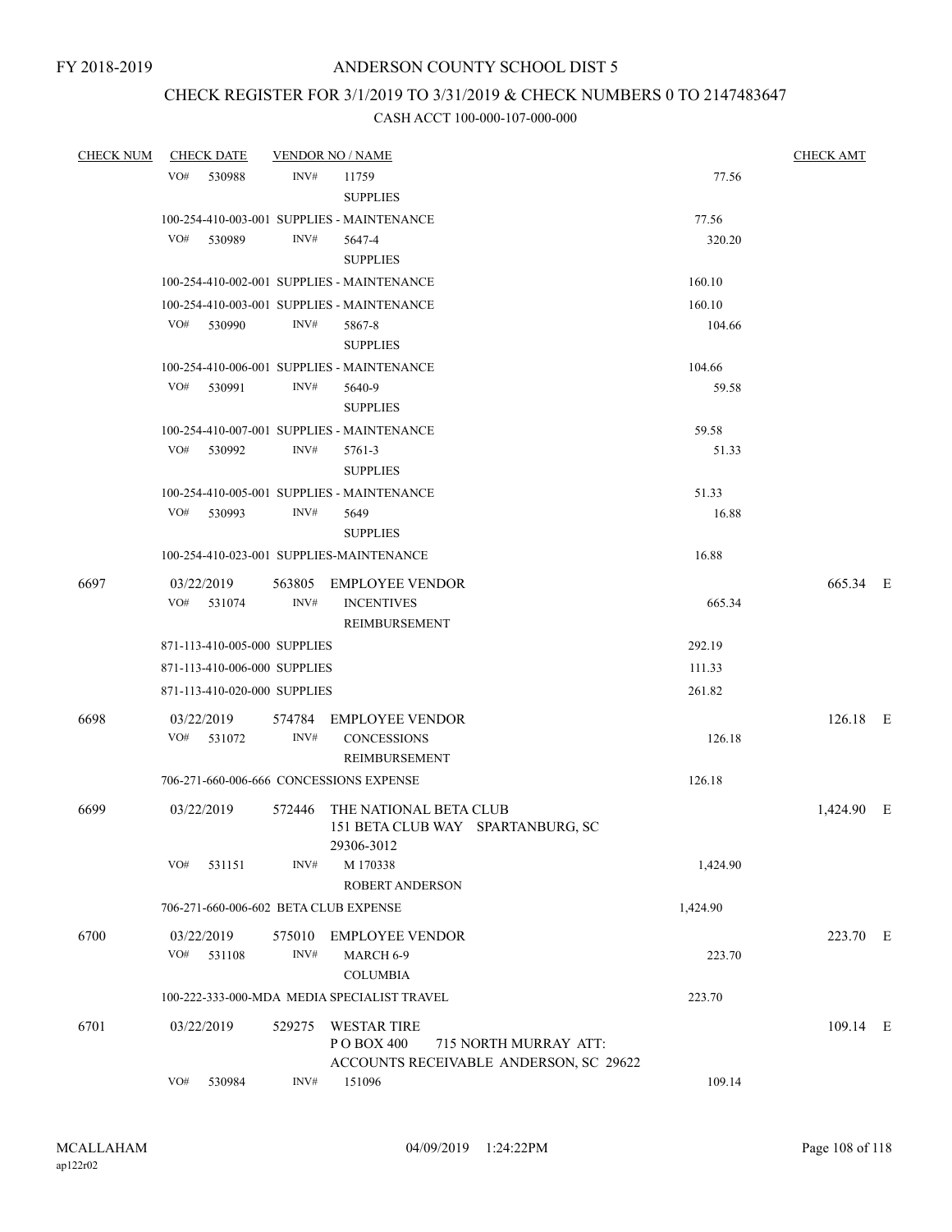FY 2018-2019

# ANDERSON COUNTY SCHOOL DIST 5

## CHECK REGISTER FOR 3/1/2019 TO 3/31/2019 & CHECK NUMBERS 0 TO 2147483647

### CASH ACCT 100-000-107-000-000

| CHECK NUM | CHECK DATE | VENDOR NO / NAME | | CHECK AMT | |
|---|---|---|---|---|---|
| | VO# 530988 | INV# 11759 SUPPLIES | 77.56 | | |
| | 100-254-410-003-001 SUPPLIES - MAINTENANCE | | 77.56 | | |
| | VO# 530989 | INV# 5647-4 SUPPLIES | 320.20 | | |
| | 100-254-410-002-001 SUPPLIES - MAINTENANCE | | 160.10 | | |
| | 100-254-410-003-001 SUPPLIES - MAINTENANCE | | 160.10 | | |
| | VO# 530990 | INV# 5867-8 SUPPLIES | 104.66 | | |
| | 100-254-410-006-001 SUPPLIES - MAINTENANCE | | 104.66 | | |
| | VO# 530991 | INV# 5640-9 SUPPLIES | 59.58 | | |
| | 100-254-410-007-001 SUPPLIES - MAINTENANCE | | 59.58 | | |
| | VO# 530992 | INV# 5761-3 SUPPLIES | 51.33 | | |
| | 100-254-410-005-001 SUPPLIES - MAINTENANCE | | 51.33 | | |
| | VO# 530993 | INV# 5649 SUPPLIES | 16.88 | | |
| | 100-254-410-023-001 SUPPLIES-MAINTENANCE | | 16.88 | | |
| 6697 | 03/22/2019 | 563805 EMPLOYEE VENDOR | | 665.34 | E |
| | VO# 531074 | INV# INCENTIVES REIMBURSEMENT | 665.34 | | |
| | 871-113-410-005-000 SUPPLIES | | 292.19 | | |
| | 871-113-410-006-000 SUPPLIES | | 111.33 | | |
| | 871-113-410-020-000 SUPPLIES | | 261.82 | | |
| 6698 | 03/22/2019 | 574784 EMPLOYEE VENDOR | | 126.18 | E |
| | VO# 531072 | INV# CONCESSIONS REIMBURSEMENT | 126.18 | | |
| | 706-271-660-006-666 CONCESSIONS EXPENSE | | 126.18 | | |
| 6699 | 03/22/2019 | 572446 THE NATIONAL BETA CLUB 151 BETA CLUB WAY SPARTANBURG, SC 29306-3012 | | 1,424.90 | E |
| | VO# 531151 | INV# M 170338 ROBERT ANDERSON | 1,424.90 | | |
| | 706-271-660-006-602 BETA CLUB EXPENSE | | 1,424.90 | | |
| 6700 | 03/22/2019 | 575010 EMPLOYEE VENDOR | | 223.70 | E |
| | VO# 531108 | INV# MARCH 6-9 COLUMBIA | 223.70 | | |
| | 100-222-333-000-MDA MEDIA SPECIALIST TRAVEL | | 223.70 | | |
| 6701 | 03/22/2019 | 529275 WESTAR TIRE P O BOX 400 715 NORTH MURRAY ATT: ACCOUNTS RECEIVABLE ANDERSON, SC 29622 | | 109.14 | E |
| | VO# 530984 | INV# 151096 | 109.14 | | |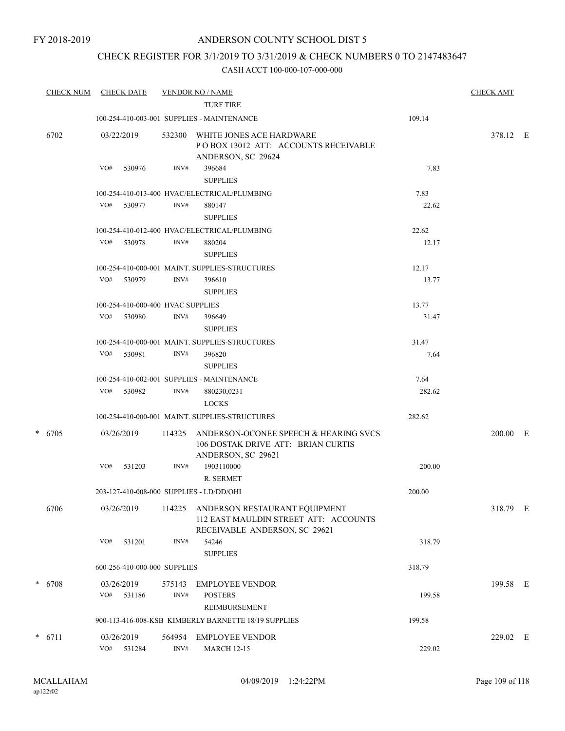FY 2018-2019

# ANDERSON COUNTY SCHOOL DIST 5

## CHECK REGISTER FOR 3/1/2019 TO 3/31/2019 & CHECK NUMBERS 0 TO 2147483647

CASH ACCT 100-000-107-000-000

| CHECK NUM | CHECK DATE | VENDOR NO / NAME | | CHECK AMT |
|---|---|---|---|---|
| | | TURF TIRE | | |
| | 100-254-410-003-001 SUPPLIES - MAINTENANCE | | 109.14 | |
| 6702 | 03/22/2019 | 532300 WHITE JONES ACE HARDWARE P O BOX 13012 ATT: ACCOUNTS RECEIVABLE ANDERSON, SC 29624 | | 378.12 E |
| | VO# 530976 | INV# 396684 SUPPLIES | 7.83 | |
| | 100-254-410-013-400 HVAC/ELECTRICAL/PLUMBING | | 7.83 | |
| | VO# 530977 | INV# 880147 SUPPLIES | 22.62 | |
| | 100-254-410-012-400 HVAC/ELECTRICAL/PLUMBING | | 22.62 | |
| | VO# 530978 | INV# 880204 SUPPLIES | 12.17 | |
| | 100-254-410-000-001 MAINT. SUPPLIES-STRUCTURES | | 12.17 | |
| | VO# 530979 | INV# 396610 SUPPLIES | 13.77 | |
| | 100-254-410-000-400 HVAC SUPPLIES | | 13.77 | |
| | VO# 530980 | INV# 396649 SUPPLIES | 31.47 | |
| | 100-254-410-000-001 MAINT. SUPPLIES-STRUCTURES | | 31.47 | |
| | VO# 530981 | INV# 396820 SUPPLIES | 7.64 | |
| | 100-254-410-002-001 SUPPLIES - MAINTENANCE | | 7.64 | |
| | VO# 530982 | INV# 880230,0231 LOCKS | 282.62 | |
| | 100-254-410-000-001 MAINT. SUPPLIES-STRUCTURES | | 282.62 | |
| * 6705 | 03/26/2019 | 114325 ANDERSON-OCONEE SPEECH & HEARING SVCS 106 DOSTAK DRIVE ATT: BRIAN CURTIS ANDERSON, SC 29621 | | 200.00 E |
| | VO# 531203 | INV# 1903110000 R. SERMET | 200.00 | |
| | 203-127-410-008-000 SUPPLIES - LD/DD/OHI | | 200.00 | |
| 6706 | 03/26/2019 | 114225 ANDERSON RESTAURANT EQUIPMENT 112 EAST MAULDIN STREET ATT: ACCOUNTS RECEIVABLE ANDERSON, SC 29621 | | 318.79 E |
| | VO# 531201 | INV# 54246 SUPPLIES | 318.79 | |
| | 600-256-410-000-000 SUPPLIES | | 318.79 | |
| * 6708 | 03/26/2019 | 575143 EMPLOYEE VENDOR | | 199.58 E |
| | VO# 531186 | INV# POSTERS REIMBURSEMENT | 199.58 | |
| | 900-113-416-008-KSB KIMBERLY BARNETTE 18/19 SUPPLIES | | 199.58 | |
| * 6711 | 03/26/2019 | 564954 EMPLOYEE VENDOR | | 229.02 E |
| | VO# 531284 | INV# MARCH 12-15 | 229.02 | |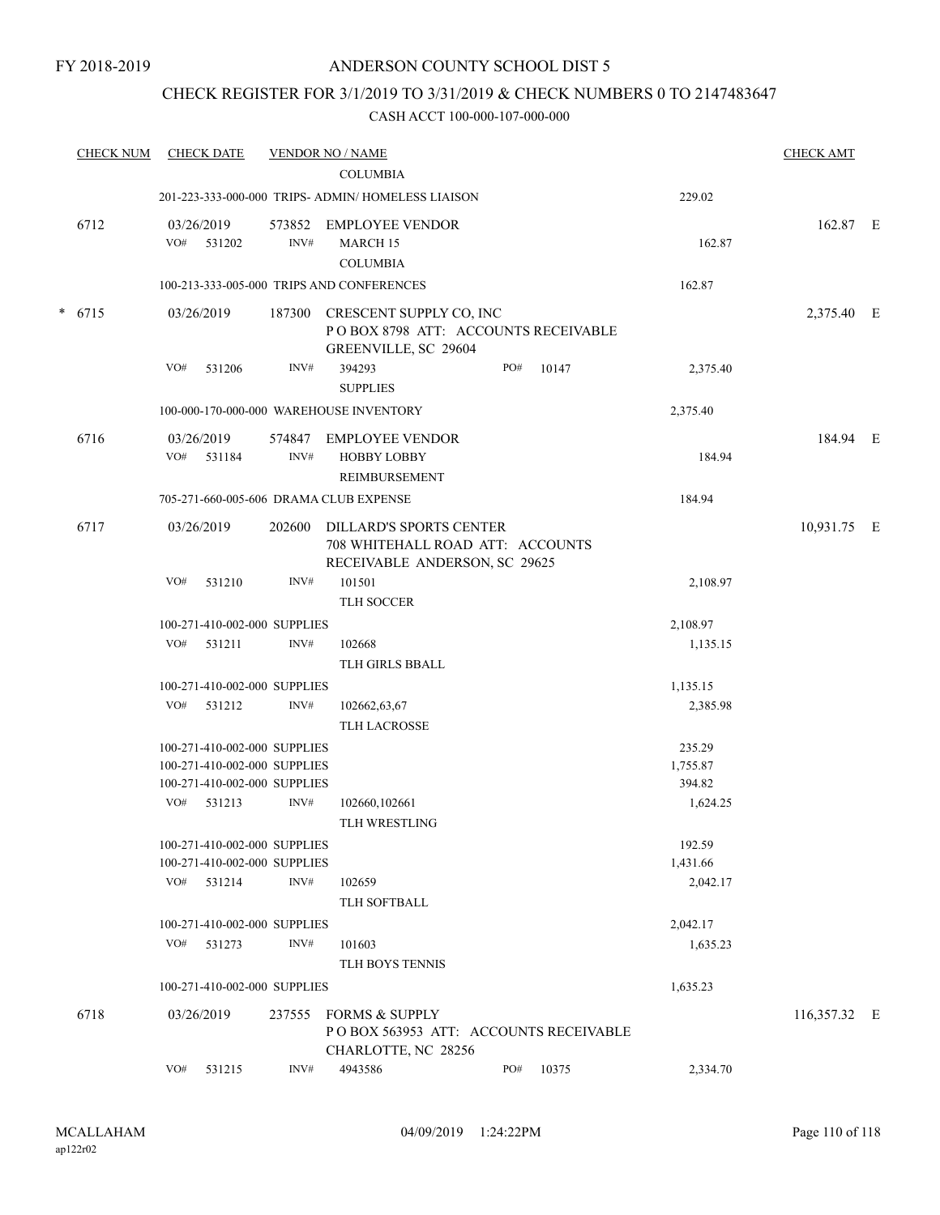FY 2018-2019

# ANDERSON COUNTY SCHOOL DIST 5

## CHECK REGISTER FOR 3/1/2019 TO 3/31/2019 & CHECK NUMBERS 0 TO 2147483647

CASH ACCT 100-000-107-000-000

| CHECK NUM | CHECK DATE | VENDOR NO / NAME | | CHECK AMT |
|---|---|---|---|---|
| | | COLUMBIA | | |
| | 201-223-333-000-000 TRIPS- ADMIN/ HOMELESS LIAISON | | 229.02 | |
| 6712 | 03/26/2019 | 573852 EMPLOYEE VENDOR | | 162.87 E |
| | VO# 531202 INV# | MARCH 15 COLUMBIA | 162.87 | |
| | 100-213-333-005-000 TRIPS AND CONFERENCES | | 162.87 | |
| * 6715 | 03/26/2019 | 187300 CRESCENT SUPPLY CO, INC P O BOX 8798 ATT: ACCOUNTS RECEIVABLE GREENVILLE, SC 29604 | | 2,375.40 E |
| | VO# 531206 INV# | 394293 PO# 10147 SUPPLIES | 2,375.40 | |
| | 100-000-170-000-000 WAREHOUSE INVENTORY | | 2,375.40 | |
| 6716 | 03/26/2019 | 574847 EMPLOYEE VENDOR | | 184.94 E |
| | VO# 531184 INV# | HOBBY LOBBY REIMBURSEMENT | 184.94 | |
| | 705-271-660-005-606 DRAMA CLUB EXPENSE | | 184.94 | |
| 6717 | 03/26/2019 | 202600 DILLARD'S SPORTS CENTER 708 WHITEHALL ROAD ATT: ACCOUNTS RECEIVABLE ANDERSON, SC 29625 | | 10,931.75 E |
| | VO# 531210 INV# | 101501 TLH SOCCER | 2,108.97 | |
| | 100-271-410-002-000 SUPPLIES | | 2,108.97 | |
| | VO# 531211 INV# | 102668 TLH GIRLS BBALL | 1,135.15 | |
| | 100-271-410-002-000 SUPPLIES | | 1,135.15 | |
| | VO# 531212 INV# | 102662,63,67 TLH LACROSSE | 2,385.98 | |
| | 100-271-410-002-000 SUPPLIES | | 235.29 | |
| | 100-271-410-002-000 SUPPLIES | | 1,755.87 | |
| | 100-271-410-002-000 SUPPLIES | | 394.82 | |
| | VO# 531213 INV# | 102660,102661 TLH WRESTLING | 1,624.25 | |
| | 100-271-410-002-000 SUPPLIES | | 192.59 | |
| | 100-271-410-002-000 SUPPLIES | | 1,431.66 | |
| | VO# 531214 INV# | 102659 TLH SOFTBALL | 2,042.17 | |
| | 100-271-410-002-000 SUPPLIES | | 2,042.17 | |
| | VO# 531273 INV# | 101603 TLH BOYS TENNIS | 1,635.23 | |
| | 100-271-410-002-000 SUPPLIES | | 1,635.23 | |
| 6718 | 03/26/2019 | 237555 FORMS & SUPPLY P O BOX 563953 ATT: ACCOUNTS RECEIVABLE CHARLOTTE, NC 28256 | | 116,357.32 E |
| | VO# 531215 INV# | 4943586 PO# 10375 | 2,334.70 | |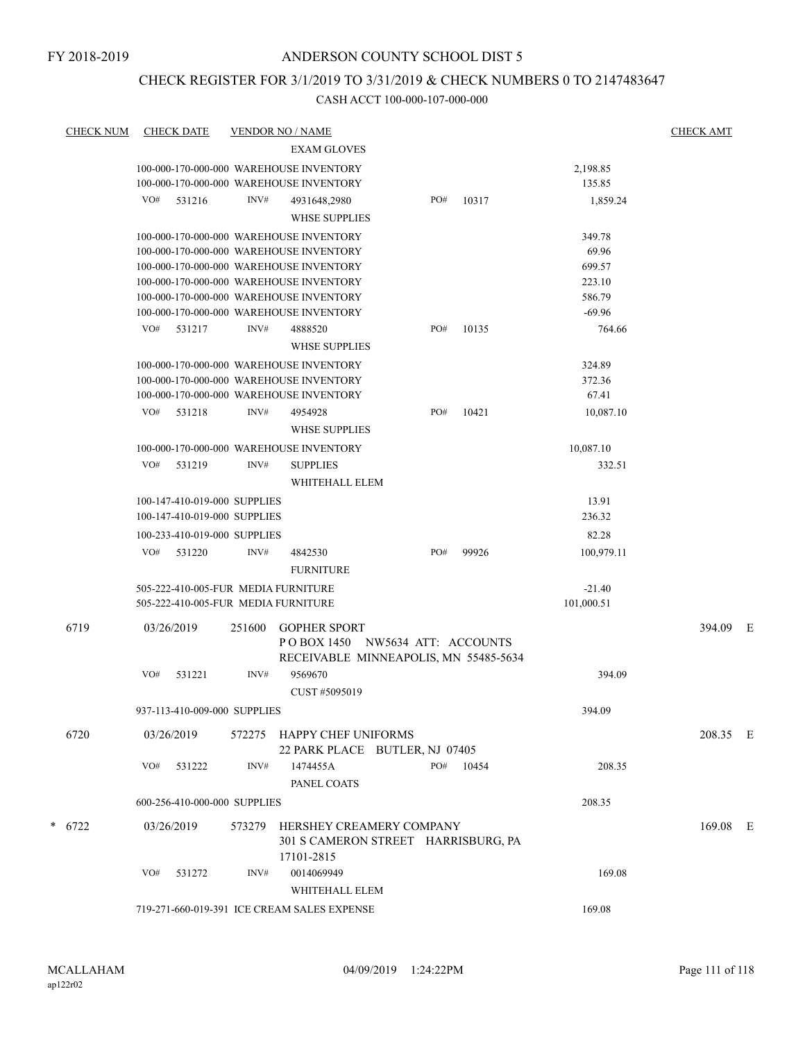FY 2018-2019

# ANDERSON COUNTY SCHOOL DIST 5

## CHECK REGISTER FOR 3/1/2019 TO 3/31/2019 & CHECK NUMBERS 0 TO 2147483647

### CASH ACCT 100-000-107-000-000

| CHECK NUM | CHECK DATE | VENDOR NO / NAME | | CHECK AMT |
|---|---|---|---|---|
| | | EXAM GLOVES | | |
| | | 100-000-170-000-000 WAREHOUSE INVENTORY | 2,198.85 | |
| | | 100-000-170-000-000 WAREHOUSE INVENTORY | 135.85 | |
| | | VO# 531216 INV# 4931648,2980 PO# 10317 | 1,859.24 | |
| | | WHSE SUPPLIES | | |
| | | 100-000-170-000-000 WAREHOUSE INVENTORY | 349.78 | |
| | | 100-000-170-000-000 WAREHOUSE INVENTORY | 69.96 | |
| | | 100-000-170-000-000 WAREHOUSE INVENTORY | 699.57 | |
| | | 100-000-170-000-000 WAREHOUSE INVENTORY | 223.10 | |
| | | 100-000-170-000-000 WAREHOUSE INVENTORY | 586.79 | |
| | | 100-000-170-000-000 WAREHOUSE INVENTORY | -69.96 | |
| | | VO# 531217 INV# 4888520 PO# 10135 | 764.66 | |
| | | WHSE SUPPLIES | | |
| | | 100-000-170-000-000 WAREHOUSE INVENTORY | 324.89 | |
| | | 100-000-170-000-000 WAREHOUSE INVENTORY | 372.36 | |
| | | 100-000-170-000-000 WAREHOUSE INVENTORY | 67.41 | |
| | | VO# 531218 INV# 4954928 PO# 10421 | 10,087.10 | |
| | | WHSE SUPPLIES | | |
| | | 100-000-170-000-000 WAREHOUSE INVENTORY | 10,087.10 | |
| | | VO# 531219 INV# SUPPLIES | 332.51 | |
| | | WHITEHALL ELEM | | |
| | | 100-147-410-019-000 SUPPLIES | 13.91 | |
| | | 100-147-410-019-000 SUPPLIES | 236.32 | |
| | | 100-233-410-019-000 SUPPLIES | 82.28 | |
| | | VO# 531220 INV# 4842530 PO# 99926 | 100,979.11 | |
| | | FURNITURE | | |
| | | 505-222-410-005-FUR MEDIA FURNITURE | -21.40 | |
| | | 505-222-410-005-FUR MEDIA FURNITURE | 101,000.51 | |
| 6719 | 03/26/2019 | 251600 GOPHER SPORT<br>P O BOX 1450 NW5634 ATT: ACCOUNTS RECEIVABLE MINNEAPOLIS, MN 55485-5634 | | 394.09 E |
| | | VO# 531221 INV# 9569670 | 394.09 | |
| | | CUST #5095019 | | |
| | | 937-113-410-009-000 SUPPLIES | 394.09 | |
| 6720 | 03/26/2019 | 572275 HAPPY CHEF UNIFORMS<br>22 PARK PLACE BUTLER, NJ 07405 | | 208.35 E |
| | | VO# 531222 INV# 1474455A PO# 10454 | 208.35 | |
| | | PANEL COATS | | |
| | | 600-256-410-000-000 SUPPLIES | 208.35 | |
| * 6722 | 03/26/2019 | 573279 HERSHEY CREAMERY COMPANY<br>301 S CAMERON STREET HARRISBURG, PA 17101-2815 | | 169.08 E |
| | | VO# 531272 INV# 0014069949 | 169.08 | |
| | | WHITEHALL ELEM | | |
| | | 719-271-660-019-391 ICE CREAM SALES EXPENSE | 169.08 | |

MCALLAHAM
ap122r02

04/09/2019 1:24:22PM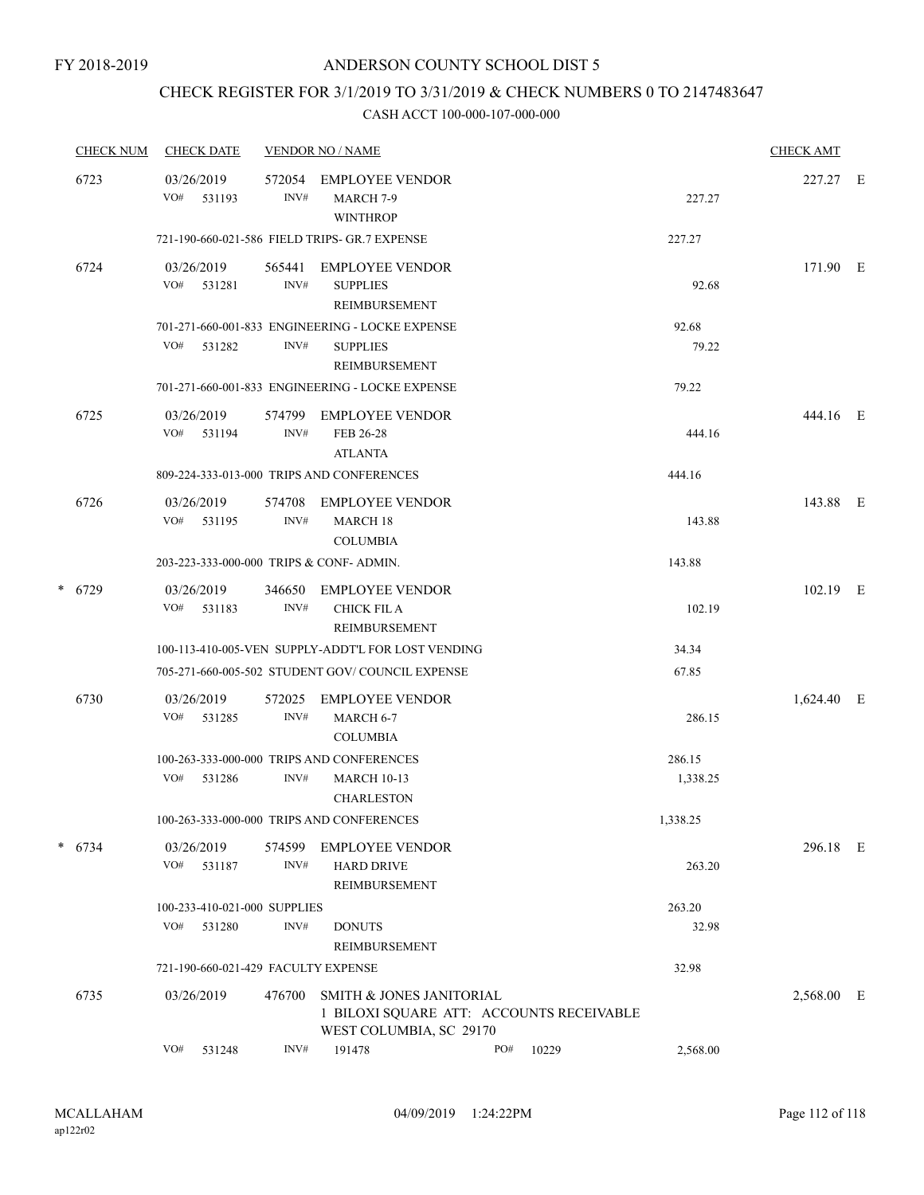FY 2018-2019

# ANDERSON COUNTY SCHOOL DIST 5

## CHECK REGISTER FOR 3/1/2019 TO 3/31/2019 & CHECK NUMBERS 0 TO 2147483647

### CASH ACCT 100-000-107-000-000

| CHECK NUM | CHECK DATE | VENDOR NO / NAME | | | CHECK AMT | |
|---|---|---|---|---|---|---|
| 6723 | 03/26/2019 | 572054 EMPLOYEE VENDOR | | | 227.27 | E |
| | VO# 531193 | INV# MARCH 7-9 WINTHROP | 227.27 | | | |
| | 721-190-660-021-586 FIELD TRIPS- GR.7 EXPENSE | | | 227.27 | | |
| 6724 | 03/26/2019 | 565441 EMPLOYEE VENDOR | | | 171.90 | E |
| | VO# 531281 | INV# SUPPLIES REIMBURSEMENT | 92.68 | | | |
| | 701-271-660-001-833 ENGINEERING - LOCKE EXPENSE | | | 92.68 | | |
| | VO# 531282 | INV# SUPPLIES REIMBURSEMENT | 79.22 | | | |
| | 701-271-660-001-833 ENGINEERING - LOCKE EXPENSE | | | 79.22 | | |
| 6725 | 03/26/2019 | 574799 EMPLOYEE VENDOR | | | 444.16 | E |
| | VO# 531194 | INV# FEB 26-28 ATLANTA | 444.16 | | | |
| | 809-224-333-013-000 TRIPS AND CONFERENCES | | | 444.16 | | |
| 6726 | 03/26/2019 | 574708 EMPLOYEE VENDOR | | | 143.88 | E |
| | VO# 531195 | INV# MARCH 18 COLUMBIA | 143.88 | | | |
| | 203-223-333-000-000 TRIPS & CONF- ADMIN. | | | 143.88 | | |
| * 6729 | 03/26/2019 | 346650 EMPLOYEE VENDOR | | | 102.19 | E |
| | VO# 531183 | INV# CHICK FIL A REIMBURSEMENT | 102.19 | | | |
| | 100-113-410-005-VEN SUPPLY-ADDT'L FOR LOST VENDING | | | 34.34 | | |
| | 705-271-660-005-502 STUDENT GOV/ COUNCIL EXPENSE | | | 67.85 | | |
| 6730 | 03/26/2019 | 572025 EMPLOYEE VENDOR | | | 1,624.40 | E |
| | VO# 531285 | INV# MARCH 6-7 COLUMBIA | 286.15 | | | |
| | 100-263-333-000-000 TRIPS AND CONFERENCES | | | 286.15 | | |
| | VO# 531286 | INV# MARCH 10-13 CHARLESTON | 1,338.25 | | | |
| | 100-263-333-000-000 TRIPS AND CONFERENCES | | | 1,338.25 | | |
| * 6734 | 03/26/2019 | 574599 EMPLOYEE VENDOR | | | 296.18 | E |
| | VO# 531187 | INV# HARD DRIVE REIMBURSEMENT | 263.20 | | | |
| | 100-233-410-021-000 SUPPLIES | | | 263.20 | | |
| | VO# 531280 | INV# DONUTS REIMBURSEMENT | 32.98 | | | |
| | 721-190-660-021-429 FACULTY EXPENSE | | | 32.98 | | |
| 6735 | 03/26/2019 | 476700 SMITH & JONES JANITORIAL 1 BILOXI SQUARE ATT: ACCOUNTS RECEIVABLE WEST COLUMBIA, SC 29170 | | | 2,568.00 | E |
| | VO# 531248 | INV# 191478 PO# 10229 | 2,568.00 | | | |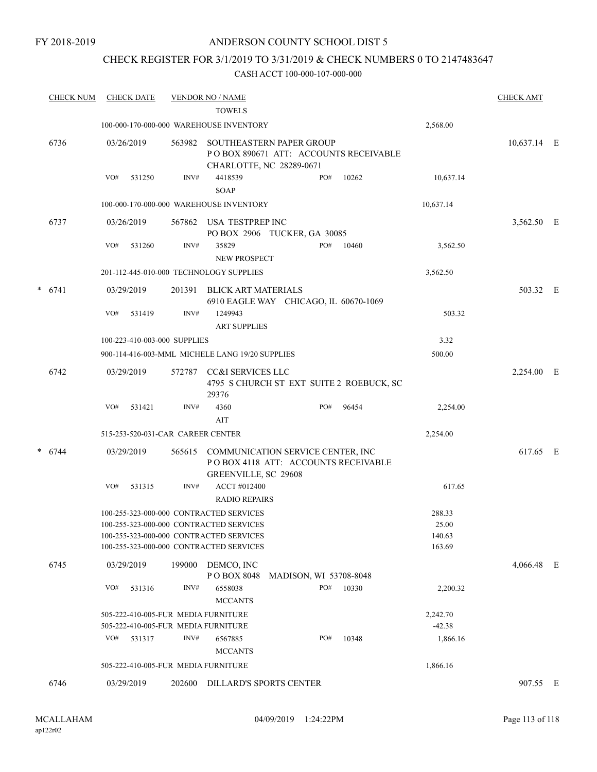FY 2018-2019

# ANDERSON COUNTY SCHOOL DIST 5

## CHECK REGISTER FOR 3/1/2019 TO 3/31/2019 & CHECK NUMBERS 0 TO 2147483647

CASH ACCT 100-000-107-000-000

| CHECK NUM | CHECK DATE | VENDOR NO / NAME | | | CHECK AMT |
|---|---|---|---|---|---|
| | | TOWELS | | | |
| | | 100-000-170-000-000 WAREHOUSE INVENTORY | | 2,568.00 | |
| 6736 | 03/26/2019 | 563982 SOUTHEASTERN PAPER GROUP<br>P O BOX 890671 ATT: ACCOUNTS RECEIVABLE<br>CHARLOTTE, NC 28289-0671 | | | 10,637.14 E |
| | VO# 531250 | INV# 4418539<br>SOAP | PO# 10262 | 10,637.14 | |
| | | 100-000-170-000-000 WAREHOUSE INVENTORY | | 10,637.14 | |
| 6737 | 03/26/2019 | 567862 USA TESTPREP INC<br>PO BOX 2906 TUCKER, GA 30085 | | | 3,562.50 E |
| | VO# 531260 | INV# 35829<br>NEW PROSPECT | PO# 10460 | 3,562.50 | |
| | | 201-112-445-010-000 TECHNOLOGY SUPPLIES | | 3,562.50 | |
| * 6741 | 03/29/2019 | 201391 BLICK ART MATERIALS<br>6910 EAGLE WAY CHICAGO, IL 60670-1069 | | | 503.32 E |
| | VO# 531419 | INV# 1249943<br>ART SUPPLIES | | 503.32 | |
| | | 100-223-410-003-000 SUPPLIES | | 3.32 | |
| | | 900-114-416-003-MML MICHELE LANG 19/20 SUPPLIES | | 500.00 | |
| 6742 | 03/29/2019 | 572787 CC&I SERVICES LLC<br>4795 S CHURCH ST EXT SUITE 2 ROEBUCK, SC 29376 | | | 2,254.00 E |
| | VO# 531421 | INV# 4360<br>AIT | PO# 96454 | 2,254.00 | |
| | | 515-253-520-031-CAR CAREER CENTER | | 2,254.00 | |
| * 6744 | 03/29/2019 | 565615 COMMUNICATION SERVICE CENTER, INC<br>P O BOX 4118 ATT: ACCOUNTS RECEIVABLE<br>GREENVILLE, SC 29608 | | | 617.65 E |
| | VO# 531315 | INV# ACCT #012400<br>RADIO REPAIRS | | 617.65 | |
| | | 100-255-323-000-000 CONTRACTED SERVICES | | 288.33 | |
| | | 100-255-323-000-000 CONTRACTED SERVICES | | 25.00 | |
| | | 100-255-323-000-000 CONTRACTED SERVICES | | 140.63 | |
| | | 100-255-323-000-000 CONTRACTED SERVICES | | 163.69 | |
| 6745 | 03/29/2019 | 199000 DEMCO, INC<br>P O BOX 8048 MADISON, WI 53708-8048 | | | 4,066.48 E |
| | VO# 531316 | INV# 6558038<br>MCCANTS | PO# 10330 | 2,200.32 | |
| | | 505-222-410-005-FUR MEDIA FURNITURE | | 2,242.70 | |
| | | 505-222-410-005-FUR MEDIA FURNITURE | | -42.38 | |
| | VO# 531317 | INV# 6567885<br>MCCANTS | PO# 10348 | 1,866.16 | |
| | | 505-222-410-005-FUR MEDIA FURNITURE | | 1,866.16 | |
| 6746 | 03/29/2019 | 202600 DILLARD'S SPORTS CENTER | | | 907.55 E |

MCALLAHAM
ap122r02

04/09/2019 1:24:22PM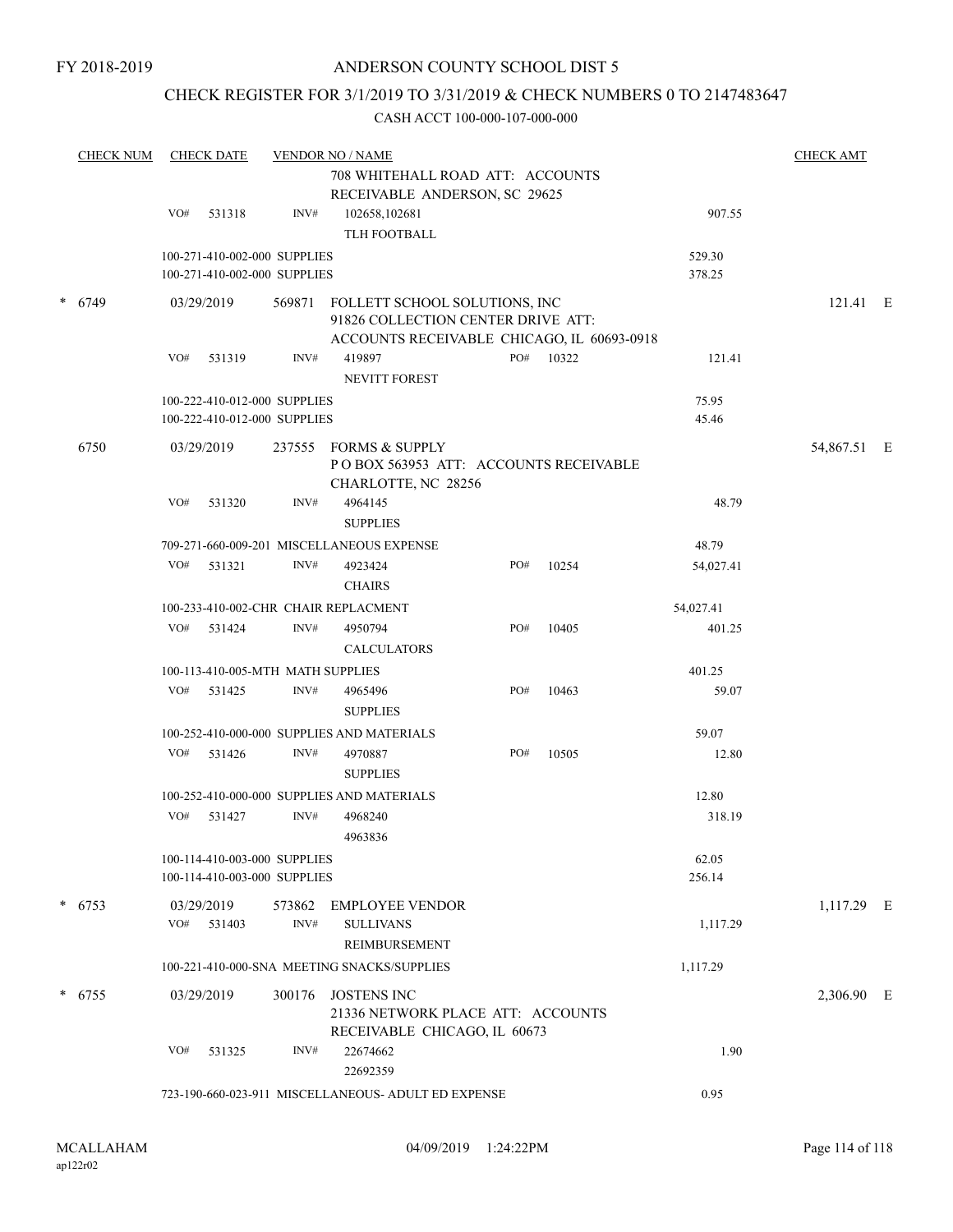FY 2018-2019

ANDERSON COUNTY SCHOOL DIST 5

CHECK REGISTER FOR 3/1/2019 TO 3/31/2019 & CHECK NUMBERS 0 TO 2147483647

CASH ACCT 100-000-107-000-000

| CHECK NUM | CHECK DATE | VENDOR NO / NAME | | CHECK AMT |
|---|---|---|---|---|
| | | 708 WHITEHALL ROAD ATT: ACCOUNTS RECEIVABLE ANDERSON, SC 29625 | | |
| | VO# 531318 | INV# 102658,102681 TLH FOOTBALL | 907.55 | |
| | | 100-271-410-002-000 SUPPLIES | 529.30 | |
| | | 100-271-410-002-000 SUPPLIES | 378.25 | |
| * 6749 | 03/29/2019 | 569871 FOLLETT SCHOOL SOLUTIONS, INC 91826 COLLECTION CENTER DRIVE ATT: ACCOUNTS RECEIVABLE CHICAGO, IL 60693-0918 | | 121.41 E |
| | VO# 531319 | INV# 419897 PO# 10322 NEVITT FOREST | 121.41 | |
| | | 100-222-410-012-000 SUPPLIES | 75.95 | |
| | | 100-222-410-012-000 SUPPLIES | 45.46 | |
| 6750 | 03/29/2019 | 237555 FORMS & SUPPLY P O BOX 563953 ATT: ACCOUNTS RECEIVABLE CHARLOTTE, NC 28256 | | 54,867.51 E |
| | VO# 531320 | INV# 4964145 SUPPLIES | 48.79 | |
| | | 709-271-660-009-201 MISCELLANEOUS EXPENSE | 48.79 | |
| | VO# 531321 | INV# 4923424 PO# 10254 CHAIRS | 54,027.41 | |
| | | 100-233-410-002-CHR CHAIR REPLACMENT | 54,027.41 | |
| | VO# 531424 | INV# 4950794 PO# 10405 CALCULATORS | 401.25 | |
| | | 100-113-410-005-MTH MATH SUPPLIES | 401.25 | |
| | VO# 531425 | INV# 4965496 PO# 10463 SUPPLIES | 59.07 | |
| | | 100-252-410-000-000 SUPPLIES AND MATERIALS | 59.07 | |
| | VO# 531426 | INV# 4970887 PO# 10505 SUPPLIES | 12.80 | |
| | | 100-252-410-000-000 SUPPLIES AND MATERIALS | 12.80 | |
| | VO# 531427 | INV# 4968240 4963836 | 318.19 | |
| | | 100-114-410-003-000 SUPPLIES | 62.05 | |
| | | 100-114-410-003-000 SUPPLIES | 256.14 | |
| * 6753 | 03/29/2019 | 573862 EMPLOYEE VENDOR | | 1,117.29 E |
| | VO# 531403 | INV# SULLIVANS REIMBURSEMENT | 1,117.29 | |
| | | 100-221-410-000-SNA MEETING SNACKS/SUPPLIES | 1,117.29 | |
| * 6755 | 03/29/2019 | 300176 JOSTENS INC 21336 NETWORK PLACE ATT: ACCOUNTS RECEIVABLE CHICAGO, IL 60673 | | 2,306.90 E |
| | VO# 531325 | INV# 22674662 22692359 | 1.90 | |
| | | 723-190-660-023-911 MISCELLANEOUS- ADULT ED EXPENSE | 0.95 | |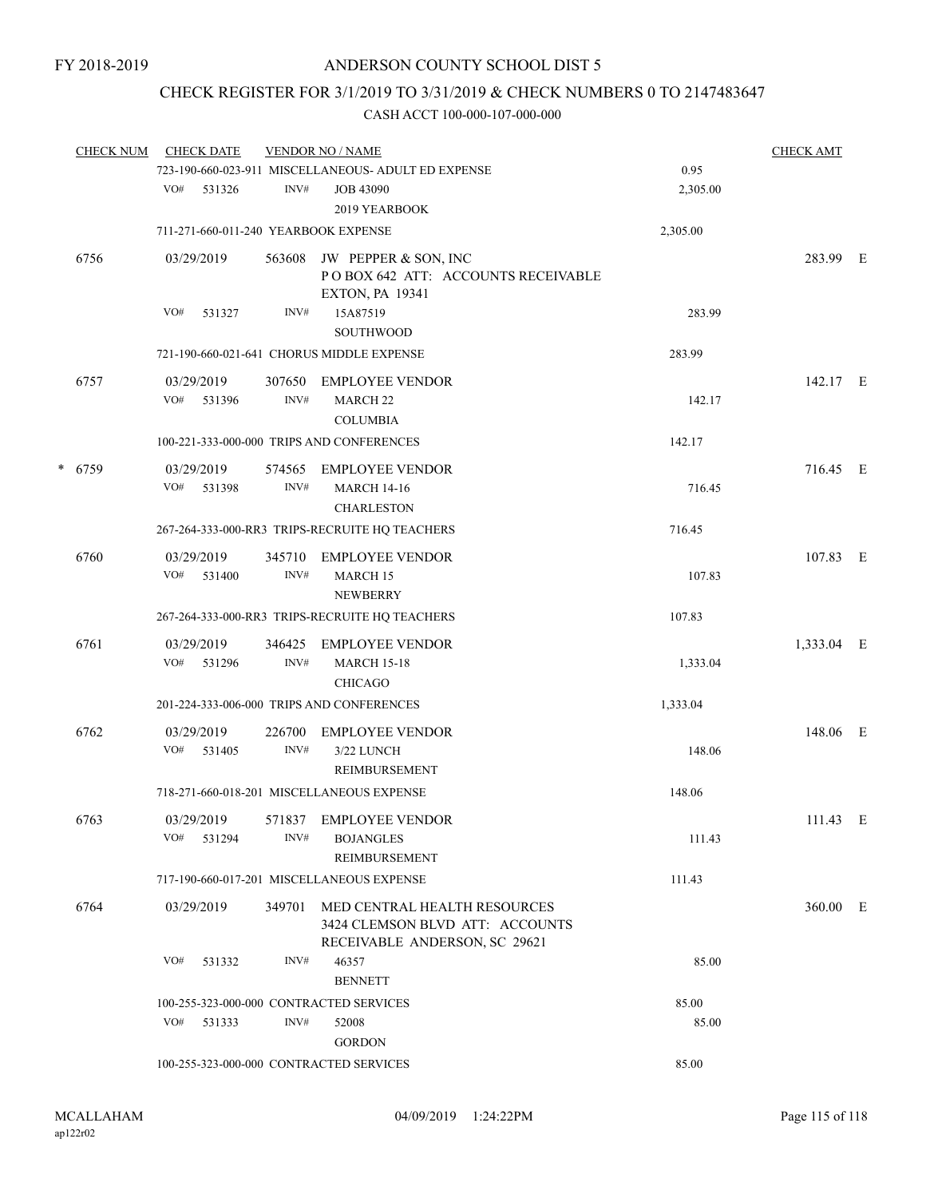FY 2018-2019

# ANDERSON COUNTY SCHOOL DIST 5

## CHECK REGISTER FOR 3/1/2019 TO 3/31/2019 & CHECK NUMBERS 0 TO 2147483647

### CASH ACCT 100-000-107-000-000

| CHECK NUM | CHECK DATE | VENDOR NO / NAME | | CHECK AMT |
|---|---|---|---|---|
| | 723-190-660-023-911 MISCELLANEOUS- ADULT ED EXPENSE | | 0.95 | |
| | VO# 531326 INV# | JOB 43090 2019 YEARBOOK | 2,305.00 | |
| | 711-271-660-011-240 YEARBOOK EXPENSE | | 2,305.00 | |
| 6756 | 03/29/2019 | 563608 JW PEPPER & SON, INC P O BOX 642 ATT: ACCOUNTS RECEIVABLE EXTON, PA 19341 | | 283.99 E |
| | VO# 531327 INV# | 15A87519 SOUTHWOOD | 283.99 | |
| | 721-190-660-021-641 CHORUS MIDDLE EXPENSE | | 283.99 | |
| 6757 | 03/29/2019 | 307650 EMPLOYEE VENDOR | | 142.17 E |
| | VO# 531396 INV# | MARCH 22 COLUMBIA | 142.17 | |
| | 100-221-333-000-000 TRIPS AND CONFERENCES | | 142.17 | |
| * 6759 | 03/29/2019 | 574565 EMPLOYEE VENDOR | | 716.45 E |
| | VO# 531398 INV# | MARCH 14-16 CHARLESTON | 716.45 | |
| | 267-264-333-000-RR3 TRIPS-RECRUITE HQ TEACHERS | | 716.45 | |
| 6760 | 03/29/2019 | 345710 EMPLOYEE VENDOR | | 107.83 E |
| | VO# 531400 INV# | MARCH 15 NEWBERRY | 107.83 | |
| | 267-264-333-000-RR3 TRIPS-RECRUITE HQ TEACHERS | | 107.83 | |
| 6761 | 03/29/2019 | 346425 EMPLOYEE VENDOR | | 1,333.04 E |
| | VO# 531296 INV# | MARCH 15-18 CHICAGO | 1,333.04 | |
| | 201-224-333-006-000 TRIPS AND CONFERENCES | | 1,333.04 | |
| 6762 | 03/29/2019 | 226700 EMPLOYEE VENDOR | | 148.06 E |
| | VO# 531405 INV# | 3/22 LUNCH REIMBURSEMENT | 148.06 | |
| | 718-271-660-018-201 MISCELLANEOUS EXPENSE | | 148.06 | |
| 6763 | 03/29/2019 | 571837 EMPLOYEE VENDOR | | 111.43 E |
| | VO# 531294 INV# | BOJANGLES REIMBURSEMENT | 111.43 | |
| | 717-190-660-017-201 MISCELLANEOUS EXPENSE | | 111.43 | |
| 6764 | 03/29/2019 | 349701 MED CENTRAL HEALTH RESOURCES 3424 CLEMSON BLVD ATT: ACCOUNTS RECEIVABLE ANDERSON, SC 29621 | | 360.00 E |
| | VO# 531332 INV# | 46357 BENNETT | 85.00 | |
| | 100-255-323-000-000 CONTRACTED SERVICES | | 85.00 | |
| | VO# 531333 INV# | 52008 GORDON | 85.00 | |
| | 100-255-323-000-000 CONTRACTED SERVICES | | 85.00 | |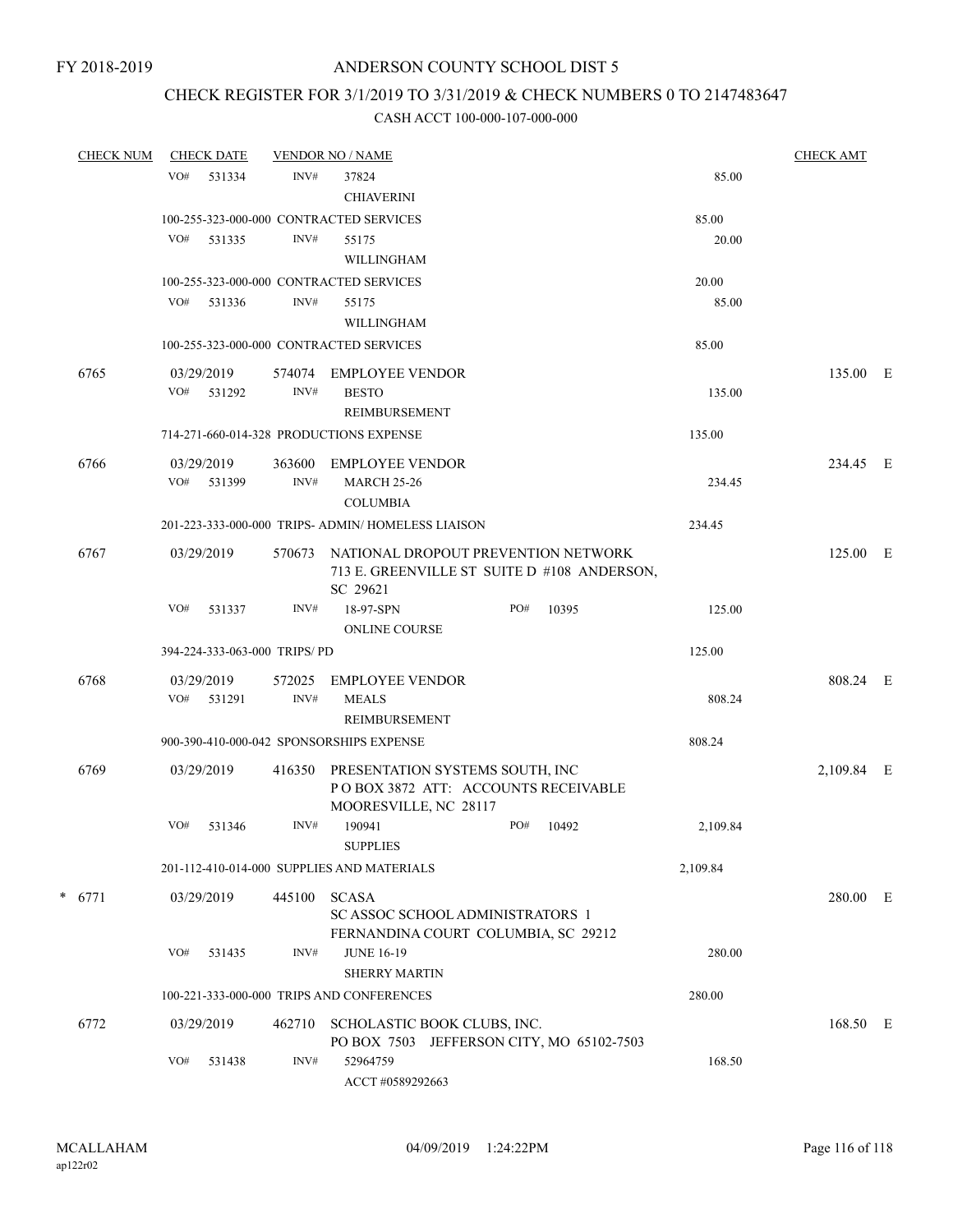FY 2018-2019

# ANDERSON COUNTY SCHOOL DIST 5

## CHECK REGISTER FOR 3/1/2019 TO 3/31/2019 & CHECK NUMBERS 0 TO 2147483647

### CASH ACCT 100-000-107-000-000

| CHECK NUM | CHECK DATE | VENDOR NO / NAME | | CHECK AMT |
|---|---|---|---|---|
| | VO# 531334 | INV# 37824 CHIAVERINI | 85.00 | |
| | 100-255-323-000-000 CONTRACTED SERVICES | | 85.00 | |
| | VO# 531335 | INV# 55175 WILLINGHAM | 20.00 | |
| | 100-255-323-000-000 CONTRACTED SERVICES | | 20.00 | |
| | VO# 531336 | INV# 55175 WILLINGHAM | 85.00 | |
| | 100-255-323-000-000 CONTRACTED SERVICES | | 85.00 | |
| 6765 | 03/29/2019 | 574074 EMPLOYEE VENDOR | | 135.00 E |
| | VO# 531292 | INV# BESTO REIMBURSEMENT | 135.00 | |
| | 714-271-660-014-328 PRODUCTIONS EXPENSE | | 135.00 | |
| 6766 | 03/29/2019 | 363600 EMPLOYEE VENDOR | | 234.45 E |
| | VO# 531399 | INV# MARCH 25-26 COLUMBIA | 234.45 | |
| | 201-223-333-000-000 TRIPS- ADMIN/ HOMELESS LIAISON | | 234.45 | |
| 6767 | 03/29/2019 | 570673 NATIONAL DROPOUT PREVENTION NETWORK 713 E. GREENVILLE ST SUITE D #108 ANDERSON, SC 29621 | | 125.00 E |
| | VO# 531337 | INV# 18-97-SPN PO# 10395 ONLINE COURSE | 125.00 | |
| | 394-224-333-063-000 TRIPS/ PD | | 125.00 | |
| 6768 | 03/29/2019 | 572025 EMPLOYEE VENDOR | | 808.24 E |
| | VO# 531291 | INV# MEALS REIMBURSEMENT | 808.24 | |
| | 900-390-410-000-042 SPONSORSHIPS EXPENSE | | 808.24 | |
| 6769 | 03/29/2019 | 416350 PRESENTATION SYSTEMS SOUTH, INC P O BOX 3872 ATT: ACCOUNTS RECEIVABLE MOORESVILLE, NC 28117 | | 2,109.84 E |
| | VO# 531346 | INV# 190941 PO# 10492 SUPPLIES | 2,109.84 | |
| | 201-112-410-014-000 SUPPLIES AND MATERIALS | | 2,109.84 | |
| * 6771 | 03/29/2019 | 445100 SCASA SC ASSOC SCHOOL ADMINISTRATORS 1 FERNANDINA COURT COLUMBIA, SC 29212 | | 280.00 E |
| | VO# 531435 | INV# JUNE 16-19 SHERRY MARTIN | 280.00 | |
| | 100-221-333-000-000 TRIPS AND CONFERENCES | | 280.00 | |
| 6772 | 03/29/2019 | 462710 SCHOLASTIC BOOK CLUBS, INC. PO BOX 7503 JEFFERSON CITY, MO 65102-7503 | | 168.50 E |
| | VO# 531438 | INV# 52964759 ACCT #0589292663 | 168.50 | |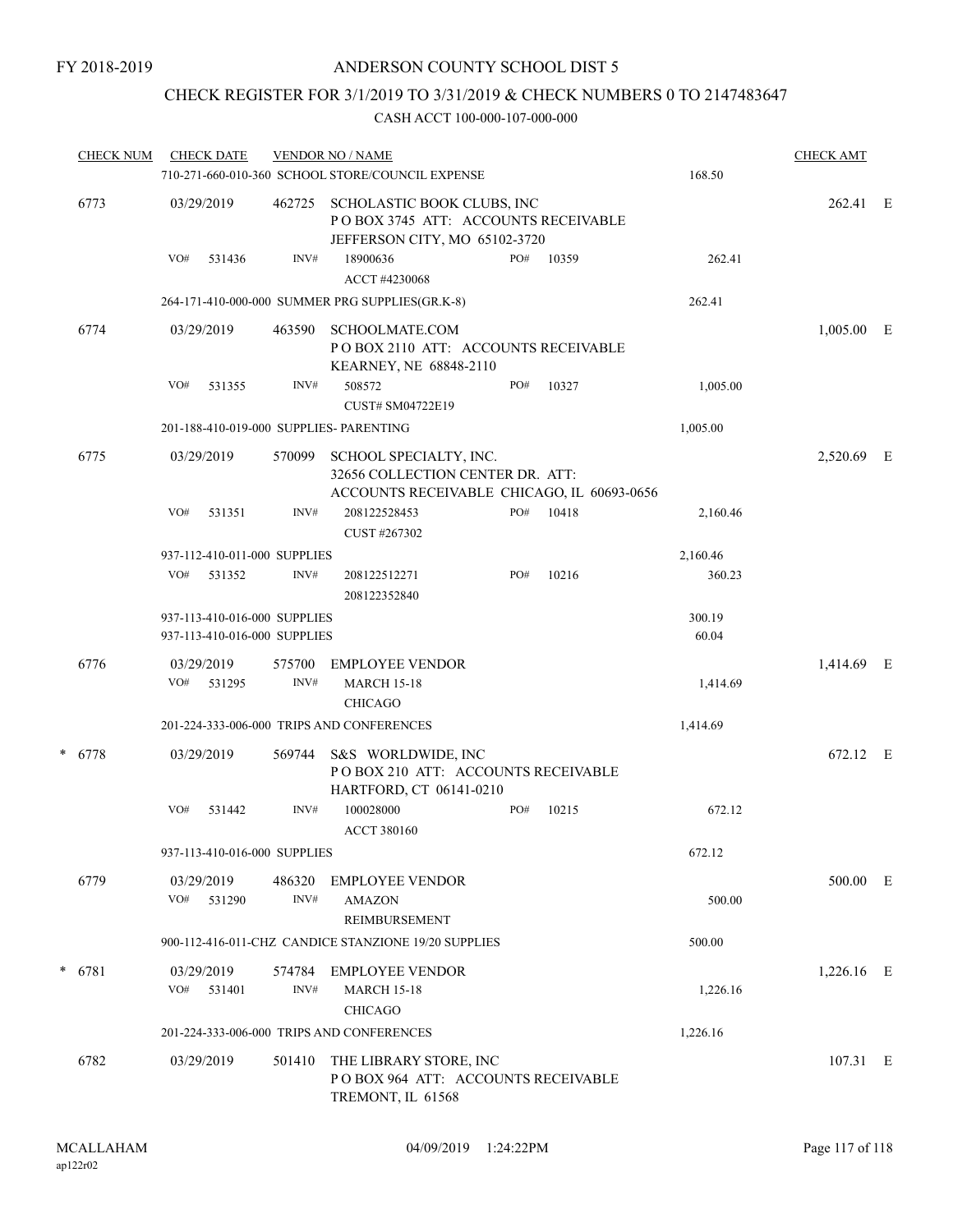FY 2018-2019

# ANDERSON COUNTY SCHOOL DIST 5

## CHECK REGISTER FOR 3/1/2019 TO 3/31/2019 & CHECK NUMBERS 0 TO 2147483647

### CASH ACCT 100-000-107-000-000

| CHECK NUM | CHECK DATE | VENDOR NO / NAME | | | | CHECK AMT | |
|---|---|---|---|---|---|---|---|
| | 710-271-660-010-360 SCHOOL STORE/COUNCIL EXPENSE | | | | 168.50 | | |
| 6773 | 03/29/2019 | 462725 SCHOLASTIC BOOK CLUBS, INC<br>P O BOX 3745 ATT: ACCOUNTS RECEIVABLE<br>JEFFERSON CITY, MO 65102-3720 | | | | 262.41 | E |
| | VO# 531436 | INV# 18900636<br>ACCT #4230068 | PO# 10359 | | 262.41 | | |
| | 264-171-410-000-000 SUMMER PRG SUPPLIES(GR.K-8) | | | | 262.41 | | |
| 6774 | 03/29/2019 | 463590 SCHOOLMATE.COM<br>P O BOX 2110 ATT: ACCOUNTS RECEIVABLE<br>KEARNEY, NE 68848-2110 | | | | 1,005.00 | E |
| | VO# 531355 | INV# 508572<br>CUST# SM04722E19 | PO# 10327 | | 1,005.00 | | |
| | 201-188-410-019-000 SUPPLIES- PARENTING | | | | 1,005.00 | | |
| 6775 | 03/29/2019 | 570099 SCHOOL SPECIALTY, INC.<br>32656 COLLECTION CENTER DR. ATT:<br>ACCOUNTS RECEIVABLE CHICAGO, IL 60693-0656 | | | | 2,520.69 | E |
| | VO# 531351 | INV# 208122528453<br>CUST #267302 | PO# 10418 | | 2,160.46 | | |
| | 937-112-410-011-000 SUPPLIES | | | | 2,160.46 | | |
| | VO# 531352 | INV# 208122512271<br>208122352840 | PO# 10216 | | 360.23 | | |
| | 937-113-410-016-000 SUPPLIES | | | | 300.19 | | |
| | 937-113-410-016-000 SUPPLIES | | | | 60.04 | | |
| 6776 | 03/29/2019 | 575700 EMPLOYEE VENDOR | | | | 1,414.69 | E |
| | VO# 531295 | INV# MARCH 15-18<br>CHICAGO | | | 1,414.69 | | |
| | 201-224-333-006-000 TRIPS AND CONFERENCES | | | | 1,414.69 | | |
| * 6778 | 03/29/2019 | 569744 S&S WORLDWIDE, INC<br>P O BOX 210 ATT: ACCOUNTS RECEIVABLE<br>HARTFORD, CT 06141-0210 | | | | 672.12 | E |
| | VO# 531442 | INV# 100028000<br>ACCT 380160 | PO# 10215 | | 672.12 | | |
| | 937-113-410-016-000 SUPPLIES | | | | 672.12 | | |
| 6779 | 03/29/2019 | 486320 EMPLOYEE VENDOR | | | | 500.00 | E |
| | VO# 531290 | INV# AMAZON<br>REIMBURSEMENT | | | 500.00 | | |
| | 900-112-416-011-CHZ CANDICE STANZIONE 19/20 SUPPLIES | | | | 500.00 | | |
| * 6781 | 03/29/2019 | 574784 EMPLOYEE VENDOR | | | | 1,226.16 | E |
| | VO# 531401 | INV# MARCH 15-18<br>CHICAGO | | | 1,226.16 | | |
| | 201-224-333-006-000 TRIPS AND CONFERENCES | | | | 1,226.16 | | |
| 6782 | 03/29/2019 | 501410 THE LIBRARY STORE, INC<br>P O BOX 964 ATT: ACCOUNTS RECEIVABLE<br>TREMONT, IL 61568 | | | | 107.31 | E |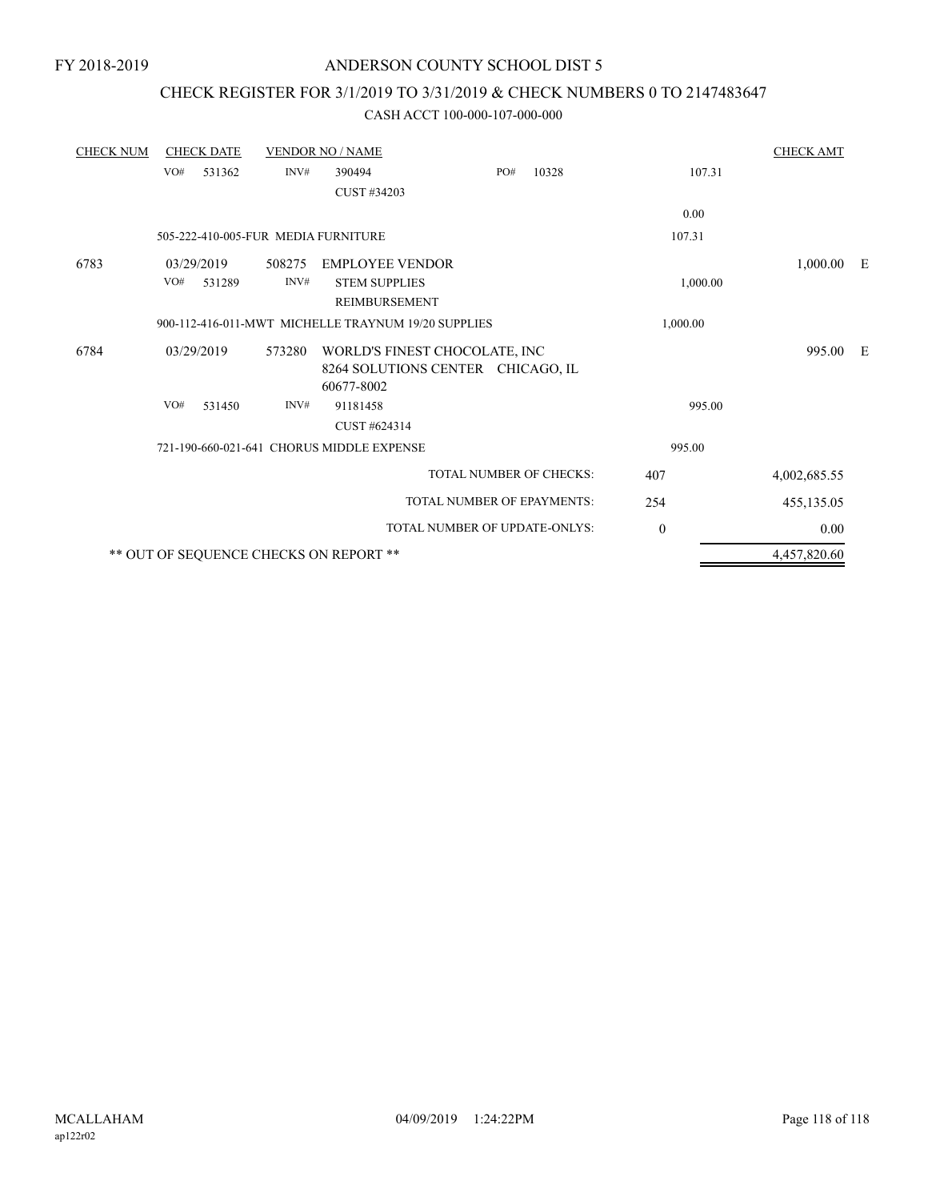FY 2018-2019

# ANDERSON COUNTY SCHOOL DIST 5

## CHECK REGISTER FOR 3/1/2019 TO 3/31/2019 & CHECK NUMBERS 0 TO 2147483647

CASH ACCT 100-000-107-000-000

| CHECK NUM | CHECK DATE | VENDOR NO / NAME | | | CHECK AMT | |
|---|---|---|---|---|---|---|
| | VO# 531362 | INV# | 390494 CUST #34203 | PO# 10328 | 107.31 | |
| | | | | | 0.00 | |
| | 505-222-410-005-FUR MEDIA FURNITURE | | | | 107.31 | |
| 6783 | 03/29/2019 | 508275 | EMPLOYEE VENDOR | | | 1,000.00 E |
| | VO# 531289 | INV# | STEM SUPPLIES REIMBURSEMENT | | 1,000.00 | |
| | 900-112-416-011-MWT MICHELLE TRAYNUM 19/20 SUPPLIES | | | | 1,000.00 | |
| 6784 | 03/29/2019 | 573280 | WORLD'S FINEST CHOCOLATE, INC 8264 SOLUTIONS CENTER CHICAGO, IL 60677-8002 | | | 995.00 E |
| | VO# 531450 | INV# | 91181458 CUST #624314 | | 995.00 | |
| | 721-190-660-021-641 CHORUS MIDDLE EXPENSE | | | | 995.00 | |

| | | |
|---|---|---|
| TOTAL NUMBER OF CHECKS: | 407 | 4,002,685.55 |
| TOTAL NUMBER OF EPAYMENTS: | 254 | 455,135.05 |
| TOTAL NUMBER OF UPDATE-ONLYS: | 0 | 0.00 |
| ** OUT OF SEQUENCE CHECKS ON REPORT ** | | 4,457,820.60 |

MCALLAHAM
ap122r02

04/09/2019 1:24:22PM